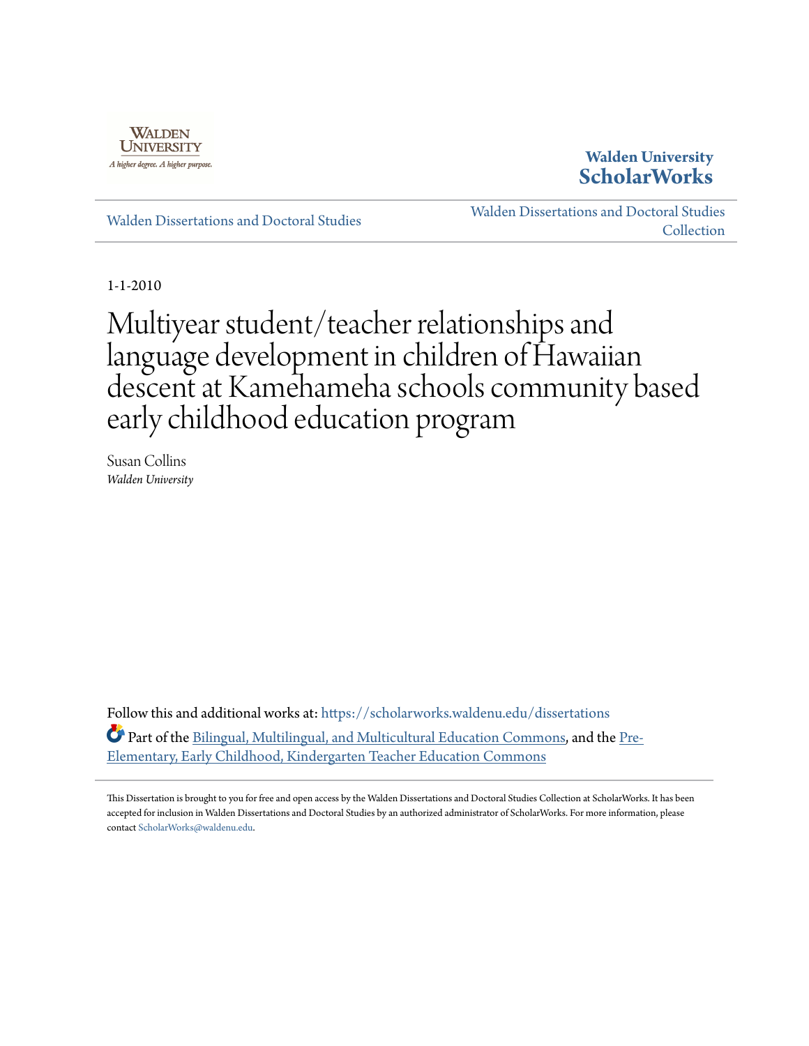Walden University
A higher degree. A higher purpose.

**Walden University ScholarWorks**

Walden Dissertations and Doctoral Studies | Walden Dissertations and Doctoral Studies Collection

1-1-2010

# Multiyear student/teacher relationships and language development in children of Hawaiian descent at Kamehameha schools community based early childhood education program

Susan Collins
*Walden University*

Follow this and additional works at: https://scholarworks.waldenu.edu/dissertations

Part of the Bilingual, Multilingual, and Multicultural Education Commons, and the Pre-Elementary, Early Childhood, Kindergarten Teacher Education Commons

This Dissertation is brought to you for free and open access by the Walden Dissertations and Doctoral Studies Collection at ScholarWorks. It has been accepted for inclusion in Walden Dissertations and Doctoral Studies by an authorized administrator of ScholarWorks. For more information, please contact ScholarWorks@waldenu.edu.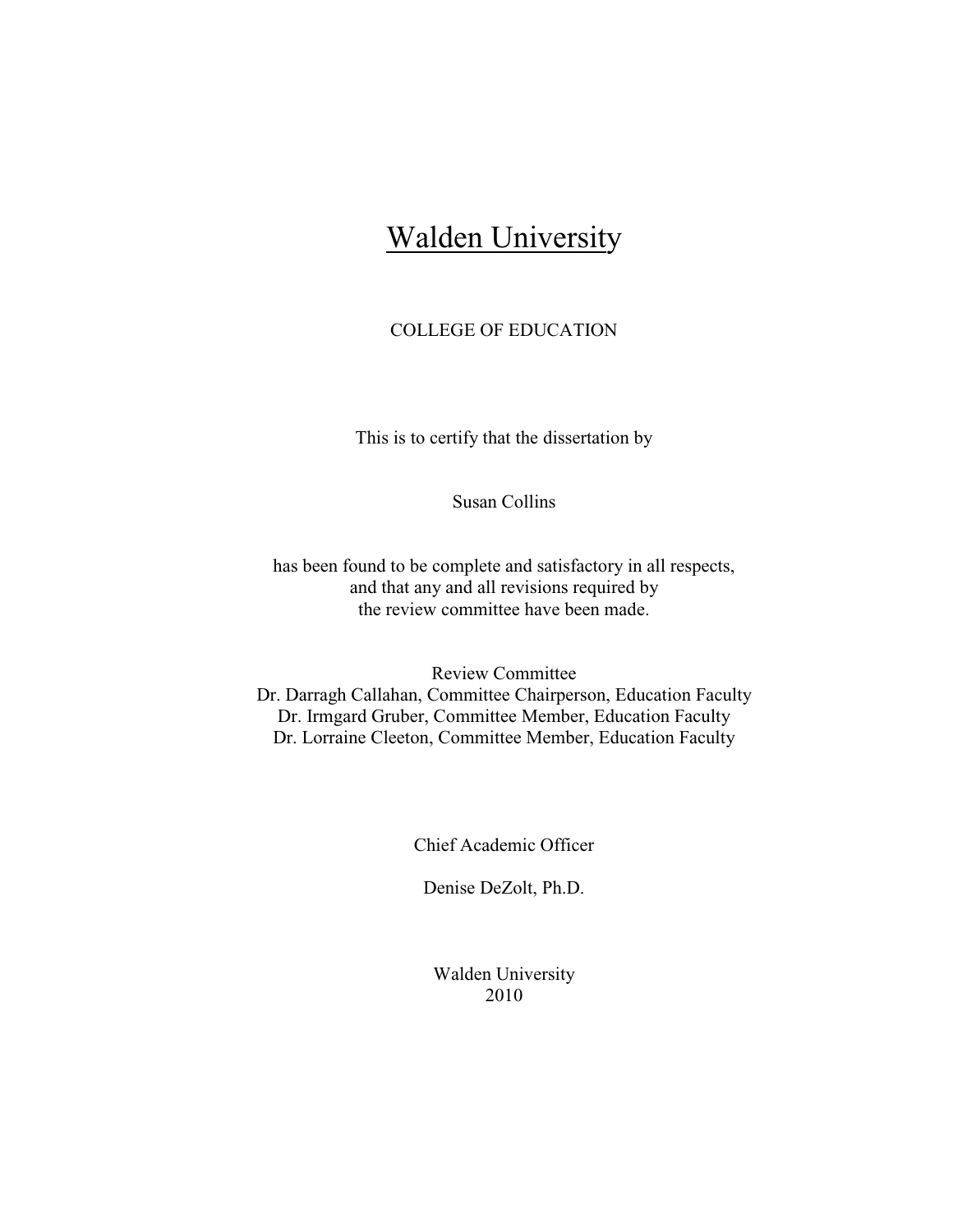# Walden University

COLLEGE OF EDUCATION

This is to certify that the dissertation by

Susan Collins

has been found to be complete and satisfactory in all respects,
and that any and all revisions required by
the review committee have been made.

Review Committee
Dr. Darragh Callahan, Committee Chairperson, Education Faculty
Dr. Irmgard Gruber, Committee Member, Education Faculty
Dr. Lorraine Cleeton, Committee Member, Education Faculty

Chief Academic Officer

Denise DeZolt, Ph.D.

Walden University
2010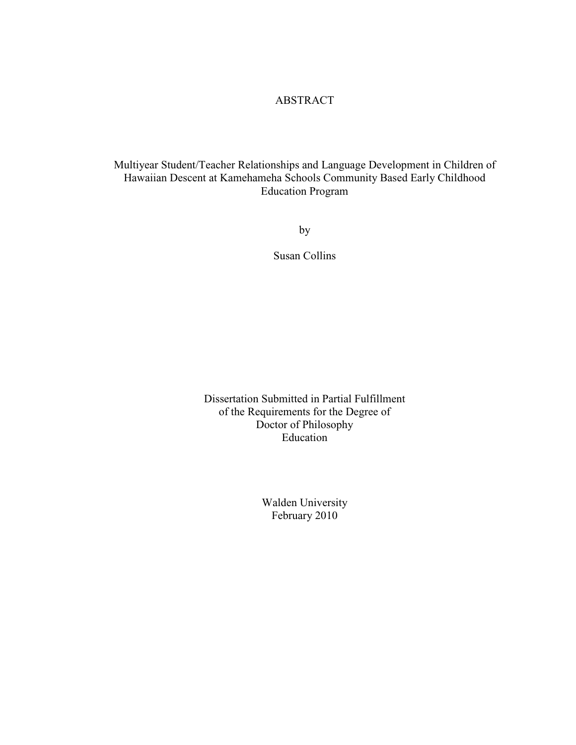# ABSTRACT

Multiyear Student/Teacher Relationships and Language Development in Children of Hawaiian Descent at Kamehameha Schools Community Based Early Childhood Education Program

by

Susan Collins

Dissertation Submitted in Partial Fulfillment
of the Requirements for the Degree of
Doctor of Philosophy
Education

Walden University
February 2010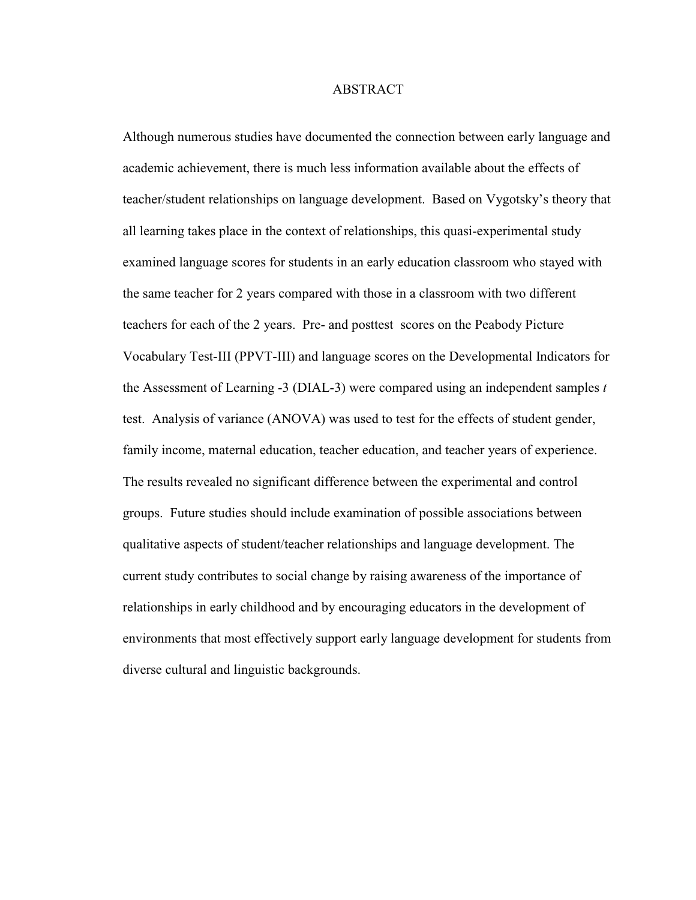# ABSTRACT

Although numerous studies have documented the connection between early language and academic achievement, there is much less information available about the effects of teacher/student relationships on language development. Based on Vygotsky's theory that all learning takes place in the context of relationships, this quasi-experimental study examined language scores for students in an early education classroom who stayed with the same teacher for 2 years compared with those in a classroom with two different teachers for each of the 2 years. Pre- and posttest scores on the Peabody Picture Vocabulary Test-III (PPVT-III) and language scores on the Developmental Indicators for the Assessment of Learning -3 (DIAL-3) were compared using an independent samples *t* test. Analysis of variance (ANOVA) was used to test for the effects of student gender, family income, maternal education, teacher education, and teacher years of experience. The results revealed no significant difference between the experimental and control groups. Future studies should include examination of possible associations between qualitative aspects of student/teacher relationships and language development. The current study contributes to social change by raising awareness of the importance of relationships in early childhood and by encouraging educators in the development of environments that most effectively support early language development for students from diverse cultural and linguistic backgrounds.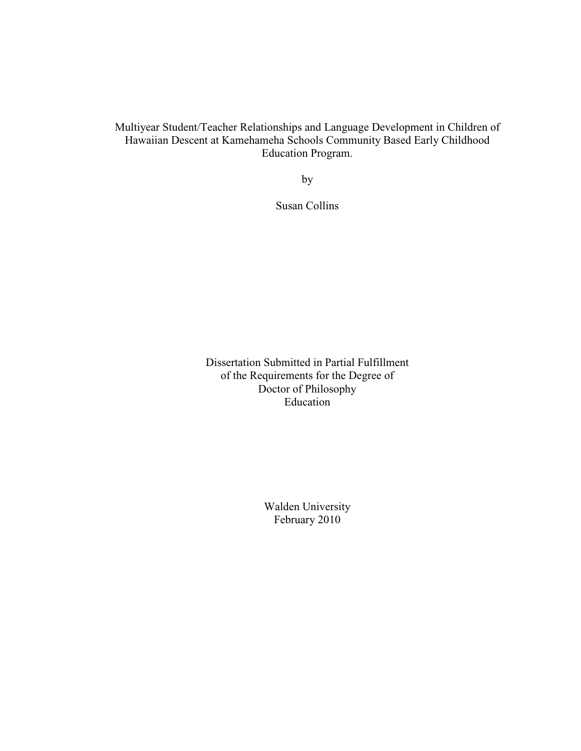Multiyear Student/Teacher Relationships and Language Development in Children of Hawaiian Descent at Kamehameha Schools Community Based Early Childhood Education Program.

by

Susan Collins

Dissertation Submitted in Partial Fulfillment
of the Requirements for the Degree of
Doctor of Philosophy
Education

Walden University
February 2010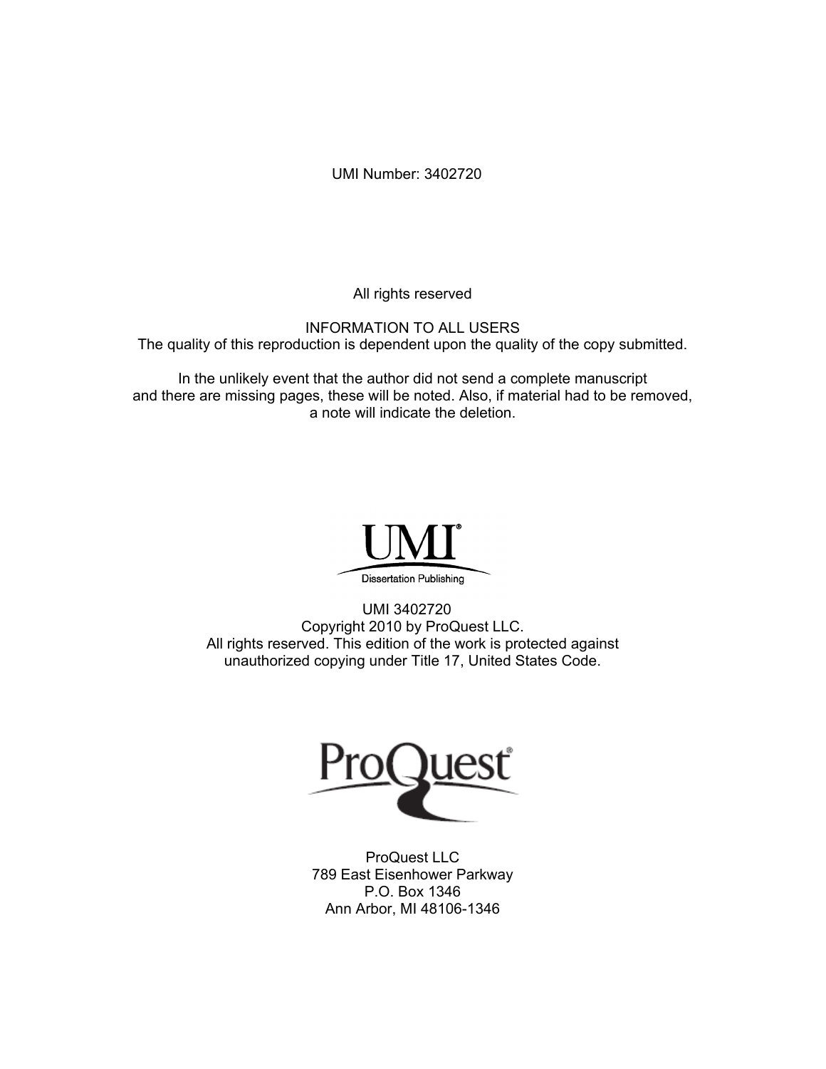UMI Number: 3402720

All rights reserved

INFORMATION TO ALL USERS
The quality of this reproduction is dependent upon the quality of the copy submitted.

In the unlikely event that the author did not send a complete manuscript and there are missing pages, these will be noted. Also, if material had to be removed, a note will indicate the deletion.

UMI
Dissertation Publishing

UMI 3402720
Copyright 2010 by ProQuest LLC.
All rights reserved. This edition of the work is protected against unauthorized copying under Title 17, United States Code.

ProQuest

ProQuest LLC
789 East Eisenhower Parkway
P.O. Box 1346
Ann Arbor, MI 48106-1346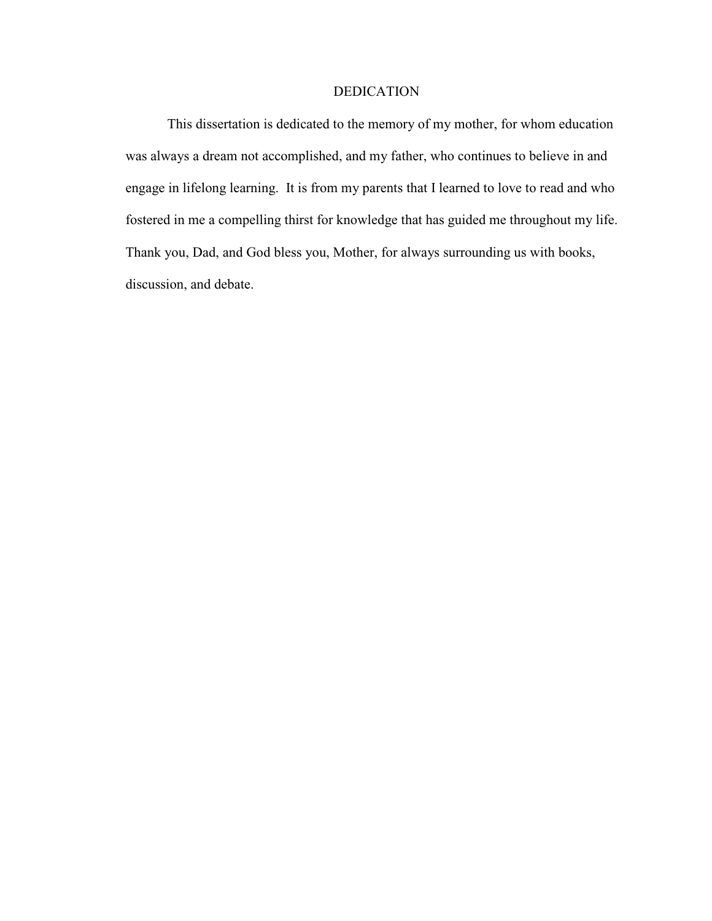# DEDICATION

This dissertation is dedicated to the memory of my mother, for whom education was always a dream not accomplished, and my father, who continues to believe in and engage in lifelong learning. It is from my parents that I learned to love to read and who fostered in me a compelling thirst for knowledge that has guided me throughout my life. Thank you, Dad, and God bless you, Mother, for always surrounding us with books, discussion, and debate.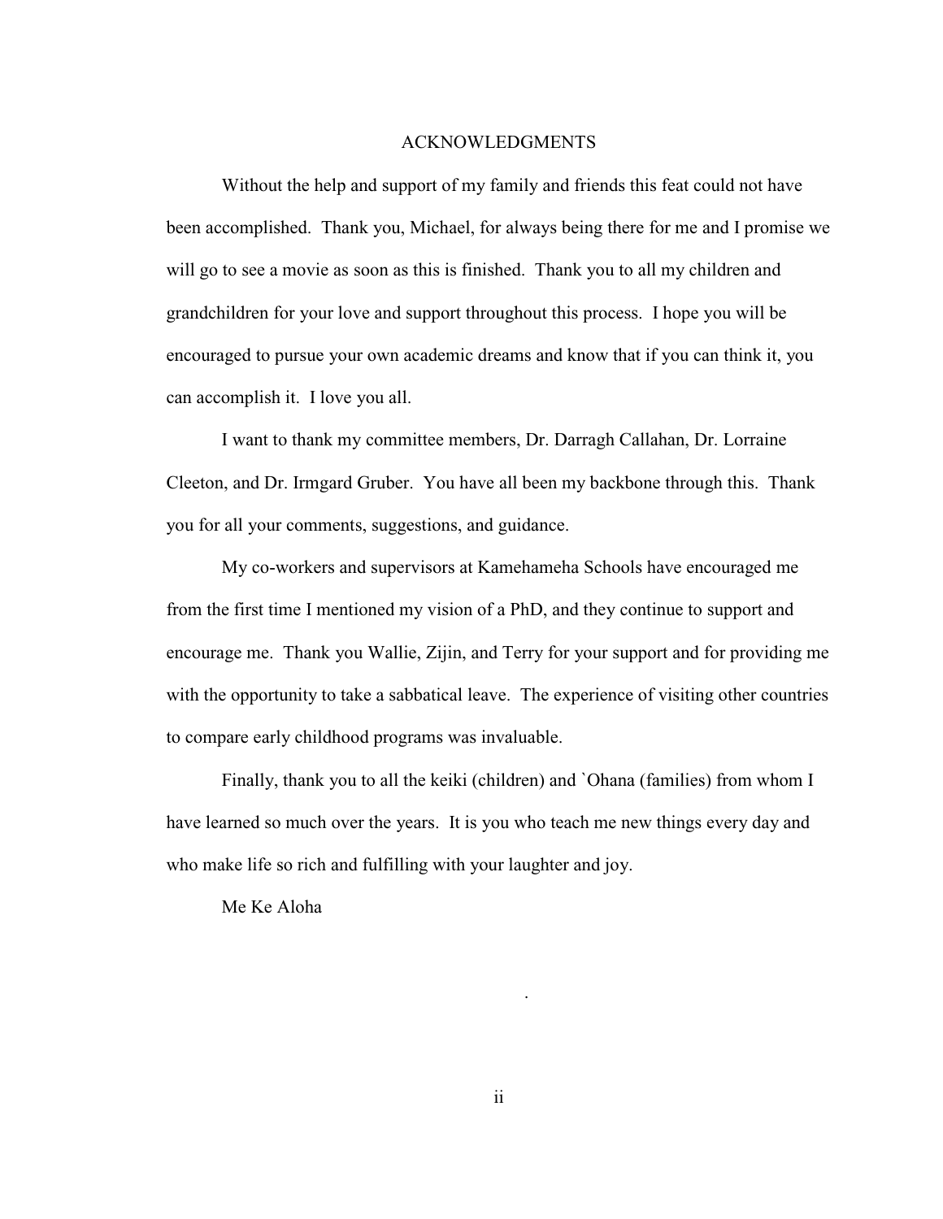## ACKNOWLEDGMENTS

Without the help and support of my family and friends this feat could not have been accomplished. Thank you, Michael, for always being there for me and I promise we will go to see a movie as soon as this is finished. Thank you to all my children and grandchildren for your love and support throughout this process. I hope you will be encouraged to pursue your own academic dreams and know that if you can think it, you can accomplish it. I love you all.

I want to thank my committee members, Dr. Darragh Callahan, Dr. Lorraine Cleeton, and Dr. Irmgard Gruber. You have all been my backbone through this. Thank you for all your comments, suggestions, and guidance.

My co-workers and supervisors at Kamehameha Schools have encouraged me from the first time I mentioned my vision of a PhD, and they continue to support and encourage me. Thank you Wallie, Zijin, and Terry for your support and for providing me with the opportunity to take a sabbatical leave. The experience of visiting other countries to compare early childhood programs was invaluable.

Finally, thank you to all the keiki (children) and `Ohana (families) from whom I have learned so much over the years. It is you who teach me new things every day and who make life so rich and fulfilling with your laughter and joy.

Me Ke Aloha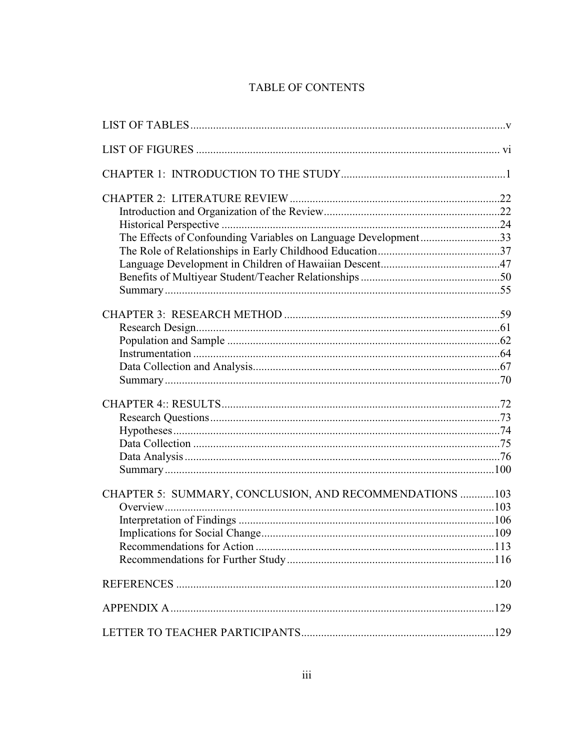# TABLE OF CONTENTS

LIST OF TABLES .......... v

LIST OF FIGURES .......... vi

CHAPTER 1: INTRODUCTION TO THE STUDY .......... 1

CHAPTER 2: LITERATURE REVIEW .......... 22
- Introduction and Organization of the Review .......... 22
- Historical Perspective .......... 24
- The Effects of Confounding Variables on Language Development .......... 33
- The Role of Relationships in Early Childhood Education .......... 37
- Language Development in Children of Hawaiian Descent .......... 47
- Benefits of Multiyear Student/Teacher Relationships .......... 50
- Summary .......... 55

CHAPTER 3: RESEARCH METHOD .......... 59
- Research Design .......... 61
- Population and Sample .......... 62
- Instrumentation .......... 64
- Data Collection and Analysis .......... 67
- Summary .......... 70

CHAPTER 4:: RESULTS .......... 72
- Research Questions .......... 73
- Hypotheses .......... 74
- Data Collection .......... 75
- Data Analysis .......... 76
- Summary .......... 100

CHAPTER 5: SUMMARY, CONCLUSION, AND RECOMMENDATIONS .......... 103
- Overview .......... 103
- Interpretation of Findings .......... 106
- Implications for Social Change .......... 109
- Recommendations for Action .......... 113
- Recommendations for Further Study .......... 116

REFERENCES .......... 120

APPENDIX A .......... 129

LETTER TO TEACHER PARTICIPANTS .......... 129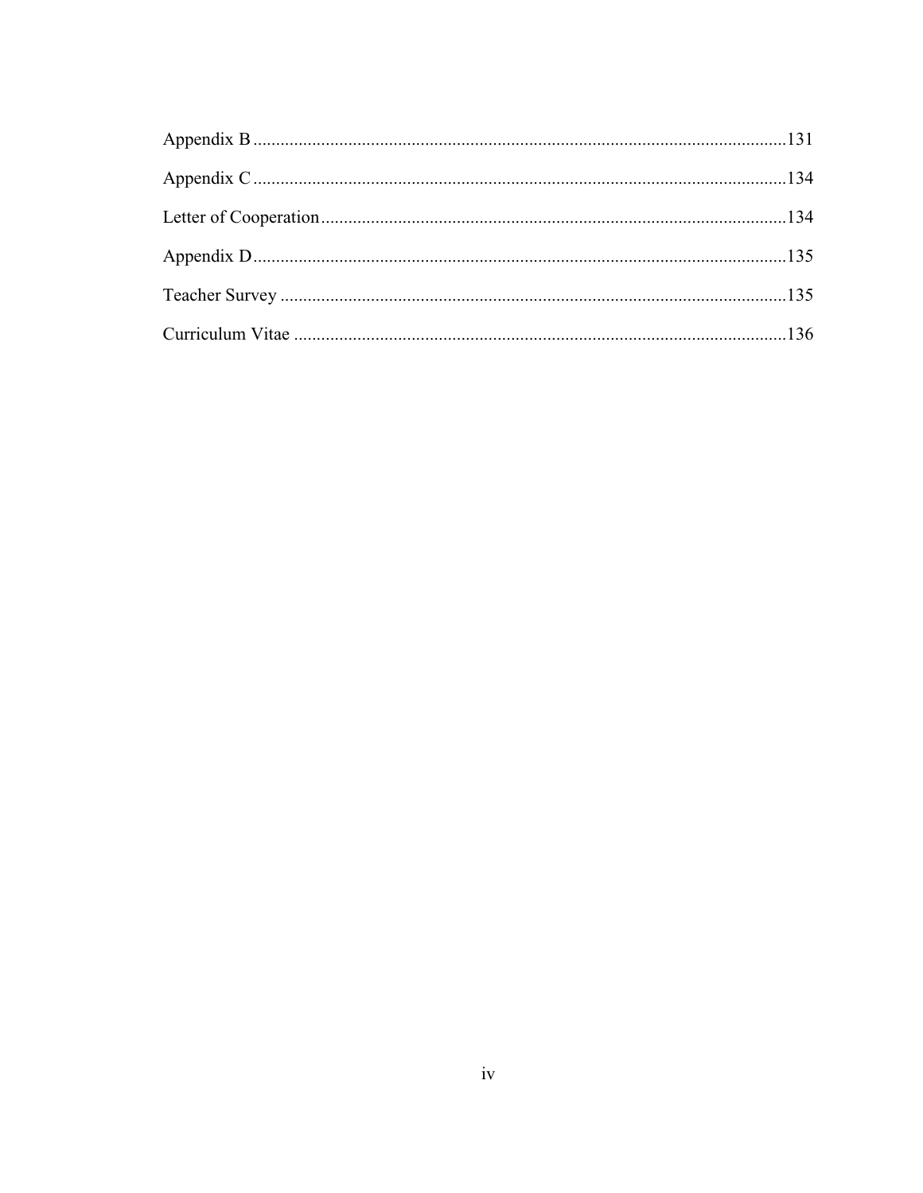Appendix B ..................................................................................................................131

Appendix C ..................................................................................................................134

Letter of Cooperation ...................................................................................................134

Appendix D ..................................................................................................................135

Teacher Survey ............................................................................................................135

Curriculum Vitae .........................................................................................................136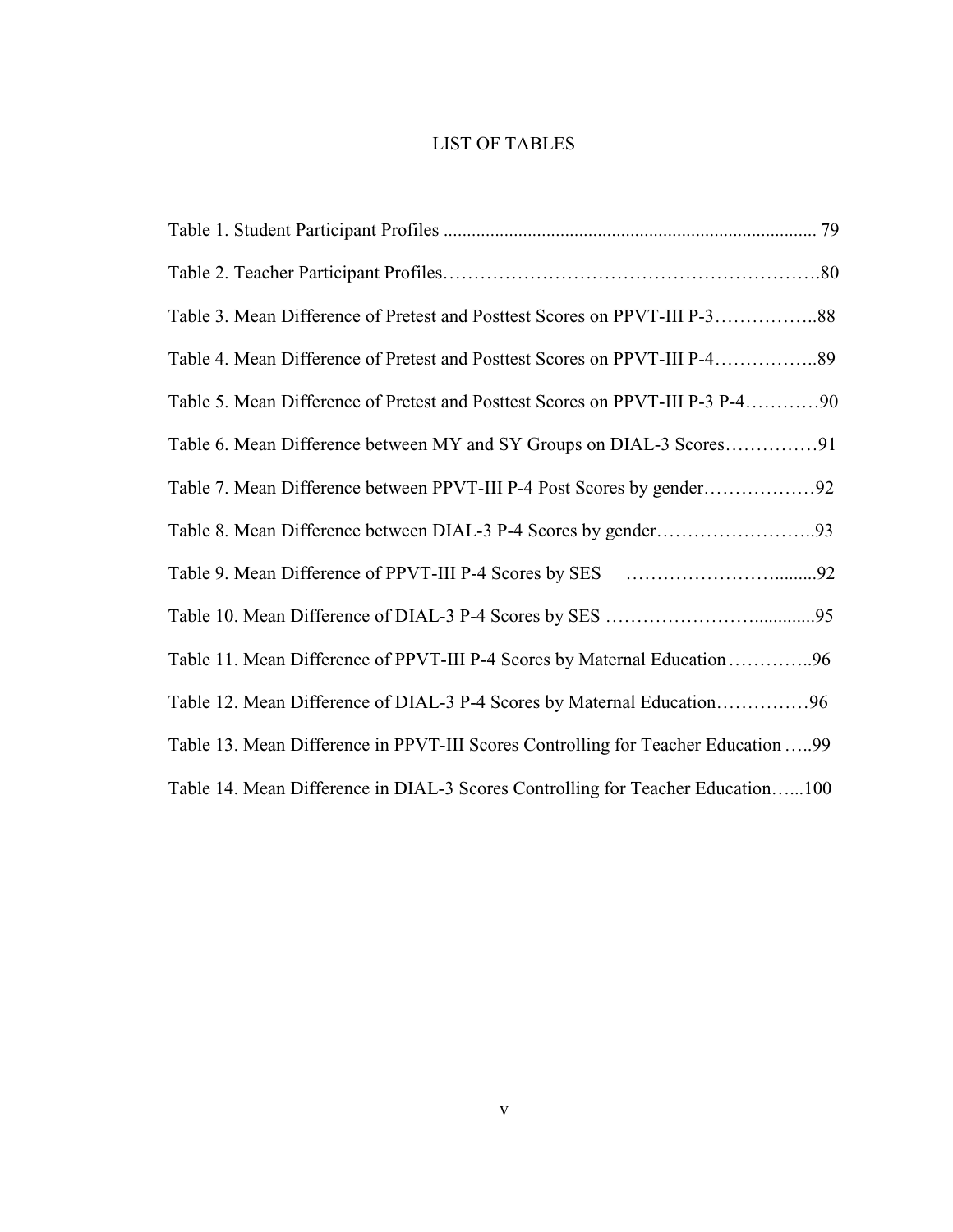# LIST OF TABLES

Table 1. Student Participant Profiles ............................................................................... 79

Table 2. Teacher Participant Profiles……………………………………………………80

Table 3. Mean Difference of Pretest and Posttest Scores on PPVT-III P-3……………..88

Table 4. Mean Difference of Pretest and Posttest Scores on PPVT-III P-4……………..89

Table 5. Mean Difference of Pretest and Posttest Scores on PPVT-III P-3 P-4…………90

Table 6. Mean Difference between MY and SY Groups on DIAL-3 Scores……………91

Table 7. Mean Difference between PPVT-III P-4 Post Scores by gender………………92

Table 8. Mean Difference between DIAL-3 P-4 Scores by gender……………………..93

Table 9. Mean Difference of PPVT-III P-4 Scores by SES ……………………..........92

Table 10. Mean Difference of DIAL-3 P-4 Scores by SES ………………….............95

Table 11. Mean Difference of PPVT-III P-4 Scores by Maternal Education…………..96

Table 12. Mean Difference of DIAL-3 P-4 Scores by Maternal Education……………96

Table 13. Mean Difference in PPVT-III Scores Controlling for Teacher Education …..99

Table 14. Mean Difference in DIAL-3 Scores Controlling for Teacher Education…...100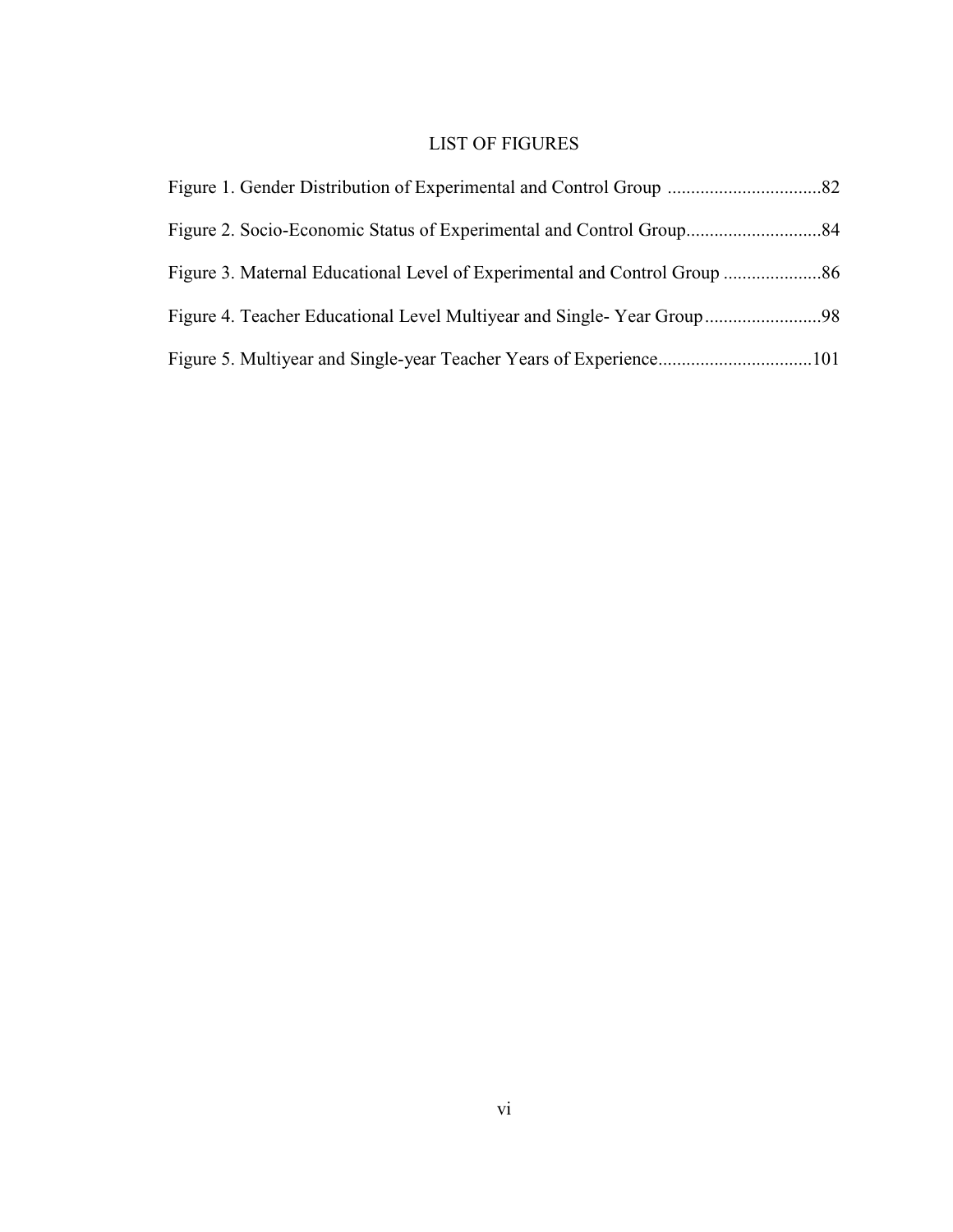# LIST OF FIGURES

Figure 1. Gender Distribution of Experimental and Control Group .................................82

Figure 2. Socio-Economic Status of Experimental and Control Group.............................84

Figure 3. Maternal Educational Level of Experimental and Control Group .....................86

Figure 4. Teacher Educational Level Multiyear and Single- Year Group.........................98

Figure 5. Multiyear and Single-year Teacher Years of Experience.................................101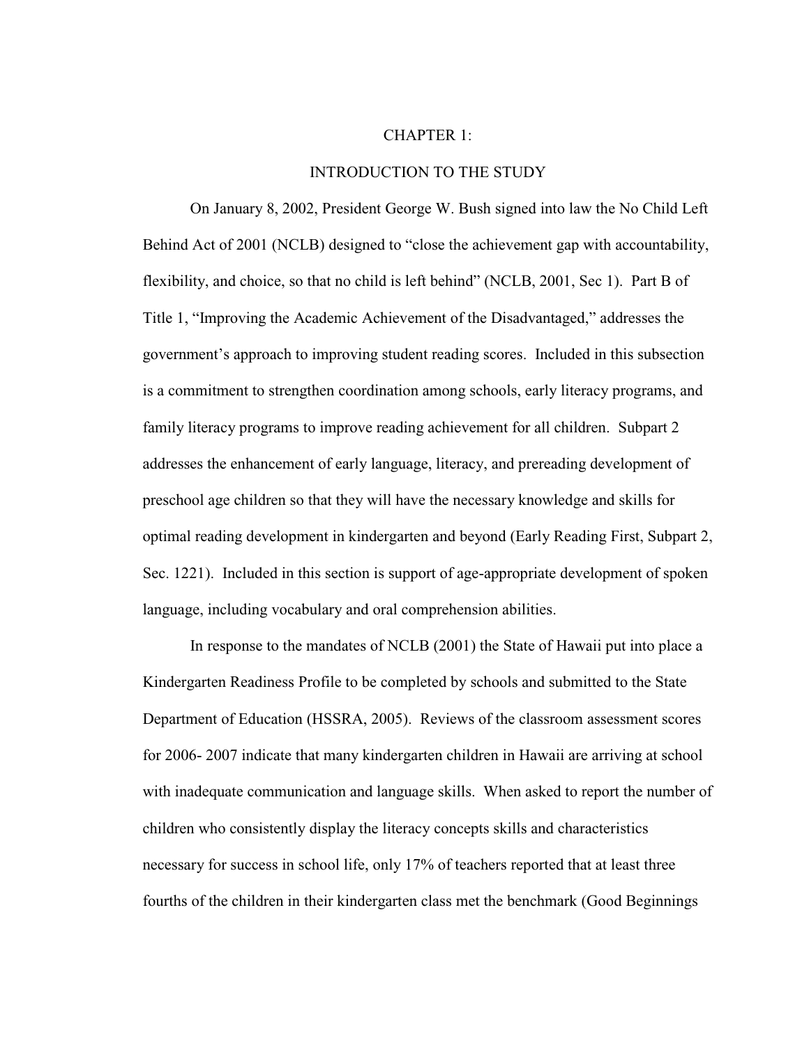# CHAPTER 1:

## INTRODUCTION TO THE STUDY

On January 8, 2002, President George W. Bush signed into law the No Child Left Behind Act of 2001 (NCLB) designed to "close the achievement gap with accountability, flexibility, and choice, so that no child is left behind" (NCLB, 2001, Sec 1). Part B of Title 1, "Improving the Academic Achievement of the Disadvantaged," addresses the government's approach to improving student reading scores. Included in this subsection is a commitment to strengthen coordination among schools, early literacy programs, and family literacy programs to improve reading achievement for all children. Subpart 2 addresses the enhancement of early language, literacy, and prereading development of preschool age children so that they will have the necessary knowledge and skills for optimal reading development in kindergarten and beyond (Early Reading First, Subpart 2, Sec. 1221). Included in this section is support of age-appropriate development of spoken language, including vocabulary and oral comprehension abilities.

In response to the mandates of NCLB (2001) the State of Hawaii put into place a Kindergarten Readiness Profile to be completed by schools and submitted to the State Department of Education (HSSRA, 2005). Reviews of the classroom assessment scores for 2006- 2007 indicate that many kindergarten children in Hawaii are arriving at school with inadequate communication and language skills. When asked to report the number of children who consistently display the literacy concepts skills and characteristics necessary for success in school life, only 17% of teachers reported that at least three fourths of the children in their kindergarten class met the benchmark (Good Beginnings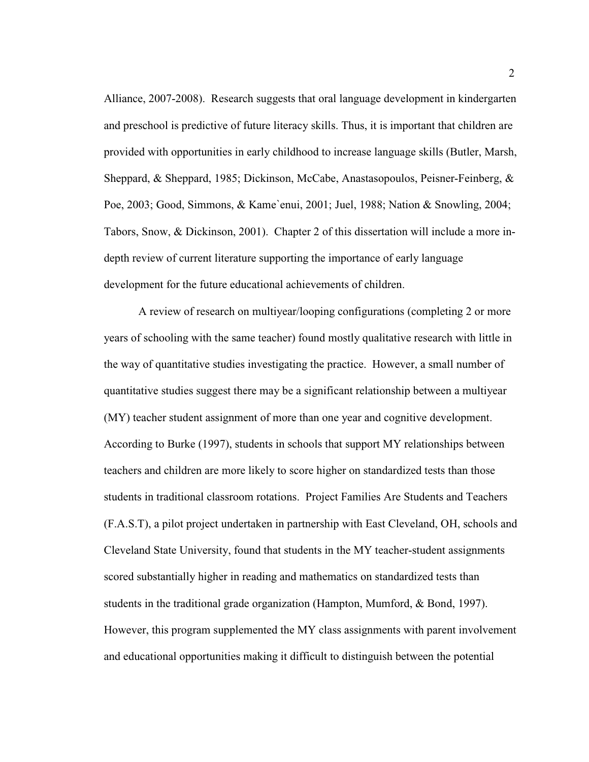Alliance, 2007-2008). Research suggests that oral language development in kindergarten and preschool is predictive of future literacy skills. Thus, it is important that children are provided with opportunities in early childhood to increase language skills (Butler, Marsh, Sheppard, & Sheppard, 1985; Dickinson, McCabe, Anastasopoulos, Peisner-Feinberg, & Poe, 2003; Good, Simmons, & Kame`enui, 2001; Juel, 1988; Nation & Snowling, 2004; Tabors, Snow, & Dickinson, 2001). Chapter 2 of this dissertation will include a more in-depth review of current literature supporting the importance of early language development for the future educational achievements of children.

A review of research on multiyear/looping configurations (completing 2 or more years of schooling with the same teacher) found mostly qualitative research with little in the way of quantitative studies investigating the practice. However, a small number of quantitative studies suggest there may be a significant relationship between a multiyear (MY) teacher student assignment of more than one year and cognitive development. According to Burke (1997), students in schools that support MY relationships between teachers and children are more likely to score higher on standardized tests than those students in traditional classroom rotations. Project Families Are Students and Teachers (F.A.S.T), a pilot project undertaken in partnership with East Cleveland, OH, schools and Cleveland State University, found that students in the MY teacher-student assignments scored substantially higher in reading and mathematics on standardized tests than students in the traditional grade organization (Hampton, Mumford, & Bond, 1997). However, this program supplemented the MY class assignments with parent involvement and educational opportunities making it difficult to distinguish between the potential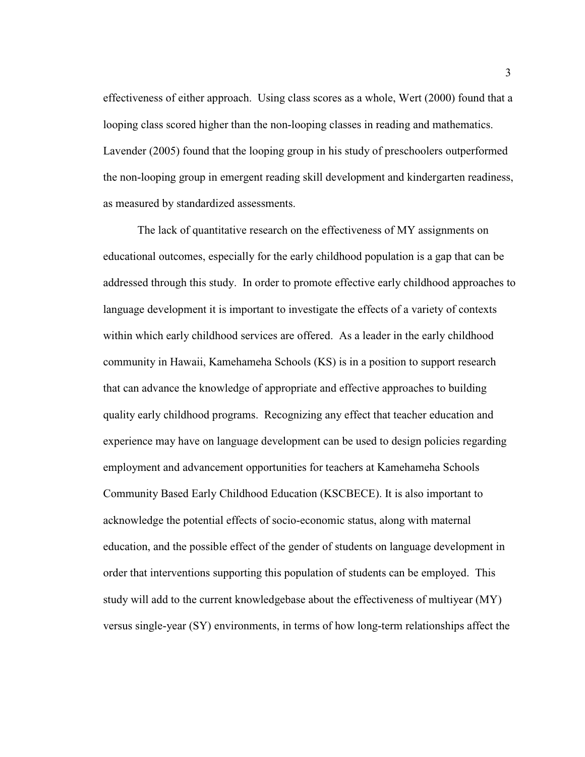effectiveness of either approach. Using class scores as a whole, Wert (2000) found that a looping class scored higher than the non-looping classes in reading and mathematics. Lavender (2005) found that the looping group in his study of preschoolers outperformed the non-looping group in emergent reading skill development and kindergarten readiness, as measured by standardized assessments.

The lack of quantitative research on the effectiveness of MY assignments on educational outcomes, especially for the early childhood population is a gap that can be addressed through this study. In order to promote effective early childhood approaches to language development it is important to investigate the effects of a variety of contexts within which early childhood services are offered. As a leader in the early childhood community in Hawaii, Kamehameha Schools (KS) is in a position to support research that can advance the knowledge of appropriate and effective approaches to building quality early childhood programs. Recognizing any effect that teacher education and experience may have on language development can be used to design policies regarding employment and advancement opportunities for teachers at Kamehameha Schools Community Based Early Childhood Education (KSCBECE). It is also important to acknowledge the potential effects of socio-economic status, along with maternal education, and the possible effect of the gender of students on language development in order that interventions supporting this population of students can be employed. This study will add to the current knowledgebase about the effectiveness of multiyear (MY) versus single-year (SY) environments, in terms of how long-term relationships affect the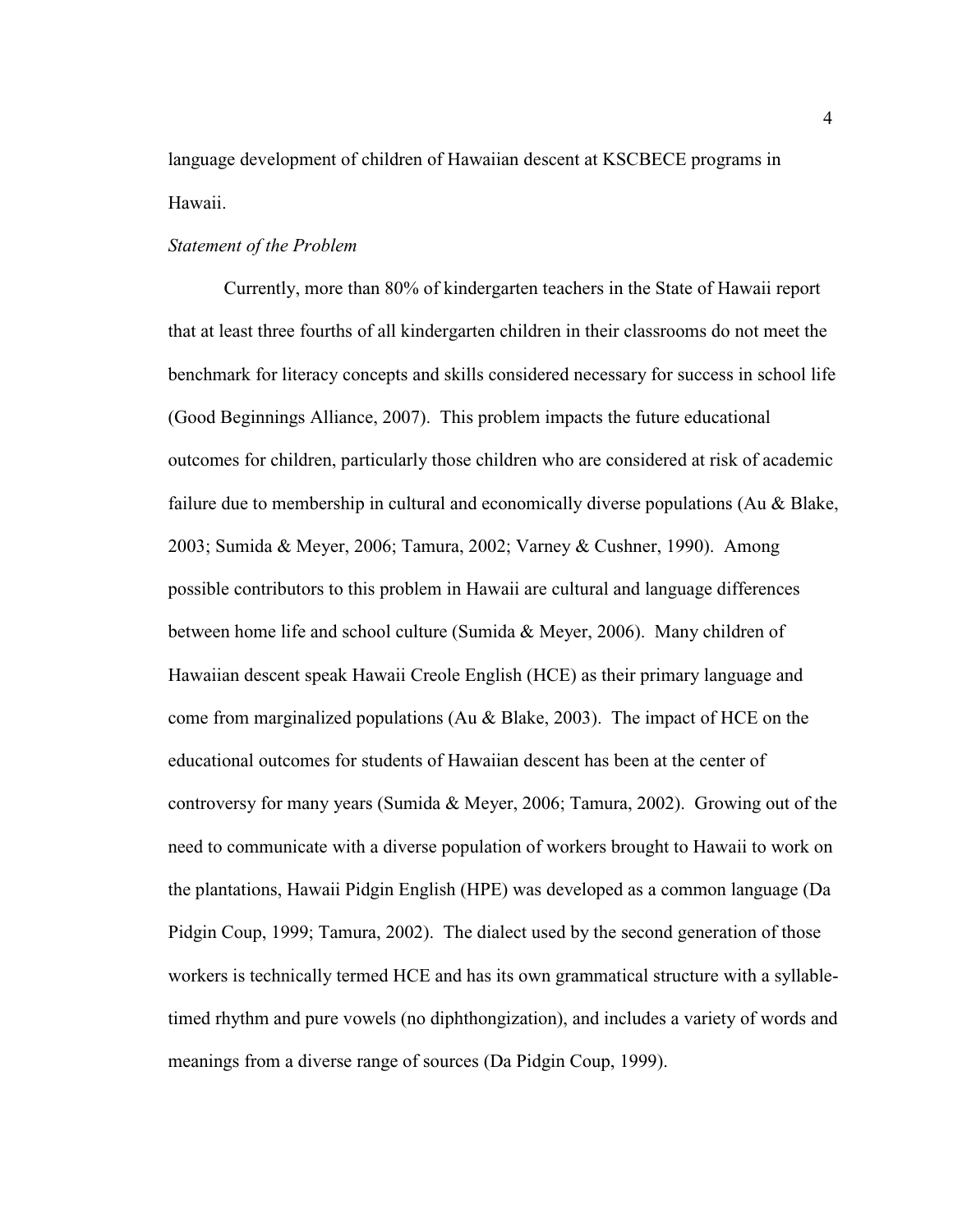language development of children of Hawaiian descent at KSCBECE programs in Hawaii.

*Statement of the Problem*

Currently, more than 80% of kindergarten teachers in the State of Hawaii report that at least three fourths of all kindergarten children in their classrooms do not meet the benchmark for literacy concepts and skills considered necessary for success in school life (Good Beginnings Alliance, 2007). This problem impacts the future educational outcomes for children, particularly those children who are considered at risk of academic failure due to membership in cultural and economically diverse populations (Au & Blake, 2003; Sumida & Meyer, 2006; Tamura, 2002; Varney & Cushner, 1990). Among possible contributors to this problem in Hawaii are cultural and language differences between home life and school culture (Sumida & Meyer, 2006). Many children of Hawaiian descent speak Hawaii Creole English (HCE) as their primary language and come from marginalized populations (Au & Blake, 2003). The impact of HCE on the educational outcomes for students of Hawaiian descent has been at the center of controversy for many years (Sumida & Meyer, 2006; Tamura, 2002). Growing out of the need to communicate with a diverse population of workers brought to Hawaii to work on the plantations, Hawaii Pidgin English (HPE) was developed as a common language (Da Pidgin Coup, 1999; Tamura, 2002). The dialect used by the second generation of those workers is technically termed HCE and has its own grammatical structure with a syllable-timed rhythm and pure vowels (no diphthongization), and includes a variety of words and meanings from a diverse range of sources (Da Pidgin Coup, 1999).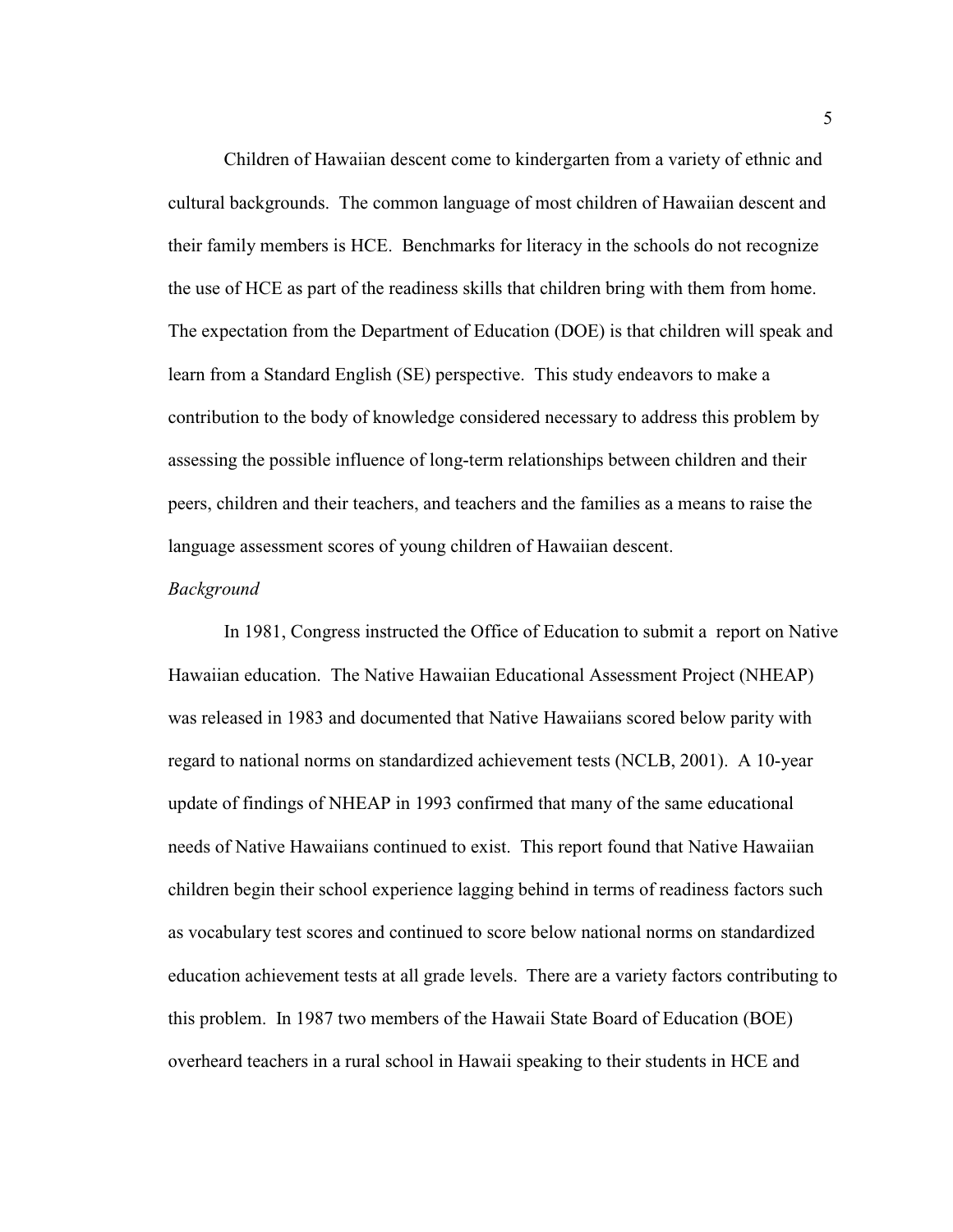Children of Hawaiian descent come to kindergarten from a variety of ethnic and cultural backgrounds. The common language of most children of Hawaiian descent and their family members is HCE. Benchmarks for literacy in the schools do not recognize the use of HCE as part of the readiness skills that children bring with them from home. The expectation from the Department of Education (DOE) is that children will speak and learn from a Standard English (SE) perspective. This study endeavors to make a contribution to the body of knowledge considered necessary to address this problem by assessing the possible influence of long-term relationships between children and their peers, children and their teachers, and teachers and the families as a means to raise the language assessment scores of young children of Hawaiian descent.

*Background*

In 1981, Congress instructed the Office of Education to submit a report on Native Hawaiian education. The Native Hawaiian Educational Assessment Project (NHEAP) was released in 1983 and documented that Native Hawaiians scored below parity with regard to national norms on standardized achievement tests (NCLB, 2001). A 10-year update of findings of NHEAP in 1993 confirmed that many of the same educational needs of Native Hawaiians continued to exist. This report found that Native Hawaiian children begin their school experience lagging behind in terms of readiness factors such as vocabulary test scores and continued to score below national norms on standardized education achievement tests at all grade levels. There are a variety factors contributing to this problem. In 1987 two members of the Hawaii State Board of Education (BOE) overheard teachers in a rural school in Hawaii speaking to their students in HCE and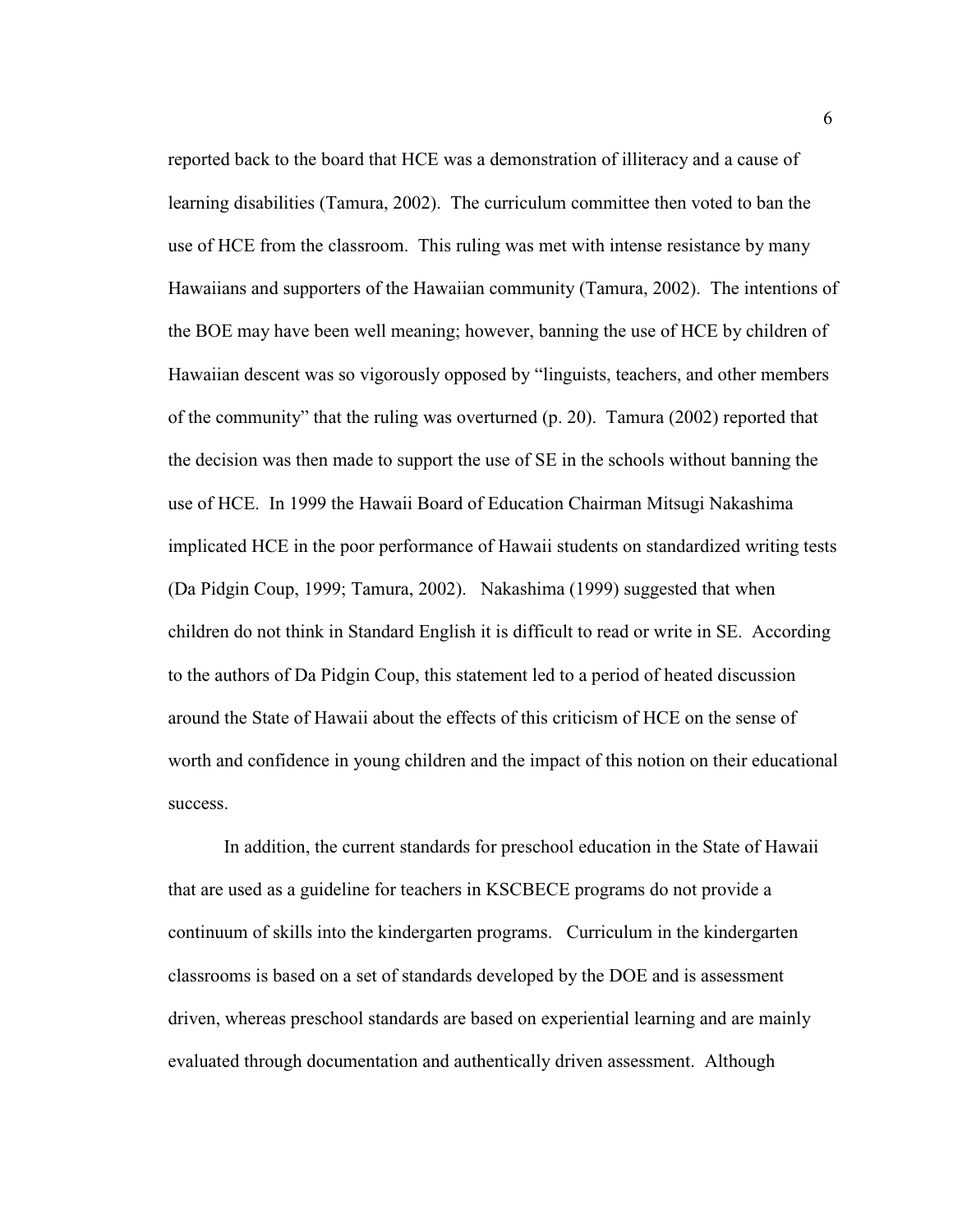reported back to the board that HCE was a demonstration of illiteracy and a cause of learning disabilities (Tamura, 2002). The curriculum committee then voted to ban the use of HCE from the classroom. This ruling was met with intense resistance by many Hawaiians and supporters of the Hawaiian community (Tamura, 2002). The intentions of the BOE may have been well meaning; however, banning the use of HCE by children of Hawaiian descent was so vigorously opposed by "linguists, teachers, and other members of the community" that the ruling was overturned (p. 20). Tamura (2002) reported that the decision was then made to support the use of SE in the schools without banning the use of HCE. In 1999 the Hawaii Board of Education Chairman Mitsugi Nakashima implicated HCE in the poor performance of Hawaii students on standardized writing tests (Da Pidgin Coup, 1999; Tamura, 2002). Nakashima (1999) suggested that when children do not think in Standard English it is difficult to read or write in SE. According to the authors of Da Pidgin Coup, this statement led to a period of heated discussion around the State of Hawaii about the effects of this criticism of HCE on the sense of worth and confidence in young children and the impact of this notion on their educational success.

In addition, the current standards for preschool education in the State of Hawaii that are used as a guideline for teachers in KSCBECE programs do not provide a continuum of skills into the kindergarten programs. Curriculum in the kindergarten classrooms is based on a set of standards developed by the DOE and is assessment driven, whereas preschool standards are based on experiential learning and are mainly evaluated through documentation and authentically driven assessment. Although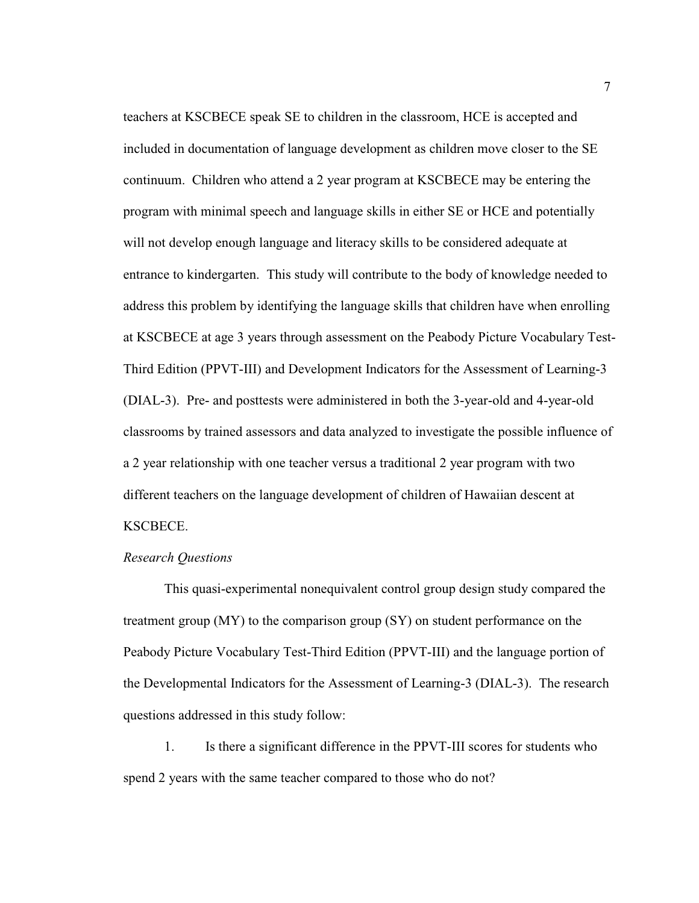teachers at KSCBECE speak SE to children in the classroom, HCE is accepted and included in documentation of language development as children move closer to the SE continuum. Children who attend a 2 year program at KSCBECE may be entering the program with minimal speech and language skills in either SE or HCE and potentially will not develop enough language and literacy skills to be considered adequate at entrance to kindergarten. This study will contribute to the body of knowledge needed to address this problem by identifying the language skills that children have when enrolling at KSCBECE at age 3 years through assessment on the Peabody Picture Vocabulary Test-Third Edition (PPVT-III) and Development Indicators for the Assessment of Learning-3 (DIAL-3). Pre- and posttests were administered in both the 3-year-old and 4-year-old classrooms by trained assessors and data analyzed to investigate the possible influence of a 2 year relationship with one teacher versus a traditional 2 year program with two different teachers on the language development of children of Hawaiian descent at KSCBECE.

*Research Questions*

This quasi-experimental nonequivalent control group design study compared the treatment group (MY) to the comparison group (SY) on student performance on the Peabody Picture Vocabulary Test-Third Edition (PPVT-III) and the language portion of the Developmental Indicators for the Assessment of Learning-3 (DIAL-3). The research questions addressed in this study follow:

1. Is there a significant difference in the PPVT-III scores for students who spend 2 years with the same teacher compared to those who do not?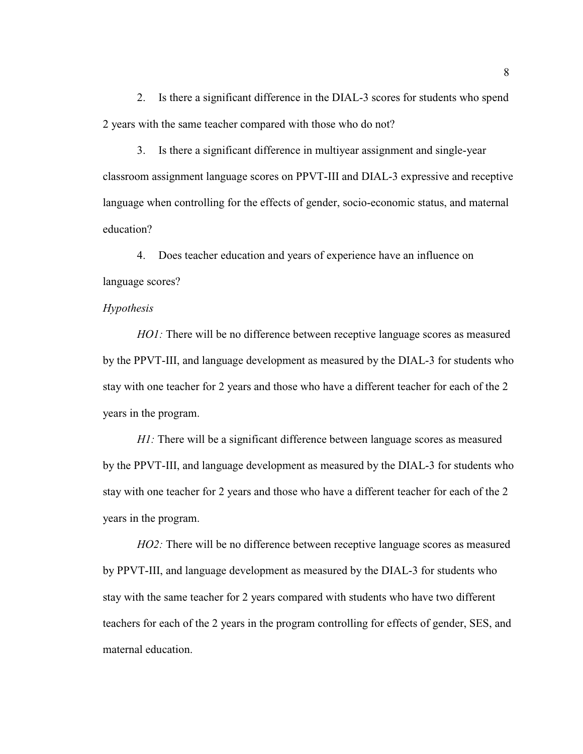2. Is there a significant difference in the DIAL-3 scores for students who spend 2 years with the same teacher compared with those who do not?

3. Is there a significant difference in multiyear assignment and single-year classroom assignment language scores on PPVT-III and DIAL-3 expressive and receptive language when controlling for the effects of gender, socio-economic status, and maternal education?

4. Does teacher education and years of experience have an influence on language scores?

*Hypothesis*

*HO1:* There will be no difference between receptive language scores as measured by the PPVT-III, and language development as measured by the DIAL-3 for students who stay with one teacher for 2 years and those who have a different teacher for each of the 2 years in the program.

*H1:* There will be a significant difference between language scores as measured by the PPVT-III, and language development as measured by the DIAL-3 for students who stay with one teacher for 2 years and those who have a different teacher for each of the 2 years in the program.

*HO2:* There will be no difference between receptive language scores as measured by PPVT-III, and language development as measured by the DIAL-3 for students who stay with the same teacher for 2 years compared with students who have two different teachers for each of the 2 years in the program controlling for effects of gender, SES, and maternal education.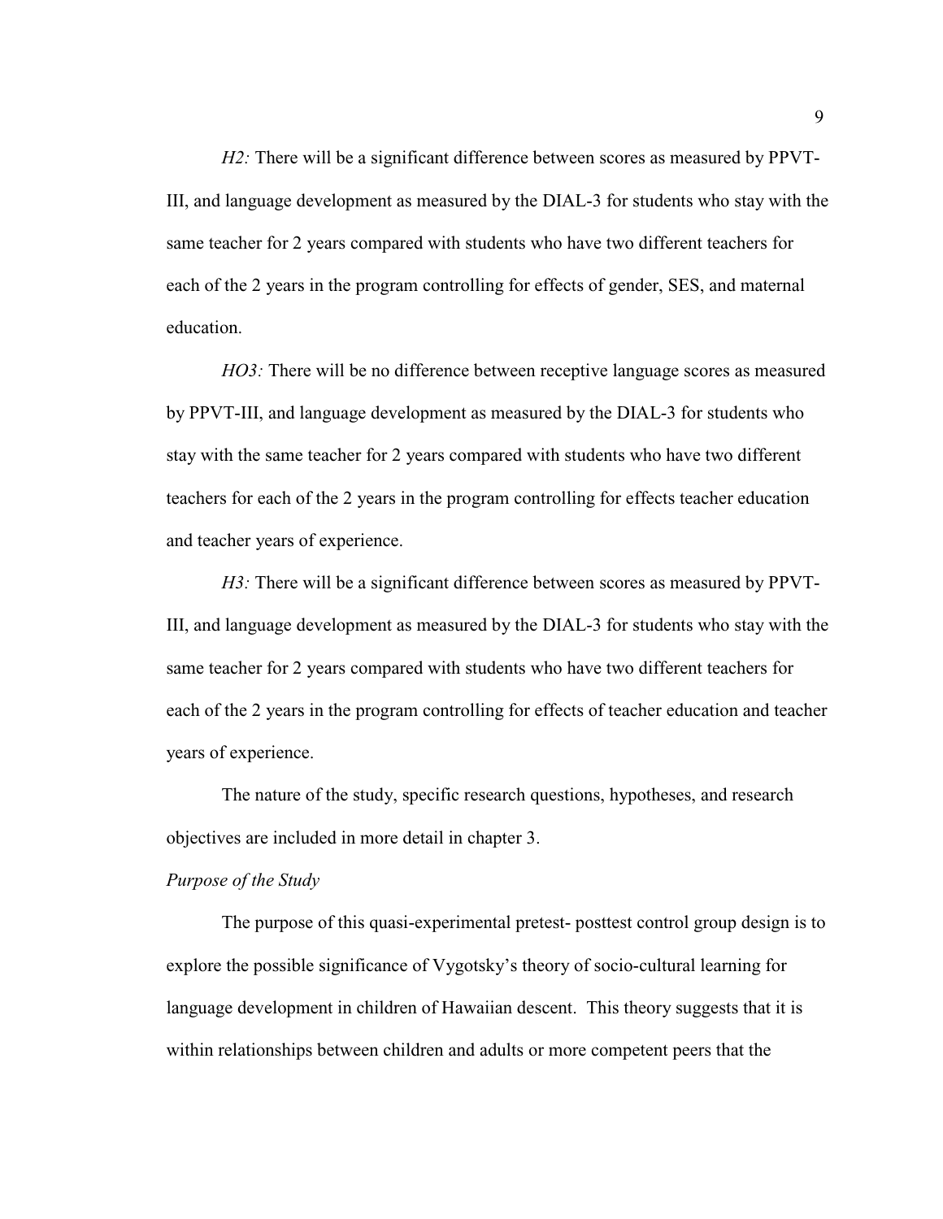*H2:* There will be a significant difference between scores as measured by PPVT-III, and language development as measured by the DIAL-3 for students who stay with the same teacher for 2 years compared with students who have two different teachers for each of the 2 years in the program controlling for effects of gender, SES, and maternal education.

*HO3:* There will be no difference between receptive language scores as measured by PPVT-III, and language development as measured by the DIAL-3 for students who stay with the same teacher for 2 years compared with students who have two different teachers for each of the 2 years in the program controlling for effects teacher education and teacher years of experience.

*H3:* There will be a significant difference between scores as measured by PPVT-III, and language development as measured by the DIAL-3 for students who stay with the same teacher for 2 years compared with students who have two different teachers for each of the 2 years in the program controlling for effects of teacher education and teacher years of experience.

The nature of the study, specific research questions, hypotheses, and research objectives are included in more detail in chapter 3.

*Purpose of the Study*

The purpose of this quasi-experimental pretest- posttest control group design is to explore the possible significance of Vygotsky's theory of socio-cultural learning for language development in children of Hawaiian descent. This theory suggests that it is within relationships between children and adults or more competent peers that the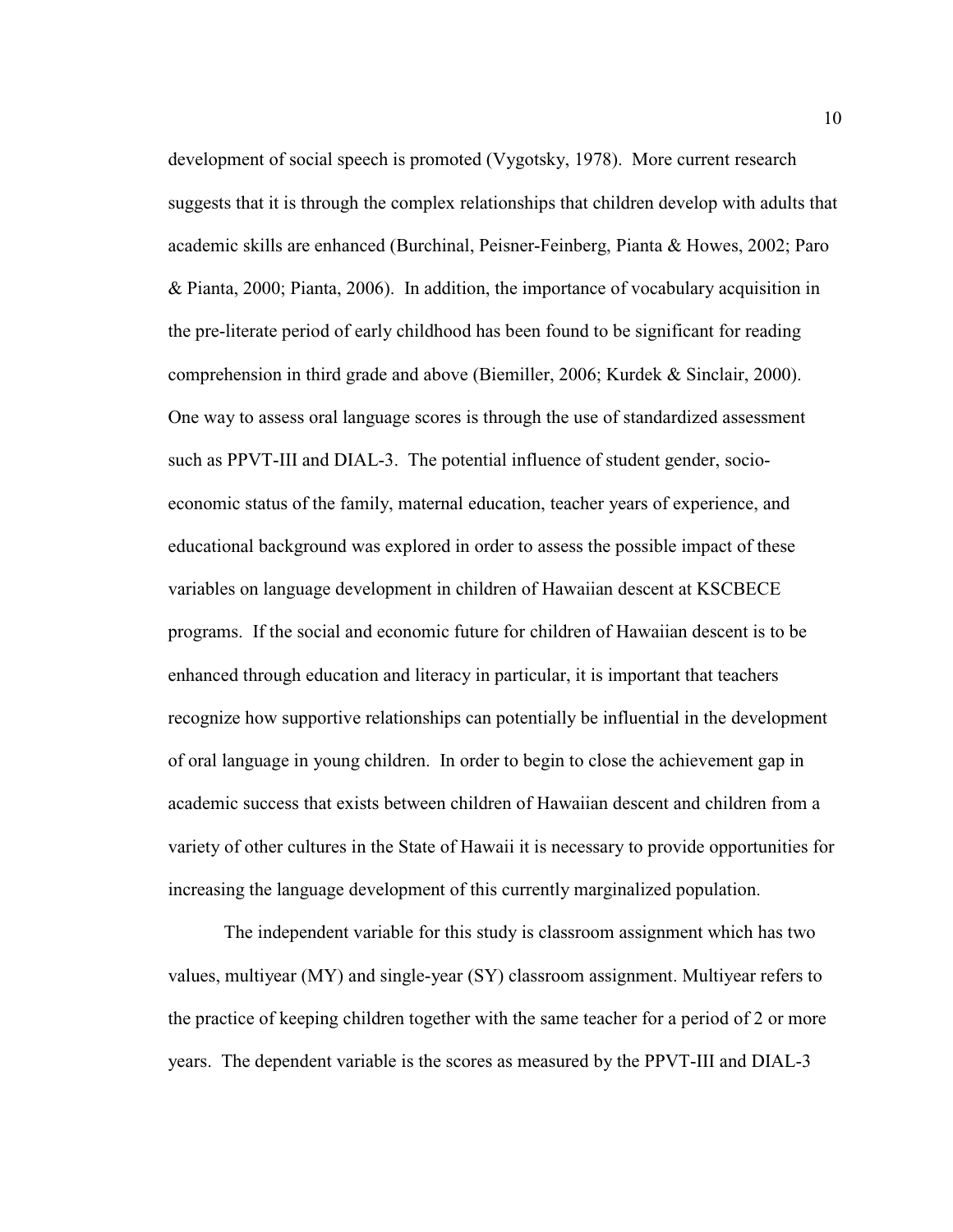development of social speech is promoted (Vygotsky, 1978). More current research suggests that it is through the complex relationships that children develop with adults that academic skills are enhanced (Burchinal, Peisner-Feinberg, Pianta & Howes, 2002; Paro & Pianta, 2000; Pianta, 2006). In addition, the importance of vocabulary acquisition in the pre-literate period of early childhood has been found to be significant for reading comprehension in third grade and above (Biemiller, 2006; Kurdek & Sinclair, 2000). One way to assess oral language scores is through the use of standardized assessment such as PPVT-III and DIAL-3. The potential influence of student gender, socio-economic status of the family, maternal education, teacher years of experience, and educational background was explored in order to assess the possible impact of these variables on language development in children of Hawaiian descent at KSCBECE programs. If the social and economic future for children of Hawaiian descent is to be enhanced through education and literacy in particular, it is important that teachers recognize how supportive relationships can potentially be influential in the development of oral language in young children. In order to begin to close the achievement gap in academic success that exists between children of Hawaiian descent and children from a variety of other cultures in the State of Hawaii it is necessary to provide opportunities for increasing the language development of this currently marginalized population.

The independent variable for this study is classroom assignment which has two values, multiyear (MY) and single-year (SY) classroom assignment. Multiyear refers to the practice of keeping children together with the same teacher for a period of 2 or more years. The dependent variable is the scores as measured by the PPVT-III and DIAL-3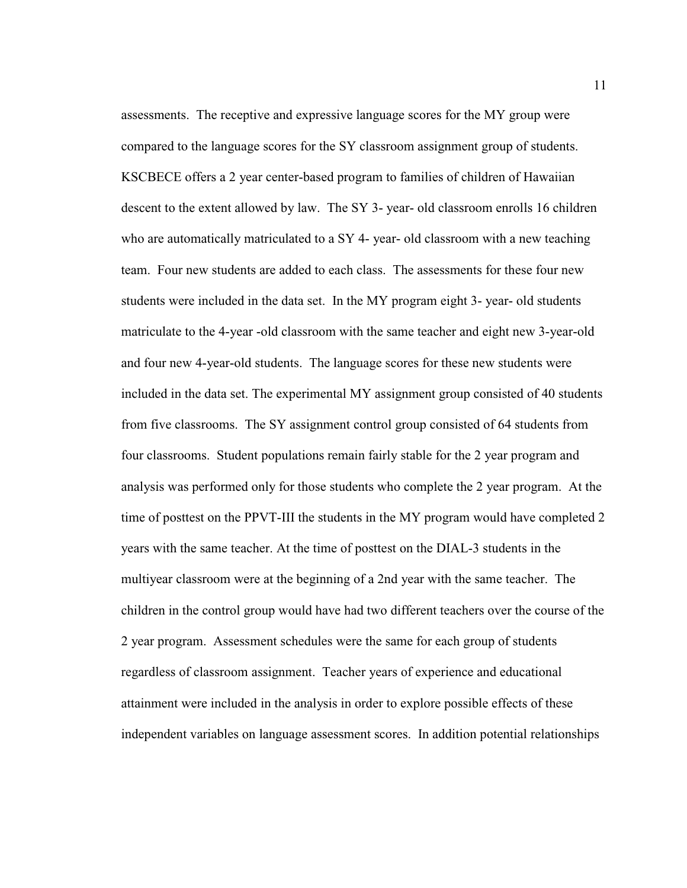assessments. The receptive and expressive language scores for the MY group were compared to the language scores for the SY classroom assignment group of students. KSCBECE offers a 2 year center-based program to families of children of Hawaiian descent to the extent allowed by law. The SY 3- year- old classroom enrolls 16 children who are automatically matriculated to a SY 4- year- old classroom with a new teaching team. Four new students are added to each class. The assessments for these four new students were included in the data set. In the MY program eight 3- year- old students matriculate to the 4-year -old classroom with the same teacher and eight new 3-year-old and four new 4-year-old students. The language scores for these new students were included in the data set. The experimental MY assignment group consisted of 40 students from five classrooms. The SY assignment control group consisted of 64 students from four classrooms. Student populations remain fairly stable for the 2 year program and analysis was performed only for those students who complete the 2 year program. At the time of posttest on the PPVT-III the students in the MY program would have completed 2 years with the same teacher. At the time of posttest on the DIAL-3 students in the multiyear classroom were at the beginning of a 2nd year with the same teacher. The children in the control group would have had two different teachers over the course of the 2 year program. Assessment schedules were the same for each group of students regardless of classroom assignment. Teacher years of experience and educational attainment were included in the analysis in order to explore possible effects of these independent variables on language assessment scores. In addition potential relationships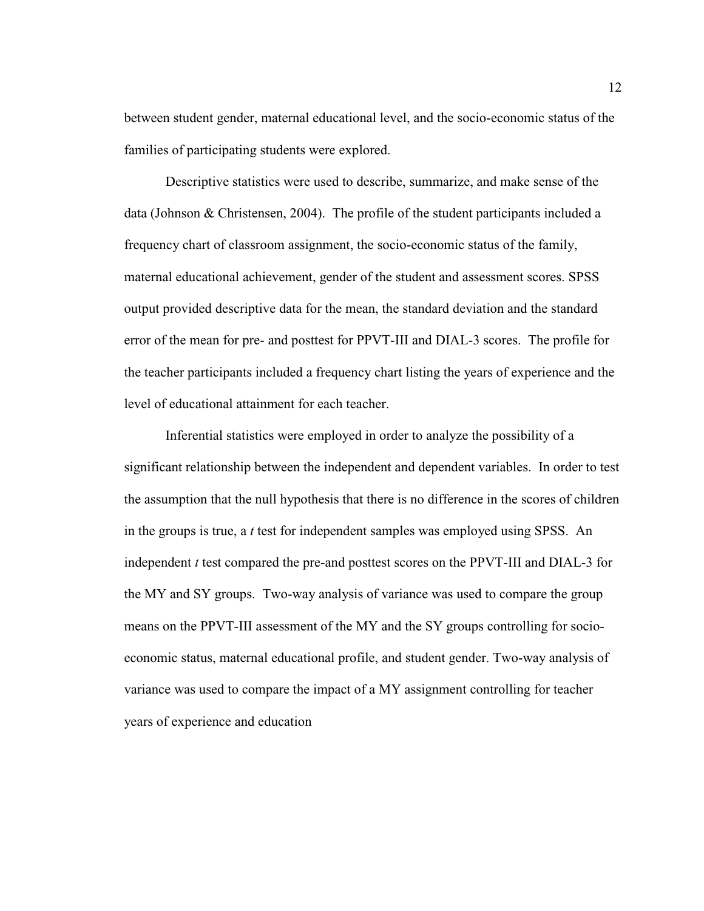between student gender, maternal educational level, and the socio-economic status of the families of participating students were explored.

Descriptive statistics were used to describe, summarize, and make sense of the data (Johnson & Christensen, 2004). The profile of the student participants included a frequency chart of classroom assignment, the socio-economic status of the family, maternal educational achievement, gender of the student and assessment scores. SPSS output provided descriptive data for the mean, the standard deviation and the standard error of the mean for pre- and posttest for PPVT-III and DIAL-3 scores. The profile for the teacher participants included a frequency chart listing the years of experience and the level of educational attainment for each teacher.

Inferential statistics were employed in order to analyze the possibility of a significant relationship between the independent and dependent variables. In order to test the assumption that the null hypothesis that there is no difference in the scores of children in the groups is true, a *t* test for independent samples was employed using SPSS. An independent *t* test compared the pre-and posttest scores on the PPVT-III and DIAL-3 for the MY and SY groups. Two-way analysis of variance was used to compare the group means on the PPVT-III assessment of the MY and the SY groups controlling for socio-economic status, maternal educational profile, and student gender. Two-way analysis of variance was used to compare the impact of a MY assignment controlling for teacher years of experience and education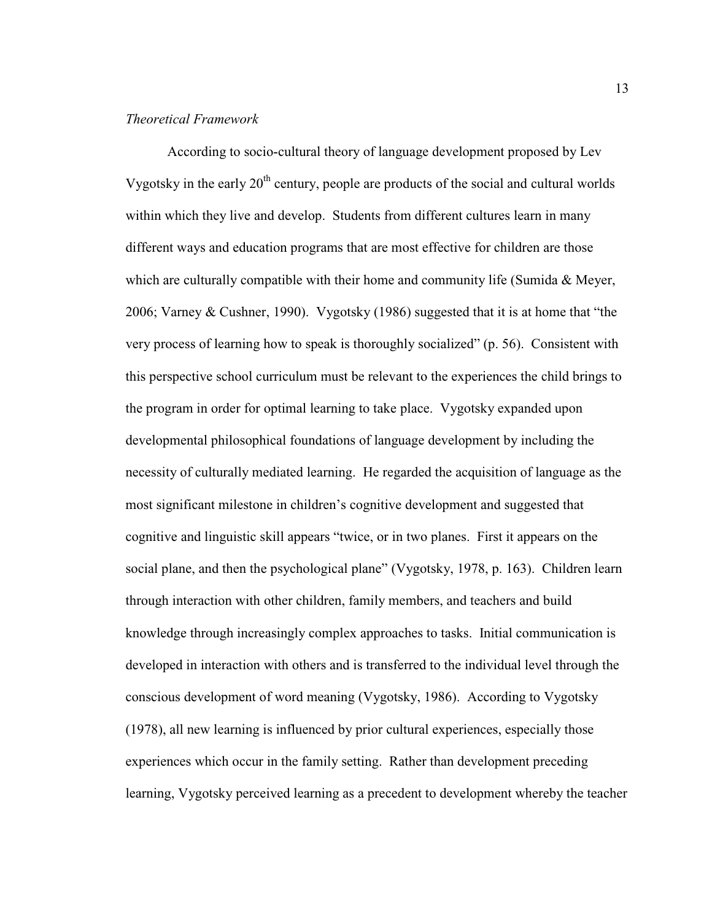*Theoretical Framework*

According to socio-cultural theory of language development proposed by Lev Vygotsky in the early 20th century, people are products of the social and cultural worlds within which they live and develop. Students from different cultures learn in many different ways and education programs that are most effective for children are those which are culturally compatible with their home and community life (Sumida & Meyer, 2006; Varney & Cushner, 1990). Vygotsky (1986) suggested that it is at home that "the very process of learning how to speak is thoroughly socialized" (p. 56). Consistent with this perspective school curriculum must be relevant to the experiences the child brings to the program in order for optimal learning to take place. Vygotsky expanded upon developmental philosophical foundations of language development by including the necessity of culturally mediated learning. He regarded the acquisition of language as the most significant milestone in children's cognitive development and suggested that cognitive and linguistic skill appears "twice, or in two planes. First it appears on the social plane, and then the psychological plane" (Vygotsky, 1978, p. 163). Children learn through interaction with other children, family members, and teachers and build knowledge through increasingly complex approaches to tasks. Initial communication is developed in interaction with others and is transferred to the individual level through the conscious development of word meaning (Vygotsky, 1986). According to Vygotsky (1978), all new learning is influenced by prior cultural experiences, especially those experiences which occur in the family setting. Rather than development preceding learning, Vygotsky perceived learning as a precedent to development whereby the teacher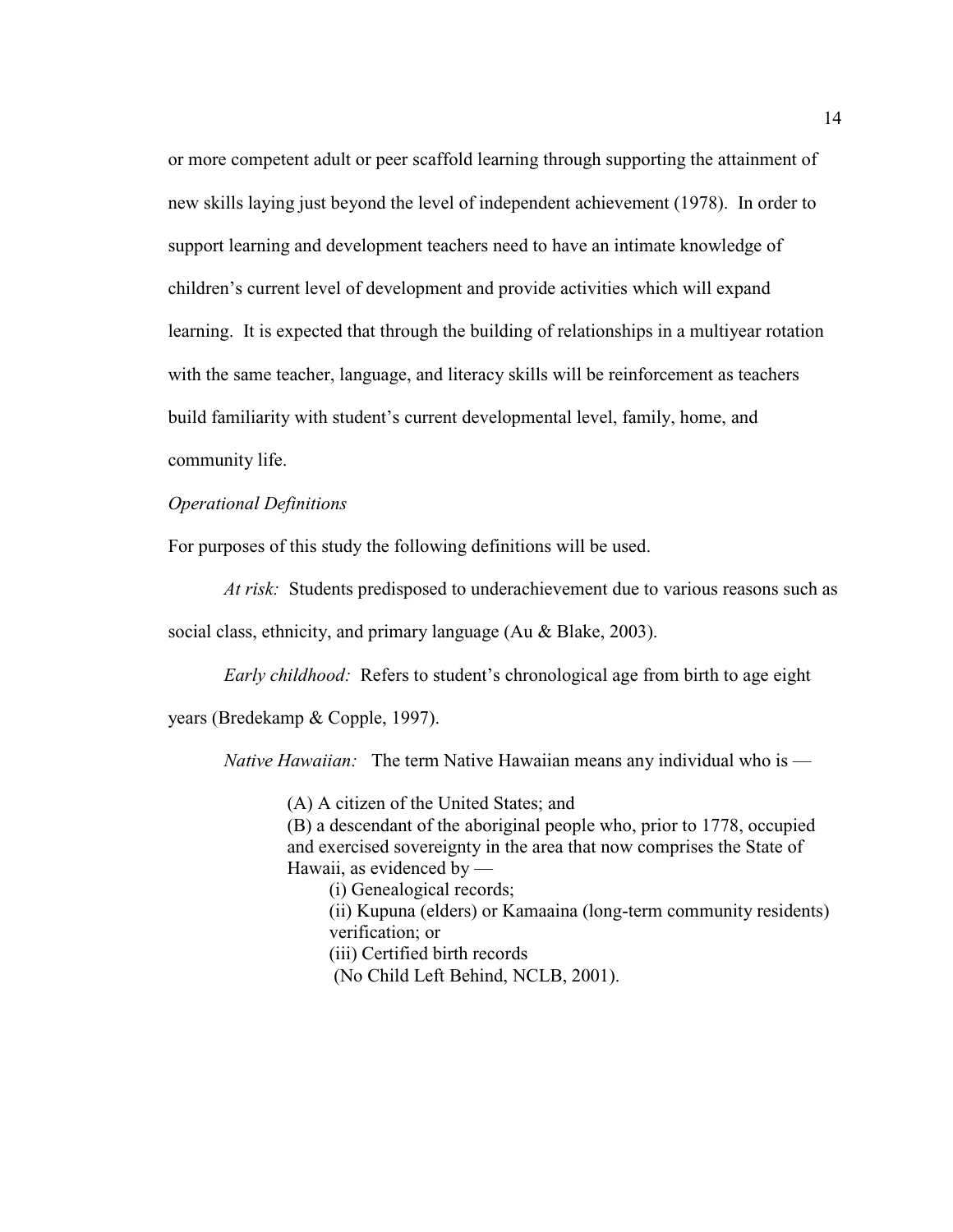or more competent adult or peer scaffold learning through supporting the attainment of new skills laying just beyond the level of independent achievement (1978). In order to support learning and development teachers need to have an intimate knowledge of children's current level of development and provide activities which will expand learning. It is expected that through the building of relationships in a multiyear rotation with the same teacher, language, and literacy skills will be reinforcement as teachers build familiarity with student's current developmental level, family, home, and community life.

*Operational Definitions*

For purposes of this study the following definitions will be used.

*At risk:* Students predisposed to underachievement due to various reasons such as social class, ethnicity, and primary language (Au & Blake, 2003).

*Early childhood:* Refers to student's chronological age from birth to age eight years (Bredekamp & Copple, 1997).

*Native Hawaiian:* The term Native Hawaiian means any individual who is —

> (A) A citizen of the United States; and
> (B) a descendant of the aboriginal people who, prior to 1778, occupied and exercised sovereignty in the area that now comprises the State of Hawaii, as evidenced by —
>> (i) Genealogical records;
>> (ii) Kupuna (elders) or Kamaaina (long-term community residents) verification; or
>> (iii) Certified birth records
>> (No Child Left Behind, NCLB, 2001).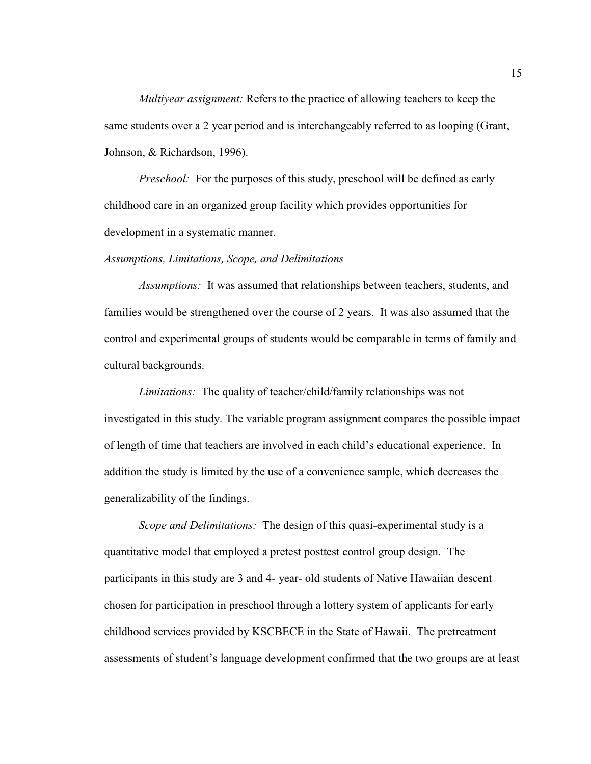*Multiyear assignment:* Refers to the practice of allowing teachers to keep the same students over a 2 year period and is interchangeably referred to as looping (Grant, Johnson, & Richardson, 1996).

*Preschool:* For the purposes of this study, preschool will be defined as early childhood care in an organized group facility which provides opportunities for development in a systematic manner.

### *Assumptions, Limitations, Scope, and Delimitations*

*Assumptions:* It was assumed that relationships between teachers, students, and families would be strengthened over the course of 2 years. It was also assumed that the control and experimental groups of students would be comparable in terms of family and cultural backgrounds.

*Limitations:* The quality of teacher/child/family relationships was not investigated in this study. The variable program assignment compares the possible impact of length of time that teachers are involved in each child's educational experience. In addition the study is limited by the use of a convenience sample, which decreases the generalizability of the findings.

*Scope and Delimitations:* The design of this quasi-experimental study is a quantitative model that employed a pretest posttest control group design. The participants in this study are 3 and 4- year- old students of Native Hawaiian descent chosen for participation in preschool through a lottery system of applicants for early childhood services provided by KSCBECE in the State of Hawaii. The pretreatment assessments of student's language development confirmed that the two groups are at least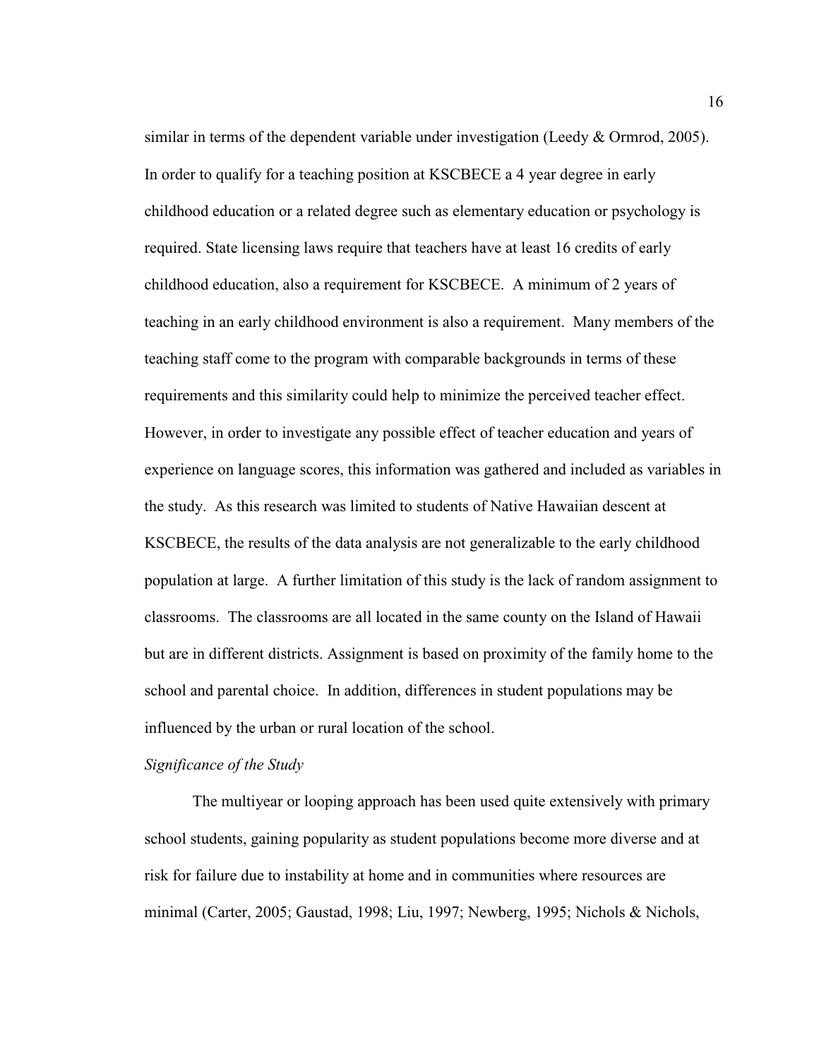similar in terms of the dependent variable under investigation (Leedy & Ormrod, 2005). In order to qualify for a teaching position at KSCBECE a 4 year degree in early childhood education or a related degree such as elementary education or psychology is required. State licensing laws require that teachers have at least 16 credits of early childhood education, also a requirement for KSCBECE. A minimum of 2 years of teaching in an early childhood environment is also a requirement. Many members of the teaching staff come to the program with comparable backgrounds in terms of these requirements and this similarity could help to minimize the perceived teacher effect. However, in order to investigate any possible effect of teacher education and years of experience on language scores, this information was gathered and included as variables in the study. As this research was limited to students of Native Hawaiian descent at KSCBECE, the results of the data analysis are not generalizable to the early childhood population at large. A further limitation of this study is the lack of random assignment to classrooms. The classrooms are all located in the same county on the Island of Hawaii but are in different districts. Assignment is based on proximity of the family home to the school and parental choice. In addition, differences in student populations may be influenced by the urban or rural location of the school.

*Significance of the Study*

The multiyear or looping approach has been used quite extensively with primary school students, gaining popularity as student populations become more diverse and at risk for failure due to instability at home and in communities where resources are minimal (Carter, 2005; Gaustad, 1998; Liu, 1997; Newberg, 1995; Nichols & Nichols,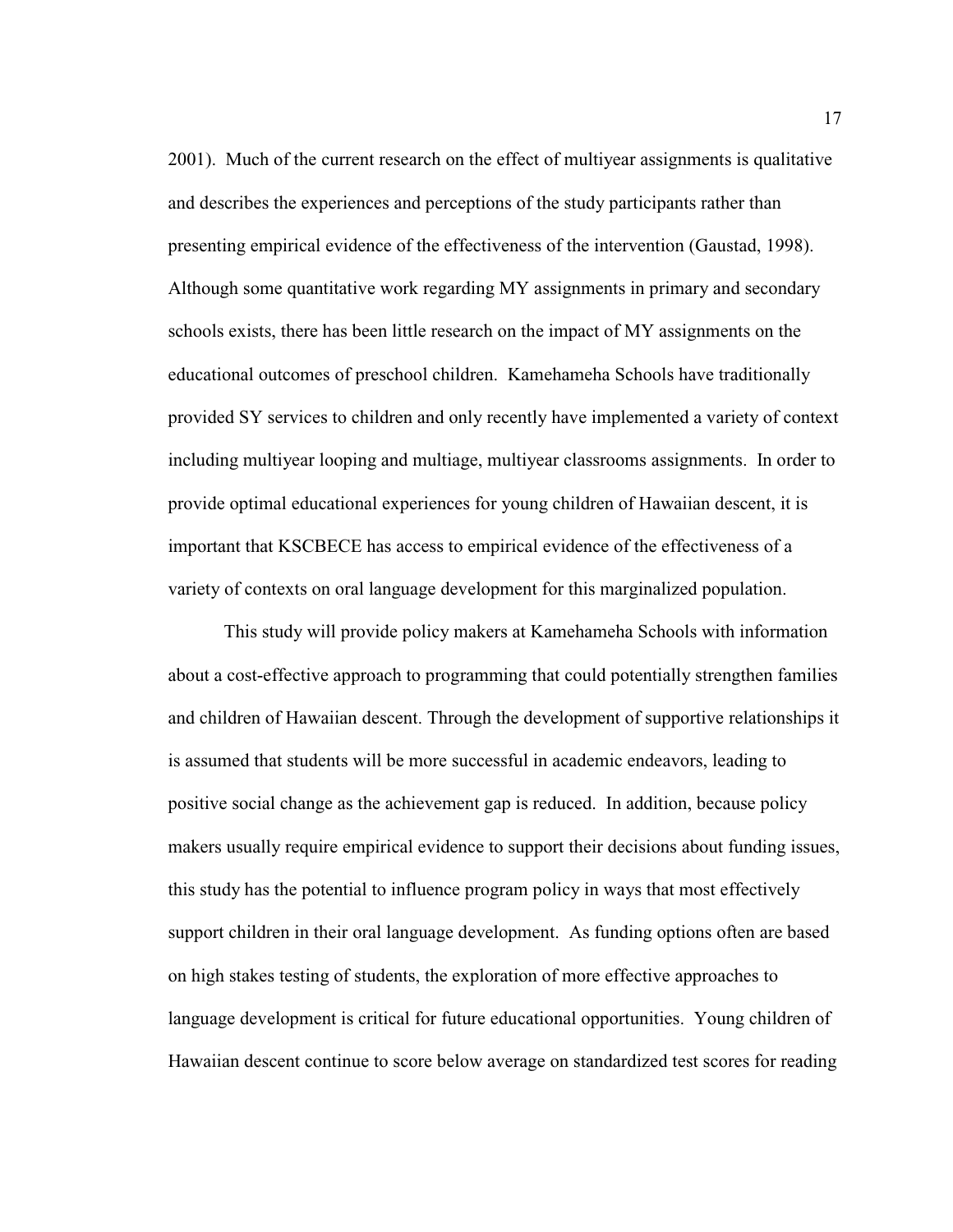2001). Much of the current research on the effect of multiyear assignments is qualitative and describes the experiences and perceptions of the study participants rather than presenting empirical evidence of the effectiveness of the intervention (Gaustad, 1998). Although some quantitative work regarding MY assignments in primary and secondary schools exists, there has been little research on the impact of MY assignments on the educational outcomes of preschool children. Kamehameha Schools have traditionally provided SY services to children and only recently have implemented a variety of context including multiyear looping and multiage, multiyear classrooms assignments. In order to provide optimal educational experiences for young children of Hawaiian descent, it is important that KSCBECE has access to empirical evidence of the effectiveness of a variety of contexts on oral language development for this marginalized population.

This study will provide policy makers at Kamehameha Schools with information about a cost-effective approach to programming that could potentially strengthen families and children of Hawaiian descent. Through the development of supportive relationships it is assumed that students will be more successful in academic endeavors, leading to positive social change as the achievement gap is reduced. In addition, because policy makers usually require empirical evidence to support their decisions about funding issues, this study has the potential to influence program policy in ways that most effectively support children in their oral language development. As funding options often are based on high stakes testing of students, the exploration of more effective approaches to language development is critical for future educational opportunities. Young children of Hawaiian descent continue to score below average on standardized test scores for reading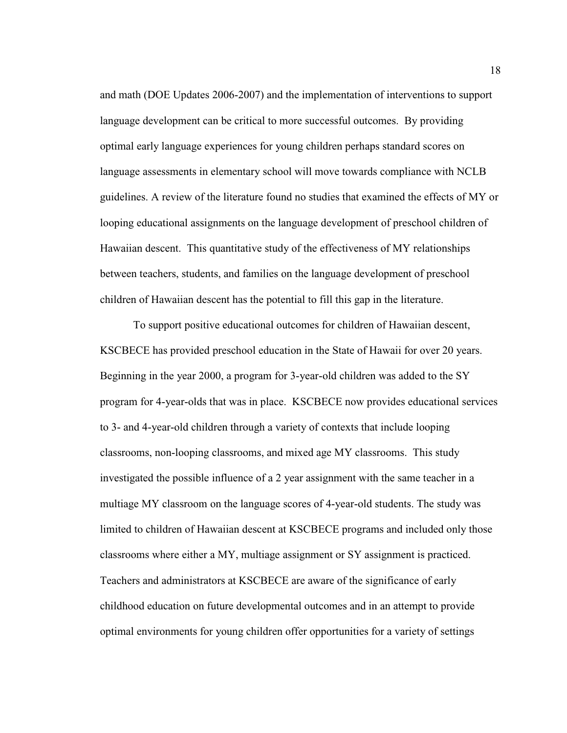and math (DOE Updates 2006-2007) and the implementation of interventions to support language development can be critical to more successful outcomes. By providing optimal early language experiences for young children perhaps standard scores on language assessments in elementary school will move towards compliance with NCLB guidelines. A review of the literature found no studies that examined the effects of MY or looping educational assignments on the language development of preschool children of Hawaiian descent. This quantitative study of the effectiveness of MY relationships between teachers, students, and families on the language development of preschool children of Hawaiian descent has the potential to fill this gap in the literature.

To support positive educational outcomes for children of Hawaiian descent, KSCBECE has provided preschool education in the State of Hawaii for over 20 years. Beginning in the year 2000, a program for 3-year-old children was added to the SY program for 4-year-olds that was in place. KSCBECE now provides educational services to 3- and 4-year-old children through a variety of contexts that include looping classrooms, non-looping classrooms, and mixed age MY classrooms. This study investigated the possible influence of a 2 year assignment with the same teacher in a multiage MY classroom on the language scores of 4-year-old students. The study was limited to children of Hawaiian descent at KSCBECE programs and included only those classrooms where either a MY, multiage assignment or SY assignment is practiced. Teachers and administrators at KSCBECE are aware of the significance of early childhood education on future developmental outcomes and in an attempt to provide optimal environments for young children offer opportunities for a variety of settings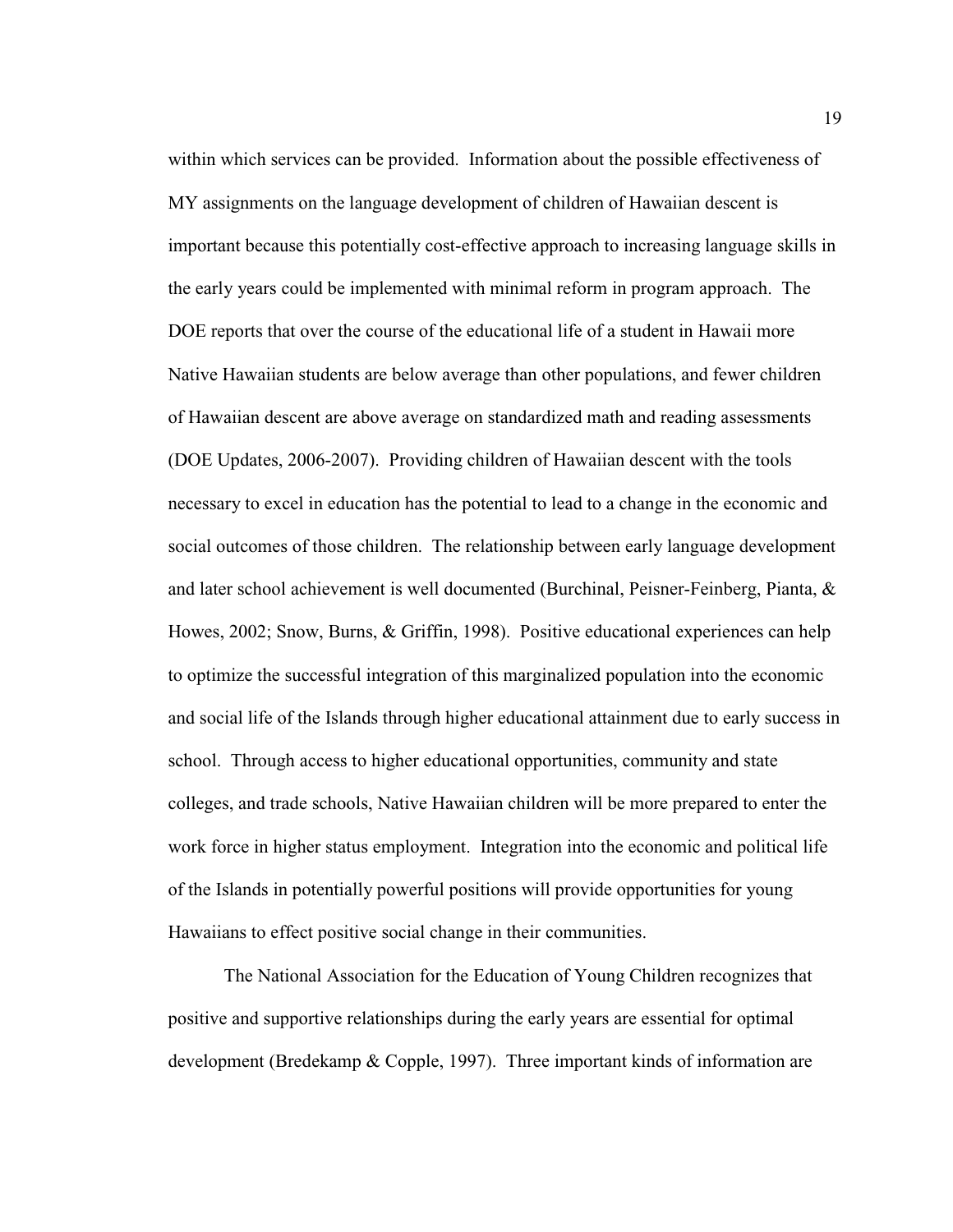within which services can be provided. Information about the possible effectiveness of MY assignments on the language development of children of Hawaiian descent is important because this potentially cost-effective approach to increasing language skills in the early years could be implemented with minimal reform in program approach. The DOE reports that over the course of the educational life of a student in Hawaii more Native Hawaiian students are below average than other populations, and fewer children of Hawaiian descent are above average on standardized math and reading assessments (DOE Updates, 2006-2007). Providing children of Hawaiian descent with the tools necessary to excel in education has the potential to lead to a change in the economic and social outcomes of those children. The relationship between early language development and later school achievement is well documented (Burchinal, Peisner-Feinberg, Pianta, & Howes, 2002; Snow, Burns, & Griffin, 1998). Positive educational experiences can help to optimize the successful integration of this marginalized population into the economic and social life of the Islands through higher educational attainment due to early success in school. Through access to higher educational opportunities, community and state colleges, and trade schools, Native Hawaiian children will be more prepared to enter the work force in higher status employment. Integration into the economic and political life of the Islands in potentially powerful positions will provide opportunities for young Hawaiians to effect positive social change in their communities.

The National Association for the Education of Young Children recognizes that positive and supportive relationships during the early years are essential for optimal development (Bredekamp & Copple, 1997). Three important kinds of information are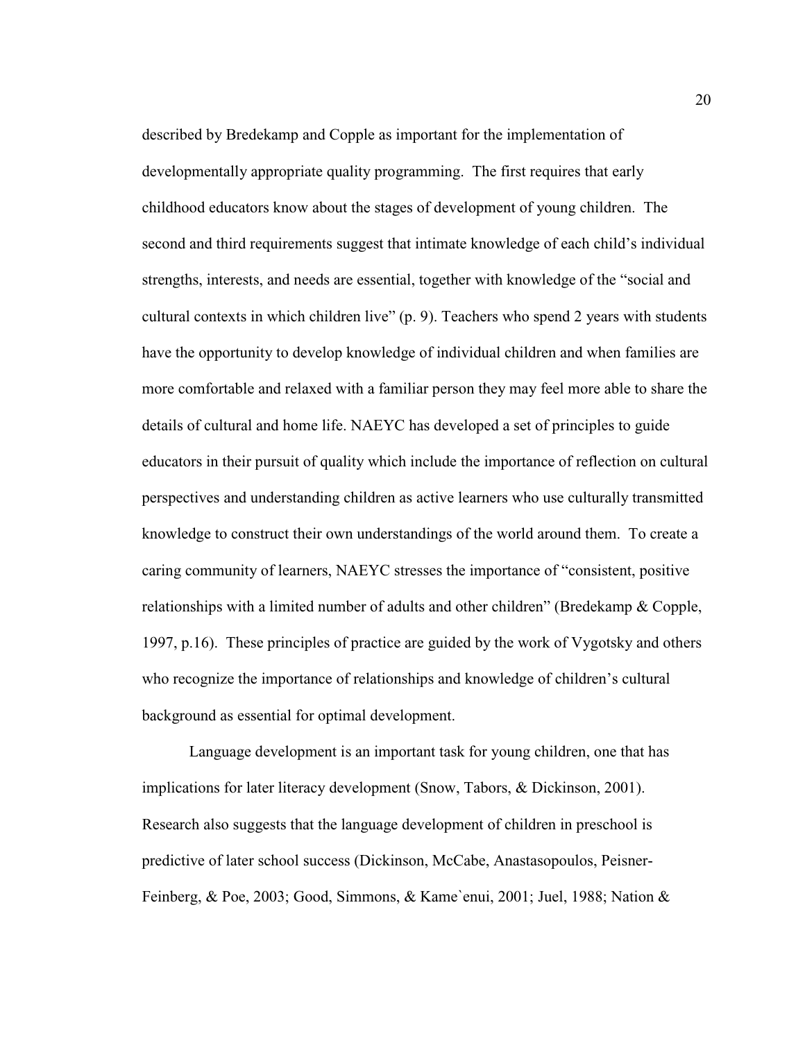described by Bredekamp and Copple as important for the implementation of developmentally appropriate quality programming. The first requires that early childhood educators know about the stages of development of young children. The second and third requirements suggest that intimate knowledge of each child's individual strengths, interests, and needs are essential, together with knowledge of the "social and cultural contexts in which children live" (p. 9). Teachers who spend 2 years with students have the opportunity to develop knowledge of individual children and when families are more comfortable and relaxed with a familiar person they may feel more able to share the details of cultural and home life. NAEYC has developed a set of principles to guide educators in their pursuit of quality which include the importance of reflection on cultural perspectives and understanding children as active learners who use culturally transmitted knowledge to construct their own understandings of the world around them. To create a caring community of learners, NAEYC stresses the importance of "consistent, positive relationships with a limited number of adults and other children" (Bredekamp & Copple, 1997, p.16). These principles of practice are guided by the work of Vygotsky and others who recognize the importance of relationships and knowledge of children's cultural background as essential for optimal development.

Language development is an important task for young children, one that has implications for later literacy development (Snow, Tabors, & Dickinson, 2001). Research also suggests that the language development of children in preschool is predictive of later school success (Dickinson, McCabe, Anastasopoulos, Peisner-Feinberg, & Poe, 2003; Good, Simmons, & Kame`enui, 2001; Juel, 1988; Nation &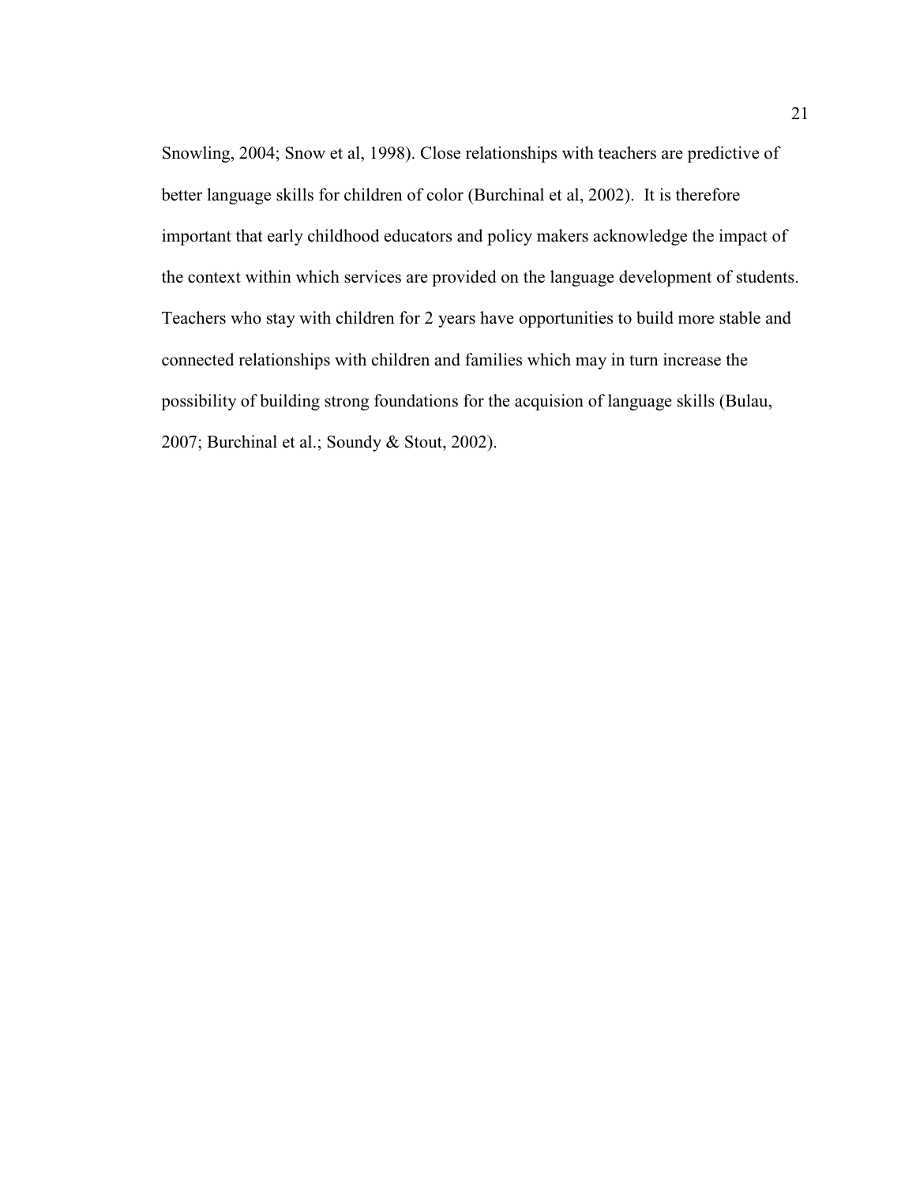Snowling, 2004; Snow et al, 1998). Close relationships with teachers are predictive of better language skills for children of color (Burchinal et al, 2002). It is therefore important that early childhood educators and policy makers acknowledge the impact of the context within which services are provided on the language development of students. Teachers who stay with children for 2 years have opportunities to build more stable and connected relationships with children and families which may in turn increase the possibility of building strong foundations for the acquision of language skills (Bulau, 2007; Burchinal et al.; Soundy & Stout, 2002).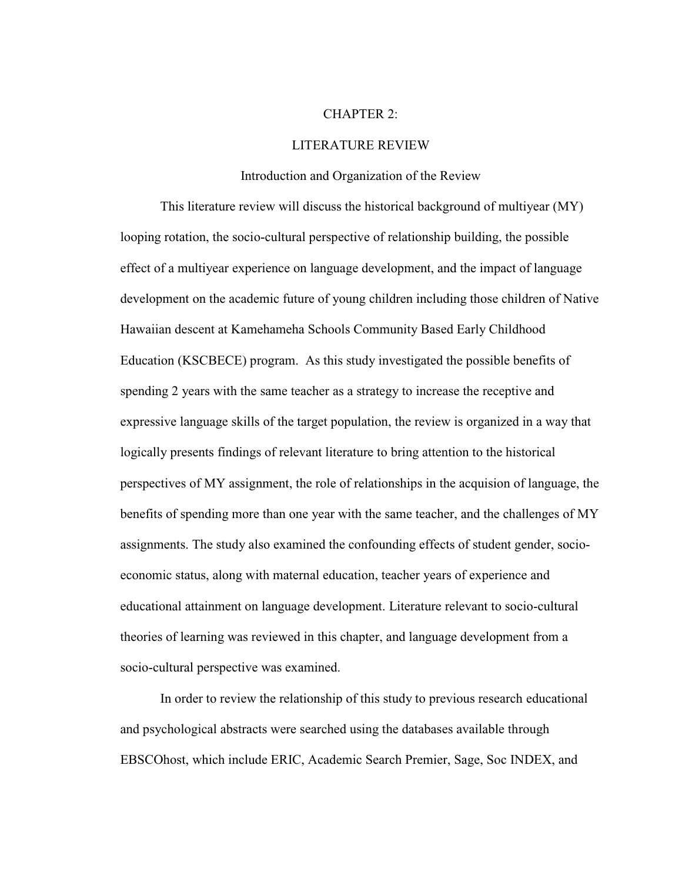# CHAPTER 2:

# LITERATURE REVIEW

## Introduction and Organization of the Review

This literature review will discuss the historical background of multiyear (MY) looping rotation, the socio-cultural perspective of relationship building, the possible effect of a multiyear experience on language development, and the impact of language development on the academic future of young children including those children of Native Hawaiian descent at Kamehameha Schools Community Based Early Childhood Education (KSCBECE) program. As this study investigated the possible benefits of spending 2 years with the same teacher as a strategy to increase the receptive and expressive language skills of the target population, the review is organized in a way that logically presents findings of relevant literature to bring attention to the historical perspectives of MY assignment, the role of relationships in the acquision of language, the benefits of spending more than one year with the same teacher, and the challenges of MY assignments. The study also examined the confounding effects of student gender, socio-economic status, along with maternal education, teacher years of experience and educational attainment on language development. Literature relevant to socio-cultural theories of learning was reviewed in this chapter, and language development from a socio-cultural perspective was examined.

In order to review the relationship of this study to previous research educational and psychological abstracts were searched using the databases available through EBSCOhost, which include ERIC, Academic Search Premier, Sage, Soc INDEX, and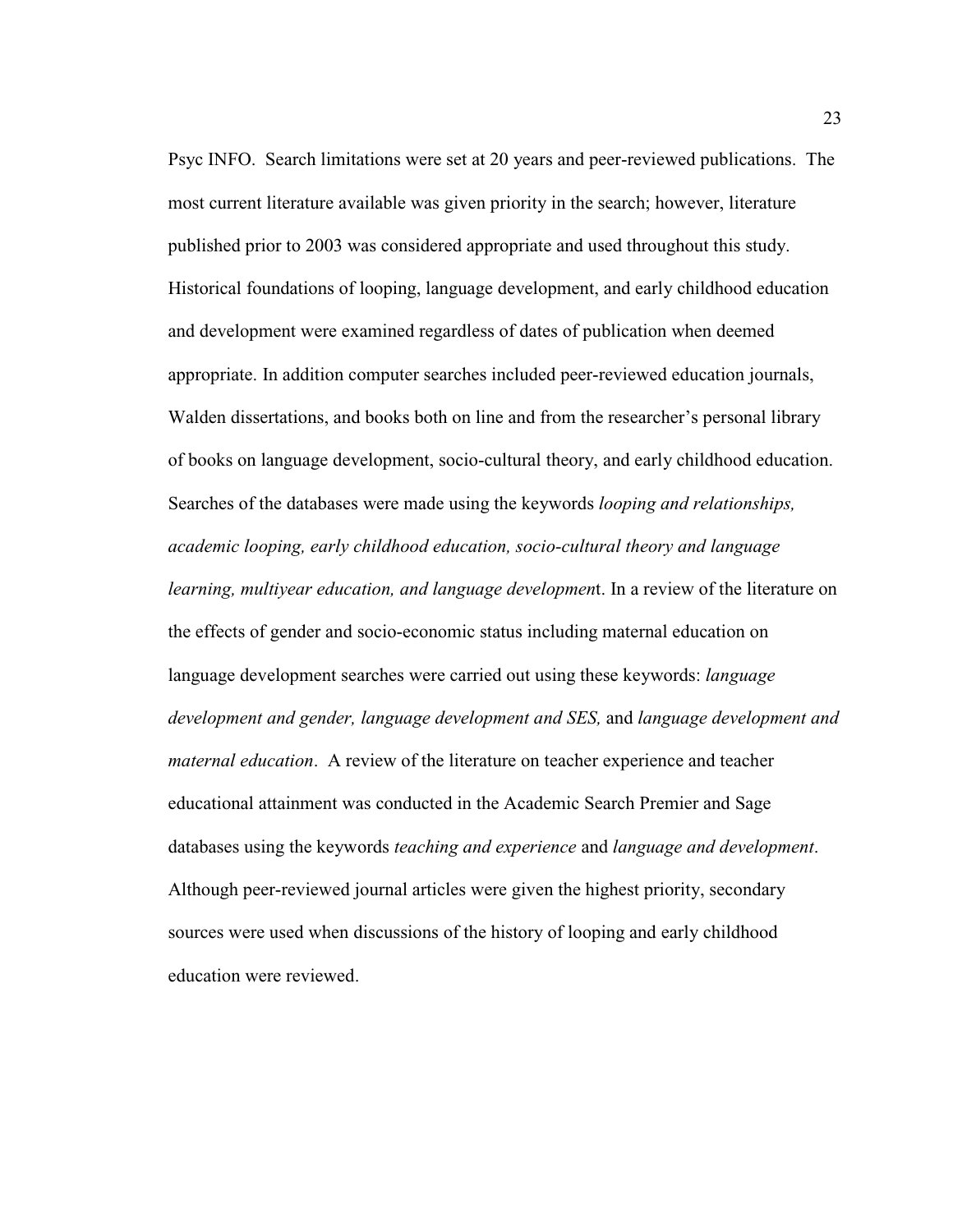Psyc INFO. Search limitations were set at 20 years and peer-reviewed publications. The most current literature available was given priority in the search; however, literature published prior to 2003 was considered appropriate and used throughout this study. Historical foundations of looping, language development, and early childhood education and development were examined regardless of dates of publication when deemed appropriate. In addition computer searches included peer-reviewed education journals, Walden dissertations, and books both on line and from the researcher's personal library of books on language development, socio-cultural theory, and early childhood education. Searches of the databases were made using the keywords *looping and relationships, academic looping, early childhood education, socio-cultural theory and language learning, multiyear education, and language developmen*t. In a review of the literature on the effects of gender and socio-economic status including maternal education on language development searches were carried out using these keywords: *language development and gender, language development and SES,* and *language development and maternal education*. A review of the literature on teacher experience and teacher educational attainment was conducted in the Academic Search Premier and Sage databases using the keywords *teaching and experience* and *language and development*. Although peer-reviewed journal articles were given the highest priority, secondary sources were used when discussions of the history of looping and early childhood education were reviewed.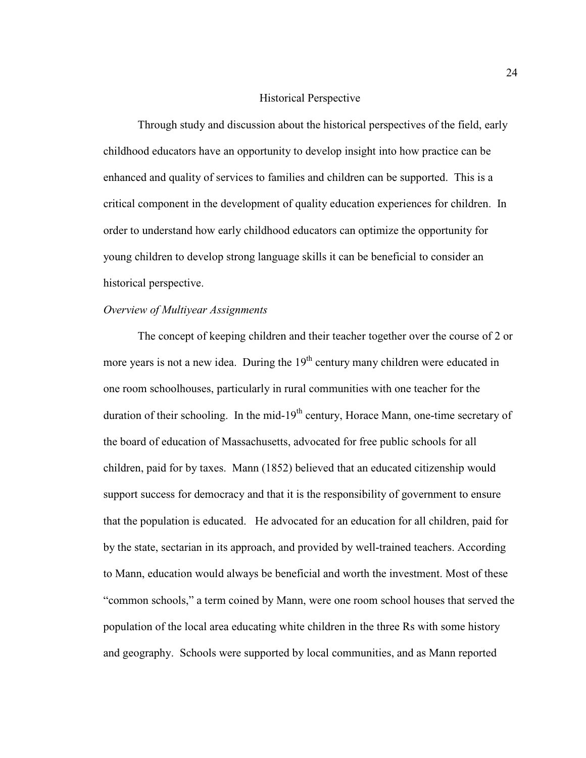## Historical Perspective

Through study and discussion about the historical perspectives of the field, early childhood educators have an opportunity to develop insight into how practice can be enhanced and quality of services to families and children can be supported. This is a critical component in the development of quality education experiences for children. In order to understand how early childhood educators can optimize the opportunity for young children to develop strong language skills it can be beneficial to consider an historical perspective.

### *Overview of Multiyear Assignments*

The concept of keeping children and their teacher together over the course of 2 or more years is not a new idea. During the 19th century many children were educated in one room schoolhouses, particularly in rural communities with one teacher for the duration of their schooling. In the mid-19th century, Horace Mann, one-time secretary of the board of education of Massachusetts, advocated for free public schools for all children, paid for by taxes. Mann (1852) believed that an educated citizenship would support success for democracy and that it is the responsibility of government to ensure that the population is educated. He advocated for an education for all children, paid for by the state, sectarian in its approach, and provided by well-trained teachers. According to Mann, education would always be beneficial and worth the investment. Most of these "common schools," a term coined by Mann, were one room school houses that served the population of the local area educating white children in the three Rs with some history and geography. Schools were supported by local communities, and as Mann reported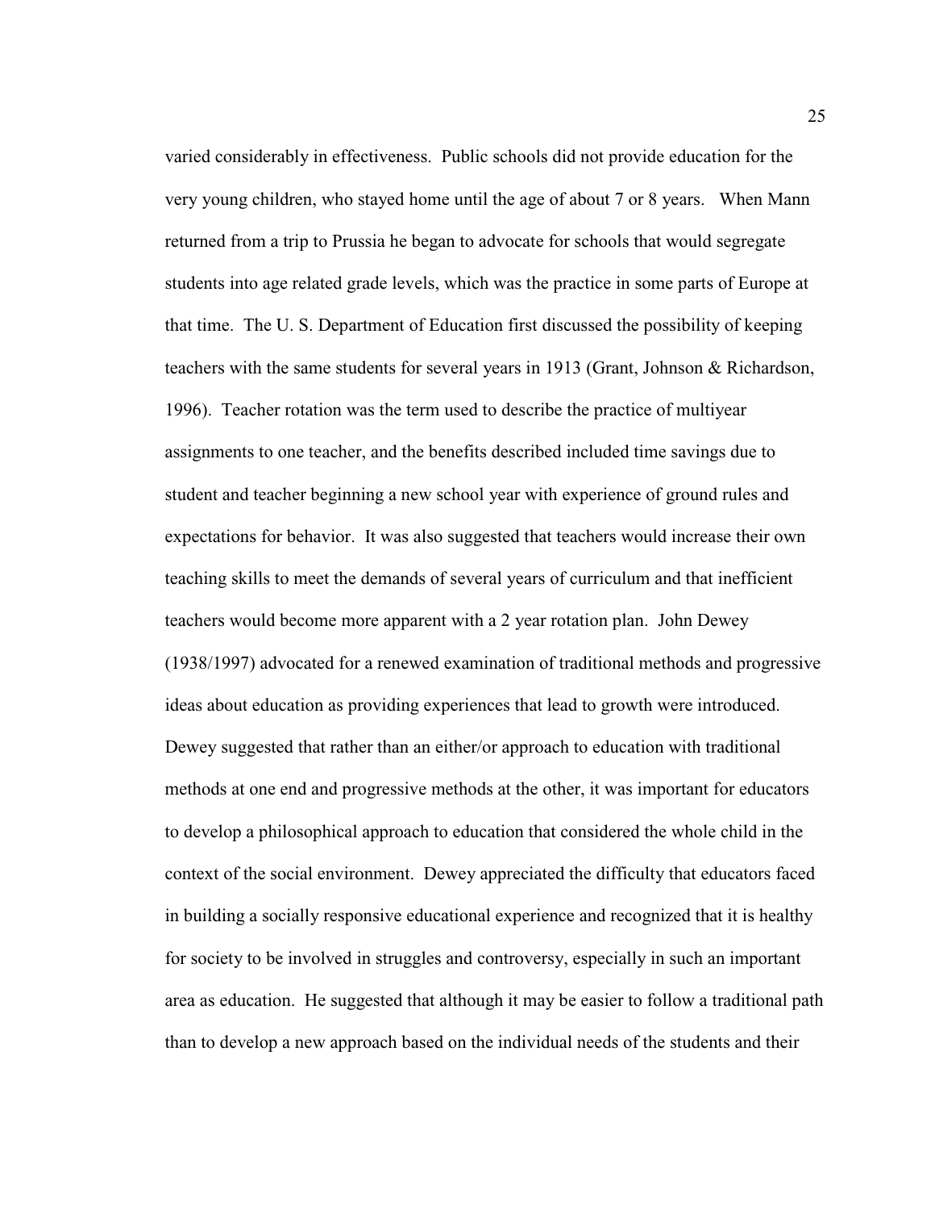varied considerably in effectiveness. Public schools did not provide education for the very young children, who stayed home until the age of about 7 or 8 years. When Mann returned from a trip to Prussia he began to advocate for schools that would segregate students into age related grade levels, which was the practice in some parts of Europe at that time. The U. S. Department of Education first discussed the possibility of keeping teachers with the same students for several years in 1913 (Grant, Johnson & Richardson, 1996). Teacher rotation was the term used to describe the practice of multiyear assignments to one teacher, and the benefits described included time savings due to student and teacher beginning a new school year with experience of ground rules and expectations for behavior. It was also suggested that teachers would increase their own teaching skills to meet the demands of several years of curriculum and that inefficient teachers would become more apparent with a 2 year rotation plan. John Dewey (1938/1997) advocated for a renewed examination of traditional methods and progressive ideas about education as providing experiences that lead to growth were introduced. Dewey suggested that rather than an either/or approach to education with traditional methods at one end and progressive methods at the other, it was important for educators to develop a philosophical approach to education that considered the whole child in the context of the social environment. Dewey appreciated the difficulty that educators faced in building a socially responsive educational experience and recognized that it is healthy for society to be involved in struggles and controversy, especially in such an important area as education. He suggested that although it may be easier to follow a traditional path than to develop a new approach based on the individual needs of the students and their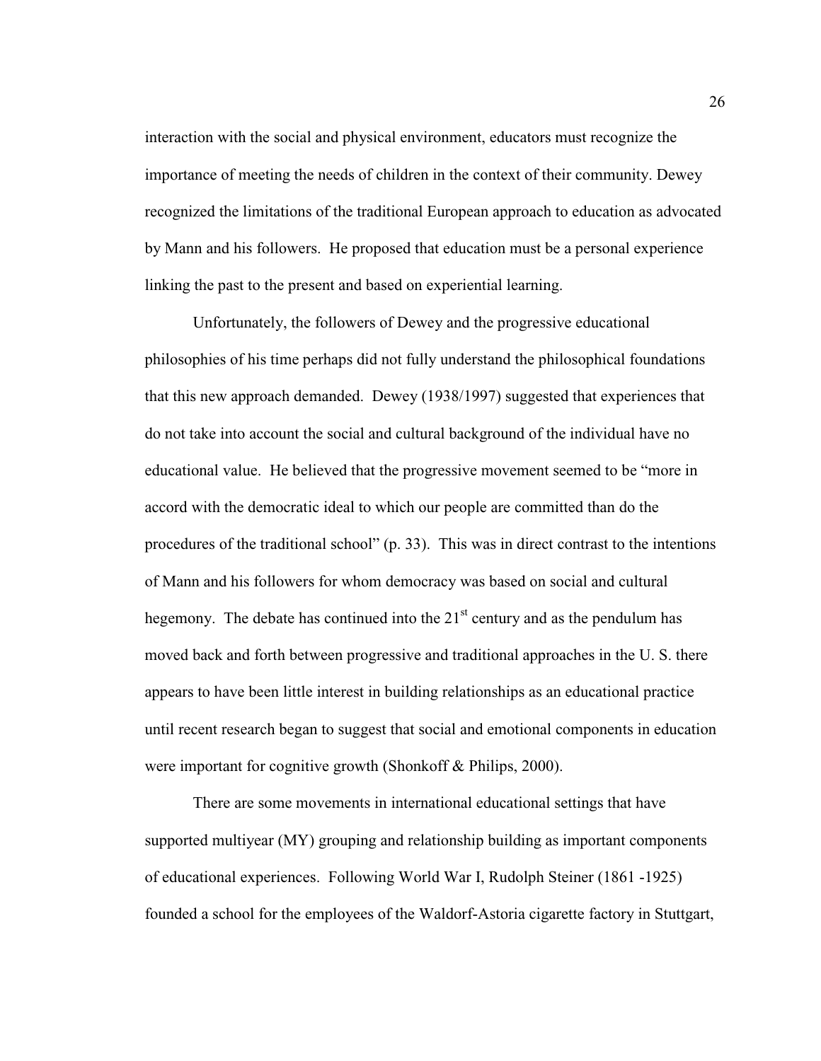interaction with the social and physical environment, educators must recognize the importance of meeting the needs of children in the context of their community. Dewey recognized the limitations of the traditional European approach to education as advocated by Mann and his followers. He proposed that education must be a personal experience linking the past to the present and based on experiential learning.

Unfortunately, the followers of Dewey and the progressive educational philosophies of his time perhaps did not fully understand the philosophical foundations that this new approach demanded. Dewey (1938/1997) suggested that experiences that do not take into account the social and cultural background of the individual have no educational value. He believed that the progressive movement seemed to be "more in accord with the democratic ideal to which our people are committed than do the procedures of the traditional school" (p. 33). This was in direct contrast to the intentions of Mann and his followers for whom democracy was based on social and cultural hegemony. The debate has continued into the 21st century and as the pendulum has moved back and forth between progressive and traditional approaches in the U. S. there appears to have been little interest in building relationships as an educational practice until recent research began to suggest that social and emotional components in education were important for cognitive growth (Shonkoff & Philips, 2000).

There are some movements in international educational settings that have supported multiyear (MY) grouping and relationship building as important components of educational experiences. Following World War I, Rudolph Steiner (1861 -1925) founded a school for the employees of the Waldorf-Astoria cigarette factory in Stuttgart,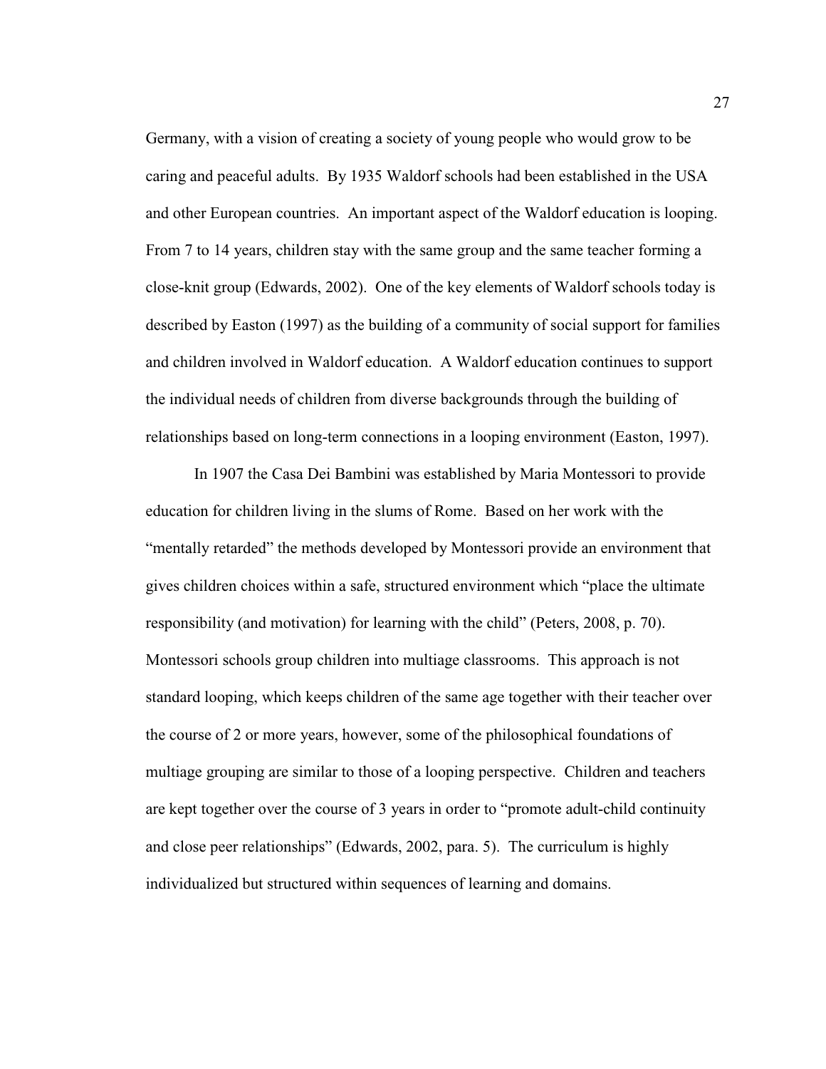Germany, with a vision of creating a society of young people who would grow to be caring and peaceful adults. By 1935 Waldorf schools had been established in the USA and other European countries. An important aspect of the Waldorf education is looping. From 7 to 14 years, children stay with the same group and the same teacher forming a close-knit group (Edwards, 2002). One of the key elements of Waldorf schools today is described by Easton (1997) as the building of a community of social support for families and children involved in Waldorf education. A Waldorf education continues to support the individual needs of children from diverse backgrounds through the building of relationships based on long-term connections in a looping environment (Easton, 1997).

In 1907 the Casa Dei Bambini was established by Maria Montessori to provide education for children living in the slums of Rome. Based on her work with the "mentally retarded" the methods developed by Montessori provide an environment that gives children choices within a safe, structured environment which "place the ultimate responsibility (and motivation) for learning with the child" (Peters, 2008, p. 70). Montessori schools group children into multiage classrooms. This approach is not standard looping, which keeps children of the same age together with their teacher over the course of 2 or more years, however, some of the philosophical foundations of multiage grouping are similar to those of a looping perspective. Children and teachers are kept together over the course of 3 years in order to "promote adult-child continuity and close peer relationships" (Edwards, 2002, para. 5). The curriculum is highly individualized but structured within sequences of learning and domains.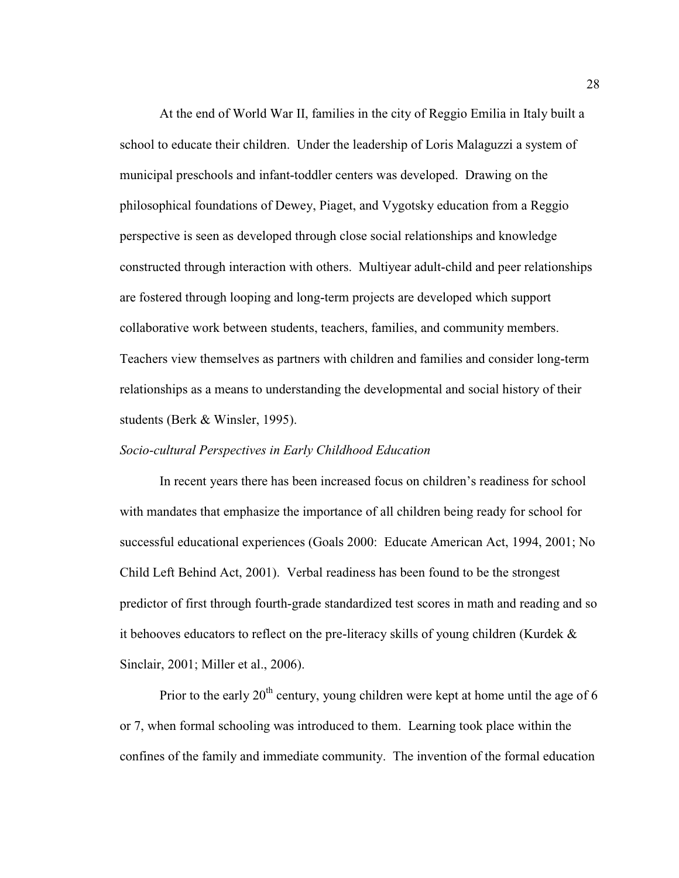At the end of World War II, families in the city of Reggio Emilia in Italy built a school to educate their children. Under the leadership of Loris Malaguzzi a system of municipal preschools and infant-toddler centers was developed. Drawing on the philosophical foundations of Dewey, Piaget, and Vygotsky education from a Reggio perspective is seen as developed through close social relationships and knowledge constructed through interaction with others. Multiyear adult-child and peer relationships are fostered through looping and long-term projects are developed which support collaborative work between students, teachers, families, and community members. Teachers view themselves as partners with children and families and consider long-term relationships as a means to understanding the developmental and social history of their students (Berk & Winsler, 1995).

*Socio-cultural Perspectives in Early Childhood Education*

In recent years there has been increased focus on children's readiness for school with mandates that emphasize the importance of all children being ready for school for successful educational experiences (Goals 2000: Educate American Act, 1994, 2001; No Child Left Behind Act, 2001). Verbal readiness has been found to be the strongest predictor of first through fourth-grade standardized test scores in math and reading and so it behooves educators to reflect on the pre-literacy skills of young children (Kurdek & Sinclair, 2001; Miller et al., 2006).

Prior to the early 20th century, young children were kept at home until the age of 6 or 7, when formal schooling was introduced to them. Learning took place within the confines of the family and immediate community. The invention of the formal education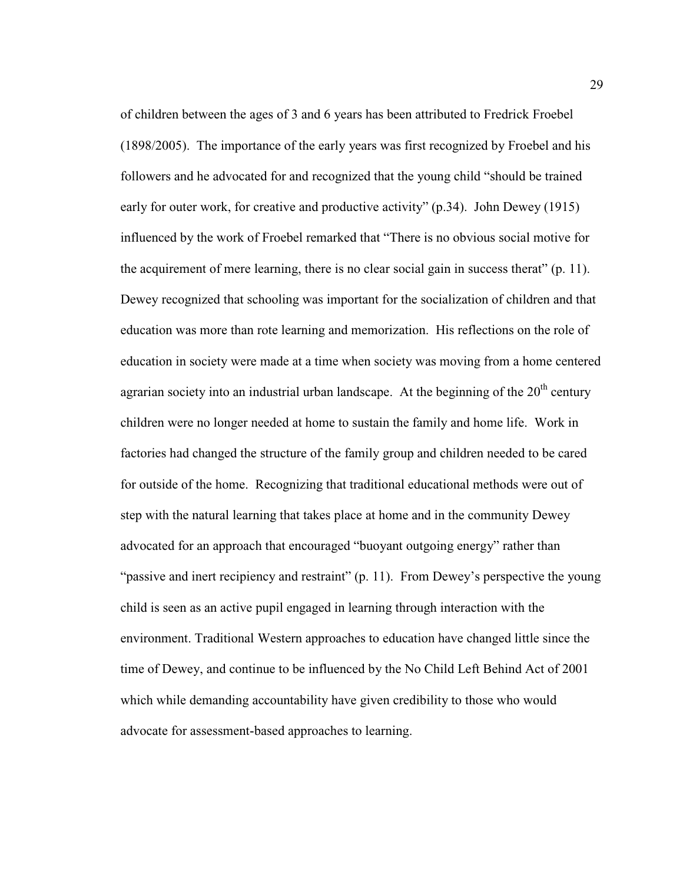of children between the ages of 3 and 6 years has been attributed to Fredrick Froebel (1898/2005). The importance of the early years was first recognized by Froebel and his followers and he advocated for and recognized that the young child "should be trained early for outer work, for creative and productive activity" (p.34). John Dewey (1915) influenced by the work of Froebel remarked that "There is no obvious social motive for the acquirement of mere learning, there is no clear social gain in success therat" (p. 11). Dewey recognized that schooling was important for the socialization of children and that education was more than rote learning and memorization. His reflections on the role of education in society were made at a time when society was moving from a home centered agrarian society into an industrial urban landscape. At the beginning of the 20th century children were no longer needed at home to sustain the family and home life. Work in factories had changed the structure of the family group and children needed to be cared for outside of the home. Recognizing that traditional educational methods were out of step with the natural learning that takes place at home and in the community Dewey advocated for an approach that encouraged "buoyant outgoing energy" rather than "passive and inert recipiency and restraint" (p. 11). From Dewey's perspective the young child is seen as an active pupil engaged in learning through interaction with the environment. Traditional Western approaches to education have changed little since the time of Dewey, and continue to be influenced by the No Child Left Behind Act of 2001 which while demanding accountability have given credibility to those who would advocate for assessment-based approaches to learning.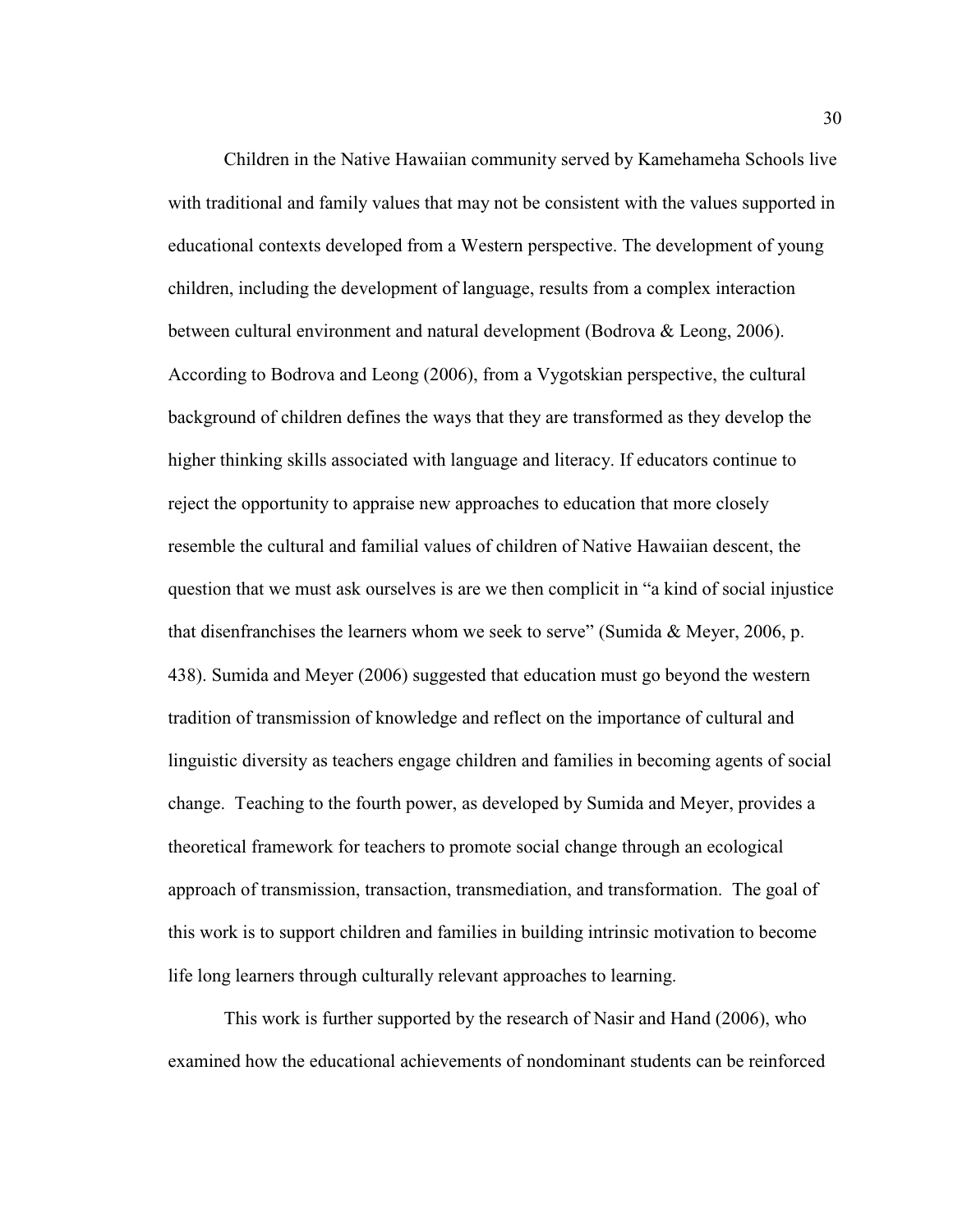Children in the Native Hawaiian community served by Kamehameha Schools live with traditional and family values that may not be consistent with the values supported in educational contexts developed from a Western perspective. The development of young children, including the development of language, results from a complex interaction between cultural environment and natural development (Bodrova & Leong, 2006). According to Bodrova and Leong (2006), from a Vygotskian perspective, the cultural background of children defines the ways that they are transformed as they develop the higher thinking skills associated with language and literacy. If educators continue to reject the opportunity to appraise new approaches to education that more closely resemble the cultural and familial values of children of Native Hawaiian descent, the question that we must ask ourselves is are we then complicit in "a kind of social injustice that disenfranchises the learners whom we seek to serve" (Sumida & Meyer, 2006, p. 438). Sumida and Meyer (2006) suggested that education must go beyond the western tradition of transmission of knowledge and reflect on the importance of cultural and linguistic diversity as teachers engage children and families in becoming agents of social change. Teaching to the fourth power, as developed by Sumida and Meyer, provides a theoretical framework for teachers to promote social change through an ecological approach of transmission, transaction, transmediation, and transformation. The goal of this work is to support children and families in building intrinsic motivation to become life long learners through culturally relevant approaches to learning.

This work is further supported by the research of Nasir and Hand (2006), who examined how the educational achievements of nondominant students can be reinforced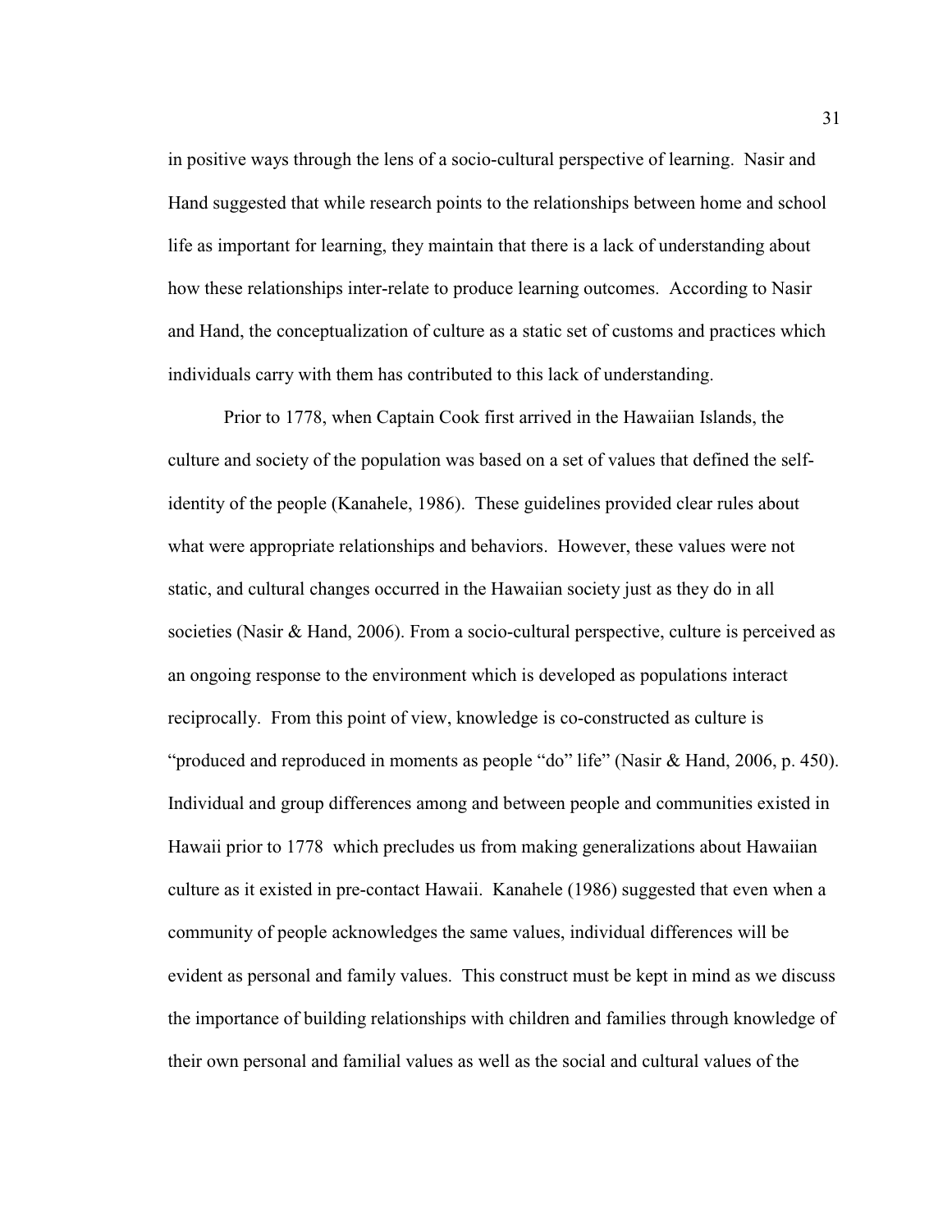in positive ways through the lens of a socio-cultural perspective of learning. Nasir and Hand suggested that while research points to the relationships between home and school life as important for learning, they maintain that there is a lack of understanding about how these relationships inter-relate to produce learning outcomes. According to Nasir and Hand, the conceptualization of culture as a static set of customs and practices which individuals carry with them has contributed to this lack of understanding.

Prior to 1778, when Captain Cook first arrived in the Hawaiian Islands, the culture and society of the population was based on a set of values that defined the self-identity of the people (Kanahele, 1986). These guidelines provided clear rules about what were appropriate relationships and behaviors. However, these values were not static, and cultural changes occurred in the Hawaiian society just as they do in all societies (Nasir & Hand, 2006). From a socio-cultural perspective, culture is perceived as an ongoing response to the environment which is developed as populations interact reciprocally. From this point of view, knowledge is co-constructed as culture is "produced and reproduced in moments as people "do" life" (Nasir & Hand, 2006, p. 450). Individual and group differences among and between people and communities existed in Hawaii prior to 1778 which precludes us from making generalizations about Hawaiian culture as it existed in pre-contact Hawaii. Kanahele (1986) suggested that even when a community of people acknowledges the same values, individual differences will be evident as personal and family values. This construct must be kept in mind as we discuss the importance of building relationships with children and families through knowledge of their own personal and familial values as well as the social and cultural values of the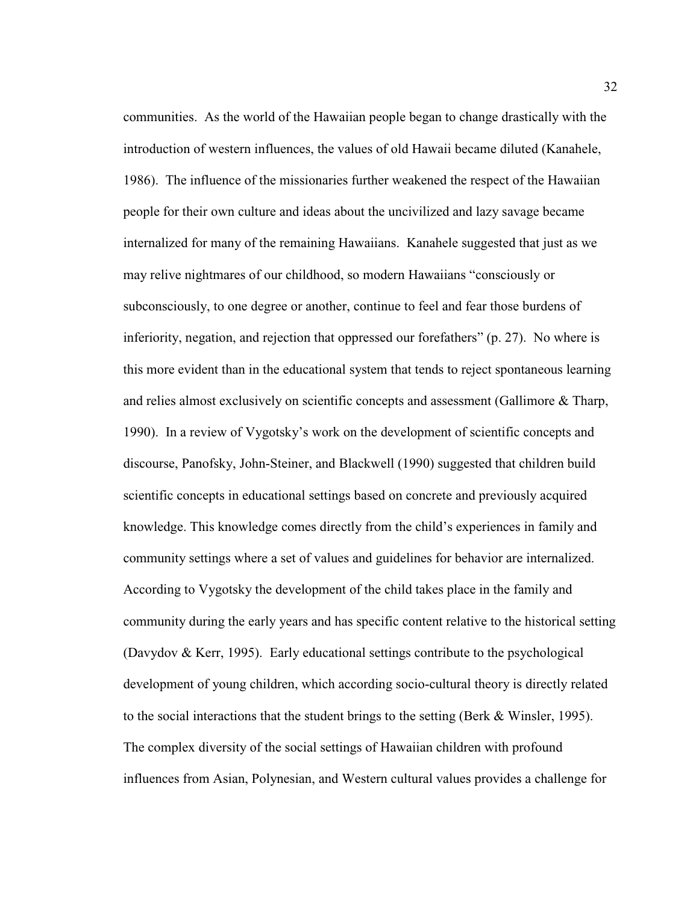communities. As the world of the Hawaiian people began to change drastically with the introduction of western influences, the values of old Hawaii became diluted (Kanahele, 1986). The influence of the missionaries further weakened the respect of the Hawaiian people for their own culture and ideas about the uncivilized and lazy savage became internalized for many of the remaining Hawaiians. Kanahele suggested that just as we may relive nightmares of our childhood, so modern Hawaiians "consciously or subconsciously, to one degree or another, continue to feel and fear those burdens of inferiority, negation, and rejection that oppressed our forefathers" (p. 27). No where is this more evident than in the educational system that tends to reject spontaneous learning and relies almost exclusively on scientific concepts and assessment (Gallimore & Tharp, 1990). In a review of Vygotsky's work on the development of scientific concepts and discourse, Panofsky, John-Steiner, and Blackwell (1990) suggested that children build scientific concepts in educational settings based on concrete and previously acquired knowledge. This knowledge comes directly from the child's experiences in family and community settings where a set of values and guidelines for behavior are internalized. According to Vygotsky the development of the child takes place in the family and community during the early years and has specific content relative to the historical setting (Davydov & Kerr, 1995). Early educational settings contribute to the psychological development of young children, which according socio-cultural theory is directly related to the social interactions that the student brings to the setting (Berk & Winsler, 1995). The complex diversity of the social settings of Hawaiian children with profound influences from Asian, Polynesian, and Western cultural values provides a challenge for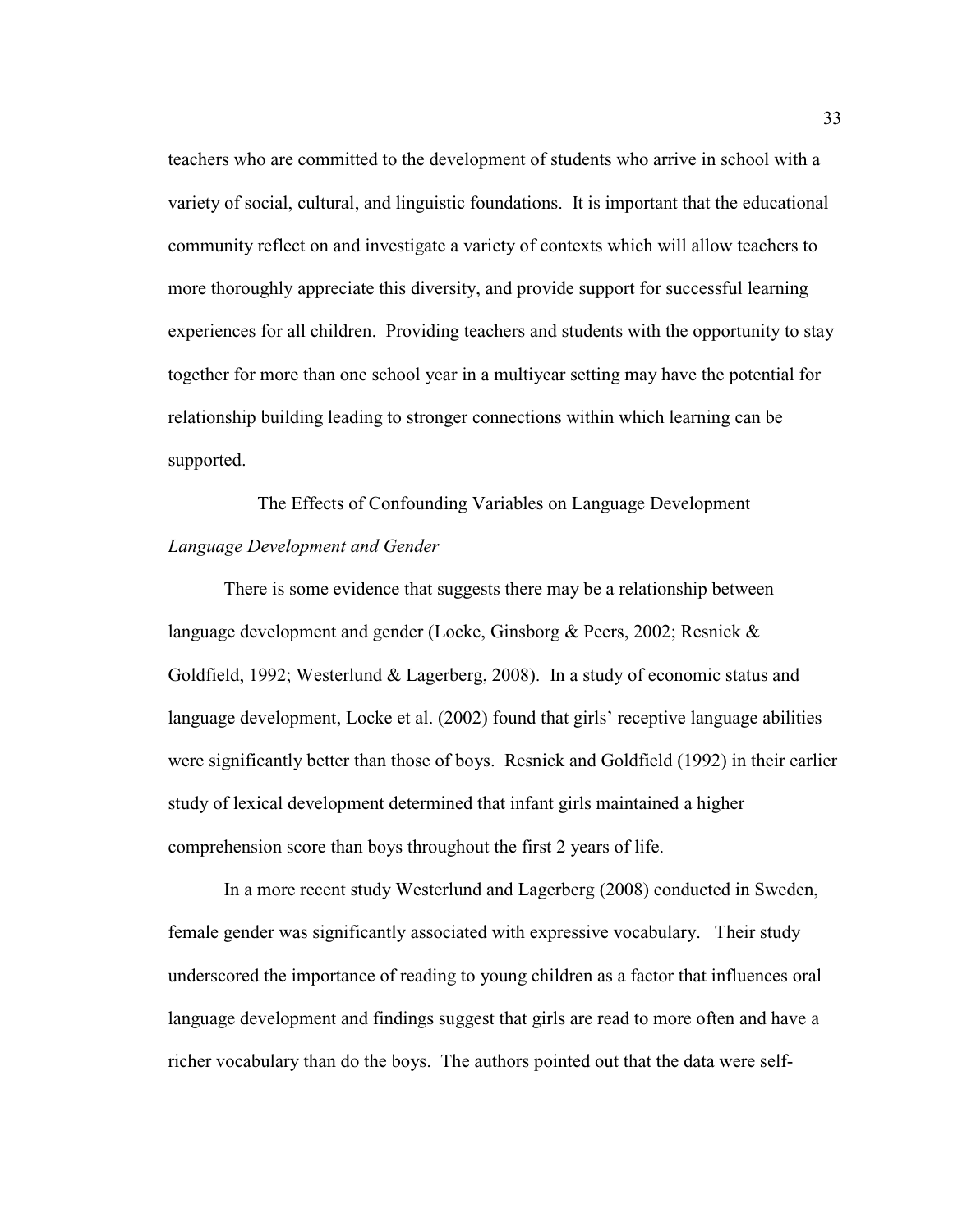teachers who are committed to the development of students who arrive in school with a variety of social, cultural, and linguistic foundations. It is important that the educational community reflect on and investigate a variety of contexts which will allow teachers to more thoroughly appreciate this diversity, and provide support for successful learning experiences for all children. Providing teachers and students with the opportunity to stay together for more than one school year in a multiyear setting may have the potential for relationship building leading to stronger connections within which learning can be supported.

## The Effects of Confounding Variables on Language Development

### *Language Development and Gender*

There is some evidence that suggests there may be a relationship between language development and gender (Locke, Ginsborg & Peers, 2002; Resnick & Goldfield, 1992; Westerlund & Lagerberg, 2008). In a study of economic status and language development, Locke et al. (2002) found that girls' receptive language abilities were significantly better than those of boys. Resnick and Goldfield (1992) in their earlier study of lexical development determined that infant girls maintained a higher comprehension score than boys throughout the first 2 years of life.

In a more recent study Westerlund and Lagerberg (2008) conducted in Sweden, female gender was significantly associated with expressive vocabulary. Their study underscored the importance of reading to young children as a factor that influences oral language development and findings suggest that girls are read to more often and have a richer vocabulary than do the boys. The authors pointed out that the data were self-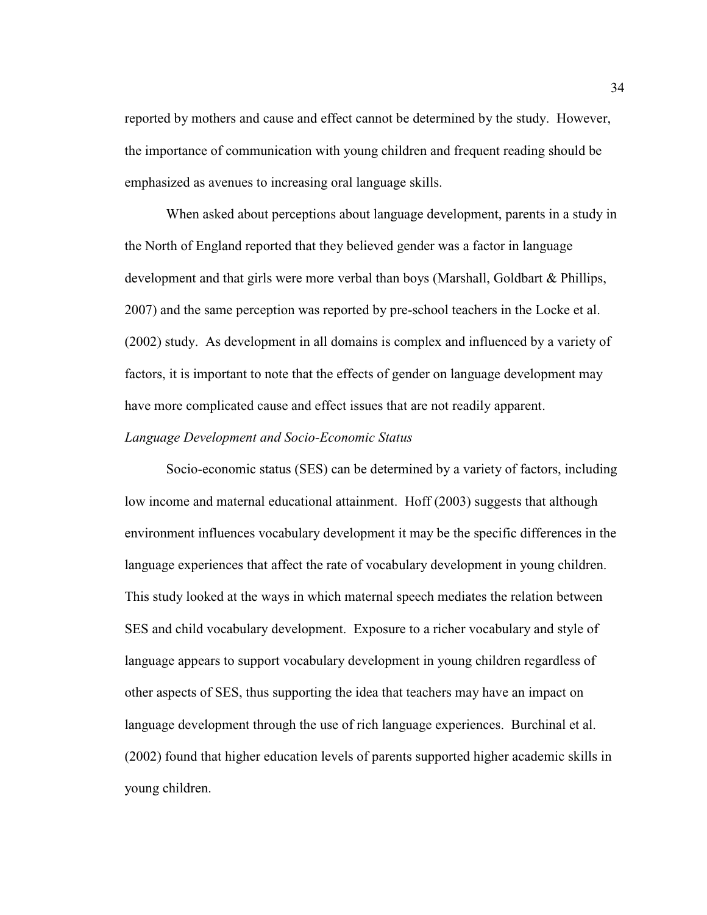reported by mothers and cause and effect cannot be determined by the study. However, the importance of communication with young children and frequent reading should be emphasized as avenues to increasing oral language skills.

When asked about perceptions about language development, parents in a study in the North of England reported that they believed gender was a factor in language development and that girls were more verbal than boys (Marshall, Goldbart & Phillips, 2007) and the same perception was reported by pre-school teachers in the Locke et al. (2002) study. As development in all domains is complex and influenced by a variety of factors, it is important to note that the effects of gender on language development may have more complicated cause and effect issues that are not readily apparent.

*Language Development and Socio-Economic Status*

Socio-economic status (SES) can be determined by a variety of factors, including low income and maternal educational attainment. Hoff (2003) suggests that although environment influences vocabulary development it may be the specific differences in the language experiences that affect the rate of vocabulary development in young children. This study looked at the ways in which maternal speech mediates the relation between SES and child vocabulary development. Exposure to a richer vocabulary and style of language appears to support vocabulary development in young children regardless of other aspects of SES, thus supporting the idea that teachers may have an impact on language development through the use of rich language experiences. Burchinal et al. (2002) found that higher education levels of parents supported higher academic skills in young children.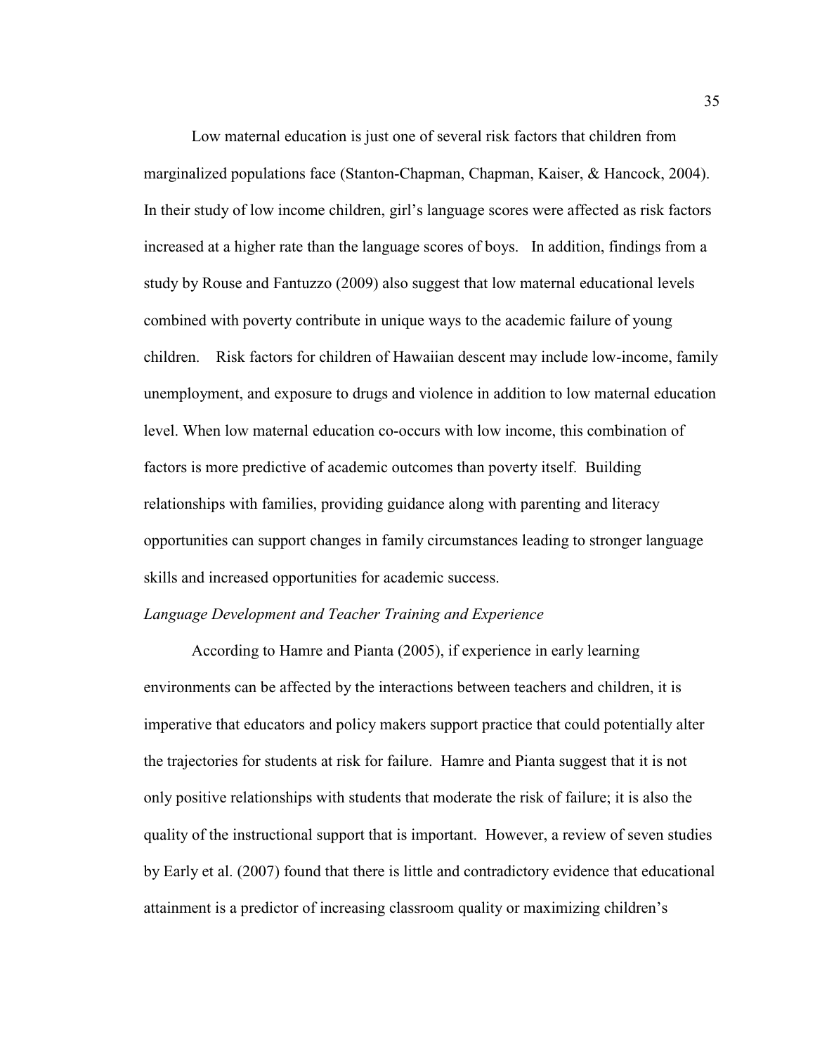Low maternal education is just one of several risk factors that children from marginalized populations face (Stanton-Chapman, Chapman, Kaiser, & Hancock, 2004). In their study of low income children, girl's language scores were affected as risk factors increased at a higher rate than the language scores of boys.   In addition, findings from a study by Rouse and Fantuzzo (2009) also suggest that low maternal educational levels combined with poverty contribute in unique ways to the academic failure of young children.    Risk factors for children of Hawaiian descent may include low-income, family unemployment, and exposure to drugs and violence in addition to low maternal education level. When low maternal education co-occurs with low income, this combination of factors is more predictive of academic outcomes than poverty itself.  Building relationships with families, providing guidance along with parenting and literacy opportunities can support changes in family circumstances leading to stronger language skills and increased opportunities for academic success.

*Language Development and Teacher Training and Experience*

According to Hamre and Pianta (2005), if experience in early learning environments can be affected by the interactions between teachers and children, it is imperative that educators and policy makers support practice that could potentially alter the trajectories for students at risk for failure.  Hamre and Pianta suggest that it is not only positive relationships with students that moderate the risk of failure; it is also the quality of the instructional support that is important.  However, a review of seven studies by Early et al. (2007) found that there is little and contradictory evidence that educational attainment is a predictor of increasing classroom quality or maximizing children's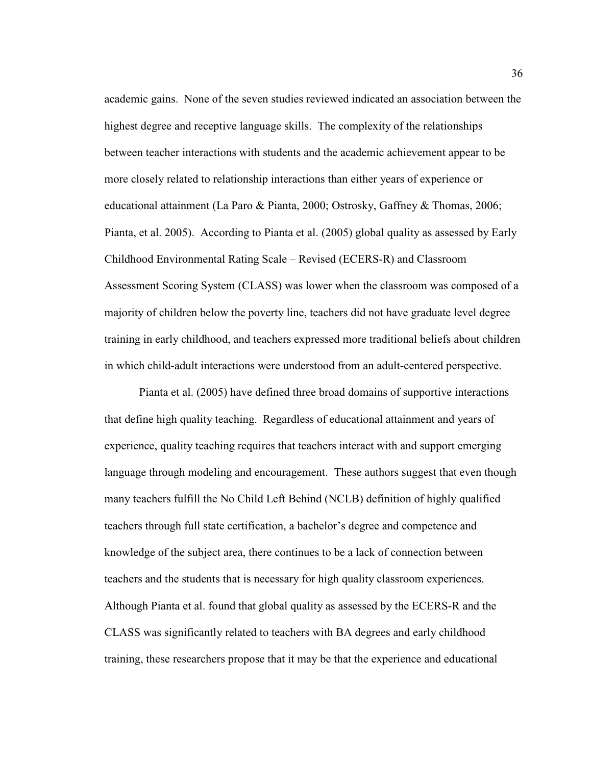academic gains. None of the seven studies reviewed indicated an association between the highest degree and receptive language skills. The complexity of the relationships between teacher interactions with students and the academic achievement appear to be more closely related to relationship interactions than either years of experience or educational attainment (La Paro & Pianta, 2000; Ostrosky, Gaffney & Thomas, 2006; Pianta, et al. 2005). According to Pianta et al. (2005) global quality as assessed by Early Childhood Environmental Rating Scale – Revised (ECERS-R) and Classroom Assessment Scoring System (CLASS) was lower when the classroom was composed of a majority of children below the poverty line, teachers did not have graduate level degree training in early childhood, and teachers expressed more traditional beliefs about children in which child-adult interactions were understood from an adult-centered perspective.

Pianta et al. (2005) have defined three broad domains of supportive interactions that define high quality teaching. Regardless of educational attainment and years of experience, quality teaching requires that teachers interact with and support emerging language through modeling and encouragement. These authors suggest that even though many teachers fulfill the No Child Left Behind (NCLB) definition of highly qualified teachers through full state certification, a bachelor's degree and competence and knowledge of the subject area, there continues to be a lack of connection between teachers and the students that is necessary for high quality classroom experiences. Although Pianta et al. found that global quality as assessed by the ECERS-R and the CLASS was significantly related to teachers with BA degrees and early childhood training, these researchers propose that it may be that the experience and educational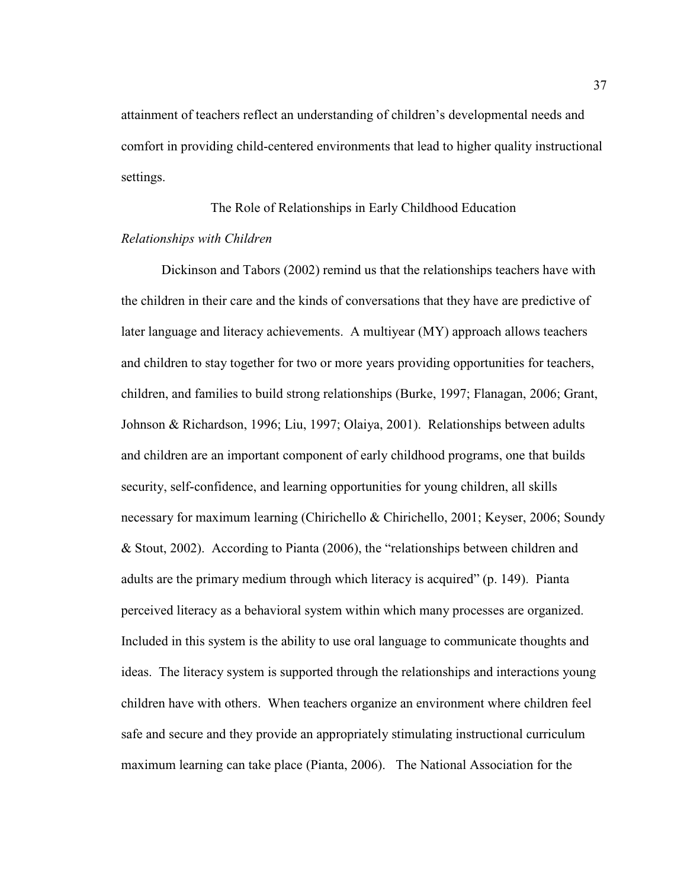attainment of teachers reflect an understanding of children's developmental needs and comfort in providing child-centered environments that lead to higher quality instructional settings.

## The Role of Relationships in Early Childhood Education

### *Relationships with Children*

Dickinson and Tabors (2002) remind us that the relationships teachers have with the children in their care and the kinds of conversations that they have are predictive of later language and literacy achievements. A multiyear (MY) approach allows teachers and children to stay together for two or more years providing opportunities for teachers, children, and families to build strong relationships (Burke, 1997; Flanagan, 2006; Grant, Johnson & Richardson, 1996; Liu, 1997; Olaiya, 2001). Relationships between adults and children are an important component of early childhood programs, one that builds security, self-confidence, and learning opportunities for young children, all skills necessary for maximum learning (Chirichello & Chirichello, 2001; Keyser, 2006; Soundy & Stout, 2002). According to Pianta (2006), the "relationships between children and adults are the primary medium through which literacy is acquired" (p. 149). Pianta perceived literacy as a behavioral system within which many processes are organized. Included in this system is the ability to use oral language to communicate thoughts and ideas. The literacy system is supported through the relationships and interactions young children have with others. When teachers organize an environment where children feel safe and secure and they provide an appropriately stimulating instructional curriculum maximum learning can take place (Pianta, 2006). The National Association for the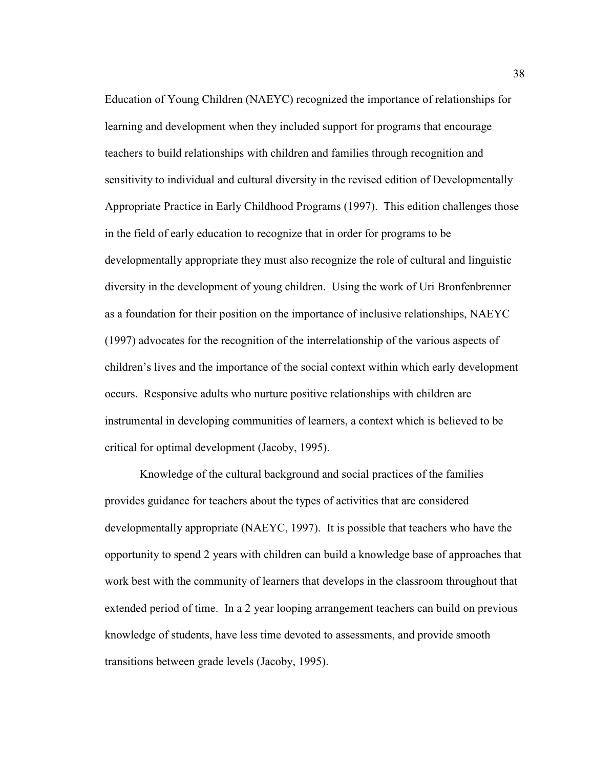Education of Young Children (NAEYC) recognized the importance of relationships for learning and development when they included support for programs that encourage teachers to build relationships with children and families through recognition and sensitivity to individual and cultural diversity in the revised edition of Developmentally Appropriate Practice in Early Childhood Programs (1997). This edition challenges those in the field of early education to recognize that in order for programs to be developmentally appropriate they must also recognize the role of cultural and linguistic diversity in the development of young children. Using the work of Uri Bronfenbrenner as a foundation for their position on the importance of inclusive relationships, NAEYC (1997) advocates for the recognition of the interrelationship of the various aspects of children's lives and the importance of the social context within which early development occurs. Responsive adults who nurture positive relationships with children are instrumental in developing communities of learners, a context which is believed to be critical for optimal development (Jacoby, 1995).

Knowledge of the cultural background and social practices of the families provides guidance for teachers about the types of activities that are considered developmentally appropriate (NAEYC, 1997). It is possible that teachers who have the opportunity to spend 2 years with children can build a knowledge base of approaches that work best with the community of learners that develops in the classroom throughout that extended period of time. In a 2 year looping arrangement teachers can build on previous knowledge of students, have less time devoted to assessments, and provide smooth transitions between grade levels (Jacoby, 1995).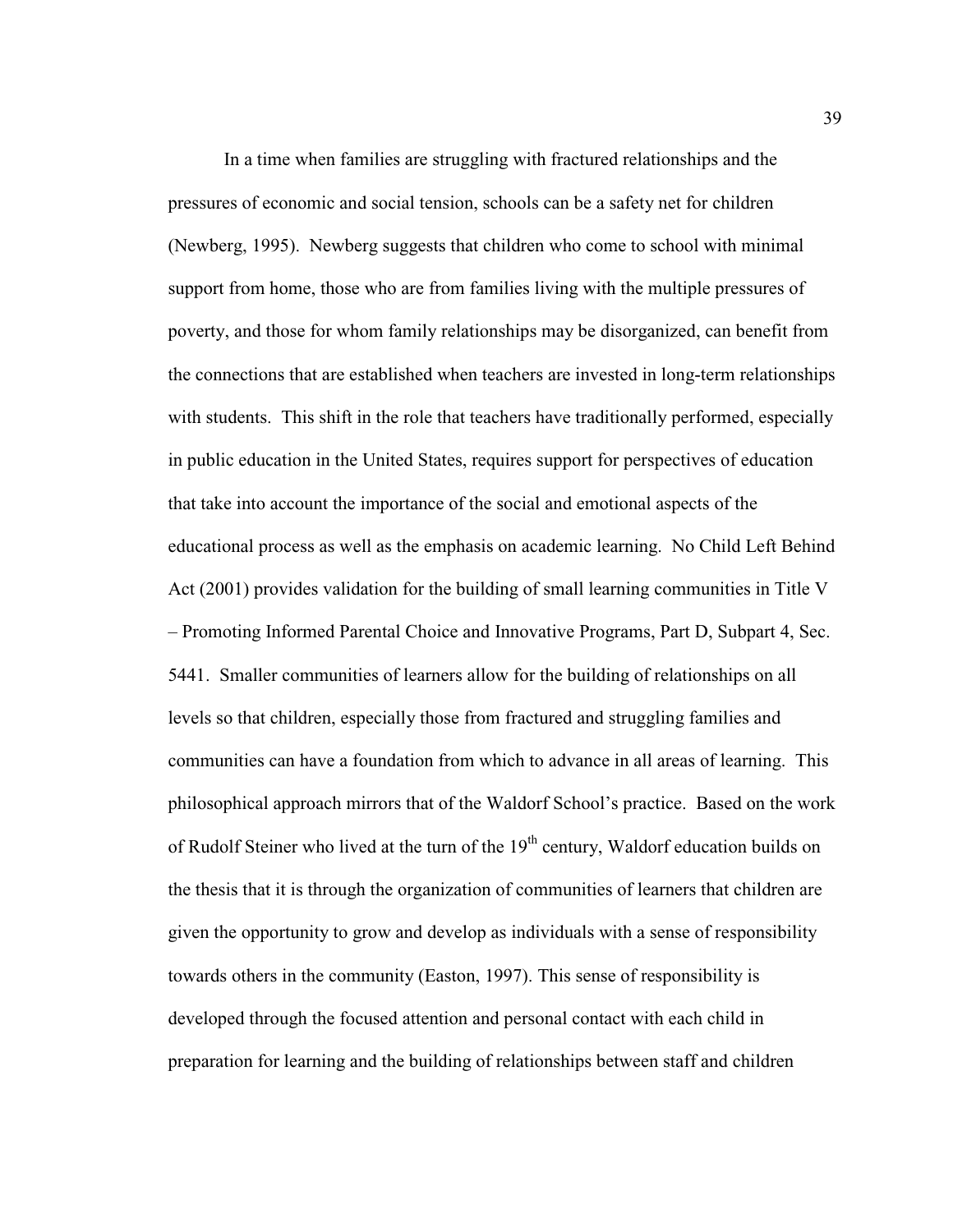In a time when families are struggling with fractured relationships and the pressures of economic and social tension, schools can be a safety net for children (Newberg, 1995). Newberg suggests that children who come to school with minimal support from home, those who are from families living with the multiple pressures of poverty, and those for whom family relationships may be disorganized, can benefit from the connections that are established when teachers are invested in long-term relationships with students. This shift in the role that teachers have traditionally performed, especially in public education in the United States, requires support for perspectives of education that take into account the importance of the social and emotional aspects of the educational process as well as the emphasis on academic learning. No Child Left Behind Act (2001) provides validation for the building of small learning communities in Title V – Promoting Informed Parental Choice and Innovative Programs, Part D, Subpart 4, Sec. 5441. Smaller communities of learners allow for the building of relationships on all levels so that children, especially those from fractured and struggling families and communities can have a foundation from which to advance in all areas of learning. This philosophical approach mirrors that of the Waldorf School's practice. Based on the work of Rudolf Steiner who lived at the turn of the 19th century, Waldorf education builds on the thesis that it is through the organization of communities of learners that children are given the opportunity to grow and develop as individuals with a sense of responsibility towards others in the community (Easton, 1997). This sense of responsibility is developed through the focused attention and personal contact with each child in preparation for learning and the building of relationships between staff and children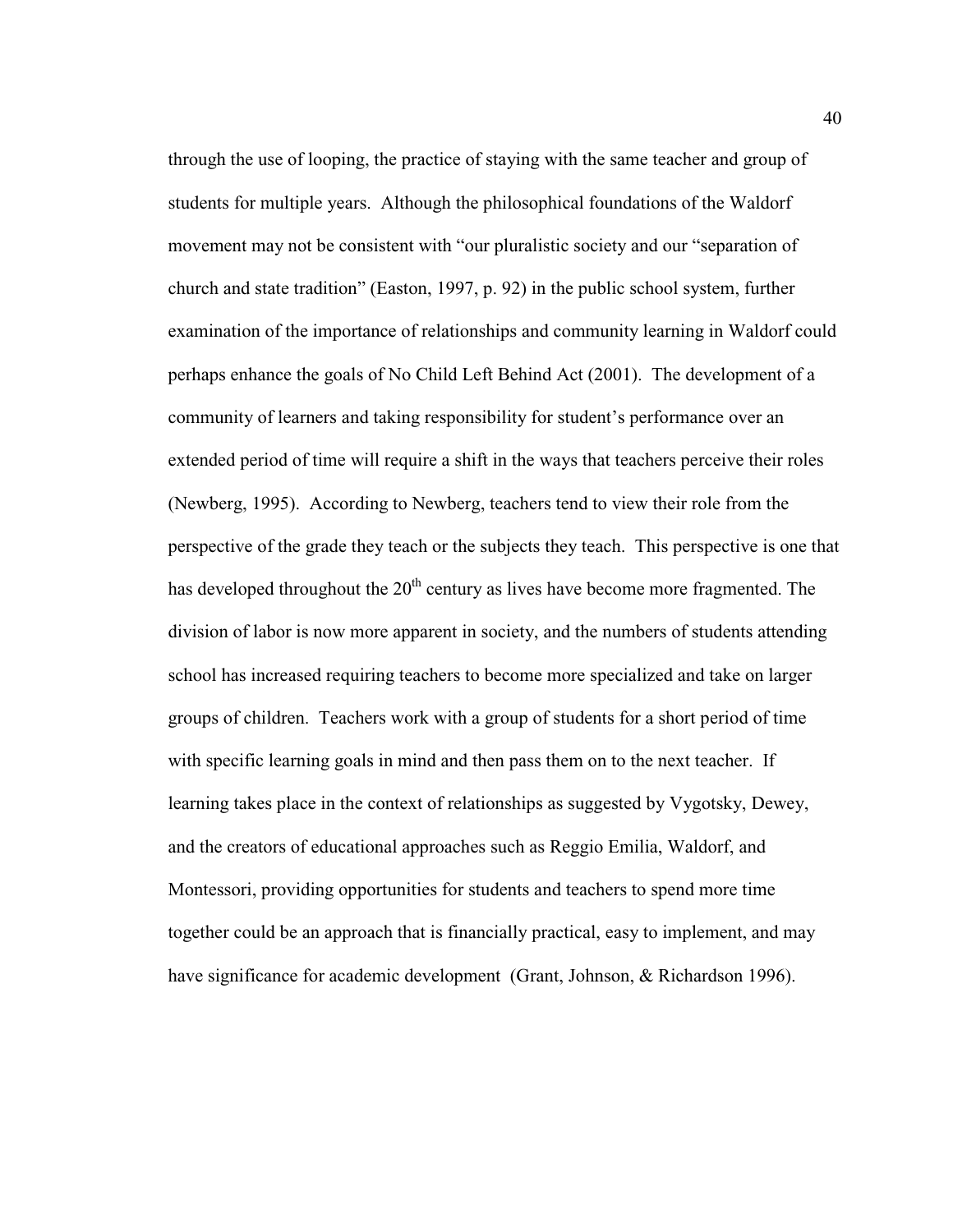through the use of looping, the practice of staying with the same teacher and group of students for multiple years. Although the philosophical foundations of the Waldorf movement may not be consistent with "our pluralistic society and our "separation of church and state tradition" (Easton, 1997, p. 92) in the public school system, further examination of the importance of relationships and community learning in Waldorf could perhaps enhance the goals of No Child Left Behind Act (2001). The development of a community of learners and taking responsibility for student's performance over an extended period of time will require a shift in the ways that teachers perceive their roles (Newberg, 1995). According to Newberg, teachers tend to view their role from the perspective of the grade they teach or the subjects they teach. This perspective is one that has developed throughout the 20th century as lives have become more fragmented. The division of labor is now more apparent in society, and the numbers of students attending school has increased requiring teachers to become more specialized and take on larger groups of children. Teachers work with a group of students for a short period of time with specific learning goals in mind and then pass them on to the next teacher. If learning takes place in the context of relationships as suggested by Vygotsky, Dewey, and the creators of educational approaches such as Reggio Emilia, Waldorf, and Montessori, providing opportunities for students and teachers to spend more time together could be an approach that is financially practical, easy to implement, and may have significance for academic development (Grant, Johnson, & Richardson 1996).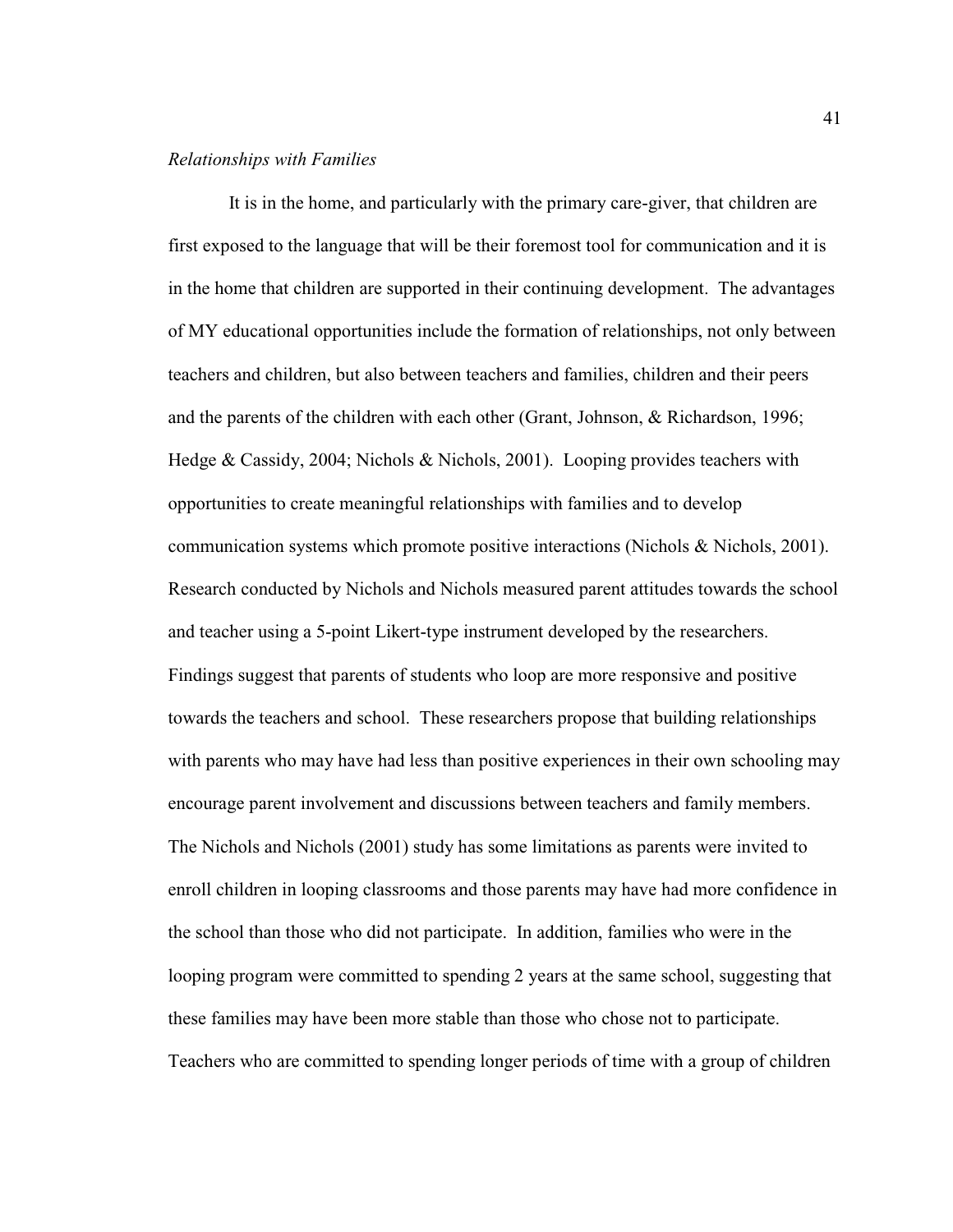*Relationships with Families*

It is in the home, and particularly with the primary care-giver, that children are first exposed to the language that will be their foremost tool for communication and it is in the home that children are supported in their continuing development. The advantages of MY educational opportunities include the formation of relationships, not only between teachers and children, but also between teachers and families, children and their peers and the parents of the children with each other (Grant, Johnson, & Richardson, 1996; Hedge & Cassidy, 2004; Nichols & Nichols, 2001). Looping provides teachers with opportunities to create meaningful relationships with families and to develop communication systems which promote positive interactions (Nichols & Nichols, 2001). Research conducted by Nichols and Nichols measured parent attitudes towards the school and teacher using a 5-point Likert-type instrument developed by the researchers. Findings suggest that parents of students who loop are more responsive and positive towards the teachers and school. These researchers propose that building relationships with parents who may have had less than positive experiences in their own schooling may encourage parent involvement and discussions between teachers and family members. The Nichols and Nichols (2001) study has some limitations as parents were invited to enroll children in looping classrooms and those parents may have had more confidence in the school than those who did not participate. In addition, families who were in the looping program were committed to spending 2 years at the same school, suggesting that these families may have been more stable than those who chose not to participate. Teachers who are committed to spending longer periods of time with a group of children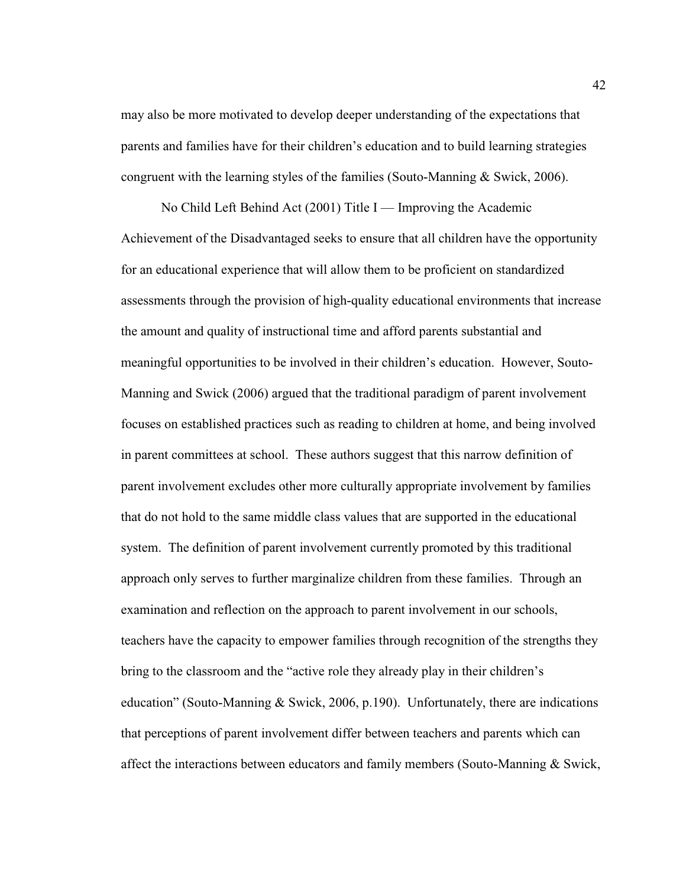may also be more motivated to develop deeper understanding of the expectations that parents and families have for their children's education and to build learning strategies congruent with the learning styles of the families (Souto-Manning & Swick, 2006).

No Child Left Behind Act (2001) Title I — Improving the Academic Achievement of the Disadvantaged seeks to ensure that all children have the opportunity for an educational experience that will allow them to be proficient on standardized assessments through the provision of high-quality educational environments that increase the amount and quality of instructional time and afford parents substantial and meaningful opportunities to be involved in their children's education. However, Souto-Manning and Swick (2006) argued that the traditional paradigm of parent involvement focuses on established practices such as reading to children at home, and being involved in parent committees at school. These authors suggest that this narrow definition of parent involvement excludes other more culturally appropriate involvement by families that do not hold to the same middle class values that are supported in the educational system. The definition of parent involvement currently promoted by this traditional approach only serves to further marginalize children from these families. Through an examination and reflection on the approach to parent involvement in our schools, teachers have the capacity to empower families through recognition of the strengths they bring to the classroom and the "active role they already play in their children's education" (Souto-Manning & Swick, 2006, p.190). Unfortunately, there are indications that perceptions of parent involvement differ between teachers and parents which can affect the interactions between educators and family members (Souto-Manning & Swick,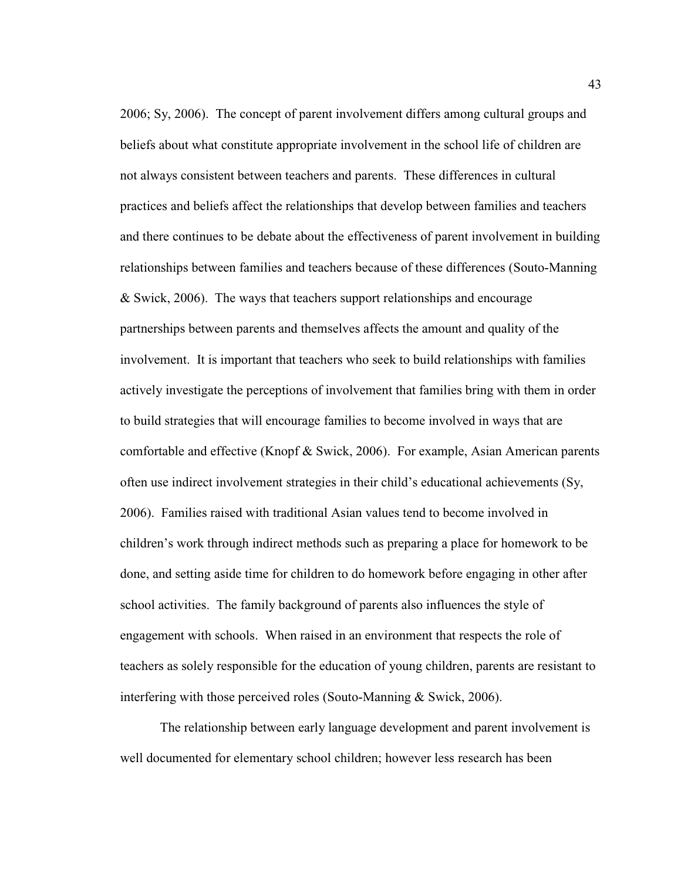2006; Sy, 2006). The concept of parent involvement differs among cultural groups and beliefs about what constitute appropriate involvement in the school life of children are not always consistent between teachers and parents. These differences in cultural practices and beliefs affect the relationships that develop between families and teachers and there continues to be debate about the effectiveness of parent involvement in building relationships between families and teachers because of these differences (Souto-Manning & Swick, 2006). The ways that teachers support relationships and encourage partnerships between parents and themselves affects the amount and quality of the involvement. It is important that teachers who seek to build relationships with families actively investigate the perceptions of involvement that families bring with them in order to build strategies that will encourage families to become involved in ways that are comfortable and effective (Knopf & Swick, 2006). For example, Asian American parents often use indirect involvement strategies in their child's educational achievements (Sy, 2006). Families raised with traditional Asian values tend to become involved in children's work through indirect methods such as preparing a place for homework to be done, and setting aside time for children to do homework before engaging in other after school activities. The family background of parents also influences the style of engagement with schools. When raised in an environment that respects the role of teachers as solely responsible for the education of young children, parents are resistant to interfering with those perceived roles (Souto-Manning & Swick, 2006).

The relationship between early language development and parent involvement is well documented for elementary school children; however less research has been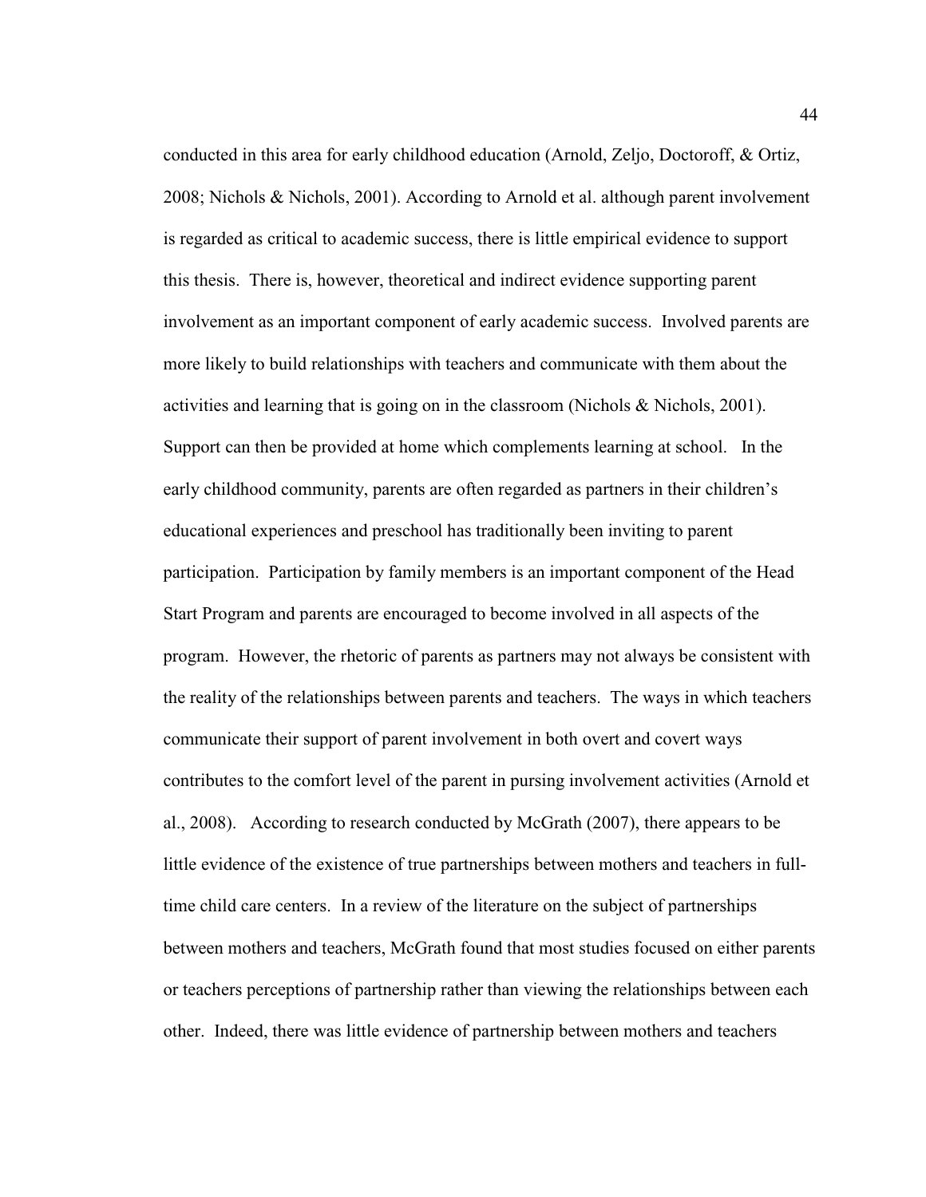conducted in this area for early childhood education (Arnold, Zeljo, Doctoroff, & Ortiz, 2008; Nichols & Nichols, 2001). According to Arnold et al. although parent involvement is regarded as critical to academic success, there is little empirical evidence to support this thesis. There is, however, theoretical and indirect evidence supporting parent involvement as an important component of early academic success. Involved parents are more likely to build relationships with teachers and communicate with them about the activities and learning that is going on in the classroom (Nichols & Nichols, 2001). Support can then be provided at home which complements learning at school. In the early childhood community, parents are often regarded as partners in their children's educational experiences and preschool has traditionally been inviting to parent participation. Participation by family members is an important component of the Head Start Program and parents are encouraged to become involved in all aspects of the program. However, the rhetoric of parents as partners may not always be consistent with the reality of the relationships between parents and teachers. The ways in which teachers communicate their support of parent involvement in both overt and covert ways contributes to the comfort level of the parent in pursing involvement activities (Arnold et al., 2008). According to research conducted by McGrath (2007), there appears to be little evidence of the existence of true partnerships between mothers and teachers in full-time child care centers. In a review of the literature on the subject of partnerships between mothers and teachers, McGrath found that most studies focused on either parents or teachers perceptions of partnership rather than viewing the relationships between each other. Indeed, there was little evidence of partnership between mothers and teachers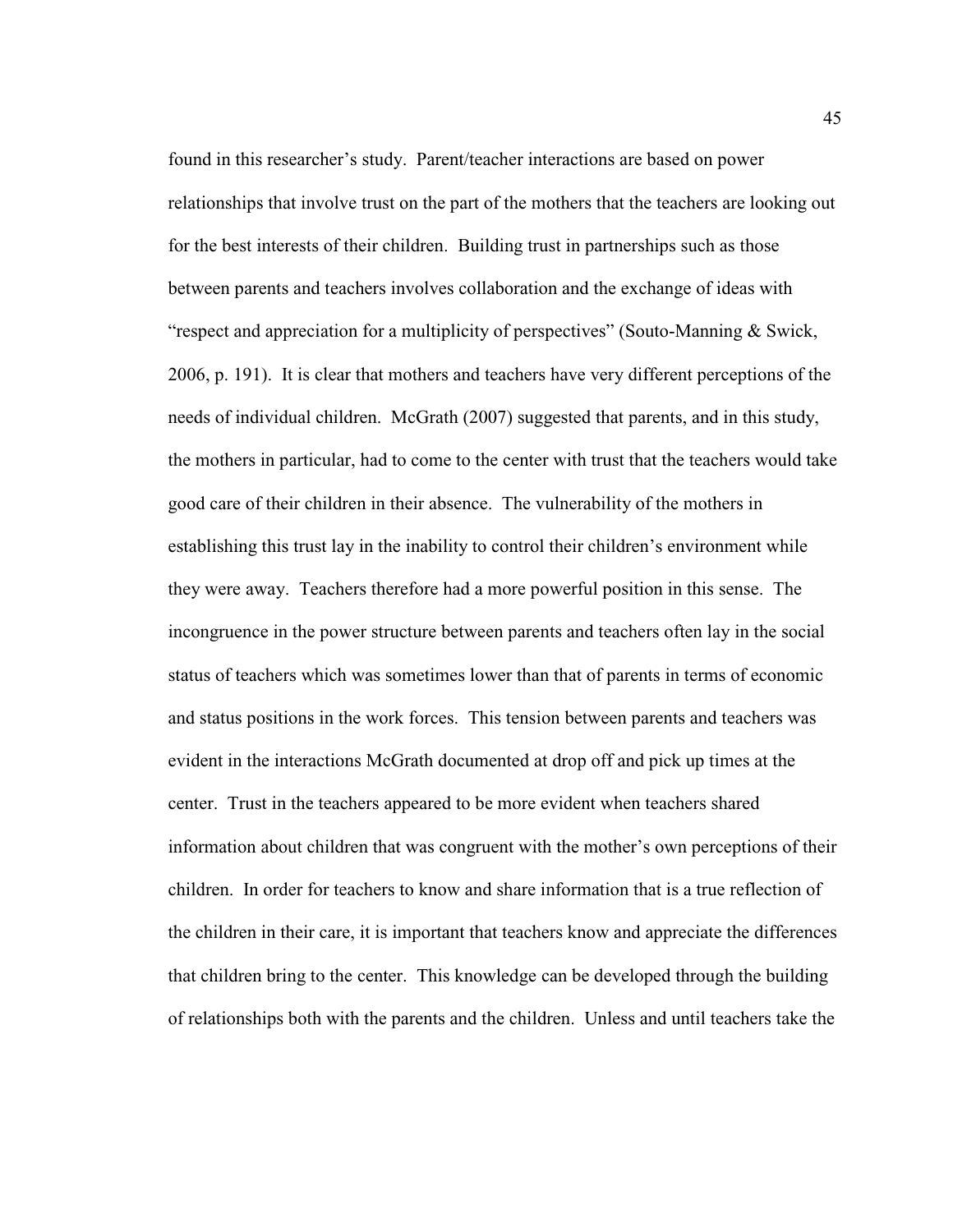found in this researcher's study. Parent/teacher interactions are based on power relationships that involve trust on the part of the mothers that the teachers are looking out for the best interests of their children. Building trust in partnerships such as those between parents and teachers involves collaboration and the exchange of ideas with "respect and appreciation for a multiplicity of perspectives" (Souto-Manning & Swick, 2006, p. 191). It is clear that mothers and teachers have very different perceptions of the needs of individual children. McGrath (2007) suggested that parents, and in this study, the mothers in particular, had to come to the center with trust that the teachers would take good care of their children in their absence. The vulnerability of the mothers in establishing this trust lay in the inability to control their children's environment while they were away. Teachers therefore had a more powerful position in this sense. The incongruence in the power structure between parents and teachers often lay in the social status of teachers which was sometimes lower than that of parents in terms of economic and status positions in the work forces. This tension between parents and teachers was evident in the interactions McGrath documented at drop off and pick up times at the center. Trust in the teachers appeared to be more evident when teachers shared information about children that was congruent with the mother's own perceptions of their children. In order for teachers to know and share information that is a true reflection of the children in their care, it is important that teachers know and appreciate the differences that children bring to the center. This knowledge can be developed through the building of relationships both with the parents and the children. Unless and until teachers take the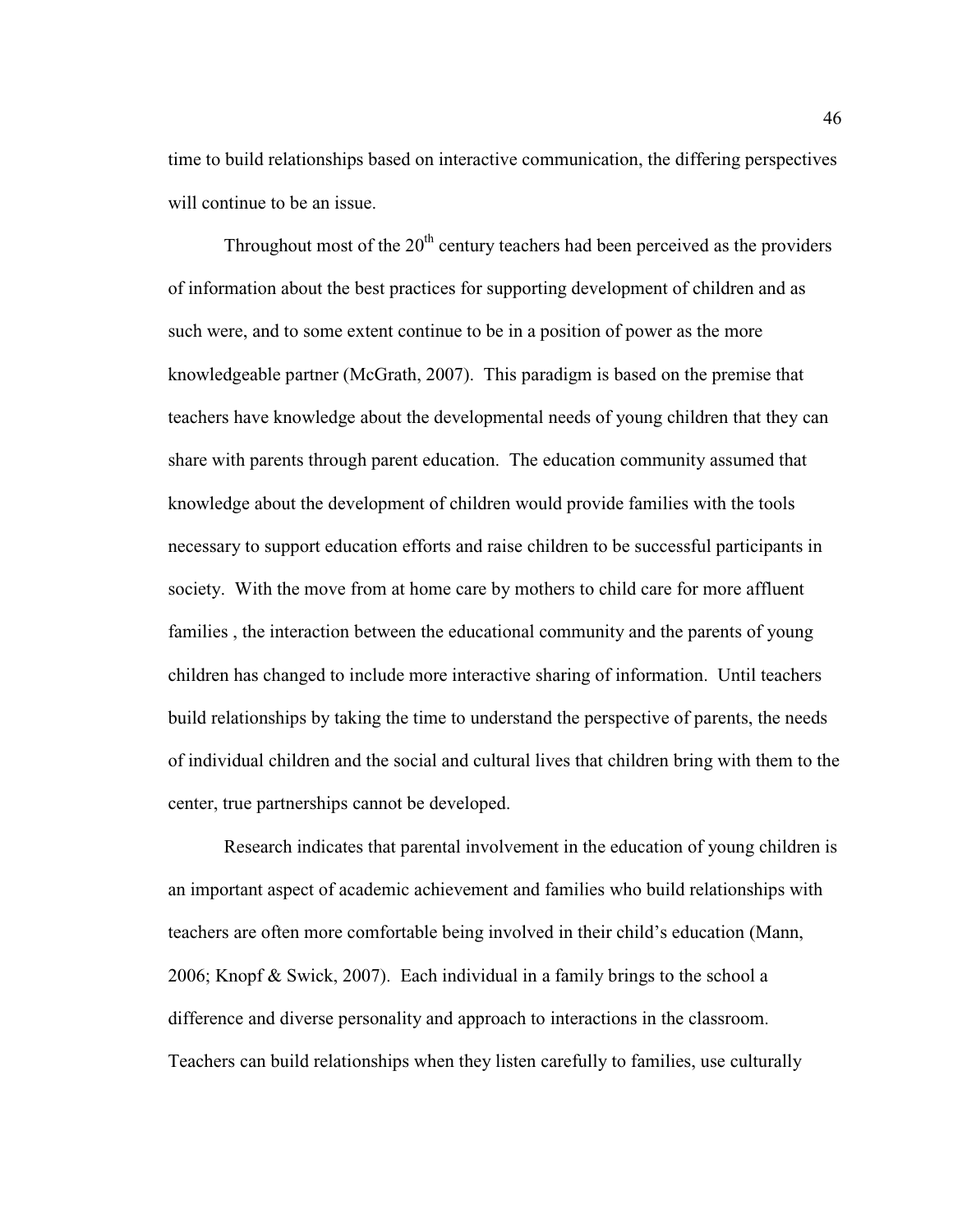time to build relationships based on interactive communication, the differing perspectives will continue to be an issue.

Throughout most of the $20^{th}$ century teachers had been perceived as the providers of information about the best practices for supporting development of children and as such were, and to some extent continue to be in a position of power as the more knowledgeable partner (McGrath, 2007). This paradigm is based on the premise that teachers have knowledge about the developmental needs of young children that they can share with parents through parent education. The education community assumed that knowledge about the development of children would provide families with the tools necessary to support education efforts and raise children to be successful participants in society. With the move from at home care by mothers to child care for more affluent families , the interaction between the educational community and the parents of young children has changed to include more interactive sharing of information. Until teachers build relationships by taking the time to understand the perspective of parents, the needs of individual children and the social and cultural lives that children bring with them to the center, true partnerships cannot be developed.

Research indicates that parental involvement in the education of young children is an important aspect of academic achievement and families who build relationships with teachers are often more comfortable being involved in their child's education (Mann, 2006; Knopf & Swick, 2007). Each individual in a family brings to the school a difference and diverse personality and approach to interactions in the classroom. Teachers can build relationships when they listen carefully to families, use culturally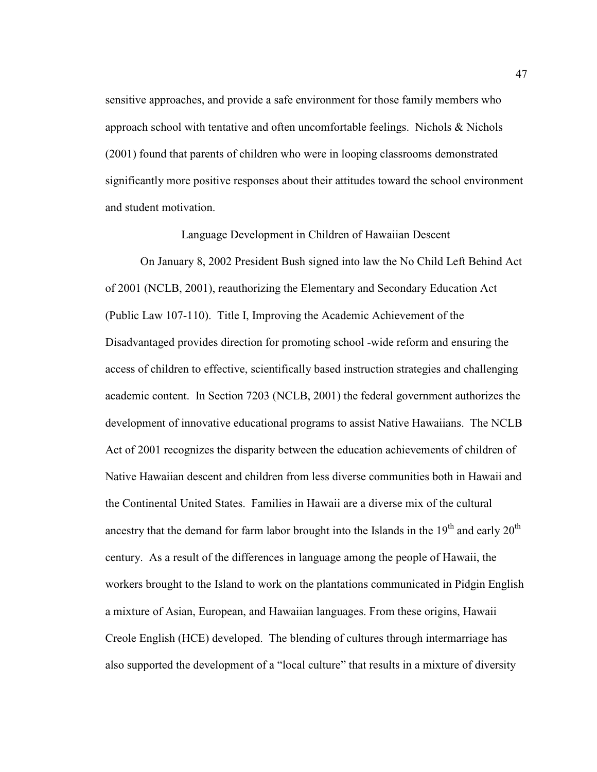sensitive approaches, and provide a safe environment for those family members who approach school with tentative and often uncomfortable feelings. Nichols & Nichols (2001) found that parents of children who were in looping classrooms demonstrated significantly more positive responses about their attitudes toward the school environment and student motivation.

## Language Development in Children of Hawaiian Descent

On January 8, 2002 President Bush signed into law the No Child Left Behind Act of 2001 (NCLB, 2001), reauthorizing the Elementary and Secondary Education Act (Public Law 107-110). Title I, Improving the Academic Achievement of the Disadvantaged provides direction for promoting school -wide reform and ensuring the access of children to effective, scientifically based instruction strategies and challenging academic content. In Section 7203 (NCLB, 2001) the federal government authorizes the development of innovative educational programs to assist Native Hawaiians. The NCLB Act of 2001 recognizes the disparity between the education achievements of children of Native Hawaiian descent and children from less diverse communities both in Hawaii and the Continental United States. Families in Hawaii are a diverse mix of the cultural ancestry that the demand for farm labor brought into the Islands in the 19th and early 20th century. As a result of the differences in language among the people of Hawaii, the workers brought to the Island to work on the plantations communicated in Pidgin English a mixture of Asian, European, and Hawaiian languages. From these origins, Hawaii Creole English (HCE) developed. The blending of cultures through intermarriage has also supported the development of a "local culture" that results in a mixture of diversity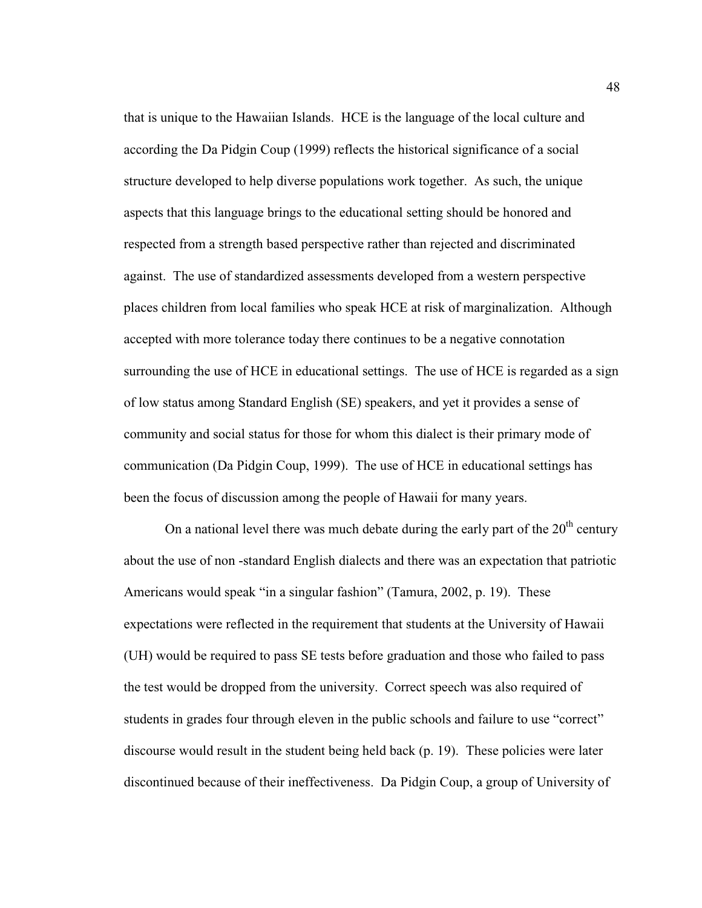that is unique to the Hawaiian Islands. HCE is the language of the local culture and according the Da Pidgin Coup (1999) reflects the historical significance of a social structure developed to help diverse populations work together. As such, the unique aspects that this language brings to the educational setting should be honored and respected from a strength based perspective rather than rejected and discriminated against. The use of standardized assessments developed from a western perspective places children from local families who speak HCE at risk of marginalization. Although accepted with more tolerance today there continues to be a negative connotation surrounding the use of HCE in educational settings. The use of HCE is regarded as a sign of low status among Standard English (SE) speakers, and yet it provides a sense of community and social status for those for whom this dialect is their primary mode of communication (Da Pidgin Coup, 1999). The use of HCE in educational settings has been the focus of discussion among the people of Hawaii for many years.

On a national level there was much debate during the early part of the 20th century about the use of non -standard English dialects and there was an expectation that patriotic Americans would speak "in a singular fashion" (Tamura, 2002, p. 19). These expectations were reflected in the requirement that students at the University of Hawaii (UH) would be required to pass SE tests before graduation and those who failed to pass the test would be dropped from the university. Correct speech was also required of students in grades four through eleven in the public schools and failure to use "correct" discourse would result in the student being held back (p. 19). These policies were later discontinued because of their ineffectiveness. Da Pidgin Coup, a group of University of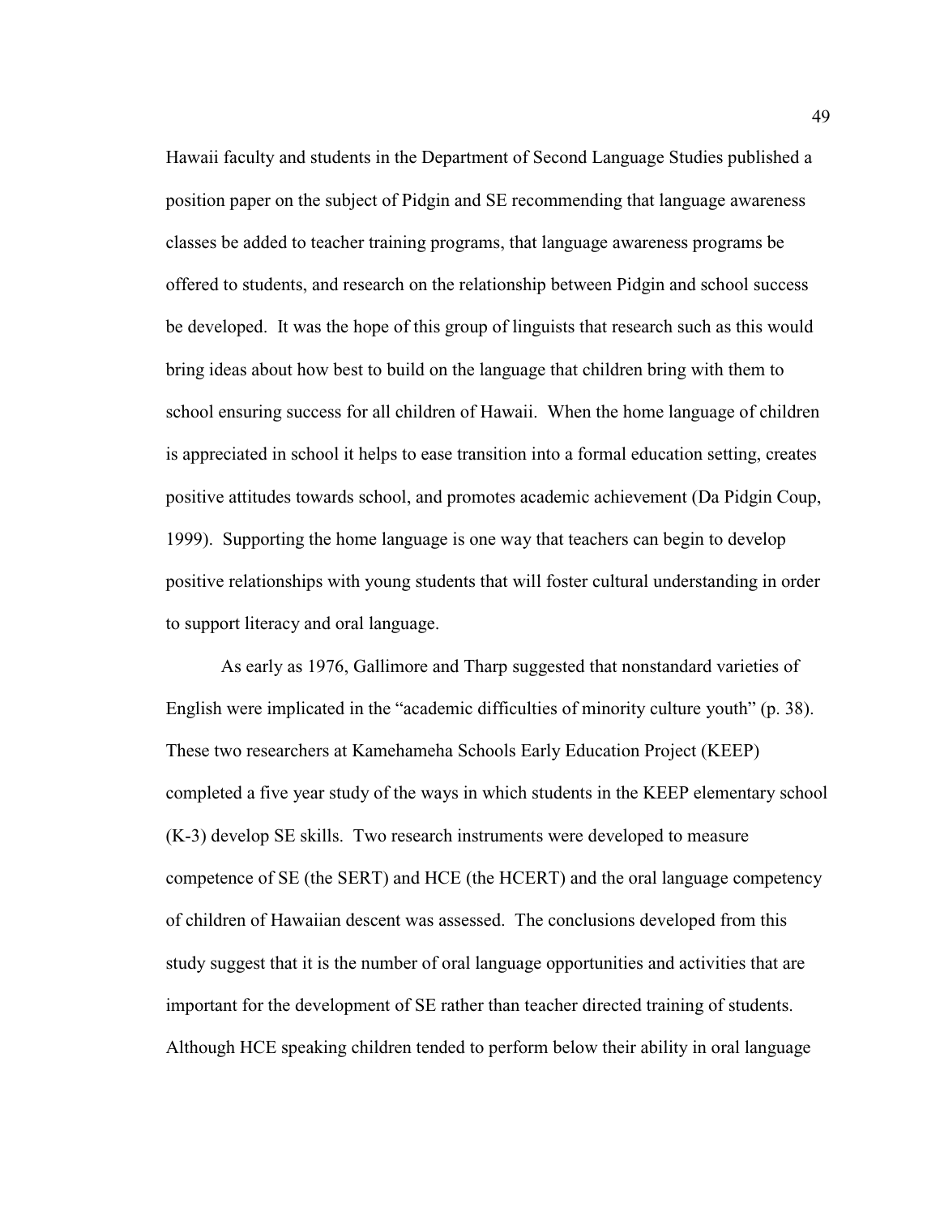Hawaii faculty and students in the Department of Second Language Studies published a position paper on the subject of Pidgin and SE recommending that language awareness classes be added to teacher training programs, that language awareness programs be offered to students, and research on the relationship between Pidgin and school success be developed. It was the hope of this group of linguists that research such as this would bring ideas about how best to build on the language that children bring with them to school ensuring success for all children of Hawaii. When the home language of children is appreciated in school it helps to ease transition into a formal education setting, creates positive attitudes towards school, and promotes academic achievement (Da Pidgin Coup, 1999). Supporting the home language is one way that teachers can begin to develop positive relationships with young students that will foster cultural understanding in order to support literacy and oral language.

As early as 1976, Gallimore and Tharp suggested that nonstandard varieties of English were implicated in the "academic difficulties of minority culture youth" (p. 38). These two researchers at Kamehameha Schools Early Education Project (KEEP) completed a five year study of the ways in which students in the KEEP elementary school (K-3) develop SE skills. Two research instruments were developed to measure competence of SE (the SERT) and HCE (the HCERT) and the oral language competency of children of Hawaiian descent was assessed. The conclusions developed from this study suggest that it is the number of oral language opportunities and activities that are important for the development of SE rather than teacher directed training of students. Although HCE speaking children tended to perform below their ability in oral language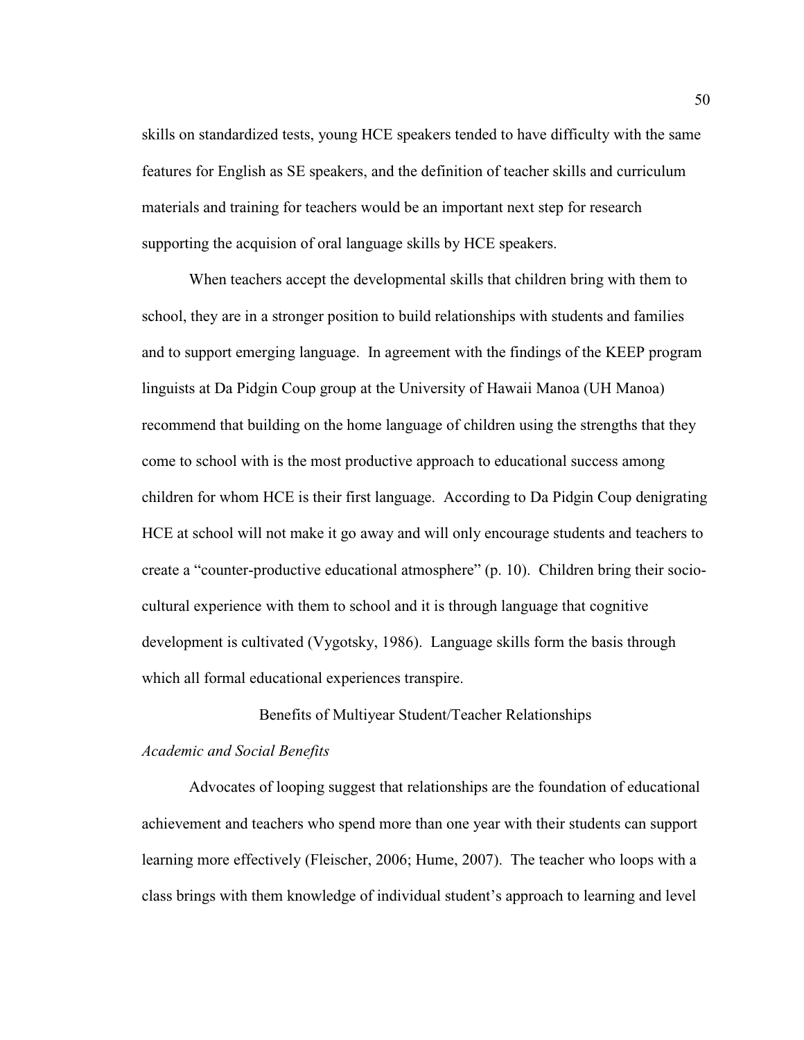skills on standardized tests, young HCE speakers tended to have difficulty with the same features for English as SE speakers, and the definition of teacher skills and curriculum materials and training for teachers would be an important next step for research supporting the acquision of oral language skills by HCE speakers.

When teachers accept the developmental skills that children bring with them to school, they are in a stronger position to build relationships with students and families and to support emerging language. In agreement with the findings of the KEEP program linguists at Da Pidgin Coup group at the University of Hawaii Manoa (UH Manoa) recommend that building on the home language of children using the strengths that they come to school with is the most productive approach to educational success among children for whom HCE is their first language. According to Da Pidgin Coup denigrating HCE at school will not make it go away and will only encourage students and teachers to create a "counter-productive educational atmosphere" (p. 10). Children bring their socio-cultural experience with them to school and it is through language that cognitive development is cultivated (Vygotsky, 1986). Language skills form the basis through which all formal educational experiences transpire.

## Benefits of Multiyear Student/Teacher Relationships

### *Academic and Social Benefits*

Advocates of looping suggest that relationships are the foundation of educational achievement and teachers who spend more than one year with their students can support learning more effectively (Fleischer, 2006; Hume, 2007). The teacher who loops with a class brings with them knowledge of individual student's approach to learning and level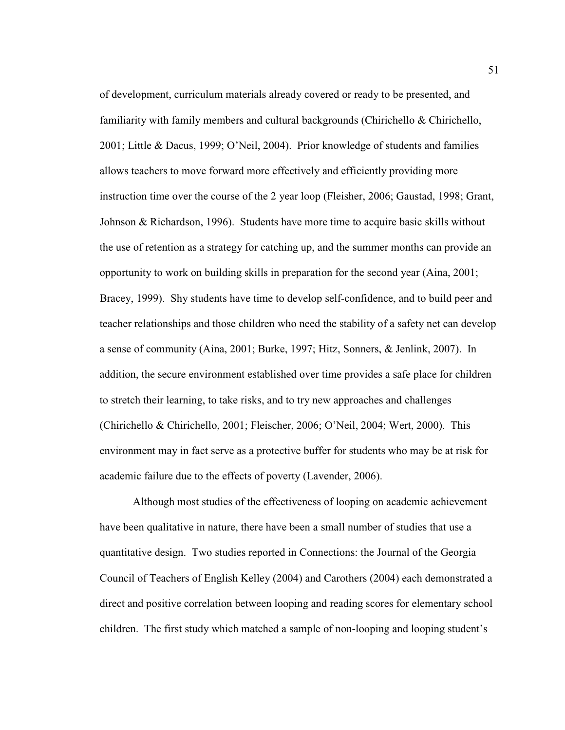of development, curriculum materials already covered or ready to be presented, and familiarity with family members and cultural backgrounds (Chirichello & Chirichello, 2001; Little & Dacus, 1999; O'Neil, 2004). Prior knowledge of students and families allows teachers to move forward more effectively and efficiently providing more instruction time over the course of the 2 year loop (Fleisher, 2006; Gaustad, 1998; Grant, Johnson & Richardson, 1996). Students have more time to acquire basic skills without the use of retention as a strategy for catching up, and the summer months can provide an opportunity to work on building skills in preparation for the second year (Aina, 2001; Bracey, 1999). Shy students have time to develop self-confidence, and to build peer and teacher relationships and those children who need the stability of a safety net can develop a sense of community (Aina, 2001; Burke, 1997; Hitz, Sonners, & Jenlink, 2007). In addition, the secure environment established over time provides a safe place for children to stretch their learning, to take risks, and to try new approaches and challenges (Chirichello & Chirichello, 2001; Fleischer, 2006; O'Neil, 2004; Wert, 2000). This environment may in fact serve as a protective buffer for students who may be at risk for academic failure due to the effects of poverty (Lavender, 2006).

Although most studies of the effectiveness of looping on academic achievement have been qualitative in nature, there have been a small number of studies that use a quantitative design. Two studies reported in Connections: the Journal of the Georgia Council of Teachers of English Kelley (2004) and Carothers (2004) each demonstrated a direct and positive correlation between looping and reading scores for elementary school children. The first study which matched a sample of non-looping and looping student's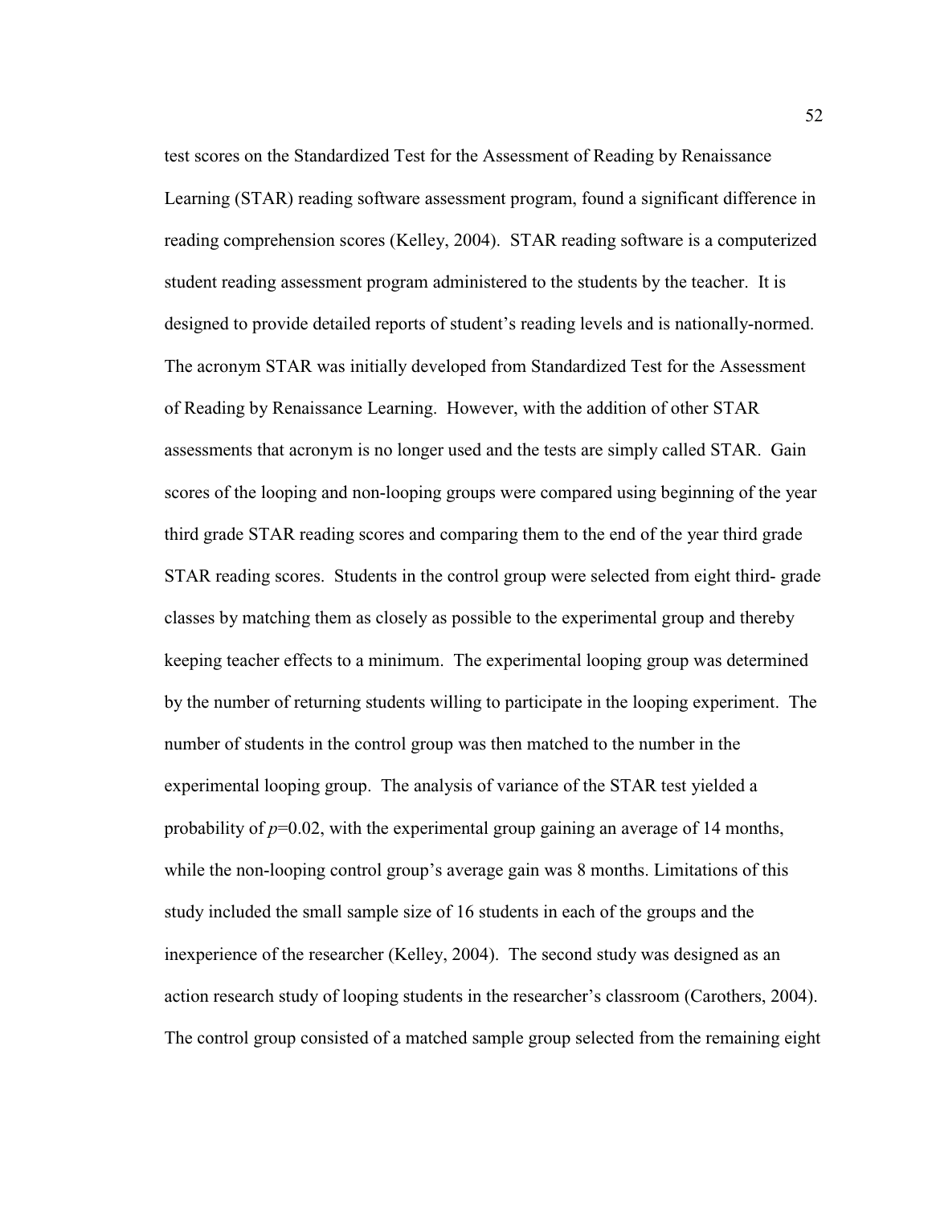test scores on the Standardized Test for the Assessment of Reading by Renaissance Learning (STAR) reading software assessment program, found a significant difference in reading comprehension scores (Kelley, 2004). STAR reading software is a computerized student reading assessment program administered to the students by the teacher. It is designed to provide detailed reports of student's reading levels and is nationally-normed. The acronym STAR was initially developed from Standardized Test for the Assessment of Reading by Renaissance Learning. However, with the addition of other STAR assessments that acronym is no longer used and the tests are simply called STAR. Gain scores of the looping and non-looping groups were compared using beginning of the year third grade STAR reading scores and comparing them to the end of the year third grade STAR reading scores. Students in the control group were selected from eight third- grade classes by matching them as closely as possible to the experimental group and thereby keeping teacher effects to a minimum. The experimental looping group was determined by the number of returning students willing to participate in the looping experiment. The number of students in the control group was then matched to the number in the experimental looping group. The analysis of variance of the STAR test yielded a probability of $p=0.02$, with the experimental group gaining an average of 14 months, while the non-looping control group's average gain was 8 months. Limitations of this study included the small sample size of 16 students in each of the groups and the inexperience of the researcher (Kelley, 2004). The second study was designed as an action research study of looping students in the researcher's classroom (Carothers, 2004). The control group consisted of a matched sample group selected from the remaining eight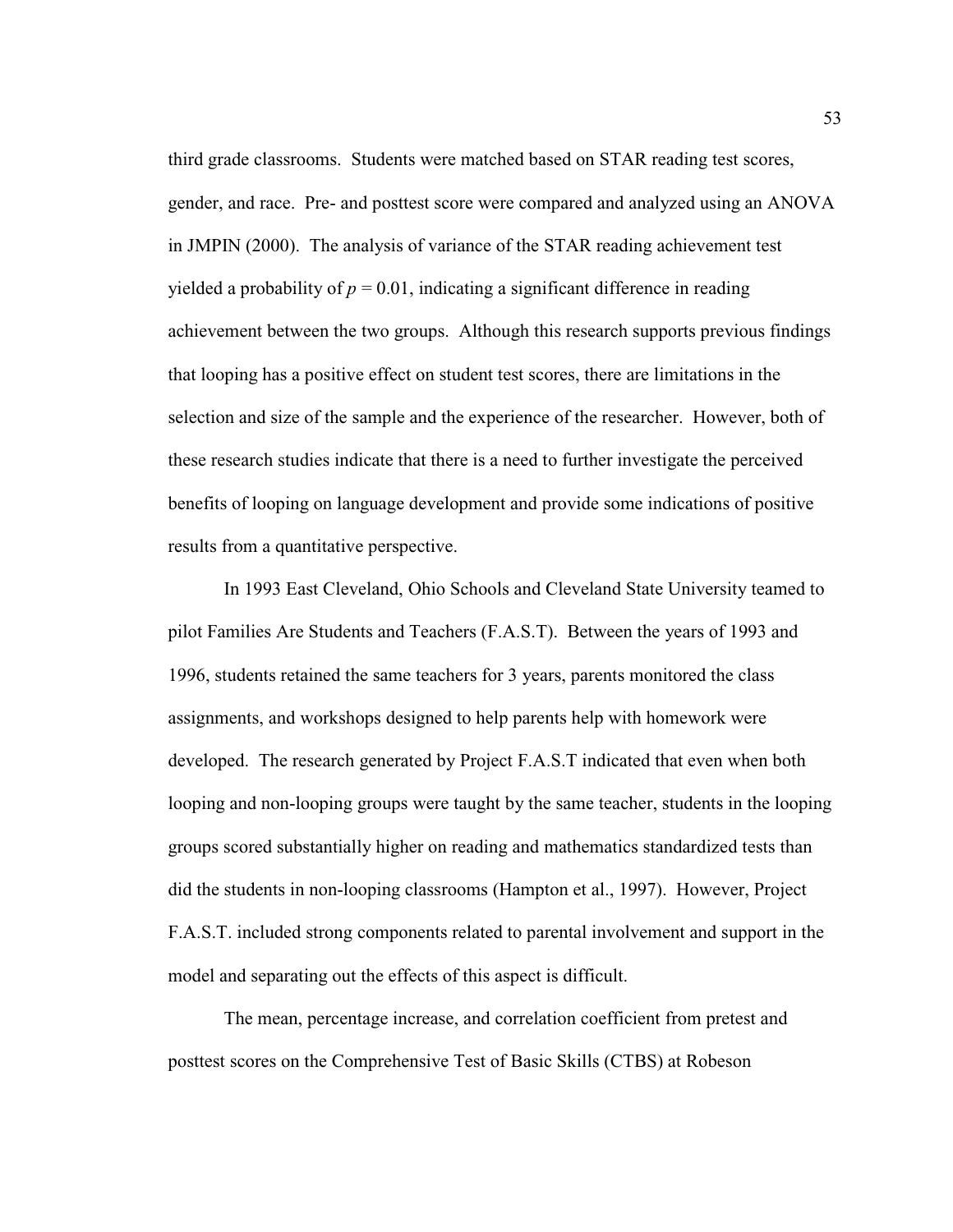third grade classrooms. Students were matched based on STAR reading test scores, gender, and race. Pre- and posttest score were compared and analyzed using an ANOVA in JMPIN (2000). The analysis of variance of the STAR reading achievement test yielded a probability of $p = 0.01$, indicating a significant difference in reading achievement between the two groups. Although this research supports previous findings that looping has a positive effect on student test scores, there are limitations in the selection and size of the sample and the experience of the researcher. However, both of these research studies indicate that there is a need to further investigate the perceived benefits of looping on language development and provide some indications of positive results from a quantitative perspective.

In 1993 East Cleveland, Ohio Schools and Cleveland State University teamed to pilot Families Are Students and Teachers (F.A.S.T). Between the years of 1993 and 1996, students retained the same teachers for 3 years, parents monitored the class assignments, and workshops designed to help parents help with homework were developed. The research generated by Project F.A.S.T indicated that even when both looping and non-looping groups were taught by the same teacher, students in the looping groups scored substantially higher on reading and mathematics standardized tests than did the students in non-looping classrooms (Hampton et al., 1997). However, Project F.A.S.T. included strong components related to parental involvement and support in the model and separating out the effects of this aspect is difficult.

The mean, percentage increase, and correlation coefficient from pretest and posttest scores on the Comprehensive Test of Basic Skills (CTBS) at Robeson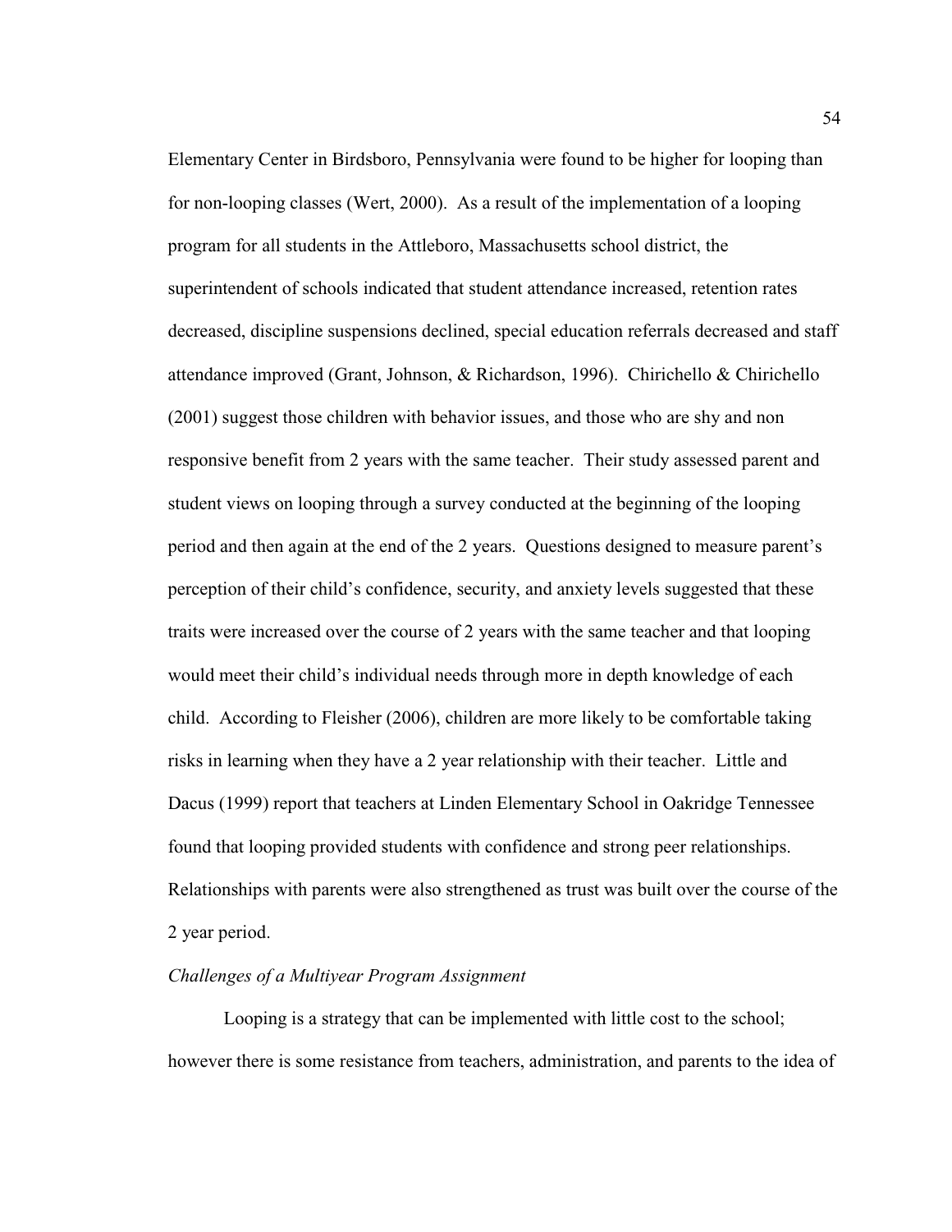Elementary Center in Birdsboro, Pennsylvania were found to be higher for looping than for non-looping classes (Wert, 2000). As a result of the implementation of a looping program for all students in the Attleboro, Massachusetts school district, the superintendent of schools indicated that student attendance increased, retention rates decreased, discipline suspensions declined, special education referrals decreased and staff attendance improved (Grant, Johnson, & Richardson, 1996). Chirichello & Chirichello (2001) suggest those children with behavior issues, and those who are shy and non responsive benefit from 2 years with the same teacher. Their study assessed parent and student views on looping through a survey conducted at the beginning of the looping period and then again at the end of the 2 years. Questions designed to measure parent's perception of their child's confidence, security, and anxiety levels suggested that these traits were increased over the course of 2 years with the same teacher and that looping would meet their child's individual needs through more in depth knowledge of each child. According to Fleisher (2006), children are more likely to be comfortable taking risks in learning when they have a 2 year relationship with their teacher. Little and Dacus (1999) report that teachers at Linden Elementary School in Oakridge Tennessee found that looping provided students with confidence and strong peer relationships. Relationships with parents were also strengthened as trust was built over the course of the 2 year period.

*Challenges of a Multiyear Program Assignment*

Looping is a strategy that can be implemented with little cost to the school; however there is some resistance from teachers, administration, and parents to the idea of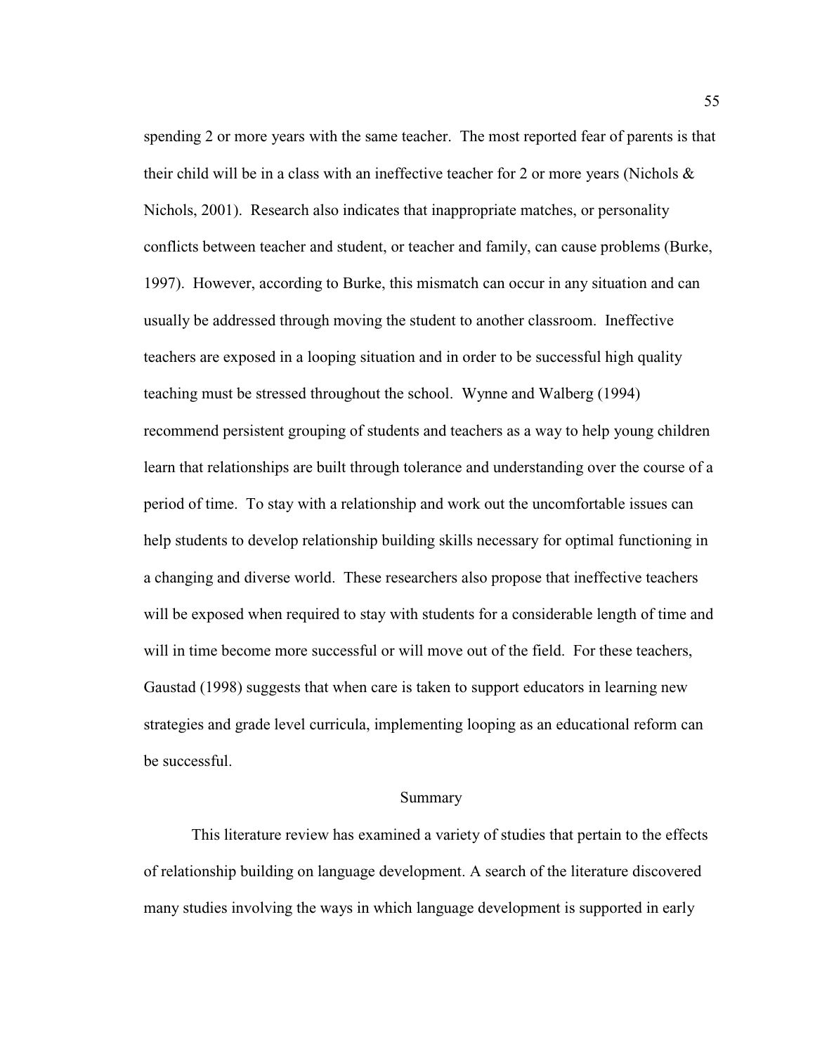spending 2 or more years with the same teacher. The most reported fear of parents is that their child will be in a class with an ineffective teacher for 2 or more years (Nichols & Nichols, 2001). Research also indicates that inappropriate matches, or personality conflicts between teacher and student, or teacher and family, can cause problems (Burke, 1997). However, according to Burke, this mismatch can occur in any situation and can usually be addressed through moving the student to another classroom. Ineffective teachers are exposed in a looping situation and in order to be successful high quality teaching must be stressed throughout the school. Wynne and Walberg (1994) recommend persistent grouping of students and teachers as a way to help young children learn that relationships are built through tolerance and understanding over the course of a period of time. To stay with a relationship and work out the uncomfortable issues can help students to develop relationship building skills necessary for optimal functioning in a changing and diverse world. These researchers also propose that ineffective teachers will be exposed when required to stay with students for a considerable length of time and will in time become more successful or will move out of the field. For these teachers, Gaustad (1998) suggests that when care is taken to support educators in learning new strategies and grade level curricula, implementing looping as an educational reform can be successful.

## Summary

This literature review has examined a variety of studies that pertain to the effects of relationship building on language development. A search of the literature discovered many studies involving the ways in which language development is supported in early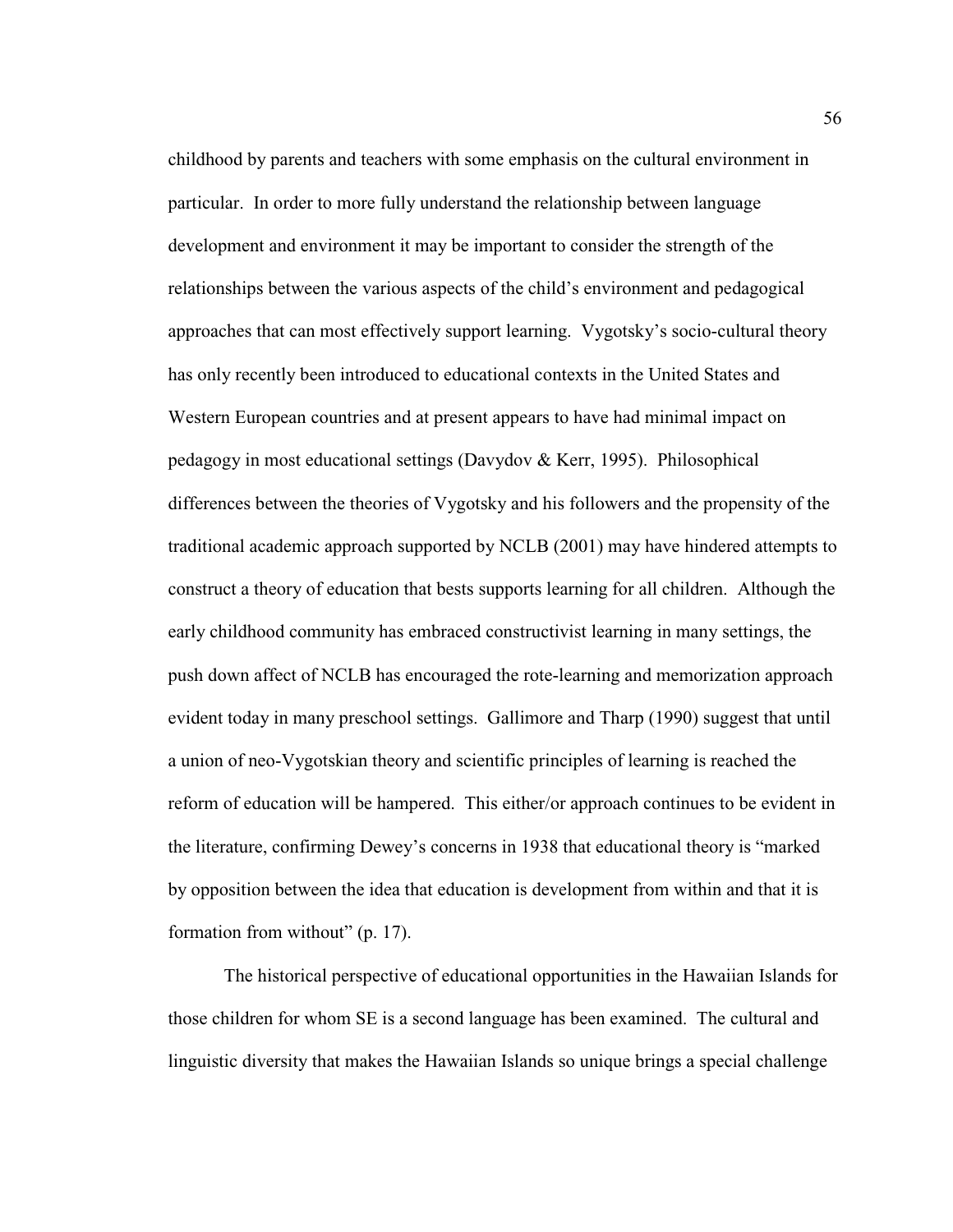childhood by parents and teachers with some emphasis on the cultural environment in particular. In order to more fully understand the relationship between language development and environment it may be important to consider the strength of the relationships between the various aspects of the child's environment and pedagogical approaches that can most effectively support learning. Vygotsky's socio-cultural theory has only recently been introduced to educational contexts in the United States and Western European countries and at present appears to have had minimal impact on pedagogy in most educational settings (Davydov & Kerr, 1995). Philosophical differences between the theories of Vygotsky and his followers and the propensity of the traditional academic approach supported by NCLB (2001) may have hindered attempts to construct a theory of education that bests supports learning for all children. Although the early childhood community has embraced constructivist learning in many settings, the push down affect of NCLB has encouraged the rote-learning and memorization approach evident today in many preschool settings. Gallimore and Tharp (1990) suggest that until a union of neo-Vygotskian theory and scientific principles of learning is reached the reform of education will be hampered. This either/or approach continues to be evident in the literature, confirming Dewey's concerns in 1938 that educational theory is "marked by opposition between the idea that education is development from within and that it is formation from without" (p. 17).

The historical perspective of educational opportunities in the Hawaiian Islands for those children for whom SE is a second language has been examined. The cultural and linguistic diversity that makes the Hawaiian Islands so unique brings a special challenge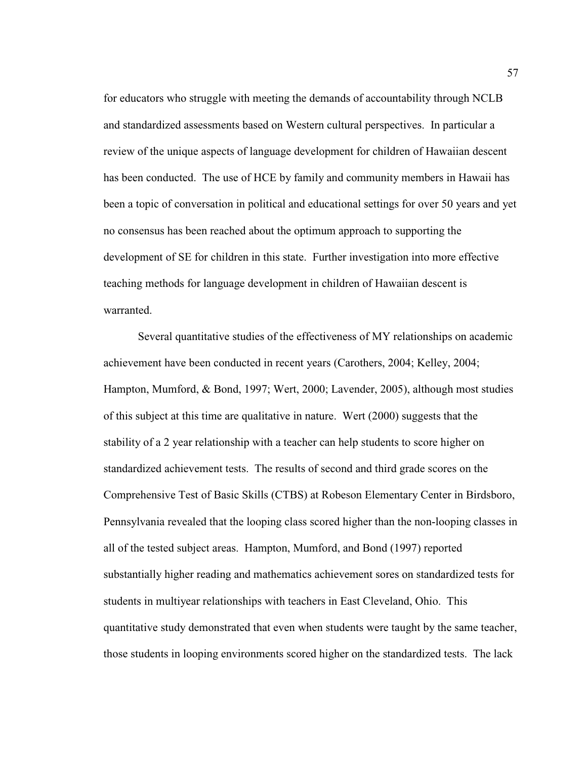for educators who struggle with meeting the demands of accountability through NCLB and standardized assessments based on Western cultural perspectives. In particular a review of the unique aspects of language development for children of Hawaiian descent has been conducted. The use of HCE by family and community members in Hawaii has been a topic of conversation in political and educational settings for over 50 years and yet no consensus has been reached about the optimum approach to supporting the development of SE for children in this state. Further investigation into more effective teaching methods for language development in children of Hawaiian descent is warranted.

Several quantitative studies of the effectiveness of MY relationships on academic achievement have been conducted in recent years (Carothers, 2004; Kelley, 2004; Hampton, Mumford, & Bond, 1997; Wert, 2000; Lavender, 2005), although most studies of this subject at this time are qualitative in nature. Wert (2000) suggests that the stability of a 2 year relationship with a teacher can help students to score higher on standardized achievement tests. The results of second and third grade scores on the Comprehensive Test of Basic Skills (CTBS) at Robeson Elementary Center in Birdsboro, Pennsylvania revealed that the looping class scored higher than the non-looping classes in all of the tested subject areas. Hampton, Mumford, and Bond (1997) reported substantially higher reading and mathematics achievement sores on standardized tests for students in multiyear relationships with teachers in East Cleveland, Ohio. This quantitative study demonstrated that even when students were taught by the same teacher, those students in looping environments scored higher on the standardized tests. The lack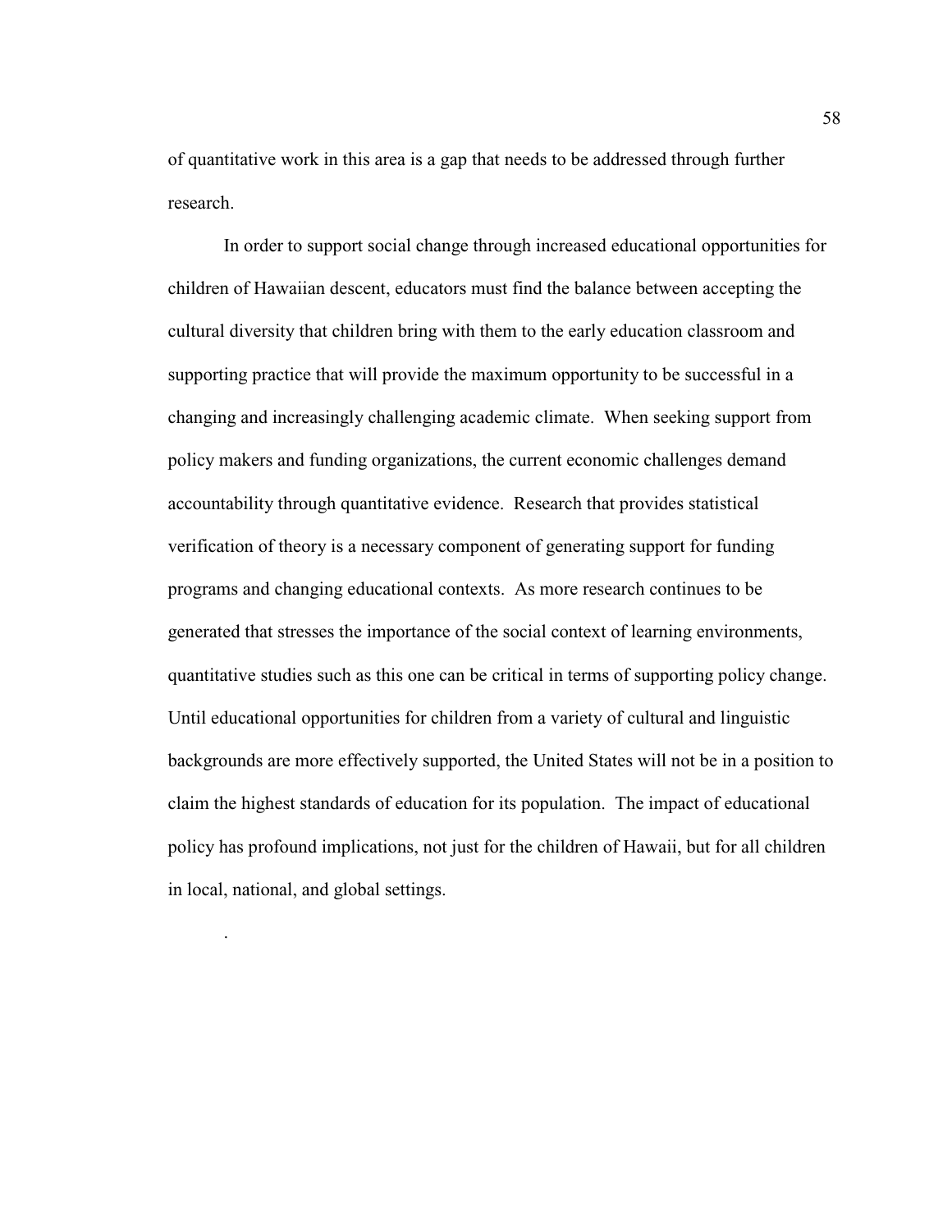of quantitative work in this area is a gap that needs to be addressed through further research.

In order to support social change through increased educational opportunities for children of Hawaiian descent, educators must find the balance between accepting the cultural diversity that children bring with them to the early education classroom and supporting practice that will provide the maximum opportunity to be successful in a changing and increasingly challenging academic climate. When seeking support from policy makers and funding organizations, the current economic challenges demand accountability through quantitative evidence. Research that provides statistical verification of theory is a necessary component of generating support for funding programs and changing educational contexts. As more research continues to be generated that stresses the importance of the social context of learning environments, quantitative studies such as this one can be critical in terms of supporting policy change. Until educational opportunities for children from a variety of cultural and linguistic backgrounds are more effectively supported, the United States will not be in a position to claim the highest standards of education for its population. The impact of educational policy has profound implications, not just for the children of Hawaii, but for all children in local, national, and global settings.

.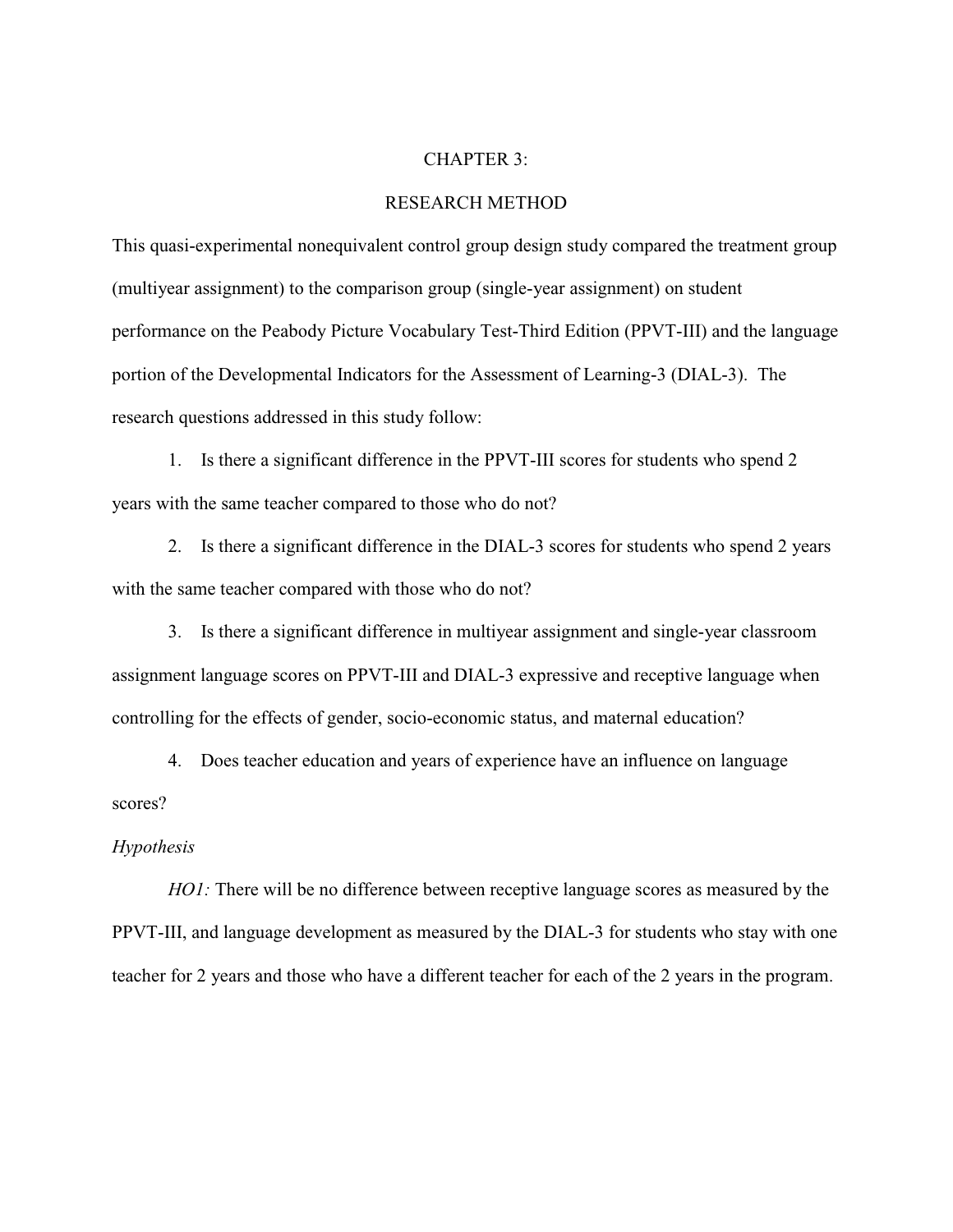# CHAPTER 3:

# RESEARCH METHOD

This quasi-experimental nonequivalent control group design study compared the treatment group (multiyear assignment) to the comparison group (single-year assignment) on student performance on the Peabody Picture Vocabulary Test-Third Edition (PPVT-III) and the language portion of the Developmental Indicators for the Assessment of Learning-3 (DIAL-3). The research questions addressed in this study follow:

1. Is there a significant difference in the PPVT-III scores for students who spend 2 years with the same teacher compared to those who do not?
2. Is there a significant difference in the DIAL-3 scores for students who spend 2 years with the same teacher compared with those who do not?
3. Is there a significant difference in multiyear assignment and single-year classroom assignment language scores on PPVT-III and DIAL-3 expressive and receptive language when controlling for the effects of gender, socio-economic status, and maternal education?
4. Does teacher education and years of experience have an influence on language scores?

*Hypothesis*

*HO1:* There will be no difference between receptive language scores as measured by the PPVT-III, and language development as measured by the DIAL-3 for students who stay with one teacher for 2 years and those who have a different teacher for each of the 2 years in the program.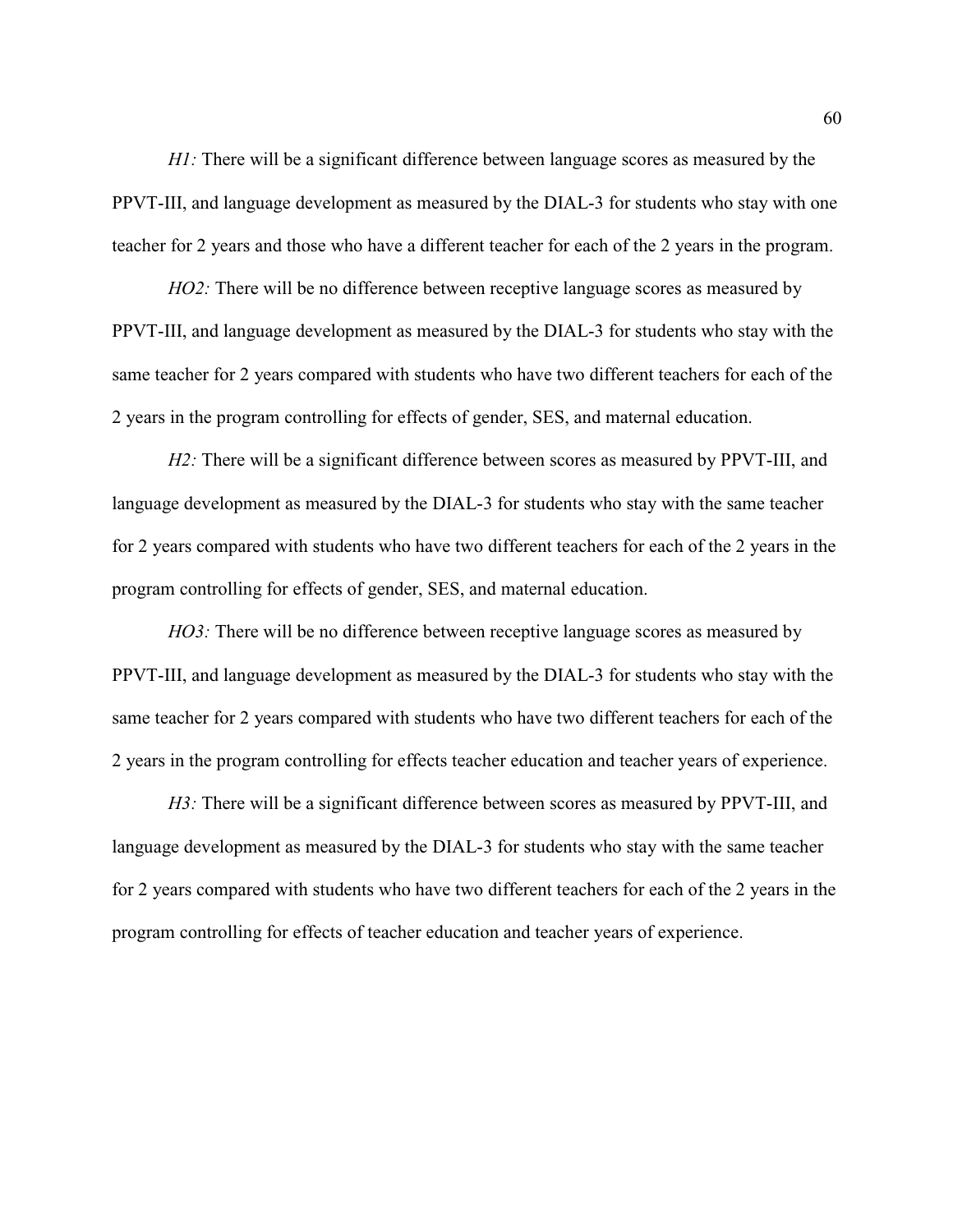*H1:* There will be a significant difference between language scores as measured by the PPVT-III, and language development as measured by the DIAL-3 for students who stay with one teacher for 2 years and those who have a different teacher for each of the 2 years in the program.

*HO2:* There will be no difference between receptive language scores as measured by PPVT-III, and language development as measured by the DIAL-3 for students who stay with the same teacher for 2 years compared with students who have two different teachers for each of the 2 years in the program controlling for effects of gender, SES, and maternal education.

*H2:* There will be a significant difference between scores as measured by PPVT-III, and language development as measured by the DIAL-3 for students who stay with the same teacher for 2 years compared with students who have two different teachers for each of the 2 years in the program controlling for effects of gender, SES, and maternal education.

*HO3:* There will be no difference between receptive language scores as measured by PPVT-III, and language development as measured by the DIAL-3 for students who stay with the same teacher for 2 years compared with students who have two different teachers for each of the 2 years in the program controlling for effects teacher education and teacher years of experience.

*H3:* There will be a significant difference between scores as measured by PPVT-III, and language development as measured by the DIAL-3 for students who stay with the same teacher for 2 years compared with students who have two different teachers for each of the 2 years in the program controlling for effects of teacher education and teacher years of experience.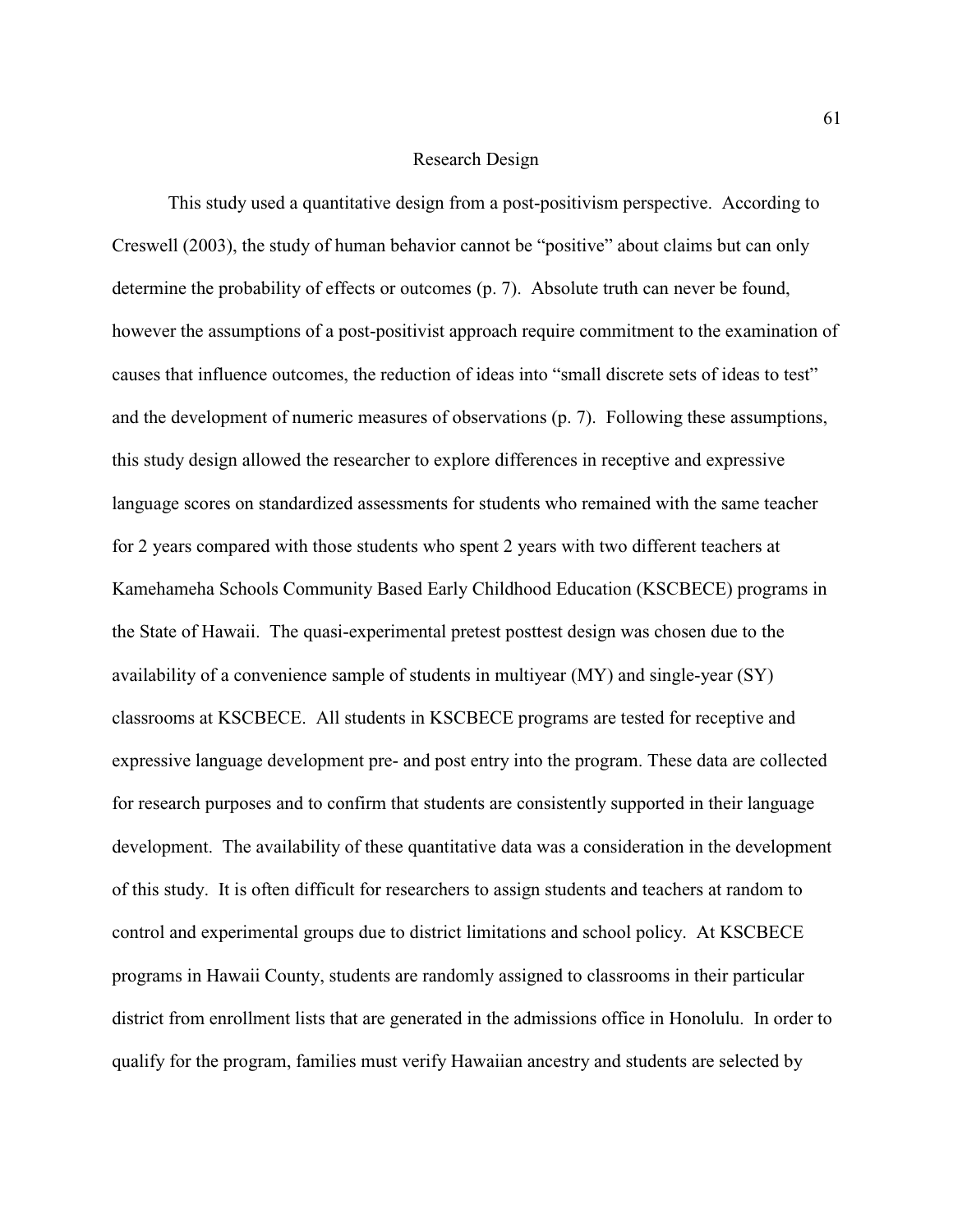## Research Design

This study used a quantitative design from a post-positivism perspective. According to Creswell (2003), the study of human behavior cannot be "positive" about claims but can only determine the probability of effects or outcomes (p. 7). Absolute truth can never be found, however the assumptions of a post-positivist approach require commitment to the examination of causes that influence outcomes, the reduction of ideas into "small discrete sets of ideas to test" and the development of numeric measures of observations (p. 7). Following these assumptions, this study design allowed the researcher to explore differences in receptive and expressive language scores on standardized assessments for students who remained with the same teacher for 2 years compared with those students who spent 2 years with two different teachers at Kamehameha Schools Community Based Early Childhood Education (KSCBECE) programs in the State of Hawaii. The quasi-experimental pretest posttest design was chosen due to the availability of a convenience sample of students in multiyear (MY) and single-year (SY) classrooms at KSCBECE. All students in KSCBECE programs are tested for receptive and expressive language development pre- and post entry into the program. These data are collected for research purposes and to confirm that students are consistently supported in their language development. The availability of these quantitative data was a consideration in the development of this study. It is often difficult for researchers to assign students and teachers at random to control and experimental groups due to district limitations and school policy. At KSCBECE programs in Hawaii County, students are randomly assigned to classrooms in their particular district from enrollment lists that are generated in the admissions office in Honolulu. In order to qualify for the program, families must verify Hawaiian ancestry and students are selected by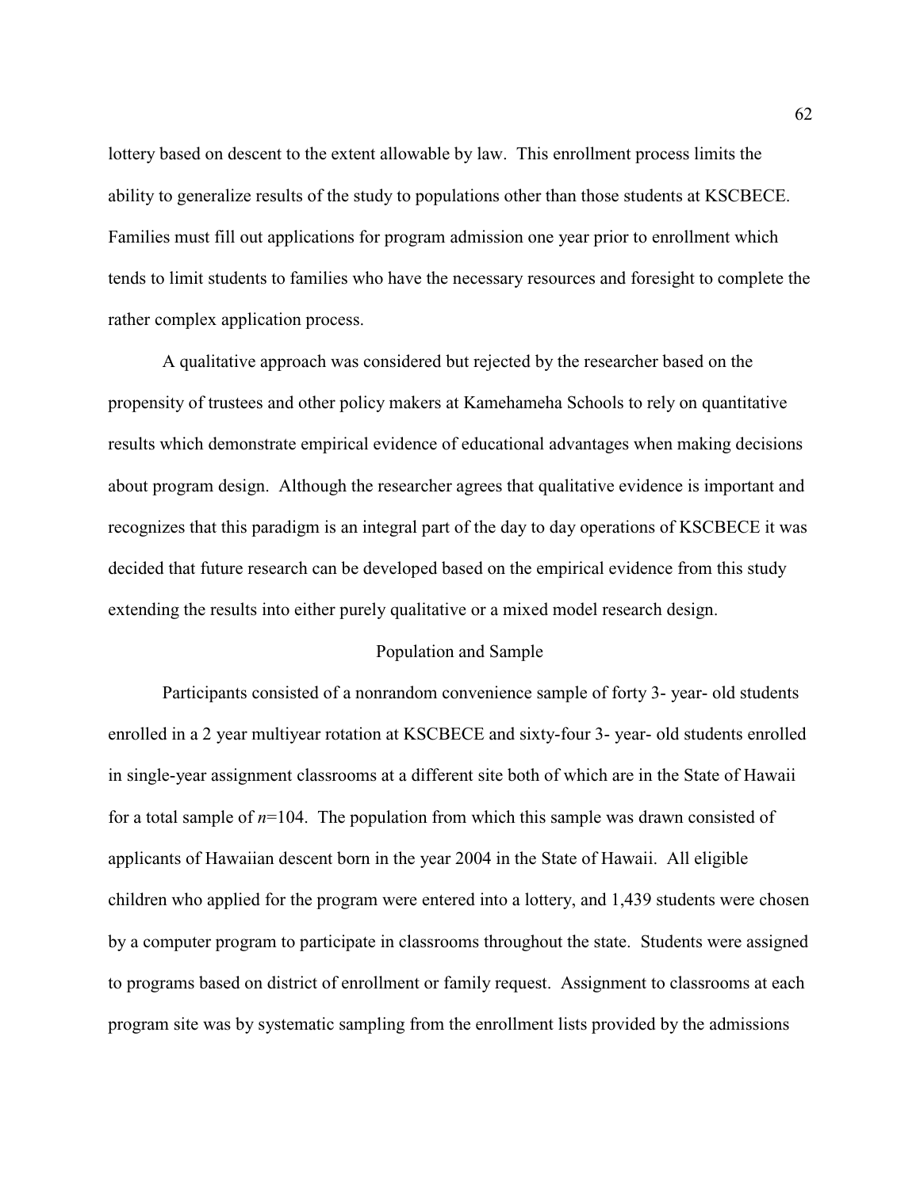lottery based on descent to the extent allowable by law. This enrollment process limits the ability to generalize results of the study to populations other than those students at KSCBECE. Families must fill out applications for program admission one year prior to enrollment which tends to limit students to families who have the necessary resources and foresight to complete the rather complex application process.

A qualitative approach was considered but rejected by the researcher based on the propensity of trustees and other policy makers at Kamehameha Schools to rely on quantitative results which demonstrate empirical evidence of educational advantages when making decisions about program design. Although the researcher agrees that qualitative evidence is important and recognizes that this paradigm is an integral part of the day to day operations of KSCBECE it was decided that future research can be developed based on the empirical evidence from this study extending the results into either purely qualitative or a mixed model research design.

## Population and Sample

Participants consisted of a nonrandom convenience sample of forty 3- year- old students enrolled in a 2 year multiyear rotation at KSCBECE and sixty-four 3- year- old students enrolled in single-year assignment classrooms at a different site both of which are in the State of Hawaii for a total sample of $n$=104. The population from which this sample was drawn consisted of applicants of Hawaiian descent born in the year 2004 in the State of Hawaii. All eligible children who applied for the program were entered into a lottery, and 1,439 students were chosen by a computer program to participate in classrooms throughout the state. Students were assigned to programs based on district of enrollment or family request. Assignment to classrooms at each program site was by systematic sampling from the enrollment lists provided by the admissions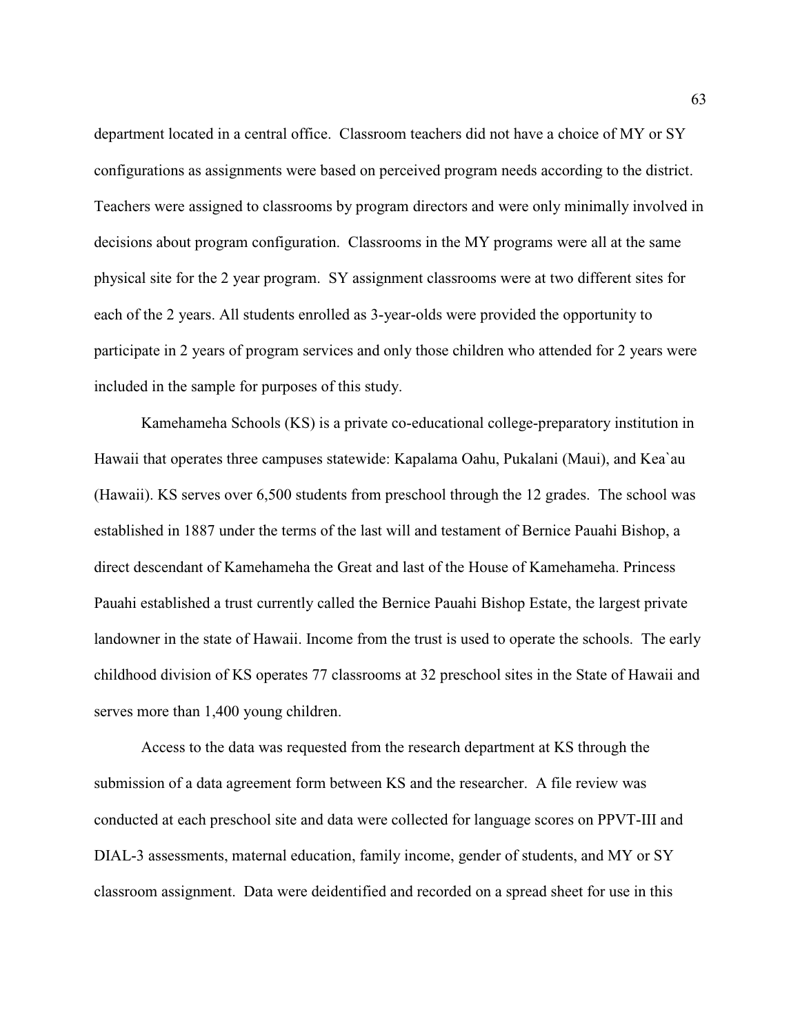department located in a central office. Classroom teachers did not have a choice of MY or SY configurations as assignments were based on perceived program needs according to the district. Teachers were assigned to classrooms by program directors and were only minimally involved in decisions about program configuration. Classrooms in the MY programs were all at the same physical site for the 2 year program. SY assignment classrooms were at two different sites for each of the 2 years. All students enrolled as 3-year-olds were provided the opportunity to participate in 2 years of program services and only those children who attended for 2 years were included in the sample for purposes of this study.

Kamehameha Schools (KS) is a private co-educational college-preparatory institution in Hawaii that operates three campuses statewide: Kapalama Oahu, Pukalani (Maui), and Kea`au (Hawaii). KS serves over 6,500 students from preschool through the 12 grades. The school was established in 1887 under the terms of the last will and testament of Bernice Pauahi Bishop, a direct descendant of Kamehameha the Great and last of the House of Kamehameha. Princess Pauahi established a trust currently called the Bernice Pauahi Bishop Estate, the largest private landowner in the state of Hawaii. Income from the trust is used to operate the schools. The early childhood division of KS operates 77 classrooms at 32 preschool sites in the State of Hawaii and serves more than 1,400 young children.

Access to the data was requested from the research department at KS through the submission of a data agreement form between KS and the researcher. A file review was conducted at each preschool site and data were collected for language scores on PPVT-III and DIAL-3 assessments, maternal education, family income, gender of students, and MY or SY classroom assignment. Data were deidentified and recorded on a spread sheet for use in this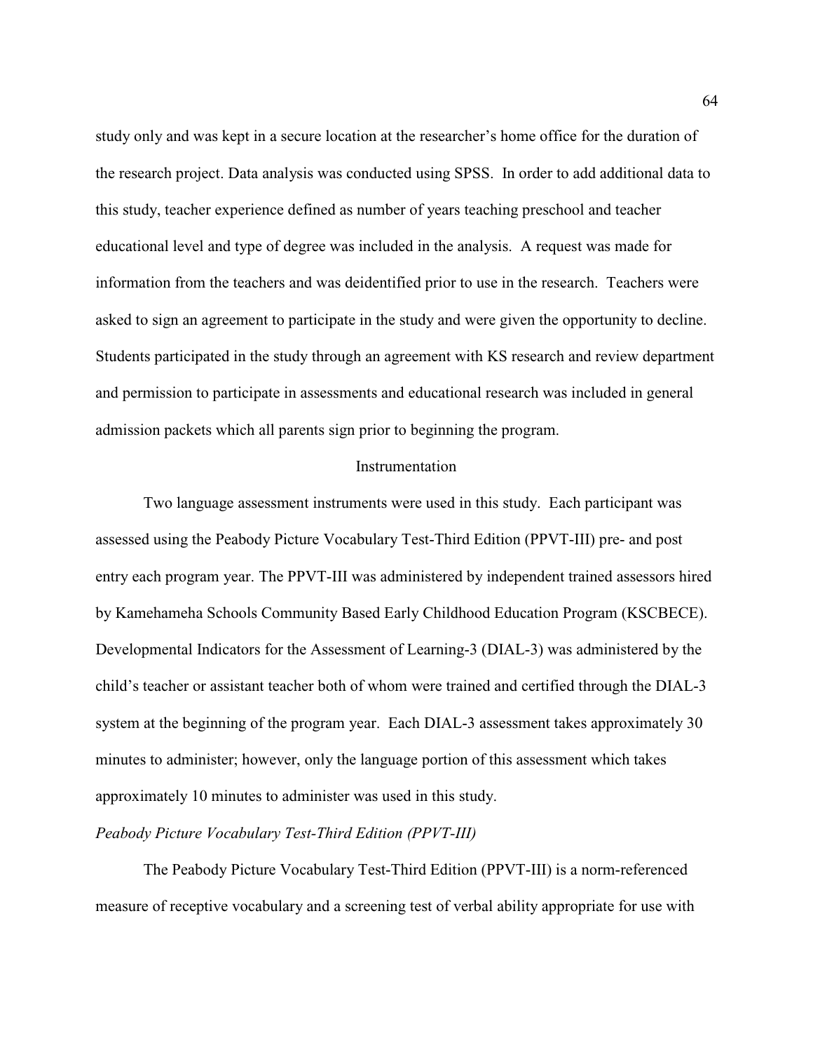study only and was kept in a secure location at the researcher's home office for the duration of the research project. Data analysis was conducted using SPSS. In order to add additional data to this study, teacher experience defined as number of years teaching preschool and teacher educational level and type of degree was included in the analysis. A request was made for information from the teachers and was deidentified prior to use in the research. Teachers were asked to sign an agreement to participate in the study and were given the opportunity to decline. Students participated in the study through an agreement with KS research and review department and permission to participate in assessments and educational research was included in general admission packets which all parents sign prior to beginning the program.

## Instrumentation

Two language assessment instruments were used in this study. Each participant was assessed using the Peabody Picture Vocabulary Test-Third Edition (PPVT-III) pre- and post entry each program year. The PPVT-III was administered by independent trained assessors hired by Kamehameha Schools Community Based Early Childhood Education Program (KSCBECE). Developmental Indicators for the Assessment of Learning-3 (DIAL-3) was administered by the child's teacher or assistant teacher both of whom were trained and certified through the DIAL-3 system at the beginning of the program year. Each DIAL-3 assessment takes approximately 30 minutes to administer; however, only the language portion of this assessment which takes approximately 10 minutes to administer was used in this study.

### *Peabody Picture Vocabulary Test-Third Edition (PPVT-III)*

The Peabody Picture Vocabulary Test-Third Edition (PPVT-III) is a norm-referenced measure of receptive vocabulary and a screening test of verbal ability appropriate for use with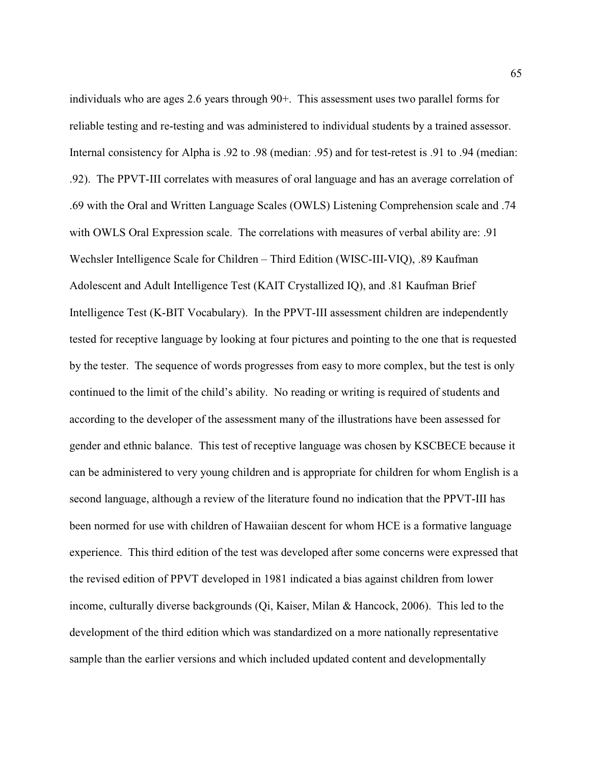individuals who are ages 2.6 years through 90+. This assessment uses two parallel forms for reliable testing and re-testing and was administered to individual students by a trained assessor. Internal consistency for Alpha is .92 to .98 (median: .95) and for test-retest is .91 to .94 (median: .92). The PPVT-III correlates with measures of oral language and has an average correlation of .69 with the Oral and Written Language Scales (OWLS) Listening Comprehension scale and .74 with OWLS Oral Expression scale. The correlations with measures of verbal ability are: .91 Wechsler Intelligence Scale for Children – Third Edition (WISC-III-VIQ), .89 Kaufman Adolescent and Adult Intelligence Test (KAIT Crystallized IQ), and .81 Kaufman Brief Intelligence Test (K-BIT Vocabulary). In the PPVT-III assessment children are independently tested for receptive language by looking at four pictures and pointing to the one that is requested by the tester. The sequence of words progresses from easy to more complex, but the test is only continued to the limit of the child's ability. No reading or writing is required of students and according to the developer of the assessment many of the illustrations have been assessed for gender and ethnic balance. This test of receptive language was chosen by KSCBECE because it can be administered to very young children and is appropriate for children for whom English is a second language, although a review of the literature found no indication that the PPVT-III has been normed for use with children of Hawaiian descent for whom HCE is a formative language experience. This third edition of the test was developed after some concerns were expressed that the revised edition of PPVT developed in 1981 indicated a bias against children from lower income, culturally diverse backgrounds (Qi, Kaiser, Milan & Hancock, 2006). This led to the development of the third edition which was standardized on a more nationally representative sample than the earlier versions and which included updated content and developmentally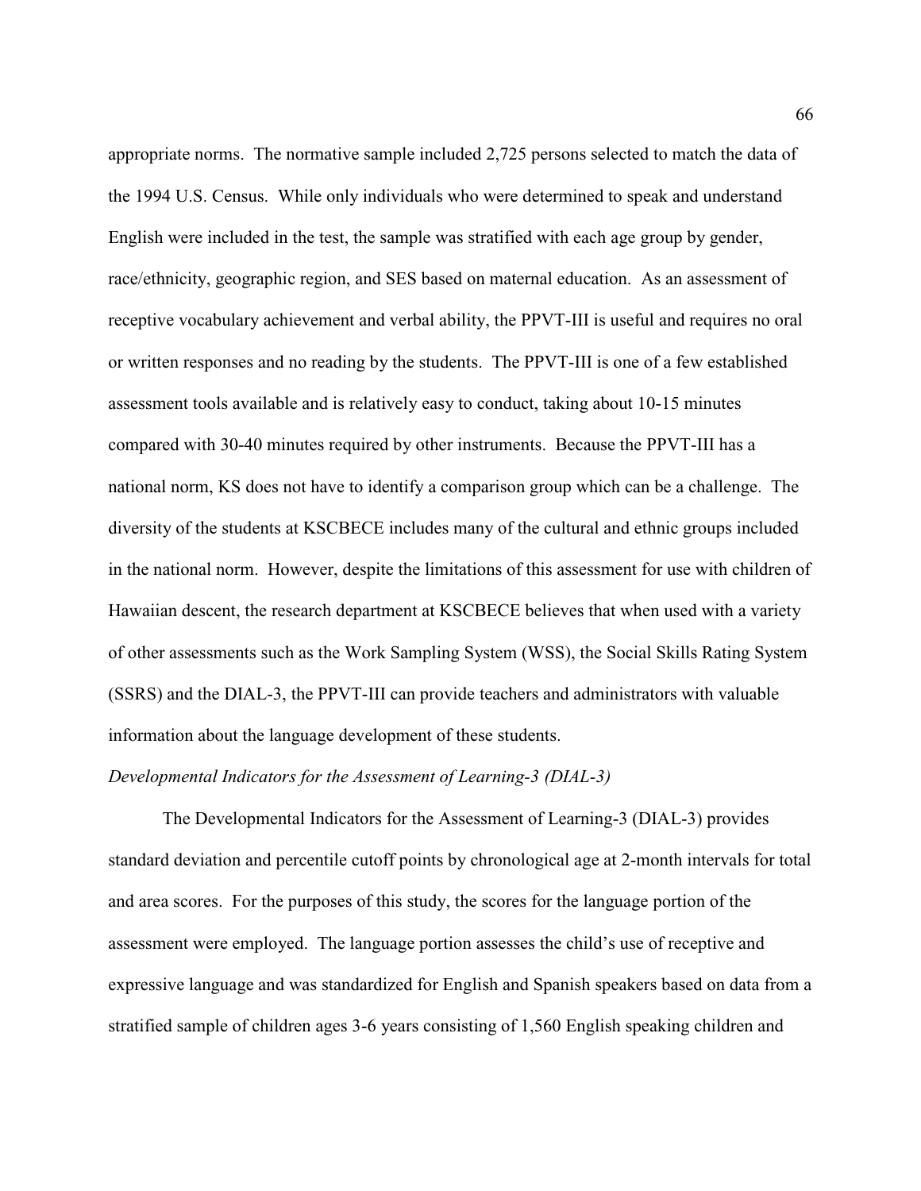appropriate norms. The normative sample included 2,725 persons selected to match the data of the 1994 U.S. Census. While only individuals who were determined to speak and understand English were included in the test, the sample was stratified with each age group by gender, race/ethnicity, geographic region, and SES based on maternal education. As an assessment of receptive vocabulary achievement and verbal ability, the PPVT-III is useful and requires no oral or written responses and no reading by the students. The PPVT-III is one of a few established assessment tools available and is relatively easy to conduct, taking about 10-15 minutes compared with 30-40 minutes required by other instruments. Because the PPVT-III has a national norm, KS does not have to identify a comparison group which can be a challenge. The diversity of the students at KSCBECE includes many of the cultural and ethnic groups included in the national norm. However, despite the limitations of this assessment for use with children of Hawaiian descent, the research department at KSCBECE believes that when used with a variety of other assessments such as the Work Sampling System (WSS), the Social Skills Rating System (SSRS) and the DIAL-3, the PPVT-III can provide teachers and administrators with valuable information about the language development of these students.

*Developmental Indicators for the Assessment of Learning-3 (DIAL-3)*

The Developmental Indicators for the Assessment of Learning-3 (DIAL-3) provides standard deviation and percentile cutoff points by chronological age at 2-month intervals for total and area scores. For the purposes of this study, the scores for the language portion of the assessment were employed. The language portion assesses the child's use of receptive and expressive language and was standardized for English and Spanish speakers based on data from a stratified sample of children ages 3-6 years consisting of 1,560 English speaking children and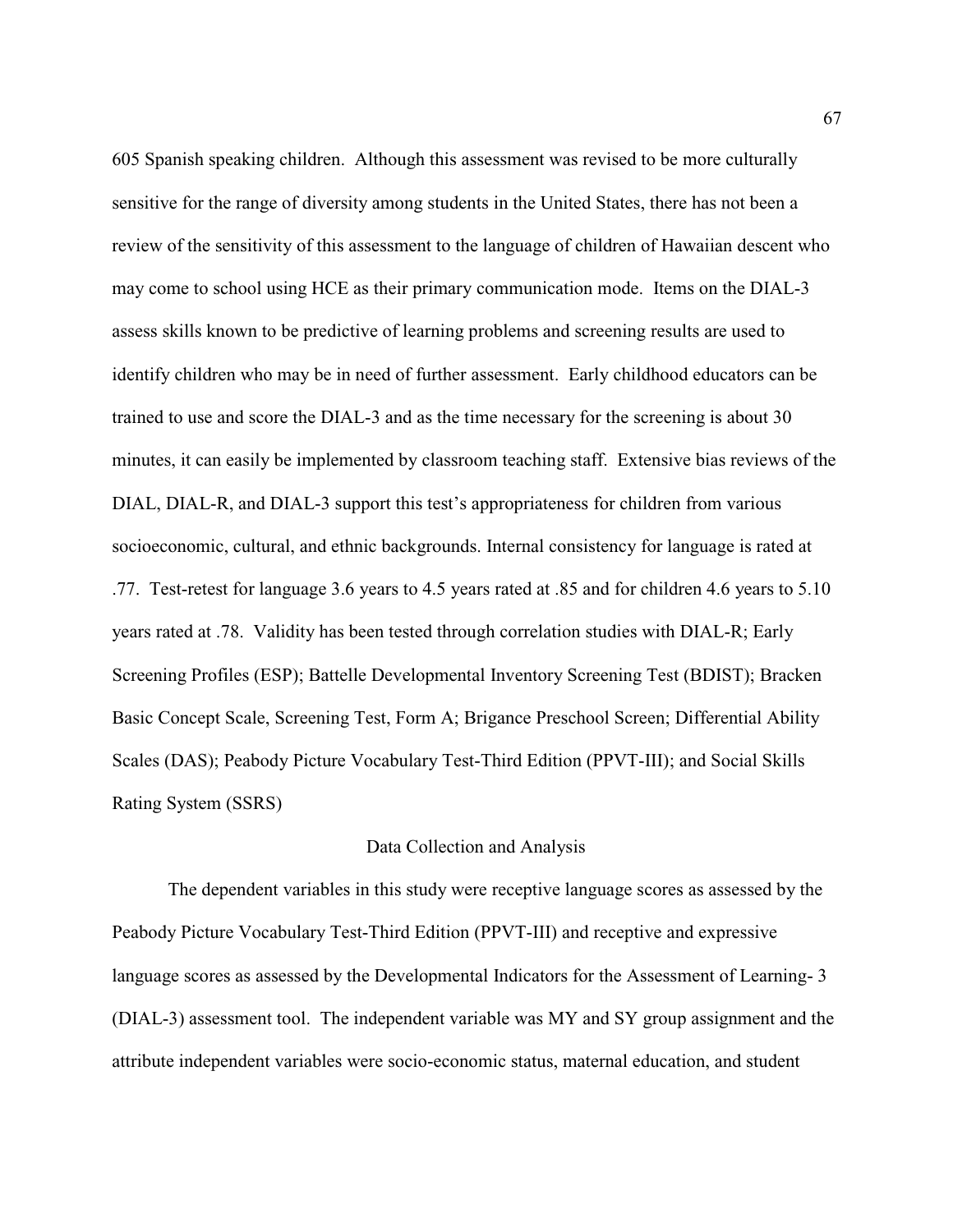605 Spanish speaking children. Although this assessment was revised to be more culturally sensitive for the range of diversity among students in the United States, there has not been a review of the sensitivity of this assessment to the language of children of Hawaiian descent who may come to school using HCE as their primary communication mode. Items on the DIAL-3 assess skills known to be predictive of learning problems and screening results are used to identify children who may be in need of further assessment. Early childhood educators can be trained to use and score the DIAL-3 and as the time necessary for the screening is about 30 minutes, it can easily be implemented by classroom teaching staff. Extensive bias reviews of the DIAL, DIAL-R, and DIAL-3 support this test's appropriateness for children from various socioeconomic, cultural, and ethnic backgrounds. Internal consistency for language is rated at .77. Test-retest for language 3.6 years to 4.5 years rated at .85 and for children 4.6 years to 5.10 years rated at .78. Validity has been tested through correlation studies with DIAL-R; Early Screening Profiles (ESP); Battelle Developmental Inventory Screening Test (BDIST); Bracken Basic Concept Scale, Screening Test, Form A; Brigance Preschool Screen; Differential Ability Scales (DAS); Peabody Picture Vocabulary Test-Third Edition (PPVT-III); and Social Skills Rating System (SSRS)

## Data Collection and Analysis

The dependent variables in this study were receptive language scores as assessed by the Peabody Picture Vocabulary Test-Third Edition (PPVT-III) and receptive and expressive language scores as assessed by the Developmental Indicators for the Assessment of Learning- 3 (DIAL-3) assessment tool. The independent variable was MY and SY group assignment and the attribute independent variables were socio-economic status, maternal education, and student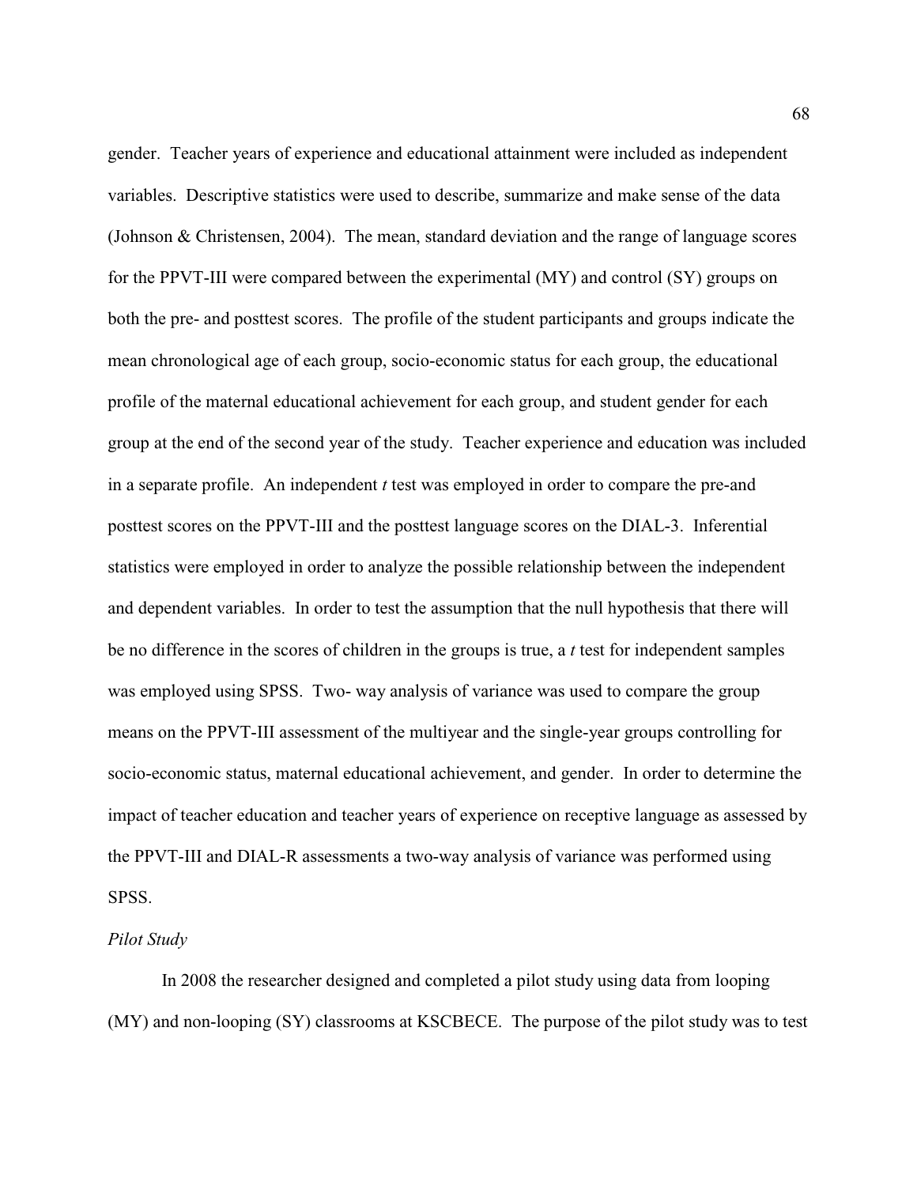gender. Teacher years of experience and educational attainment were included as independent variables. Descriptive statistics were used to describe, summarize and make sense of the data (Johnson & Christensen, 2004). The mean, standard deviation and the range of language scores for the PPVT-III were compared between the experimental (MY) and control (SY) groups on both the pre- and posttest scores. The profile of the student participants and groups indicate the mean chronological age of each group, socio-economic status for each group, the educational profile of the maternal educational achievement for each group, and student gender for each group at the end of the second year of the study. Teacher experience and education was included in a separate profile. An independent *t* test was employed in order to compare the pre-and posttest scores on the PPVT-III and the posttest language scores on the DIAL-3. Inferential statistics were employed in order to analyze the possible relationship between the independent and dependent variables. In order to test the assumption that the null hypothesis that there will be no difference in the scores of children in the groups is true, a *t* test for independent samples was employed using SPSS. Two- way analysis of variance was used to compare the group means on the PPVT-III assessment of the multiyear and the single-year groups controlling for socio-economic status, maternal educational achievement, and gender. In order to determine the impact of teacher education and teacher years of experience on receptive language as assessed by the PPVT-III and DIAL-R assessments a two-way analysis of variance was performed using SPSS.

*Pilot Study*

In 2008 the researcher designed and completed a pilot study using data from looping (MY) and non-looping (SY) classrooms at KSCBECE. The purpose of the pilot study was to test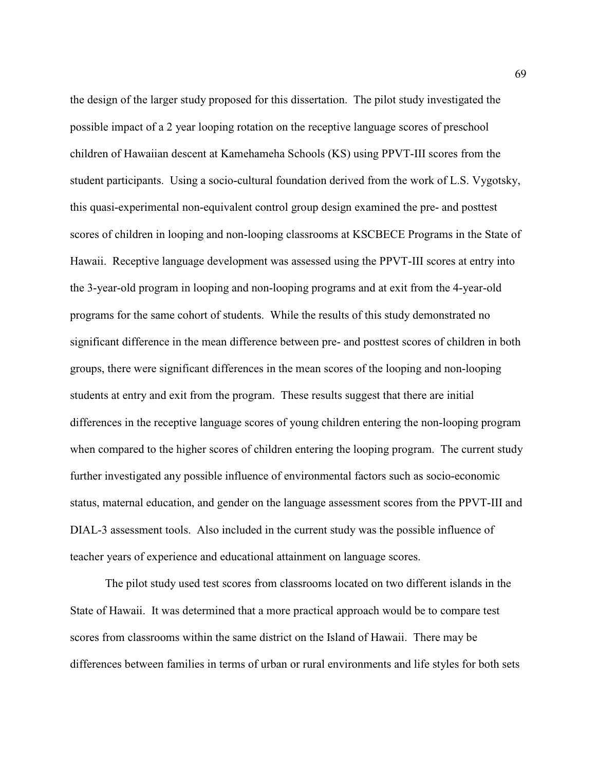the design of the larger study proposed for this dissertation. The pilot study investigated the possible impact of a 2 year looping rotation on the receptive language scores of preschool children of Hawaiian descent at Kamehameha Schools (KS) using PPVT-III scores from the student participants. Using a socio-cultural foundation derived from the work of L.S. Vygotsky, this quasi-experimental non-equivalent control group design examined the pre- and posttest scores of children in looping and non-looping classrooms at KSCBECE Programs in the State of Hawaii. Receptive language development was assessed using the PPVT-III scores at entry into the 3-year-old program in looping and non-looping programs and at exit from the 4-year-old programs for the same cohort of students. While the results of this study demonstrated no significant difference in the mean difference between pre- and posttest scores of children in both groups, there were significant differences in the mean scores of the looping and non-looping students at entry and exit from the program. These results suggest that there are initial differences in the receptive language scores of young children entering the non-looping program when compared to the higher scores of children entering the looping program. The current study further investigated any possible influence of environmental factors such as socio-economic status, maternal education, and gender on the language assessment scores from the PPVT-III and DIAL-3 assessment tools. Also included in the current study was the possible influence of teacher years of experience and educational attainment on language scores.

The pilot study used test scores from classrooms located on two different islands in the State of Hawaii. It was determined that a more practical approach would be to compare test scores from classrooms within the same district on the Island of Hawaii. There may be differences between families in terms of urban or rural environments and life styles for both sets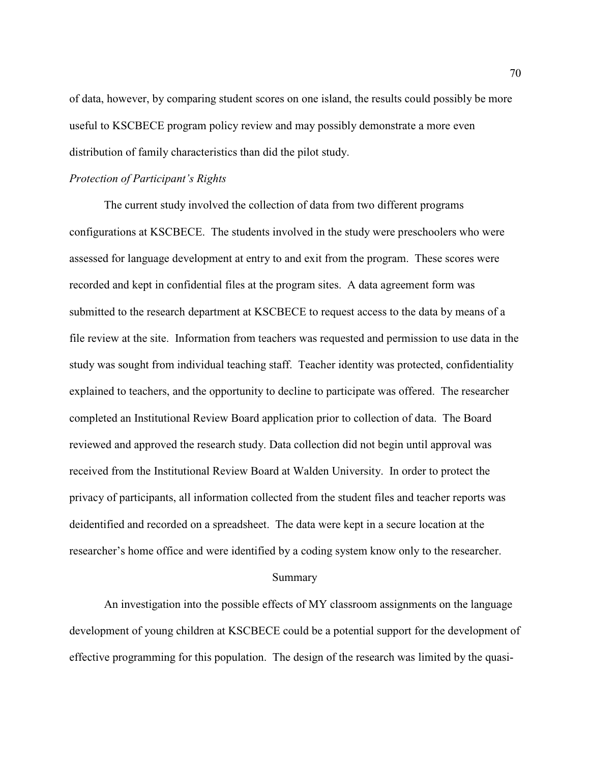of data, however, by comparing student scores on one island, the results could possibly be more useful to KSCBECE program policy review and may possibly demonstrate a more even distribution of family characteristics than did the pilot study.

*Protection of Participant's Rights*

The current study involved the collection of data from two different programs configurations at KSCBECE. The students involved in the study were preschoolers who were assessed for language development at entry to and exit from the program. These scores were recorded and kept in confidential files at the program sites. A data agreement form was submitted to the research department at KSCBECE to request access to the data by means of a file review at the site. Information from teachers was requested and permission to use data in the study was sought from individual teaching staff. Teacher identity was protected, confidentiality explained to teachers, and the opportunity to decline to participate was offered. The researcher completed an Institutional Review Board application prior to collection of data. The Board reviewed and approved the research study. Data collection did not begin until approval was received from the Institutional Review Board at Walden University. In order to protect the privacy of participants, all information collected from the student files and teacher reports was deidentified and recorded on a spreadsheet. The data were kept in a secure location at the researcher's home office and were identified by a coding system know only to the researcher.

## Summary

An investigation into the possible effects of MY classroom assignments on the language development of young children at KSCBECE could be a potential support for the development of effective programming for this population. The design of the research was limited by the quasi-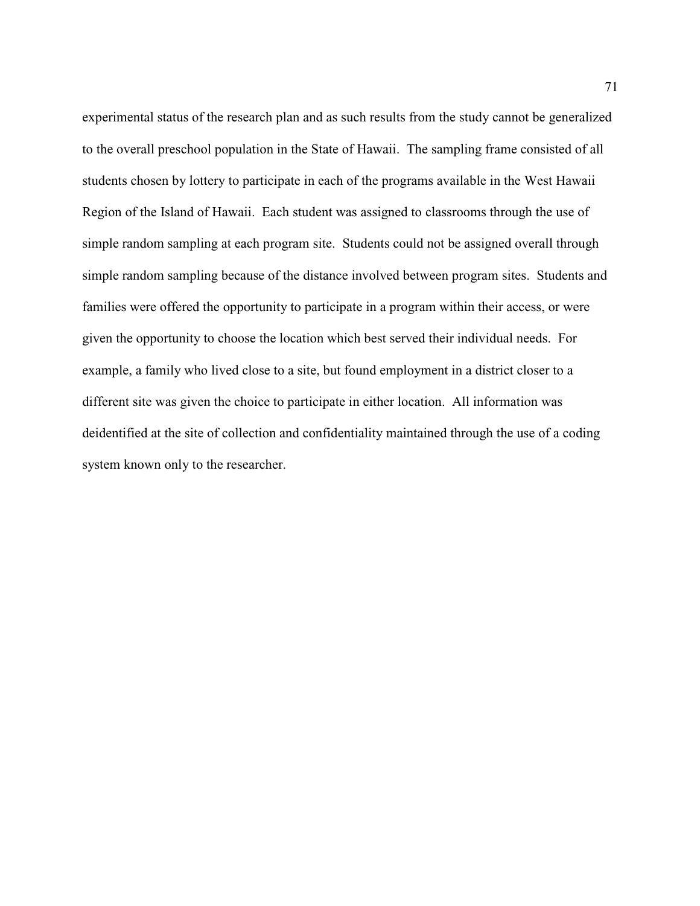experimental status of the research plan and as such results from the study cannot be generalized to the overall preschool population in the State of Hawaii. The sampling frame consisted of all students chosen by lottery to participate in each of the programs available in the West Hawaii Region of the Island of Hawaii. Each student was assigned to classrooms through the use of simple random sampling at each program site. Students could not be assigned overall through simple random sampling because of the distance involved between program sites. Students and families were offered the opportunity to participate in a program within their access, or were given the opportunity to choose the location which best served their individual needs. For example, a family who lived close to a site, but found employment in a district closer to a different site was given the choice to participate in either location. All information was deidentified at the site of collection and confidentiality maintained through the use of a coding system known only to the researcher.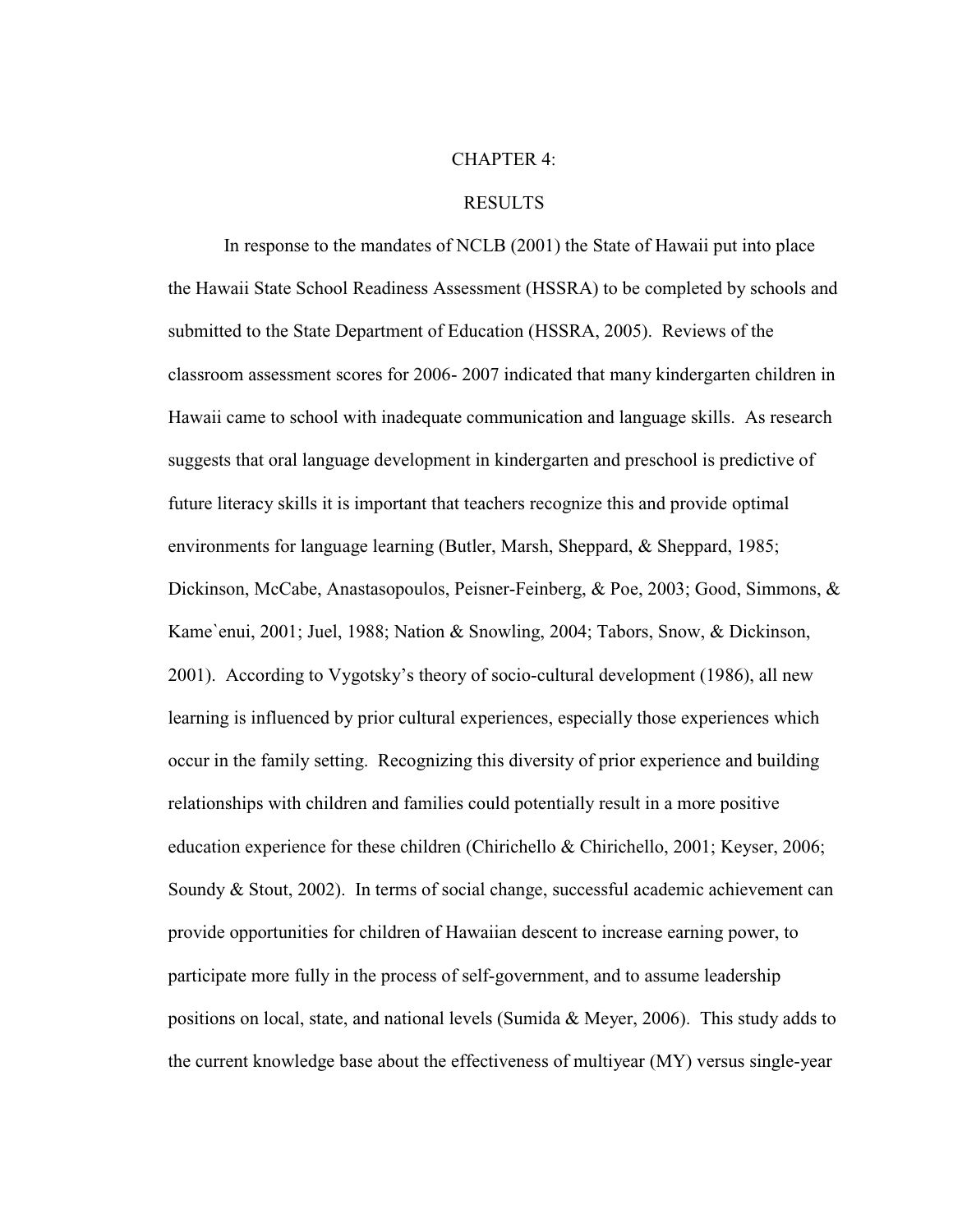# CHAPTER 4:

# RESULTS

In response to the mandates of NCLB (2001) the State of Hawaii put into place the Hawaii State School Readiness Assessment (HSSRA) to be completed by schools and submitted to the State Department of Education (HSSRA, 2005). Reviews of the classroom assessment scores for 2006- 2007 indicated that many kindergarten children in Hawaii came to school with inadequate communication and language skills. As research suggests that oral language development in kindergarten and preschool is predictive of future literacy skills it is important that teachers recognize this and provide optimal environments for language learning (Butler, Marsh, Sheppard, & Sheppard, 1985; Dickinson, McCabe, Anastasopoulos, Peisner-Feinberg, & Poe, 2003; Good, Simmons, & Kame`enui, 2001; Juel, 1988; Nation & Snowling, 2004; Tabors, Snow, & Dickinson, 2001). According to Vygotsky's theory of socio-cultural development (1986), all new learning is influenced by prior cultural experiences, especially those experiences which occur in the family setting. Recognizing this diversity of prior experience and building relationships with children and families could potentially result in a more positive education experience for these children (Chirichello & Chirichello, 2001; Keyser, 2006; Soundy & Stout, 2002). In terms of social change, successful academic achievement can provide opportunities for children of Hawaiian descent to increase earning power, to participate more fully in the process of self-government, and to assume leadership positions on local, state, and national levels (Sumida & Meyer, 2006). This study adds to the current knowledge base about the effectiveness of multiyear (MY) versus single-year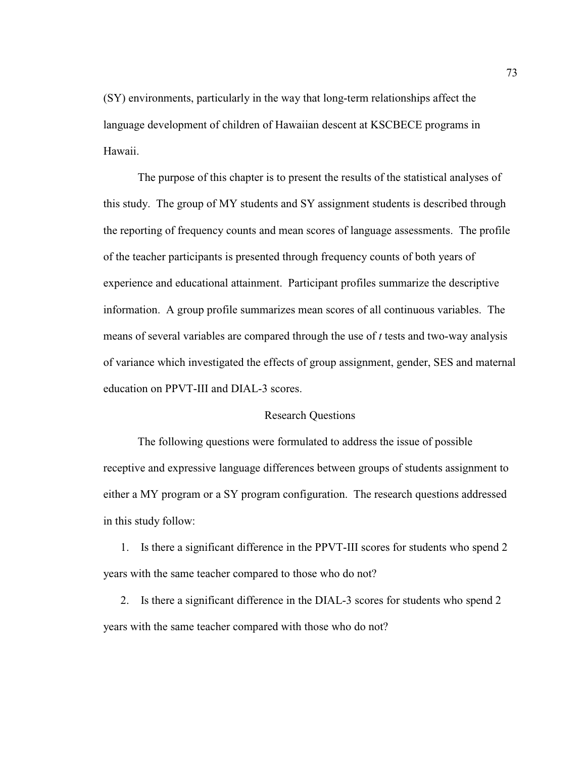(SY) environments, particularly in the way that long-term relationships affect the language development of children of Hawaiian descent at KSCBECE programs in Hawaii.

The purpose of this chapter is to present the results of the statistical analyses of this study. The group of MY students and SY assignment students is described through the reporting of frequency counts and mean scores of language assessments. The profile of the teacher participants is presented through frequency counts of both years of experience and educational attainment. Participant profiles summarize the descriptive information. A group profile summarizes mean scores of all continuous variables. The means of several variables are compared through the use of *t* tests and two-way analysis of variance which investigated the effects of group assignment, gender, SES and maternal education on PPVT-III and DIAL-3 scores.

## Research Questions

The following questions were formulated to address the issue of possible receptive and expressive language differences between groups of students assignment to either a MY program or a SY program configuration. The research questions addressed in this study follow:

1. Is there a significant difference in the PPVT-III scores for students who spend 2 years with the same teacher compared to those who do not?
2. Is there a significant difference in the DIAL-3 scores for students who spend 2 years with the same teacher compared with those who do not?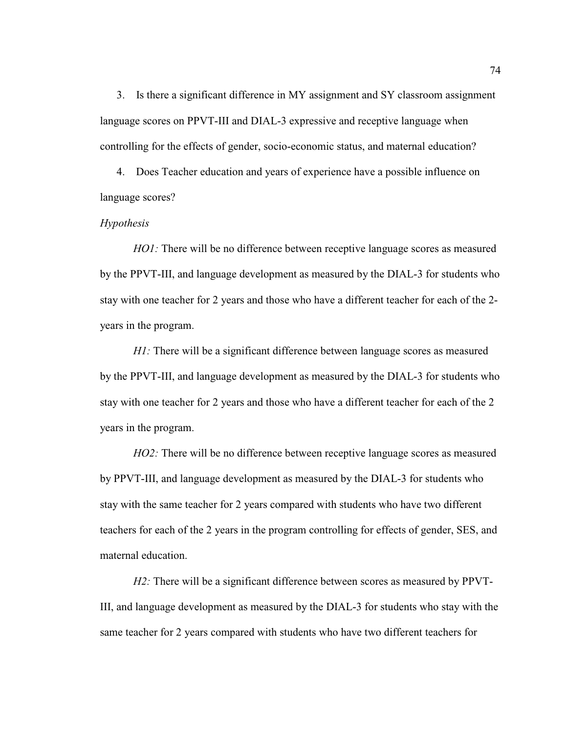3. Is there a significant difference in MY assignment and SY classroom assignment language scores on PPVT-III and DIAL-3 expressive and receptive language when controlling for the effects of gender, socio-economic status, and maternal education?

4. Does Teacher education and years of experience have a possible influence on language scores?

*Hypothesis*

*HO1:* There will be no difference between receptive language scores as measured by the PPVT-III, and language development as measured by the DIAL-3 for students who stay with one teacher for 2 years and those who have a different teacher for each of the 2-years in the program.

*H1:* There will be a significant difference between language scores as measured by the PPVT-III, and language development as measured by the DIAL-3 for students who stay with one teacher for 2 years and those who have a different teacher for each of the 2 years in the program.

*HO2:* There will be no difference between receptive language scores as measured by PPVT-III, and language development as measured by the DIAL-3 for students who stay with the same teacher for 2 years compared with students who have two different teachers for each of the 2 years in the program controlling for effects of gender, SES, and maternal education.

*H2:* There will be a significant difference between scores as measured by PPVT-III, and language development as measured by the DIAL-3 for students who stay with the same teacher for 2 years compared with students who have two different teachers for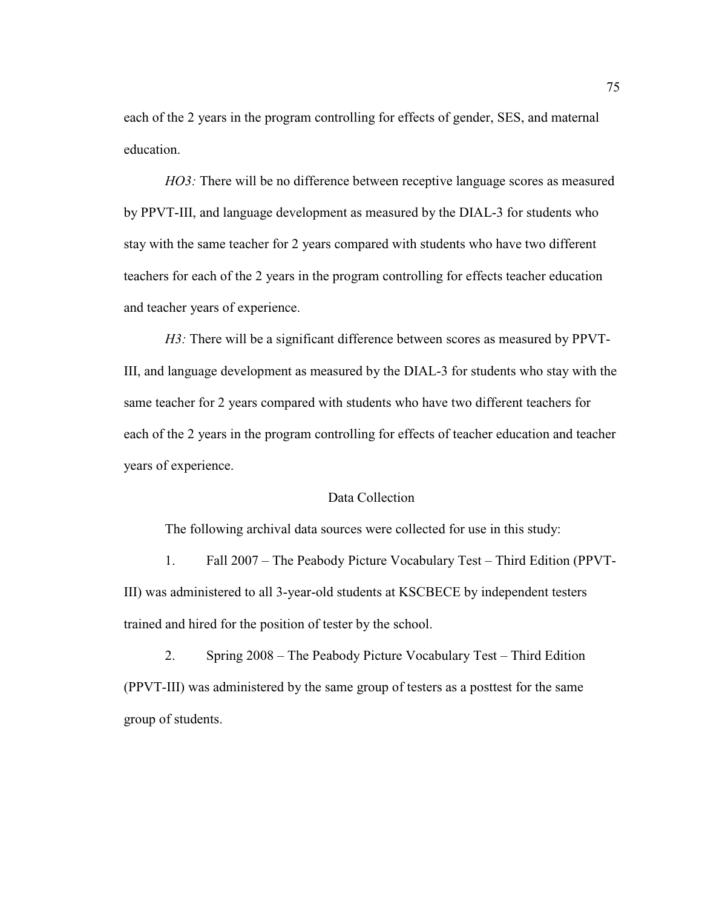each of the 2 years in the program controlling for effects of gender, SES, and maternal education.

*HO3:* There will be no difference between receptive language scores as measured by PPVT-III, and language development as measured by the DIAL-3 for students who stay with the same teacher for 2 years compared with students who have two different teachers for each of the 2 years in the program controlling for effects teacher education and teacher years of experience.

*H3:* There will be a significant difference between scores as measured by PPVT-III, and language development as measured by the DIAL-3 for students who stay with the same teacher for 2 years compared with students who have two different teachers for each of the 2 years in the program controlling for effects of teacher education and teacher years of experience.

## Data Collection

The following archival data sources were collected for use in this study:

1. Fall 2007 – The Peabody Picture Vocabulary Test – Third Edition (PPVT-III) was administered to all 3-year-old students at KSCBECE by independent testers trained and hired for the position of tester by the school.

2. Spring 2008 – The Peabody Picture Vocabulary Test – Third Edition (PPVT-III) was administered by the same group of testers as a posttest for the same group of students.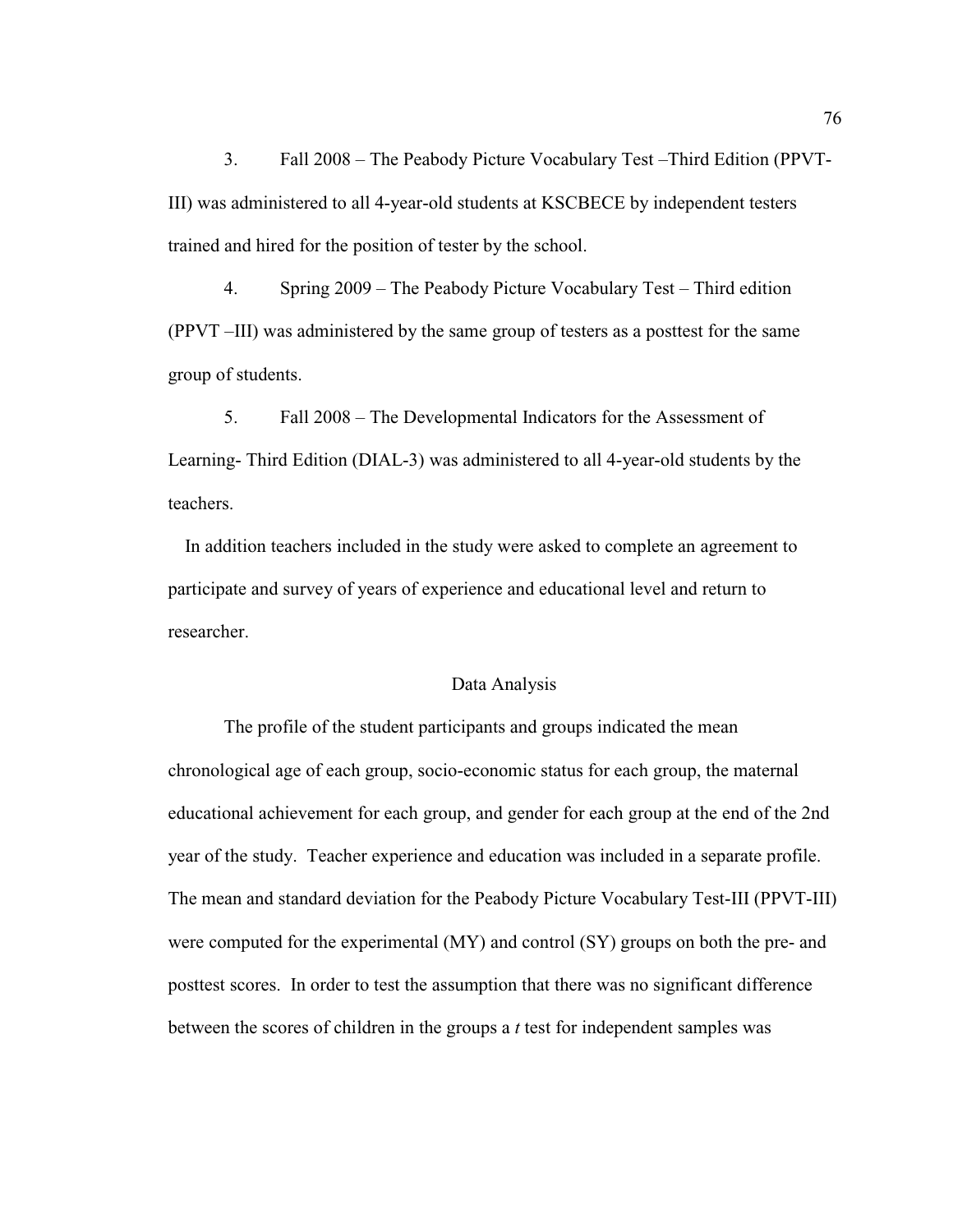3. Fall 2008 – The Peabody Picture Vocabulary Test –Third Edition (PPVT-III) was administered to all 4-year-old students at KSCBECE by independent testers trained and hired for the position of tester by the school.

4. Spring 2009 – The Peabody Picture Vocabulary Test – Third edition (PPVT –III) was administered by the same group of testers as a posttest for the same group of students.

5. Fall 2008 – The Developmental Indicators for the Assessment of Learning- Third Edition (DIAL-3) was administered to all 4-year-old students by the teachers.

In addition teachers included in the study were asked to complete an agreement to participate and survey of years of experience and educational level and return to researcher.

## Data Analysis

The profile of the student participants and groups indicated the mean chronological age of each group, socio-economic status for each group, the maternal educational achievement for each group, and gender for each group at the end of the 2nd year of the study. Teacher experience and education was included in a separate profile. The mean and standard deviation for the Peabody Picture Vocabulary Test-III (PPVT-III) were computed for the experimental (MY) and control (SY) groups on both the pre- and posttest scores. In order to test the assumption that there was no significant difference between the scores of children in the groups a *t* test for independent samples was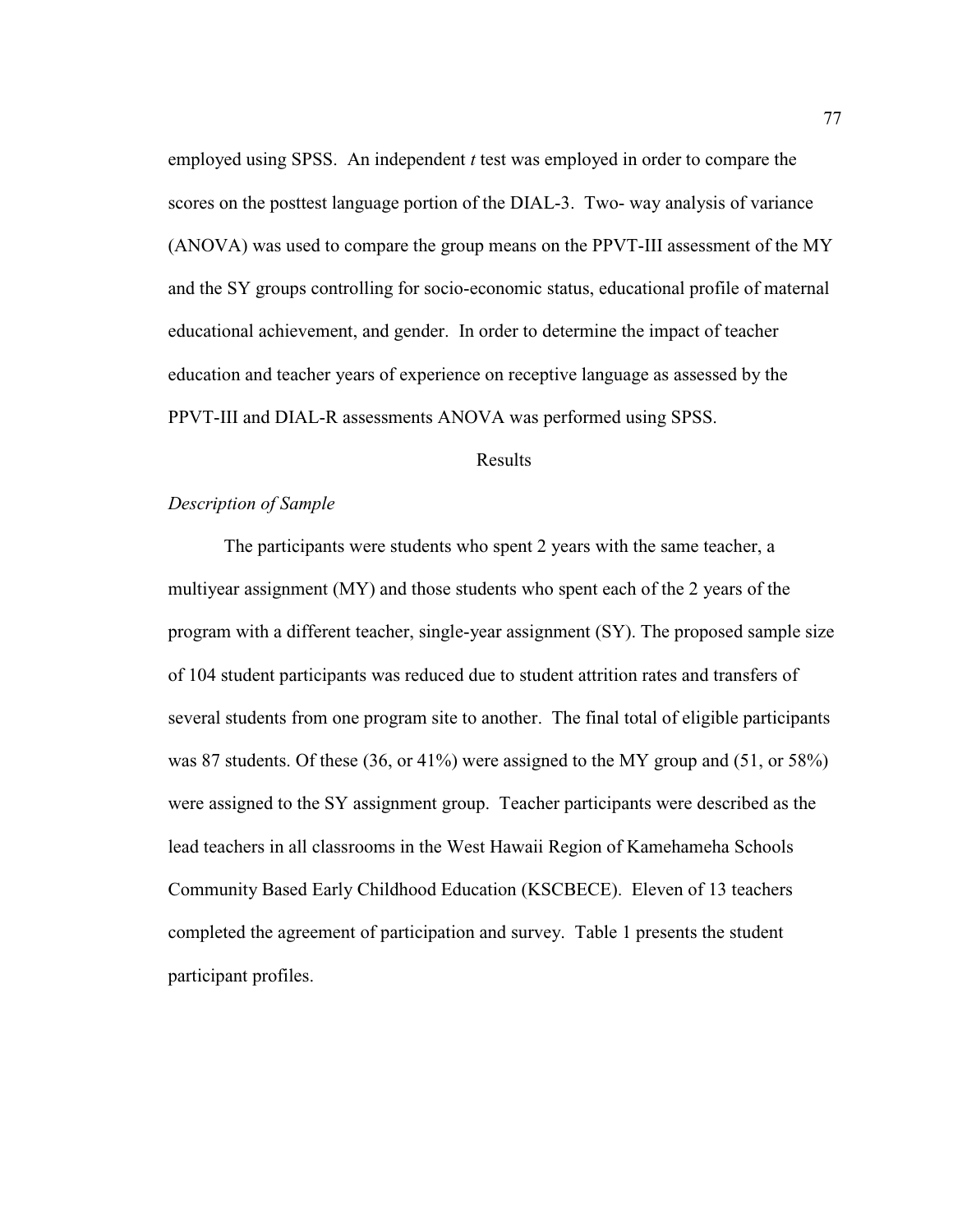employed using SPSS. An independent *t* test was employed in order to compare the scores on the posttest language portion of the DIAL-3. Two- way analysis of variance (ANOVA) was used to compare the group means on the PPVT-III assessment of the MY and the SY groups controlling for socio-economic status, educational profile of maternal educational achievement, and gender. In order to determine the impact of teacher education and teacher years of experience on receptive language as assessed by the PPVT-III and DIAL-R assessments ANOVA was performed using SPSS.

## Results

### *Description of Sample*

The participants were students who spent 2 years with the same teacher, a multiyear assignment (MY) and those students who spent each of the 2 years of the program with a different teacher, single-year assignment (SY). The proposed sample size of 104 student participants was reduced due to student attrition rates and transfers of several students from one program site to another. The final total of eligible participants was 87 students. Of these (36, or 41%) were assigned to the MY group and (51, or 58%) were assigned to the SY assignment group. Teacher participants were described as the lead teachers in all classrooms in the West Hawaii Region of Kamehameha Schools Community Based Early Childhood Education (KSCBECE). Eleven of 13 teachers completed the agreement of participation and survey. Table 1 presents the student participant profiles.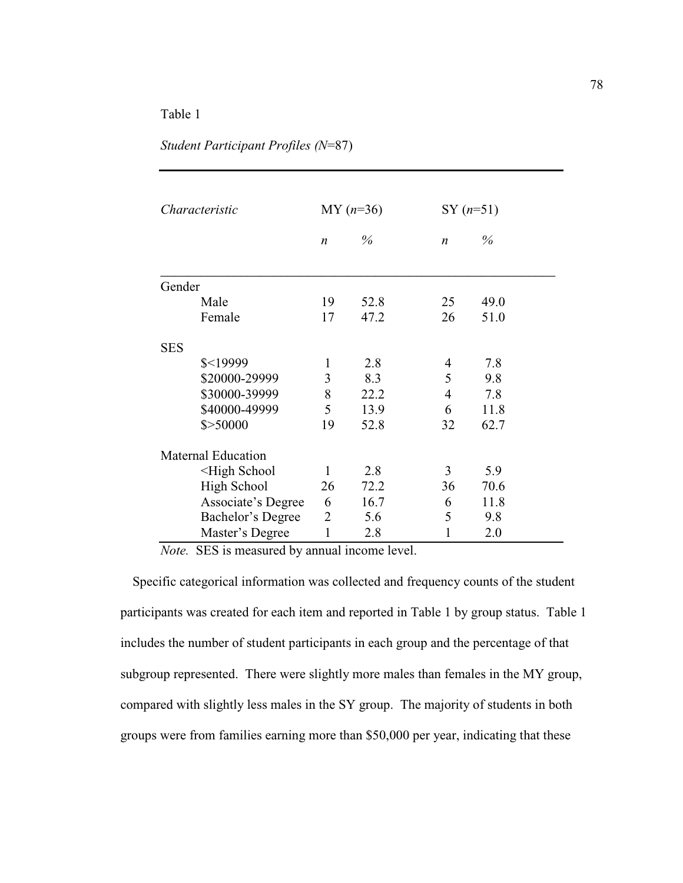Table 1

*Student Participant Profiles (N=87)*

| *Characteristic* | MY (*n*=36) | | SY (*n*=51) | |
|---|---|---|---|---|
| | *n* | *%* | *n* | *%* |
| Gender | | | | |
| Male | 19 | 52.8 | 25 | 49.0 |
| Female | 17 | 47.2 | 26 | 51.0 |
| SES | | | | |
| $<19999 | 1 | 2.8 | 4 | 7.8 |
| $20000-29999 | 3 | 8.3 | 5 | 9.8 |
| $30000-39999 | 8 | 22.2 | 4 | 7.8 |
| $40000-49999 | 5 | 13.9 | 6 | 11.8 |
| $>50000 | 19 | 52.8 | 32 | 62.7 |
| Maternal Education | | | | |
| <High School | 1 | 2.8 | 3 | 5.9 |
| High School | 26 | 72.2 | 36 | 70.6 |
| Associate's Degree | 6 | 16.7 | 6 | 11.8 |
| Bachelor's Degree | 2 | 5.6 | 5 | 9.8 |
| Master's Degree | 1 | 2.8 | 1 | 2.0 |

*Note.* SES is measured by annual income level.

Specific categorical information was collected and frequency counts of the student participants was created for each item and reported in Table 1 by group status. Table 1 includes the number of student participants in each group and the percentage of that subgroup represented. There were slightly more males than females in the MY group, compared with slightly less males in the SY group. The majority of students in both groups were from families earning more than $50,000 per year, indicating that these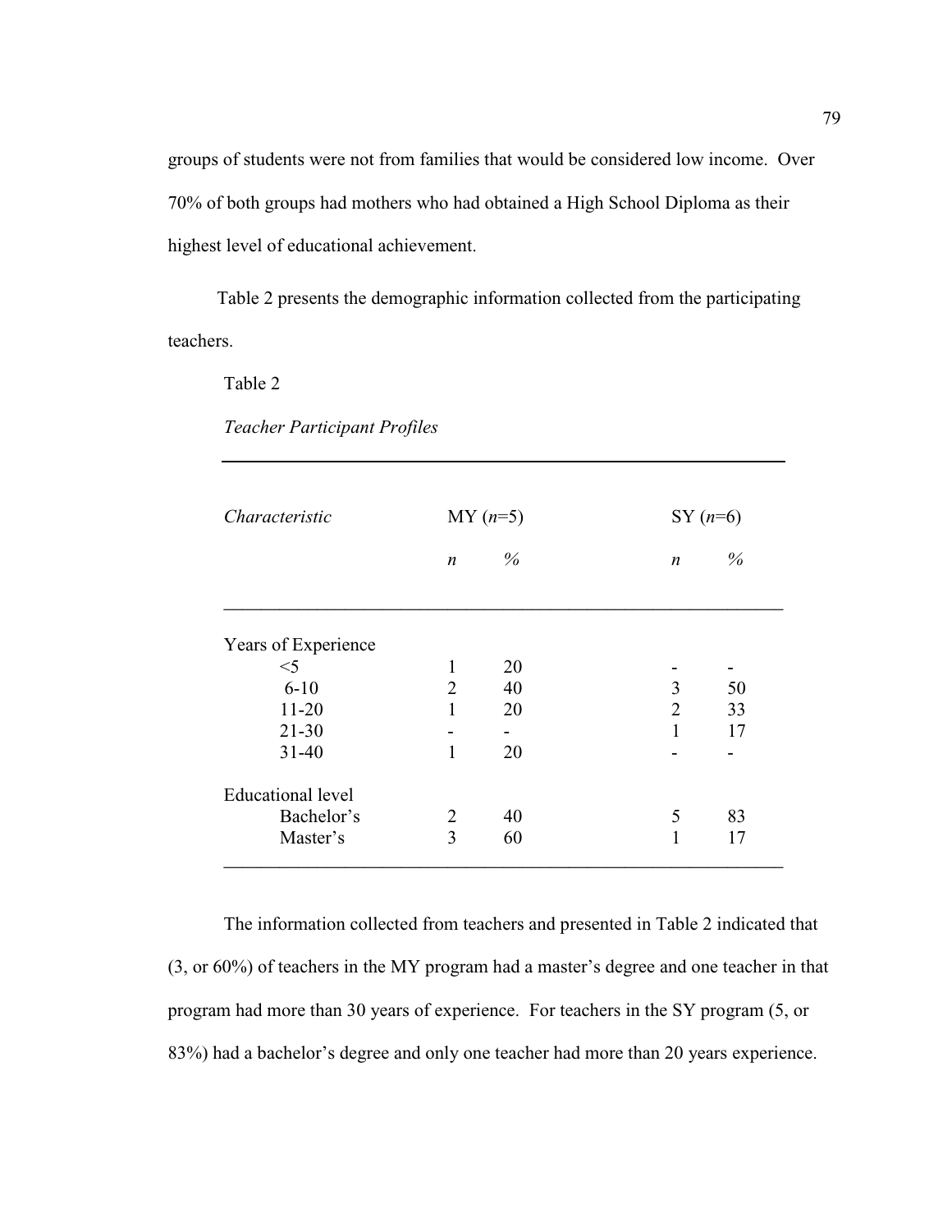groups of students were not from families that would be considered low income. Over 70% of both groups had mothers who had obtained a High School Diploma as their highest level of educational achievement.

Table 2 presents the demographic information collected from the participating teachers.

Table 2

*Teacher Participant Profiles*

| *Characteristic* | MY (*n*=5) | | SY (*n*=6) | |
|---|---|---|---|---|
| | *n* | % | *n* | % |
| Years of Experience | | | | |
| <5 | 1 | 20 | - | - |
| 6-10 | 2 | 40 | 3 | 50 |
| 11-20 | 1 | 20 | 2 | 33 |
| 21-30 | - | - | 1 | 17 |
| 31-40 | 1 | 20 | - | - |
| Educational level | | | | |
| Bachelor's | 2 | 40 | 5 | 83 |
| Master's | 3 | 60 | 1 | 17 |

The information collected from teachers and presented in Table 2 indicated that (3, or 60%) of teachers in the MY program had a master's degree and one teacher in that program had more than 30 years of experience. For teachers in the SY program (5, or 83%) had a bachelor's degree and only one teacher had more than 20 years experience.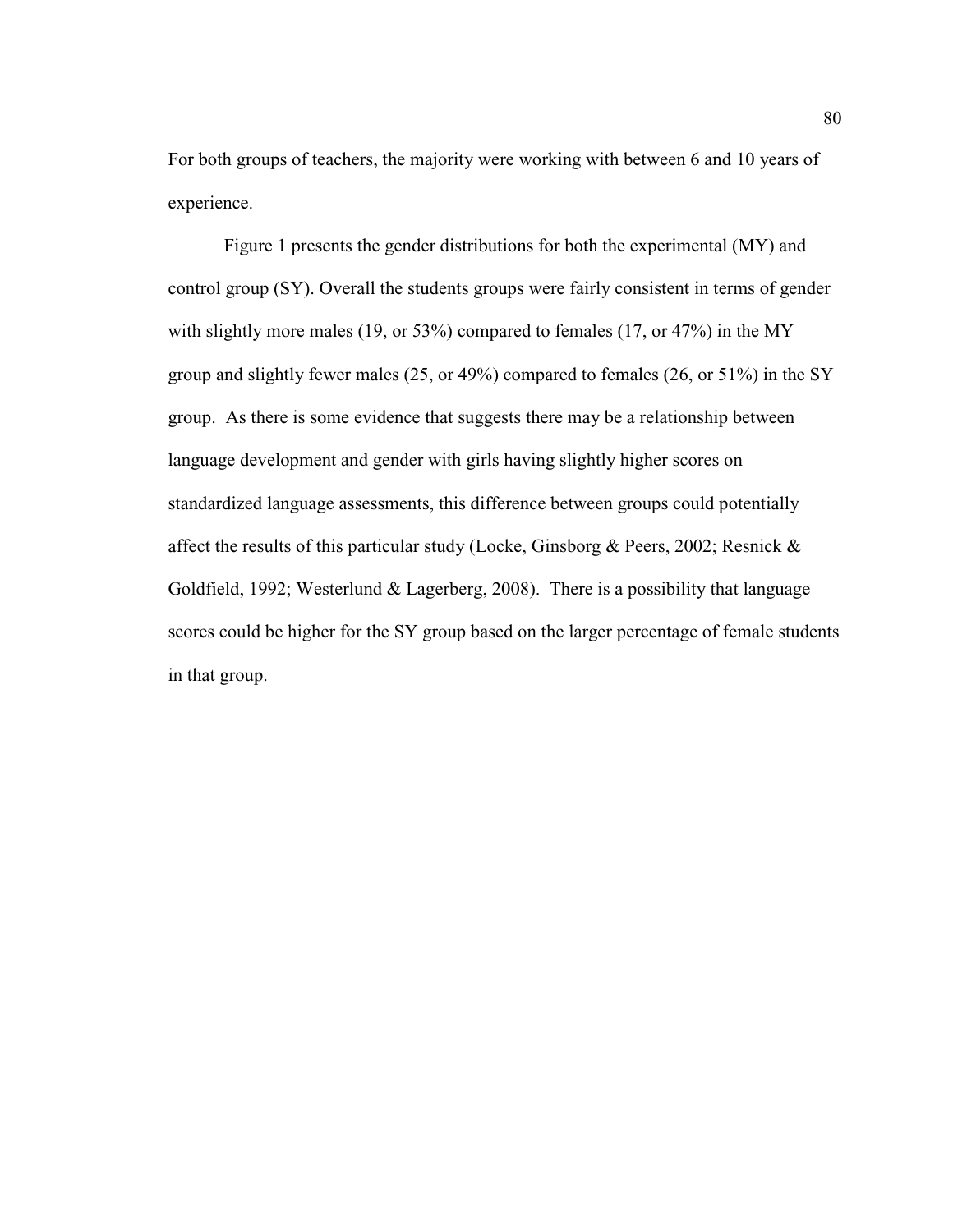For both groups of teachers, the majority were working with between 6 and 10 years of experience.

Figure 1 presents the gender distributions for both the experimental (MY) and control group (SY). Overall the students groups were fairly consistent in terms of gender with slightly more males (19, or 53%) compared to females (17, or 47%) in the MY group and slightly fewer males (25, or 49%) compared to females (26, or 51%) in the SY group. As there is some evidence that suggests there may be a relationship between language development and gender with girls having slightly higher scores on standardized language assessments, this difference between groups could potentially affect the results of this particular study (Locke, Ginsborg & Peers, 2002; Resnick & Goldfield, 1992; Westerlund & Lagerberg, 2008). There is a possibility that language scores could be higher for the SY group based on the larger percentage of female students in that group.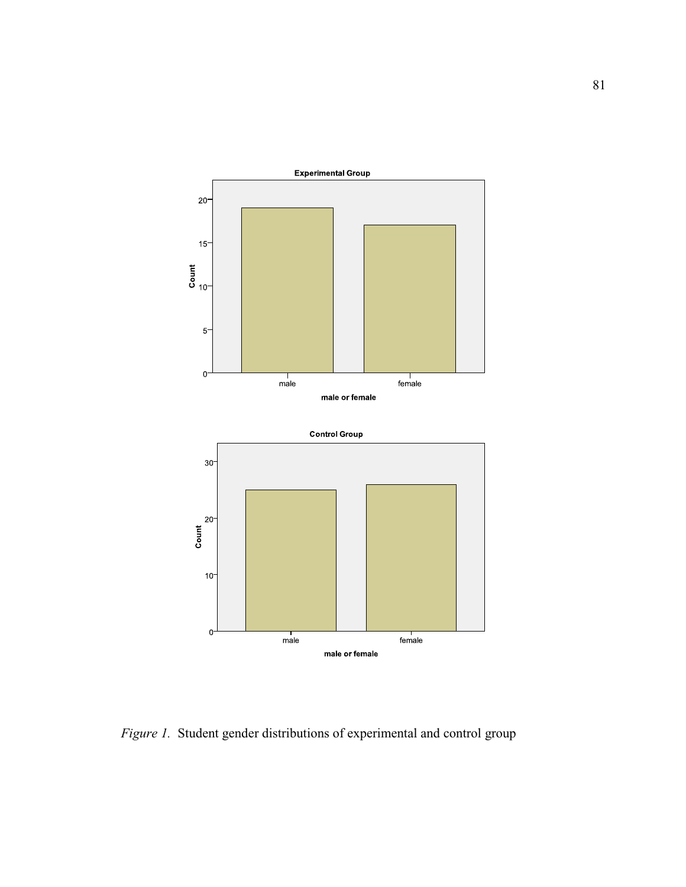*Figure 1.* Student gender distributions of experimental and control group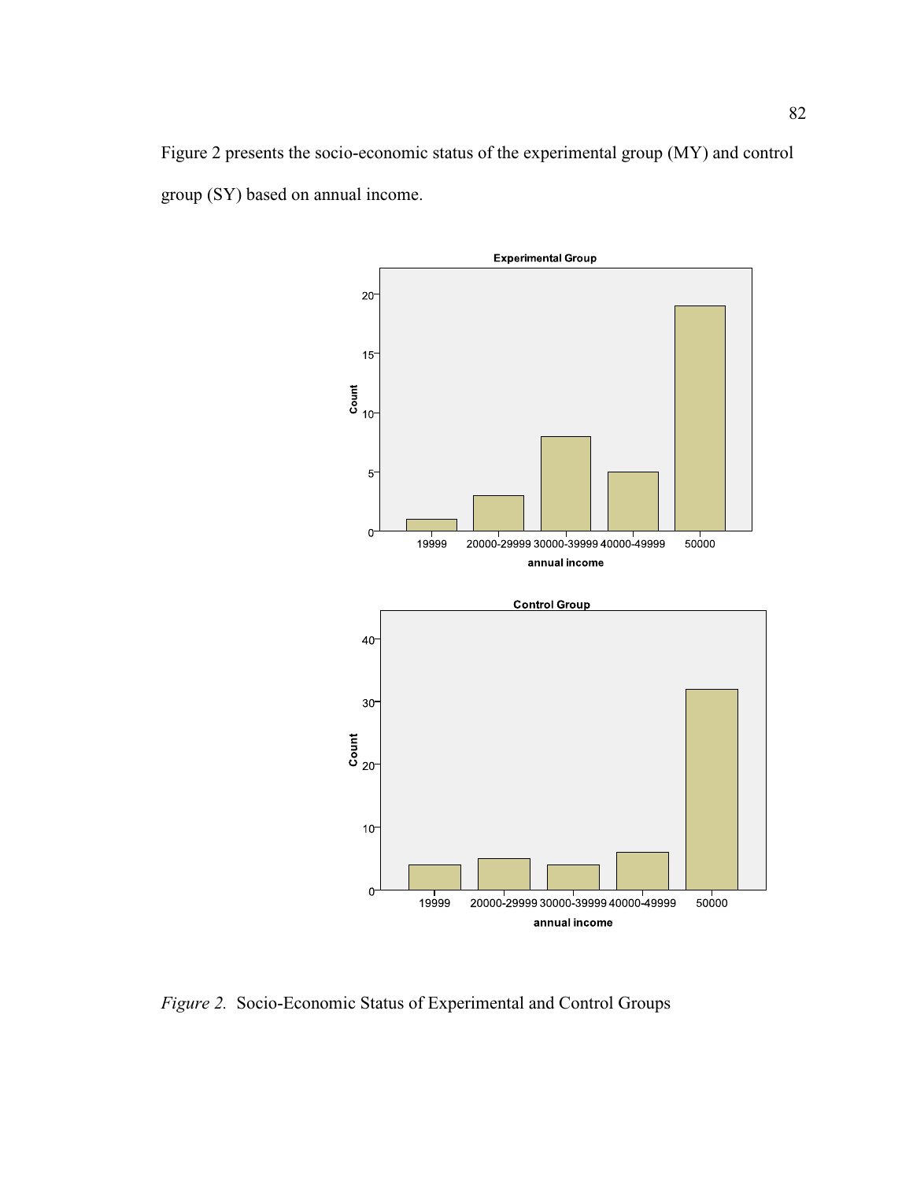Figure 2 presents the socio-economic status of the experimental group (MY) and control group (SY) based on annual income.

*Figure 2.* Socio-Economic Status of Experimental and Control Groups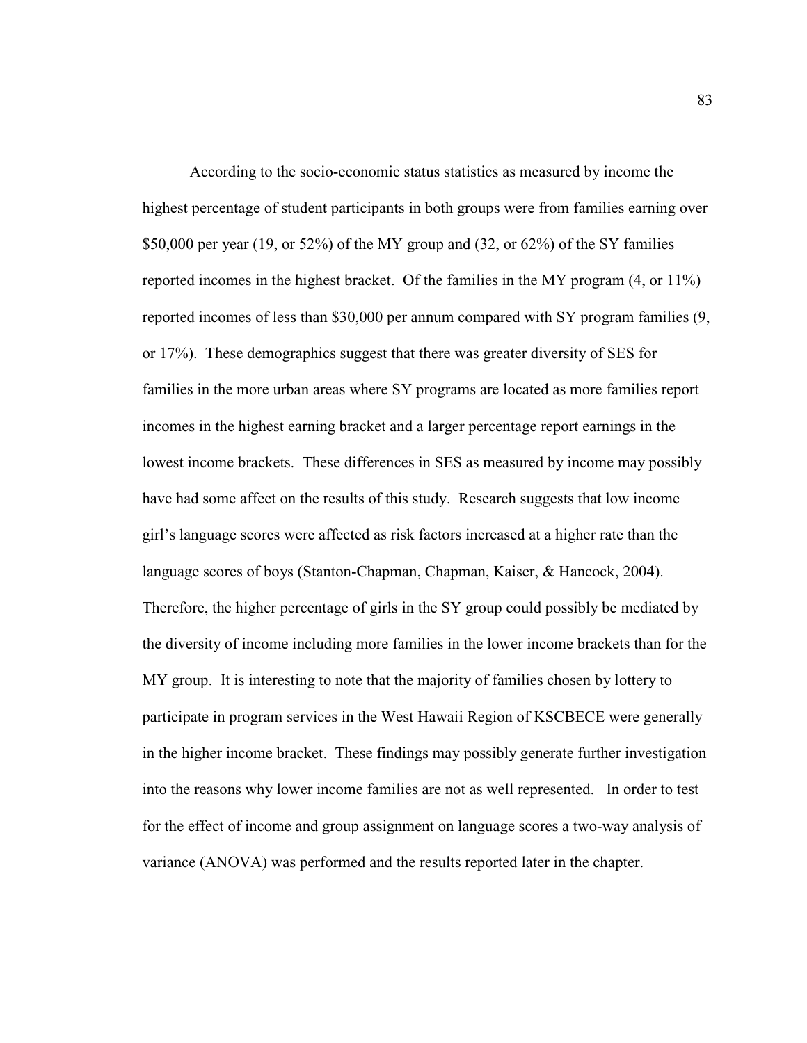According to the socio-economic status statistics as measured by income the highest percentage of student participants in both groups were from families earning over $50,000 per year (19, or 52%) of the MY group and (32, or 62%) of the SY families reported incomes in the highest bracket. Of the families in the MY program (4, or 11%) reported incomes of less than $30,000 per annum compared with SY program families (9, or 17%). These demographics suggest that there was greater diversity of SES for families in the more urban areas where SY programs are located as more families report incomes in the highest earning bracket and a larger percentage report earnings in the lowest income brackets. These differences in SES as measured by income may possibly have had some affect on the results of this study. Research suggests that low income girl's language scores were affected as risk factors increased at a higher rate than the language scores of boys (Stanton-Chapman, Chapman, Kaiser, & Hancock, 2004). Therefore, the higher percentage of girls in the SY group could possibly be mediated by the diversity of income including more families in the lower income brackets than for the MY group. It is interesting to note that the majority of families chosen by lottery to participate in program services in the West Hawaii Region of KSCBECE were generally in the higher income bracket. These findings may possibly generate further investigation into the reasons why lower income families are not as well represented. In order to test for the effect of income and group assignment on language scores a two-way analysis of variance (ANOVA) was performed and the results reported later in the chapter.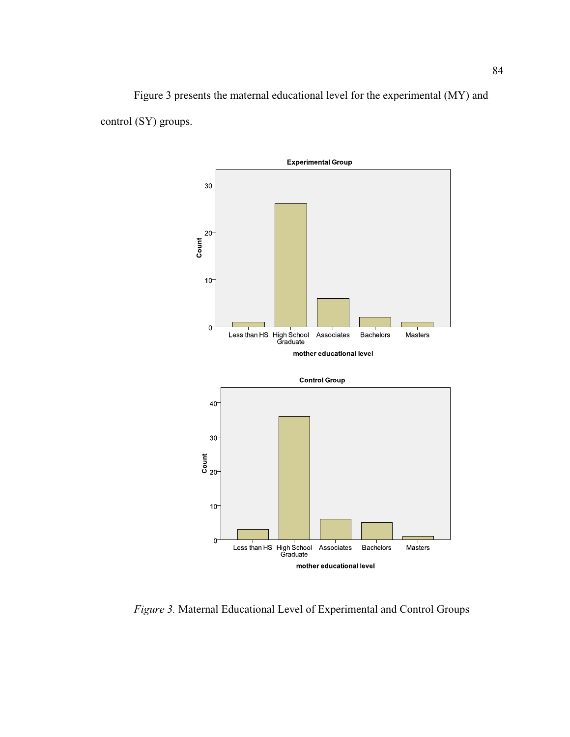Figure 3 presents the maternal educational level for the experimental (MY) and control (SY) groups.

*Figure 3.* Maternal Educational Level of Experimental and Control Groups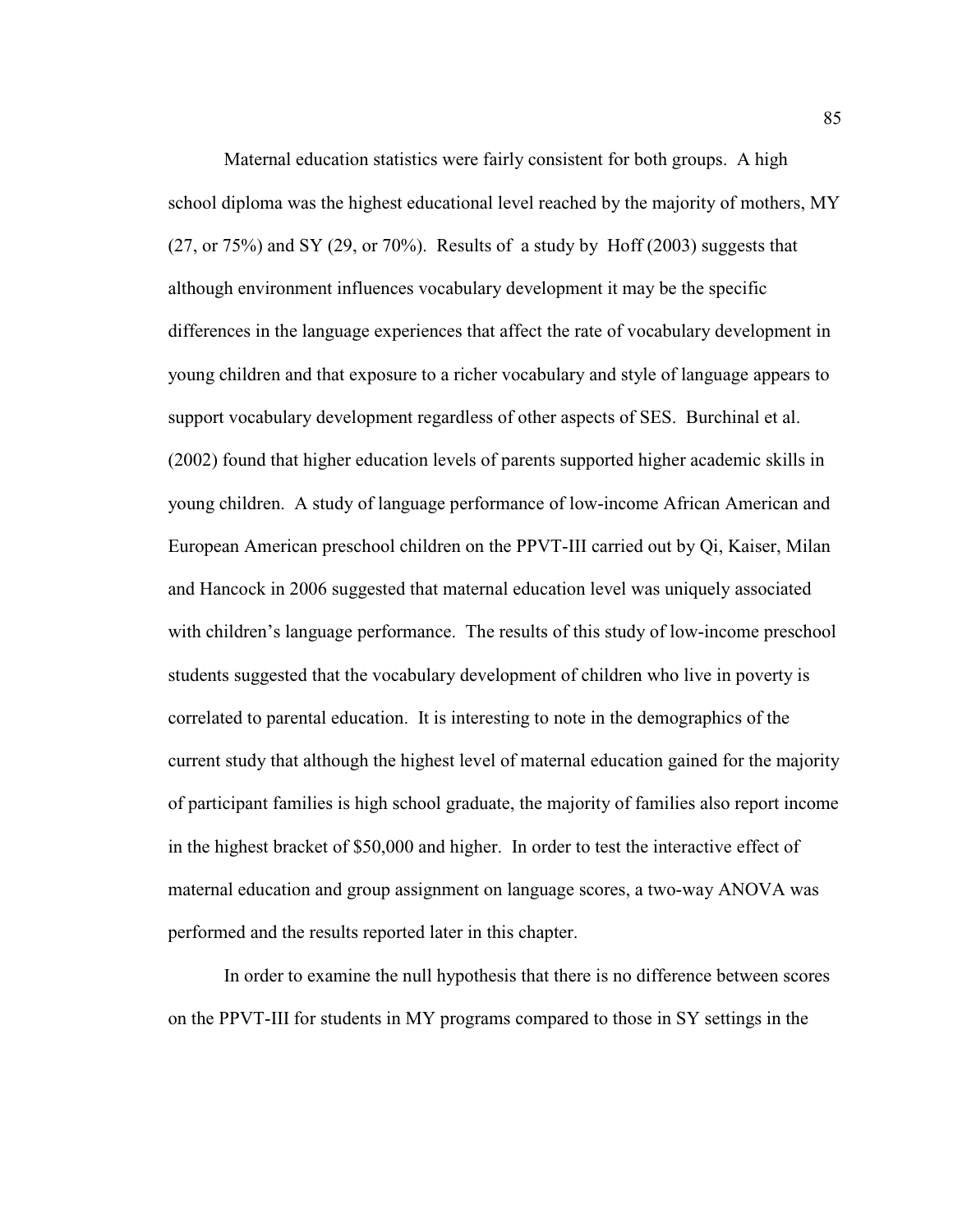Maternal education statistics were fairly consistent for both groups. A high school diploma was the highest educational level reached by the majority of mothers, MY (27, or 75%) and SY (29, or 70%). Results of a study by Hoff (2003) suggests that although environment influences vocabulary development it may be the specific differences in the language experiences that affect the rate of vocabulary development in young children and that exposure to a richer vocabulary and style of language appears to support vocabulary development regardless of other aspects of SES. Burchinal et al. (2002) found that higher education levels of parents supported higher academic skills in young children. A study of language performance of low-income African American and European American preschool children on the PPVT-III carried out by Qi, Kaiser, Milan and Hancock in 2006 suggested that maternal education level was uniquely associated with children's language performance. The results of this study of low-income preschool students suggested that the vocabulary development of children who live in poverty is correlated to parental education. It is interesting to note in the demographics of the current study that although the highest level of maternal education gained for the majority of participant families is high school graduate, the majority of families also report income in the highest bracket of $50,000 and higher. In order to test the interactive effect of maternal education and group assignment on language scores, a two-way ANOVA was performed and the results reported later in this chapter.

In order to examine the null hypothesis that there is no difference between scores on the PPVT-III for students in MY programs compared to those in SY settings in the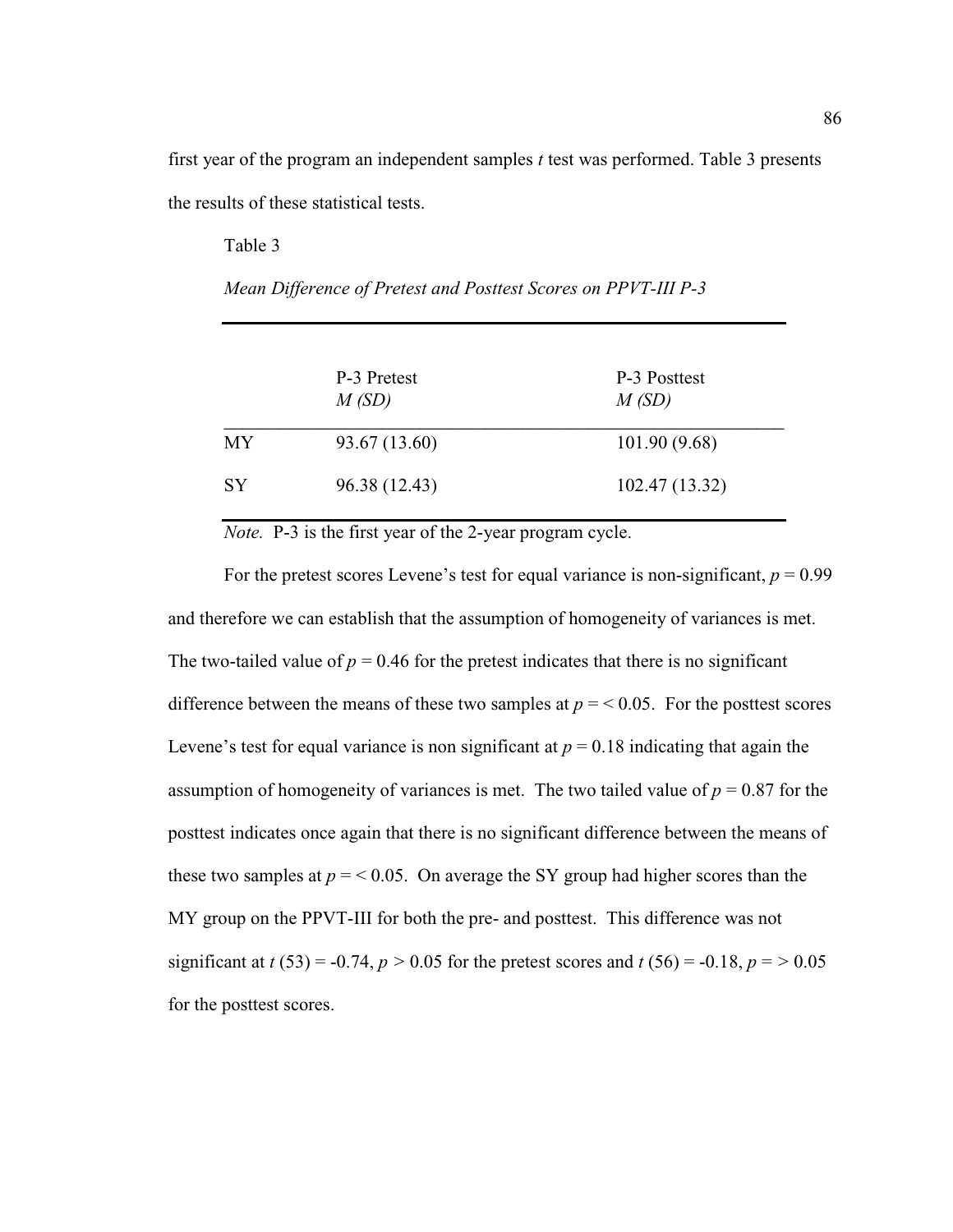first year of the program an independent samples *t* test was performed. Table 3 presents the results of these statistical tests.

Table 3

*Mean Difference of Pretest and Posttest Scores on PPVT-III P-3*

| | P-3 Pretest<br>*M (SD)* | P-3 Posttest<br>*M (SD)* |
|---|---|---|
| MY | 93.67 (13.60) | 101.90 (9.68) |
| SY | 96.38 (12.43) | 102.47 (13.32) |

*Note.* P-3 is the first year of the 2-year program cycle.

For the pretest scores Levene's test for equal variance is non-significant, $p = 0.99$ and therefore we can establish that the assumption of homogeneity of variances is met. The two-tailed value of $p = 0.46$ for the pretest indicates that there is no significant difference between the means of these two samples at $p = < 0.05$. For the posttest scores Levene's test for equal variance is non significant at $p = 0.18$ indicating that again the assumption of homogeneity of variances is met. The two tailed value of $p = 0.87$ for the posttest indicates once again that there is no significant difference between the means of these two samples at $p = < 0.05$. On average the SY group had higher scores than the MY group on the PPVT-III for both the pre- and posttest. This difference was not significant at $t\ (53) = -0.74$, $p > 0.05$ for the pretest scores and $t\ (56) = -0.18$, $p = > 0.05$ for the posttest scores.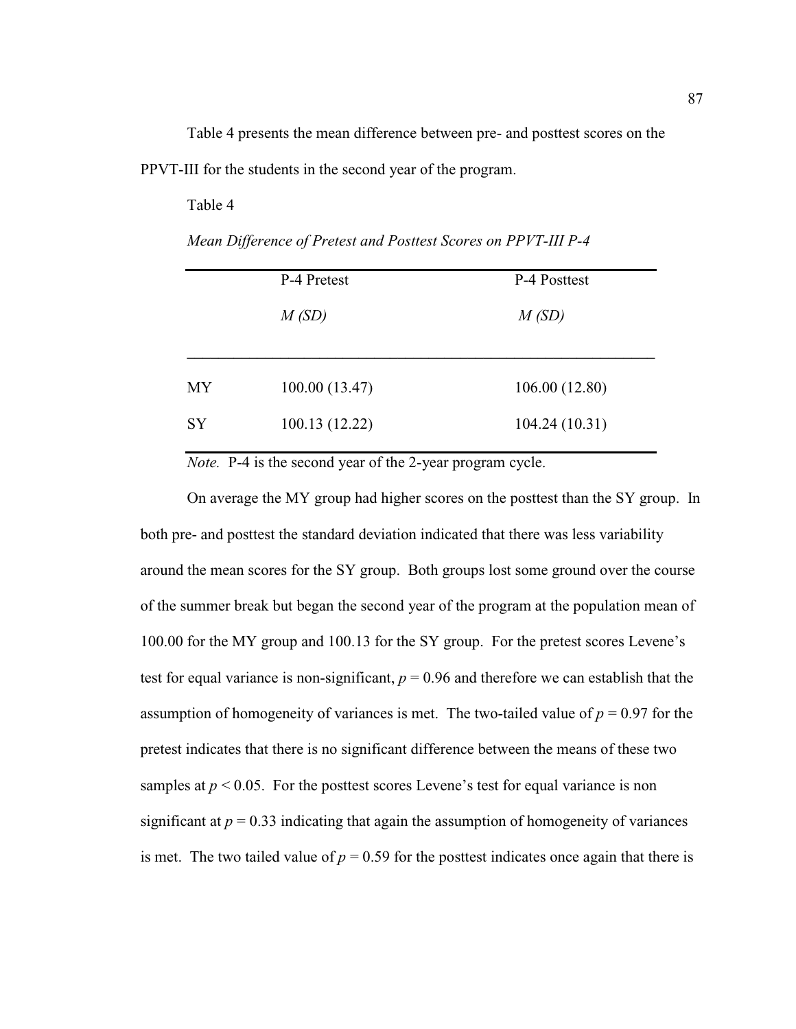Table 4 presents the mean difference between pre- and posttest scores on the PPVT-III for the students in the second year of the program.

Table 4

*Mean Difference of Pretest and Posttest Scores on PPVT-III P-4*

| | P-4 Pretest *M (SD)* | P-4 Posttest *M (SD)* |
|---|---|---|
| MY | 100.00 (13.47) | 106.00 (12.80) |
| SY | 100.13 (12.22) | 104.24 (10.31) |

*Note.* P-4 is the second year of the 2-year program cycle.

On average the MY group had higher scores on the posttest than the SY group. In both pre- and posttest the standard deviation indicated that there was less variability around the mean scores for the SY group. Both groups lost some ground over the course of the summer break but began the second year of the program at the population mean of 100.00 for the MY group and 100.13 for the SY group. For the pretest scores Levene's test for equal variance is non-significant, $p = 0.96$ and therefore we can establish that the assumption of homogeneity of variances is met. The two-tailed value of $p = 0.97$ for the pretest indicates that there is no significant difference between the means of these two samples at $p < 0.05$. For the posttest scores Levene's test for equal variance is non significant at $p = 0.33$ indicating that again the assumption of homogeneity of variances is met. The two tailed value of $p = 0.59$ for the posttest indicates once again that there is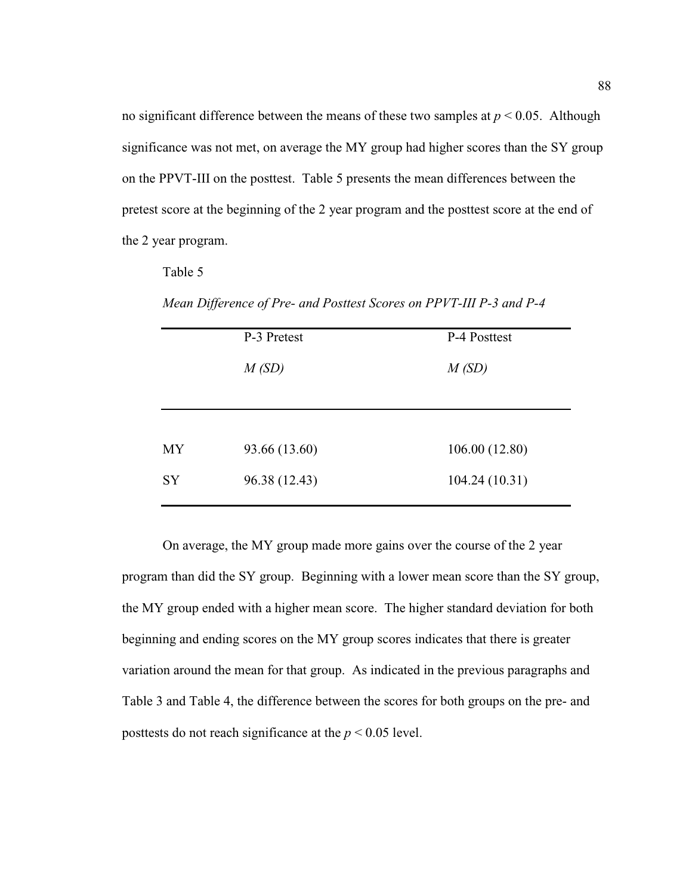no significant difference between the means of these two samples at $p < 0.05$. Although significance was not met, on average the MY group had higher scores than the SY group on the PPVT-III on the posttest. Table 5 presents the mean differences between the pretest score at the beginning of the 2 year program and the posttest score at the end of the 2 year program.

Table 5

*Mean Difference of Pre- and Posttest Scores on PPVT-III P-3 and P-4*

| | P-3 Pretest *M (SD)* | P-4 Posttest *M (SD)* |
|---|---|---|
| MY | 93.66 (13.60) | 106.00 (12.80) |
| SY | 96.38 (12.43) | 104.24 (10.31) |

On average, the MY group made more gains over the course of the 2 year program than did the SY group. Beginning with a lower mean score than the SY group, the MY group ended with a higher mean score. The higher standard deviation for both beginning and ending scores on the MY group scores indicates that there is greater variation around the mean for that group. As indicated in the previous paragraphs and Table 3 and Table 4, the difference between the scores for both groups on the pre- and posttests do not reach significance at the $p < 0.05$ level.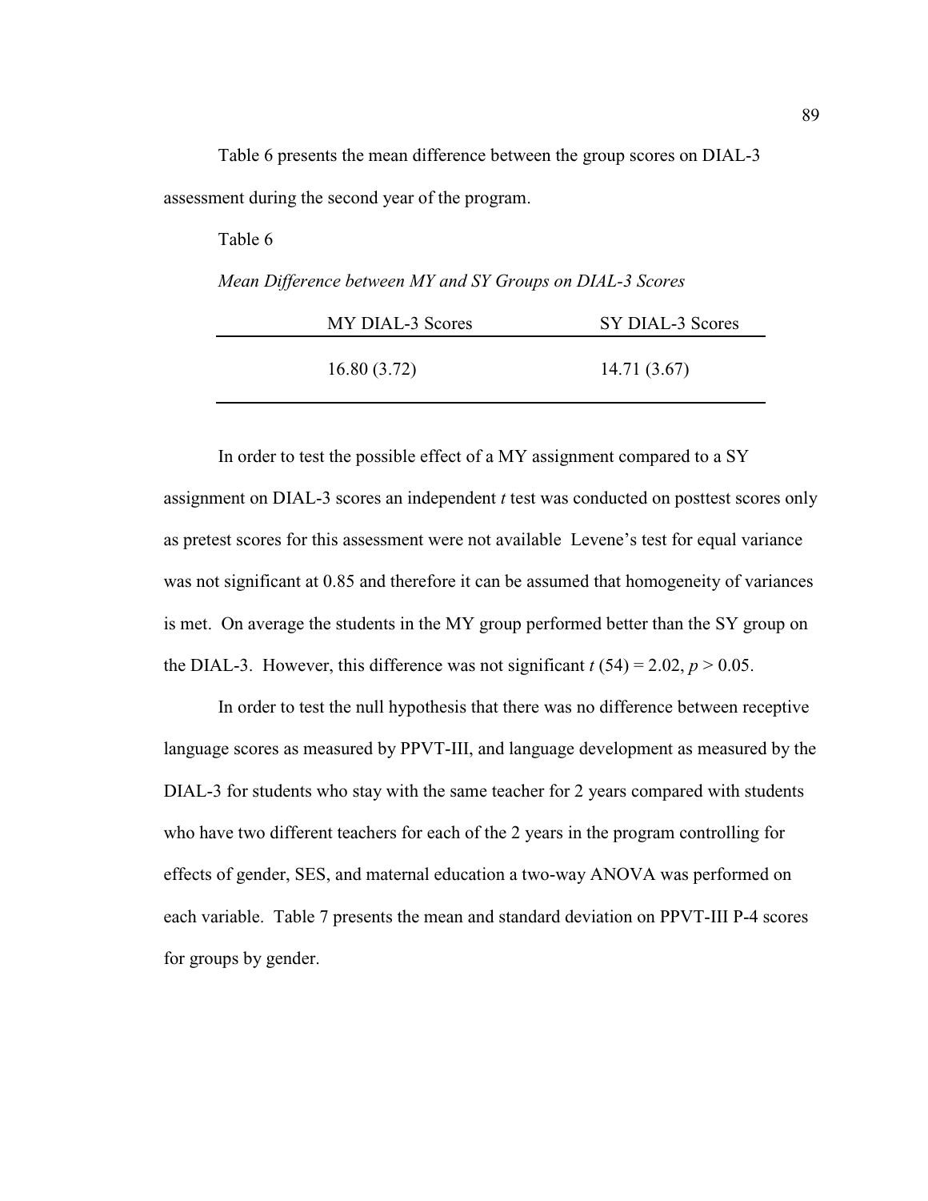Table 6 presents the mean difference between the group scores on DIAL-3 assessment during the second year of the program.

Table 6

*Mean Difference between MY and SY Groups on DIAL-3 Scores*

| MY DIAL-3 Scores | SY DIAL-3 Scores |
| --- | --- |
| 16.80 (3.72) | 14.71 (3.67) |

In order to test the possible effect of a MY assignment compared to a SY assignment on DIAL-3 scores an independent *t* test was conducted on posttest scores only as pretest scores for this assessment were not available  Levene's test for equal variance was not significant at 0.85 and therefore it can be assumed that homogeneity of variances is met.  On average the students in the MY group performed better than the SY group on the DIAL-3.  However, this difference was not significant $t$ (54) = 2.02, $p > 0.05$.

In order to test the null hypothesis that there was no difference between receptive language scores as measured by PPVT-III, and language development as measured by the DIAL-3 for students who stay with the same teacher for 2 years compared with students who have two different teachers for each of the 2 years in the program controlling for effects of gender, SES, and maternal education a two-way ANOVA was performed on each variable.  Table 7 presents the mean and standard deviation on PPVT-III P-4 scores for groups by gender.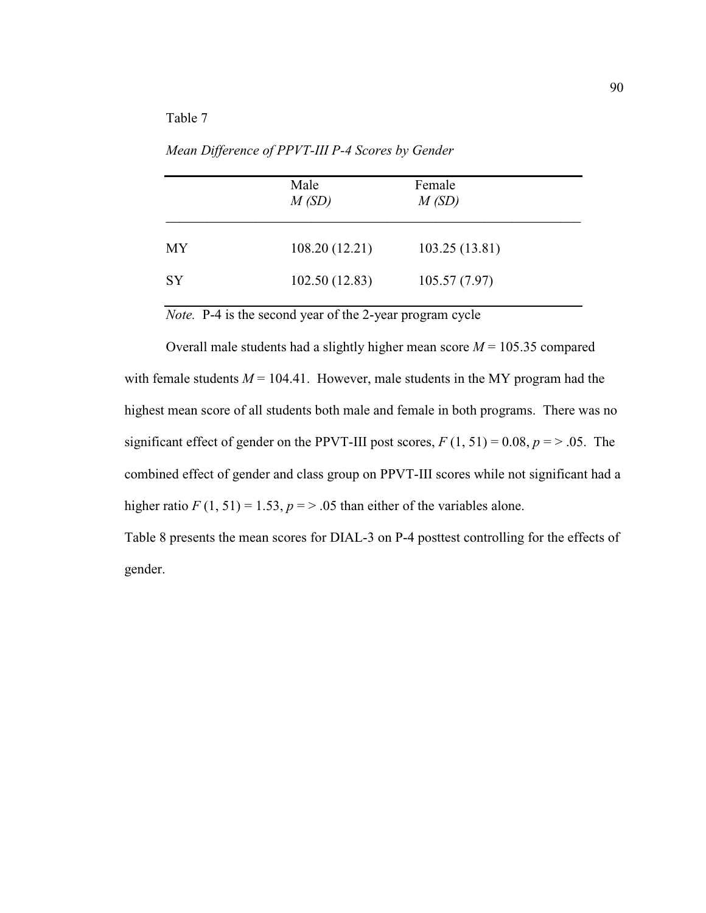Table 7

*Mean Difference of PPVT-III P-4 Scores by Gender*

| | Male *M (SD)* | Female *M (SD)* |
|---|---|---|
| MY | 108.20 (12.21) | 103.25 (13.81) |
| SY | 102.50 (12.83) | 105.57 (7.97) |

*Note.* P-4 is the second year of the 2-year program cycle

Overall male students had a slightly higher mean score $M = 105.35$ compared with female students $M = 104.41$. However, male students in the MY program had the highest mean score of all students both male and female in both programs. There was no significant effect of gender on the PPVT-III post scores, $F(1, 51) = 0.08$, $p = > .05$. The combined effect of gender and class group on PPVT-III scores while not significant had a higher ratio $F(1, 51) = 1.53$, $p = > .05$ than either of the variables alone.

Table 8 presents the mean scores for DIAL-3 on P-4 posttest controlling for the effects of gender.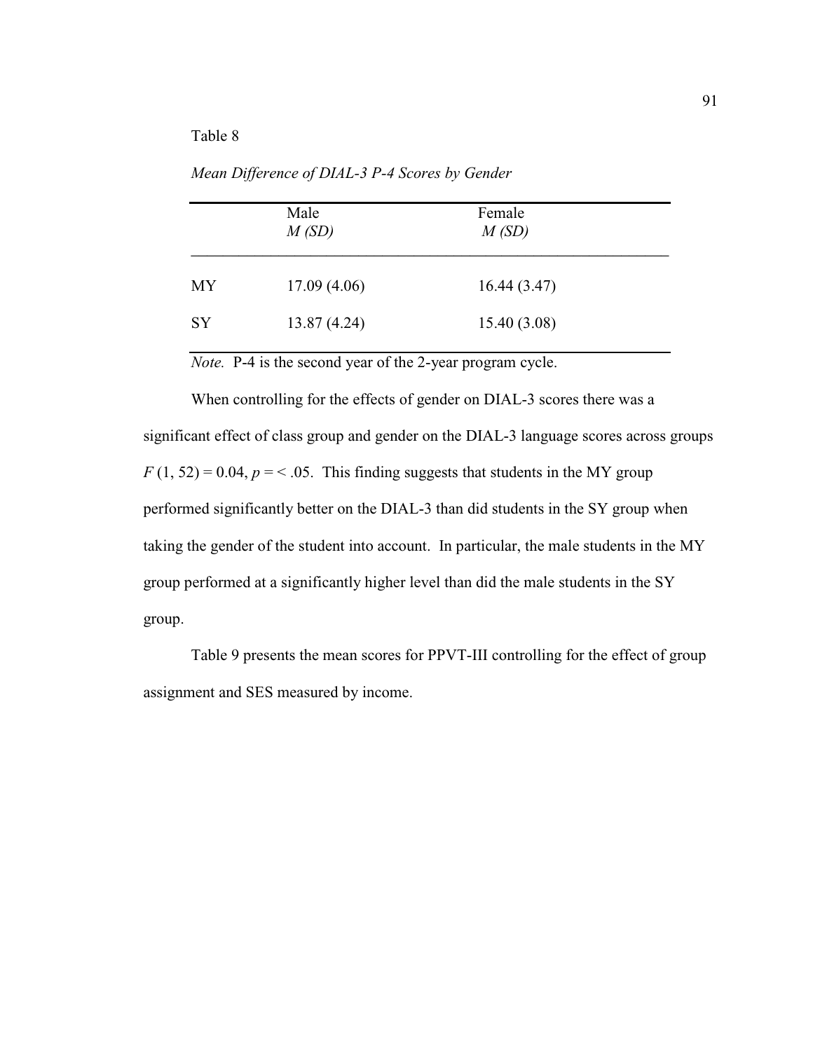Table 8

*Mean Difference of DIAL-3 P-4 Scores by Gender*

| | Male<br>*M (SD)* | Female<br>*M (SD)* |
|---|---|---|
| MY | 17.09 (4.06) | 16.44 (3.47) |
| SY | 13.87 (4.24) | 15.40 (3.08) |

*Note.* P-4 is the second year of the 2-year program cycle.

When controlling for the effects of gender on DIAL-3 scores there was a significant effect of class group and gender on the DIAL-3 language scores across groups $F$ (1, 52) = 0.04, $p$ = < .05. This finding suggests that students in the MY group performed significantly better on the DIAL-3 than did students in the SY group when taking the gender of the student into account. In particular, the male students in the MY group performed at a significantly higher level than did the male students in the SY group.

Table 9 presents the mean scores for PPVT-III controlling for the effect of group assignment and SES measured by income.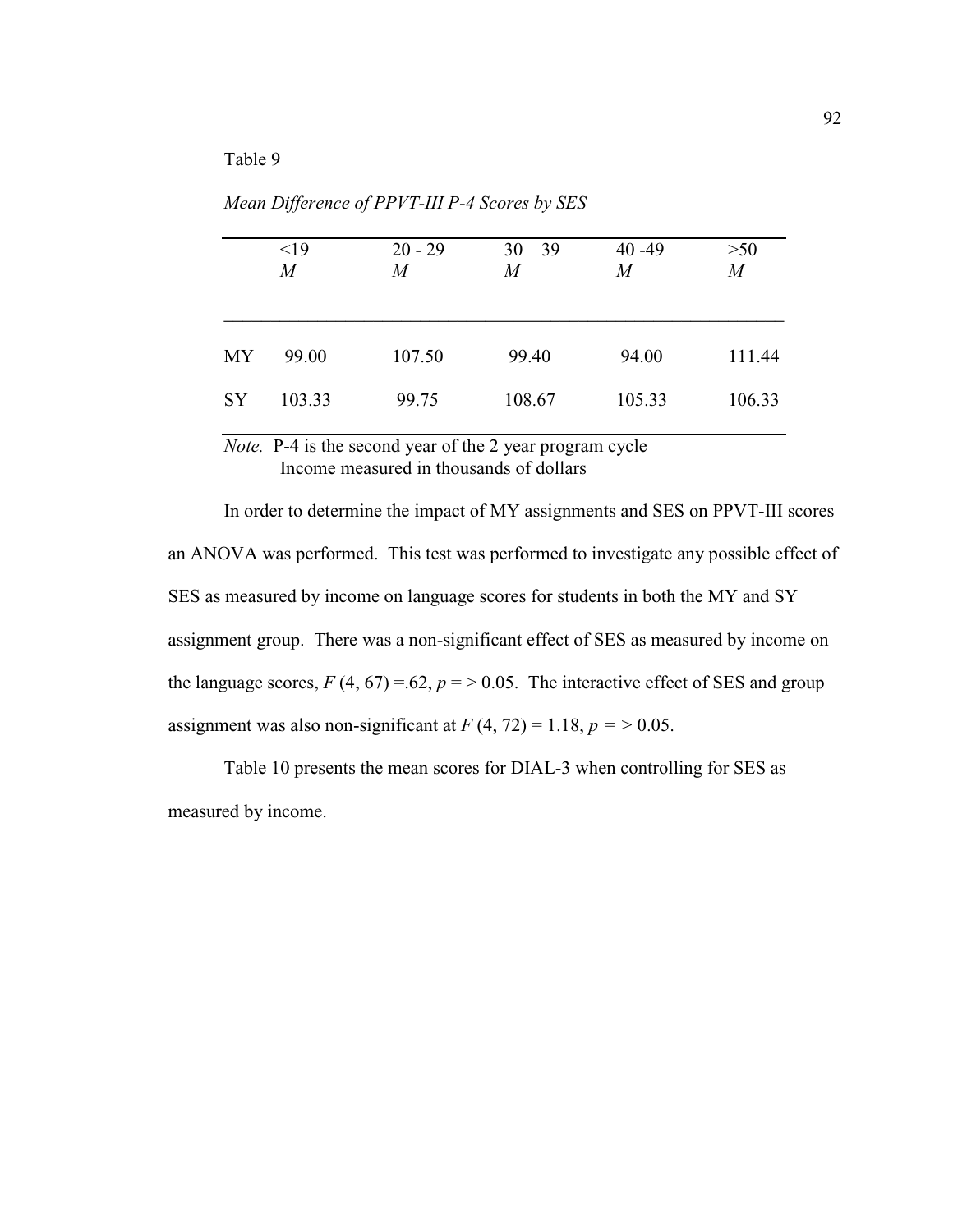Table 9

*Mean Difference of PPVT-III P-4 Scores by SES*

| | <19<br>*M* | 20 - 29<br>*M* | 30 – 39<br>*M* | 40 -49<br>*M* | >50<br>*M* |
|---|---|---|---|---|---|
| MY | 99.00 | 107.50 | 99.40 | 94.00 | 111.44 |
| SY | 103.33 | 99.75 | 108.67 | 105.33 | 106.33 |

*Note.* P-4 is the second year of the 2 year program cycle
Income measured in thousands of dollars

In order to determine the impact of MY assignments and SES on PPVT-III scores an ANOVA was performed. This test was performed to investigate any possible effect of SES as measured by income on language scores for students in both the MY and SY assignment group. There was a non-significant effect of SES as measured by income on the language scores, $F (4, 67) =.62$, $p = > 0.05$. The interactive effect of SES and group assignment was also non-significant at $F (4, 72) = 1.18$, $p = > 0.05$.

Table 10 presents the mean scores for DIAL-3 when controlling for SES as measured by income.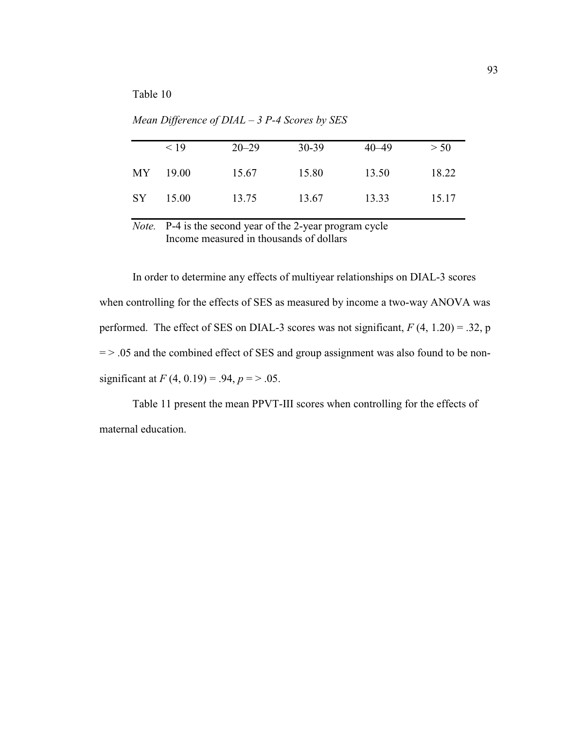Table 10

*Mean Difference of DIAL – 3 P-4 Scores by SES*

| | < 19 | 20–29 | 30-39 | 40–49 | > 50 |
|---|---|---|---|---|---|
| MY | 19.00 | 15.67 | 15.80 | 13.50 | 18.22 |
| SY | 15.00 | 13.75 | 13.67 | 13.33 | 15.17 |

*Note.* P-4 is the second year of the 2-year program cycle
Income measured in thousands of dollars

In order to determine any effects of multiyear relationships on DIAL-3 scores when controlling for the effects of SES as measured by income a two-way ANOVA was performed. The effect of SES on DIAL-3 scores was not significant, $F$ (4, 1.20) = .32, p = > .05 and the combined effect of SES and group assignment was also found to be non-significant at $F$ (4, 0.19) = .94, $p$ = > .05.

Table 11 present the mean PPVT-III scores when controlling for the effects of maternal education.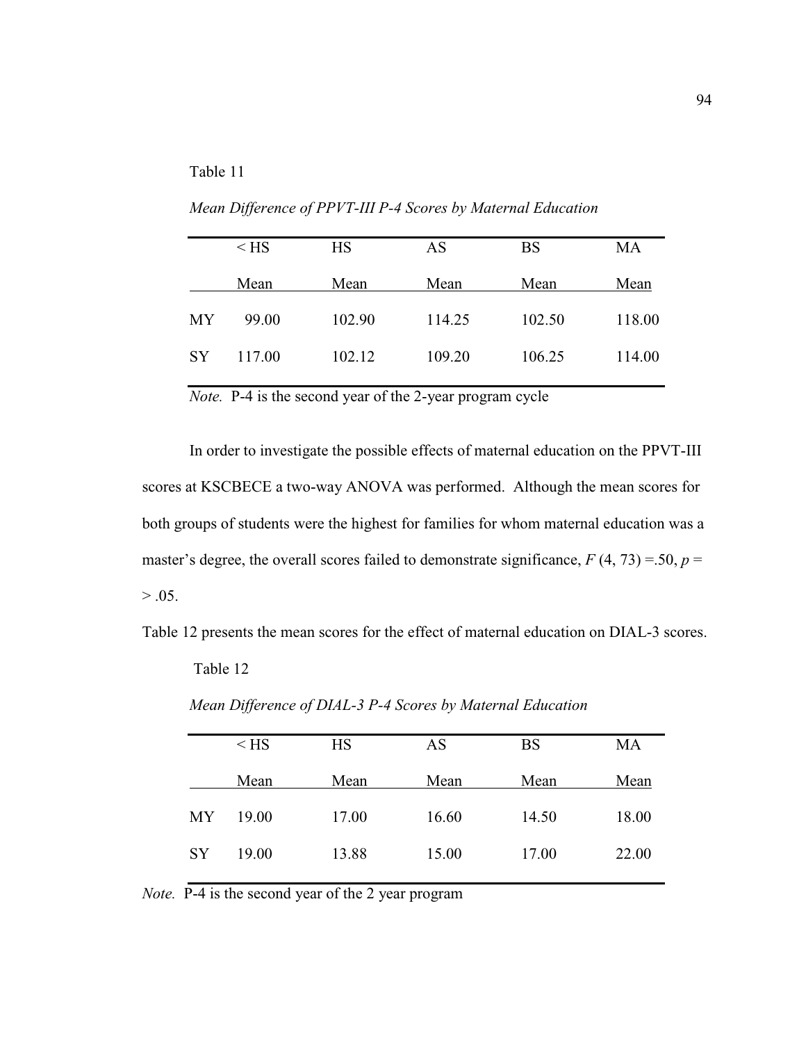Table 11

*Mean Difference of PPVT-III P-4 Scores by Maternal Education*

| | < HS Mean | HS Mean | AS Mean | BS Mean | MA Mean |
|---|---|---|---|---|---|
| MY | 99.00 | 102.90 | 114.25 | 102.50 | 118.00 |
| SY | 117.00 | 102.12 | 109.20 | 106.25 | 114.00 |

*Note.* P-4 is the second year of the 2-year program cycle

In order to investigate the possible effects of maternal education on the PPVT-III scores at KSCBECE a two-way ANOVA was performed. Although the mean scores for both groups of students were the highest for families for whom maternal education was a master's degree, the overall scores failed to demonstrate significance, $F$ (4, 73) =.50, $p$ = > .05.

Table 12 presents the mean scores for the effect of maternal education on DIAL-3 scores.

Table 12

*Mean Difference of DIAL-3 P-4 Scores by Maternal Education*

| | < HS Mean | HS Mean | AS Mean | BS Mean | MA Mean |
|---|---|---|---|---|---|
| MY | 19.00 | 17.00 | 16.60 | 14.50 | 18.00 |
| SY | 19.00 | 13.88 | 15.00 | 17.00 | 22.00 |

*Note.* P-4 is the second year of the 2 year program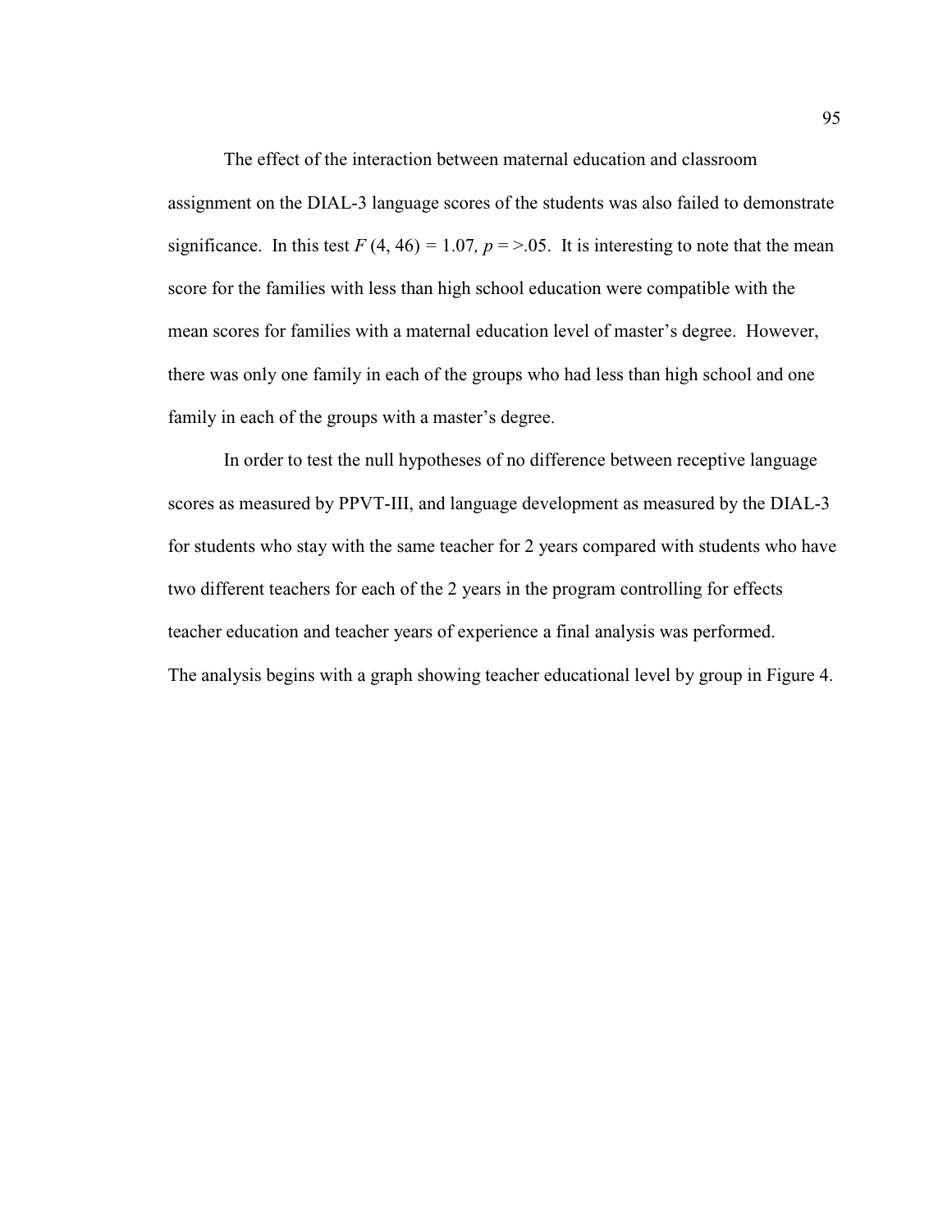The effect of the interaction between maternal education and classroom assignment on the DIAL-3 language scores of the students was also failed to demonstrate significance. In this test $F(4, 46) = 1.07$, $p = >.05$. It is interesting to note that the mean score for the families with less than high school education were compatible with the mean scores for families with a maternal education level of master's degree. However, there was only one family in each of the groups who had less than high school and one family in each of the groups with a master's degree.

In order to test the null hypotheses of no difference between receptive language scores as measured by PPVT-III, and language development as measured by the DIAL-3 for students who stay with the same teacher for 2 years compared with students who have two different teachers for each of the 2 years in the program controlling for effects teacher education and teacher years of experience a final analysis was performed. The analysis begins with a graph showing teacher educational level by group in Figure 4.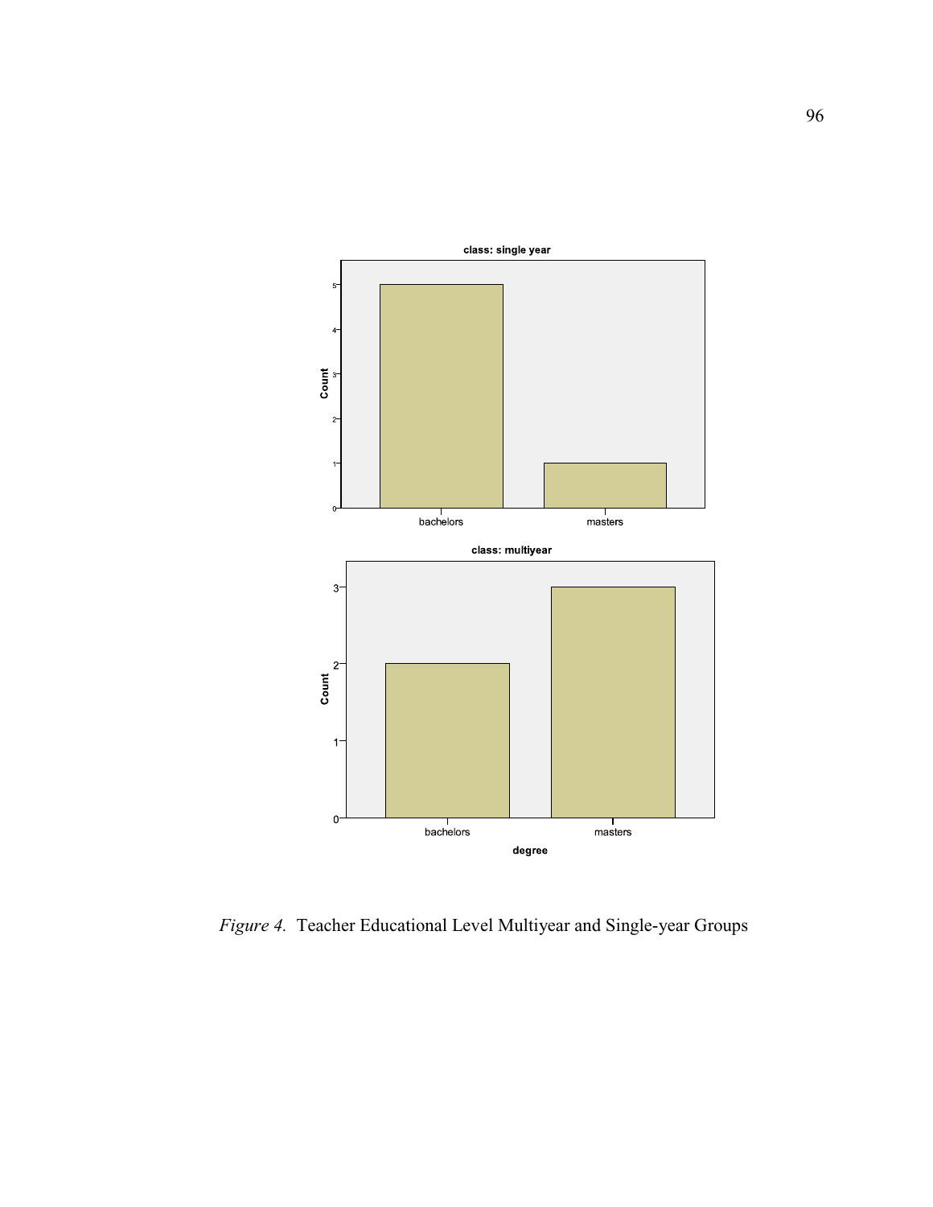*Figure 4.* Teacher Educational Level Multiyear and Single-year Groups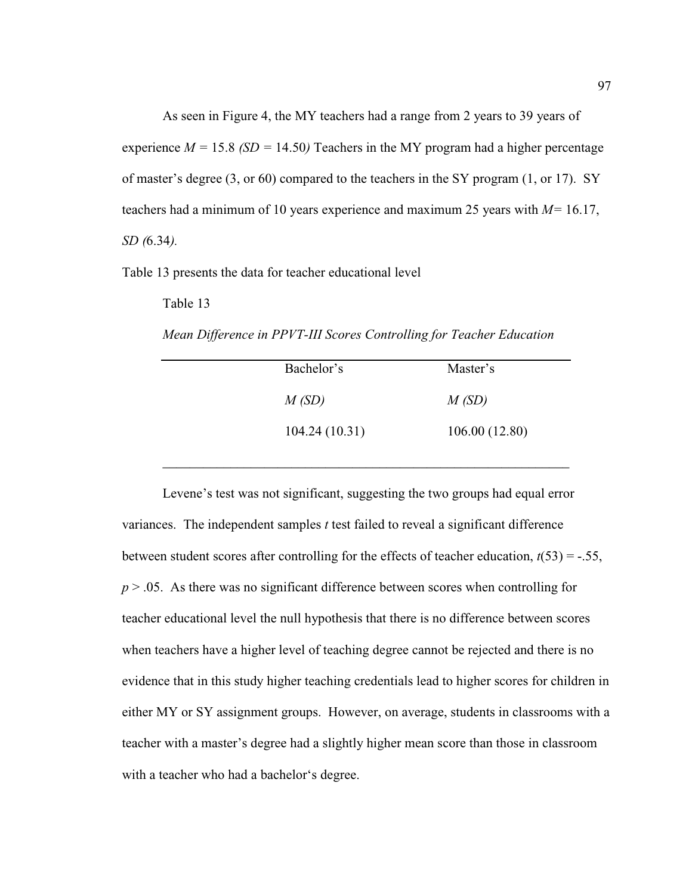As seen in Figure 4, the MY teachers had a range from 2 years to 39 years of experience $M = 15.8$ *(SD* = 14.50*)* Teachers in the MY program had a higher percentage of master's degree (3, or 60) compared to the teachers in the SY program (1, or 17). SY teachers had a minimum of 10 years experience and maximum 25 years with $M = 16.17$, *SD (*6.34*)*.

Table 13 presents the data for teacher educational level

Table 13

*Mean Difference in PPVT-III Scores Controlling for Teacher Education*

| Bachelor's | Master's |
|---|---|
| *M (SD)* | *M (SD)* |
| 104.24 (10.31) | 106.00 (12.80) |

Levene's test was not significant, suggesting the two groups had equal error variances. The independent samples *t* test failed to reveal a significant difference between student scores after controlling for the effects of teacher education, $t(53) = -.55$, $p > .05$. As there was no significant difference between scores when controlling for teacher educational level the null hypothesis that there is no difference between scores when teachers have a higher level of teaching degree cannot be rejected and there is no evidence that in this study higher teaching credentials lead to higher scores for children in either MY or SY assignment groups. However, on average, students in classrooms with a teacher with a master's degree had a slightly higher mean score than those in classroom with a teacher who had a bachelor's degree.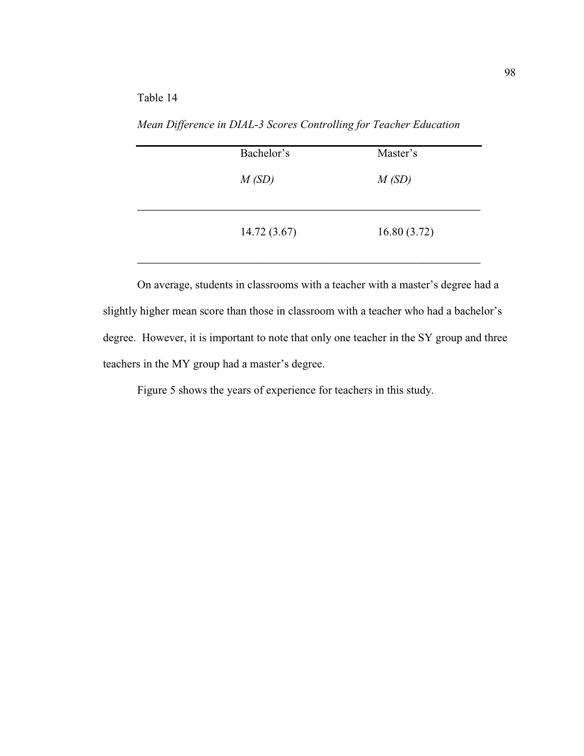Table 14

*Mean Difference in DIAL-3 Scores Controlling for Teacher Education*

| | Bachelor's *M (SD)* | Master's *M (SD)* |
|---|---|---|
| | 14.72 (3.67) | 16.80 (3.72) |

On average, students in classrooms with a teacher with a master's degree had a slightly higher mean score than those in classroom with a teacher who had a bachelor's degree. However, it is important to note that only one teacher in the SY group and three teachers in the MY group had a master's degree.

Figure 5 shows the years of experience for teachers in this study.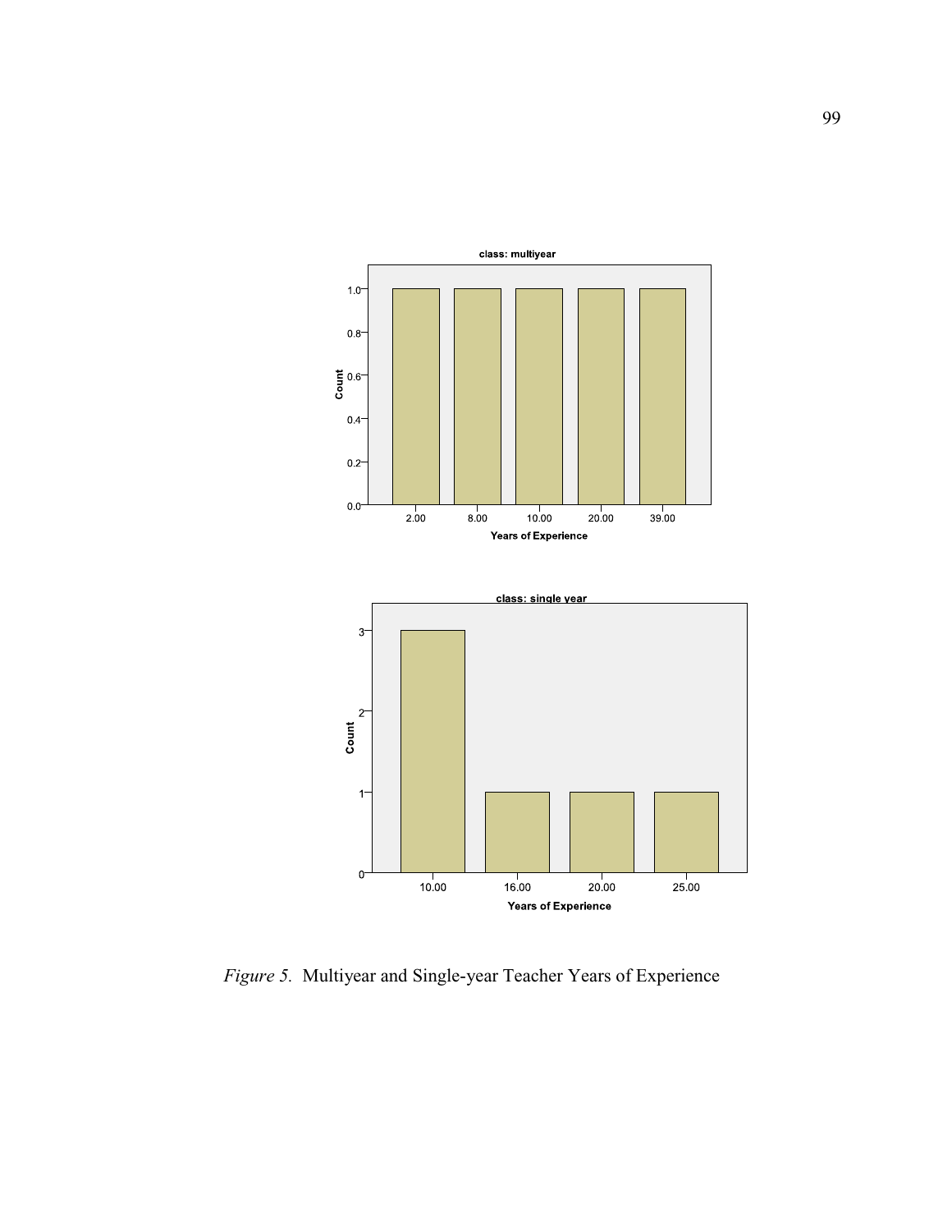*Figure 5.* Multiyear and Single-year Teacher Years of Experience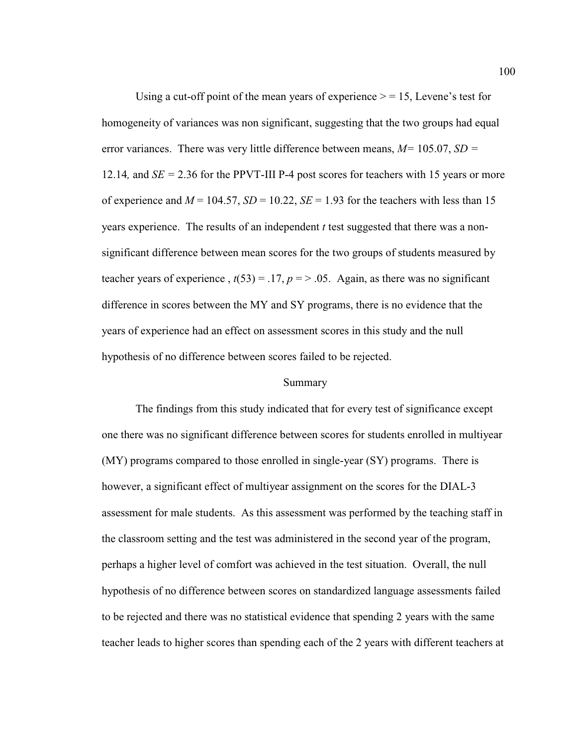Using a cut-off point of the mean years of experience > = 15, Levene's test for homogeneity of variances was non significant, suggesting that the two groups had equal error variances. There was very little difference between means, $M$= 105.07, $SD$ = 12.14*,* and $SE$ = 2.36 for the PPVT-III P-4 post scores for teachers with 15 years or more of experience and $M$ = 104.57, $SD$ = 10.22, $SE$ = 1.93 for the teachers with less than 15 years experience. The results of an independent $t$ test suggested that there was a non-significant difference between mean scores for the two groups of students measured by teacher years of experience , $t(53) = .17$, $p = > .05$. Again, as there was no significant difference in scores between the MY and SY programs, there is no evidence that the years of experience had an effect on assessment scores in this study and the null hypothesis of no difference between scores failed to be rejected.

## Summary

The findings from this study indicated that for every test of significance except one there was no significant difference between scores for students enrolled in multiyear (MY) programs compared to those enrolled in single-year (SY) programs. There is however, a significant effect of multiyear assignment on the scores for the DIAL-3 assessment for male students. As this assessment was performed by the teaching staff in the classroom setting and the test was administered in the second year of the program, perhaps a higher level of comfort was achieved in the test situation. Overall, the null hypothesis of no difference between scores on standardized language assessments failed to be rejected and there was no statistical evidence that spending 2 years with the same teacher leads to higher scores than spending each of the 2 years with different teachers at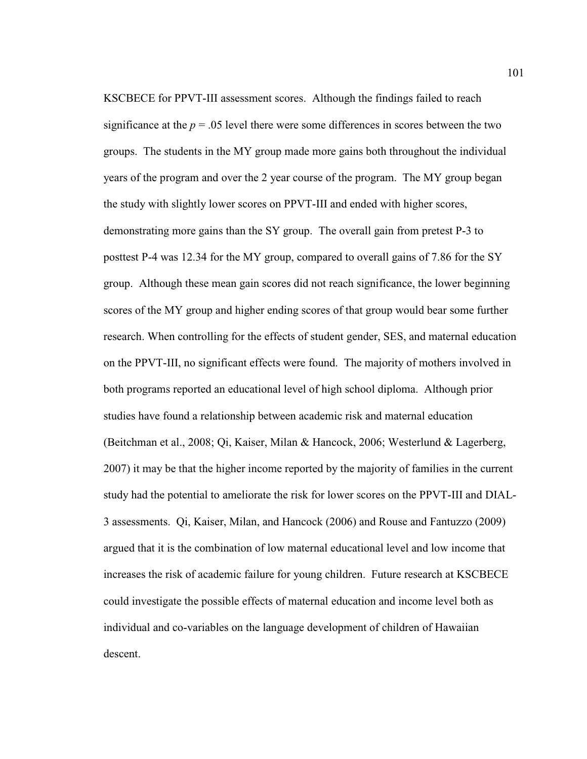KSCBECE for PPVT-III assessment scores. Although the findings failed to reach significance at the $p = .05$ level there were some differences in scores between the two groups. The students in the MY group made more gains both throughout the individual years of the program and over the 2 year course of the program. The MY group began the study with slightly lower scores on PPVT-III and ended with higher scores, demonstrating more gains than the SY group. The overall gain from pretest P-3 to posttest P-4 was 12.34 for the MY group, compared to overall gains of 7.86 for the SY group. Although these mean gain scores did not reach significance, the lower beginning scores of the MY group and higher ending scores of that group would bear some further research. When controlling for the effects of student gender, SES, and maternal education on the PPVT-III, no significant effects were found. The majority of mothers involved in both programs reported an educational level of high school diploma. Although prior studies have found a relationship between academic risk and maternal education (Beitchman et al., 2008; Qi, Kaiser, Milan & Hancock, 2006; Westerlund & Lagerberg, 2007) it may be that the higher income reported by the majority of families in the current study had the potential to ameliorate the risk for lower scores on the PPVT-III and DIAL-3 assessments. Qi, Kaiser, Milan, and Hancock (2006) and Rouse and Fantuzzo (2009) argued that it is the combination of low maternal educational level and low income that increases the risk of academic failure for young children. Future research at KSCBECE could investigate the possible effects of maternal education and income level both as individual and co-variables on the language development of children of Hawaiian descent.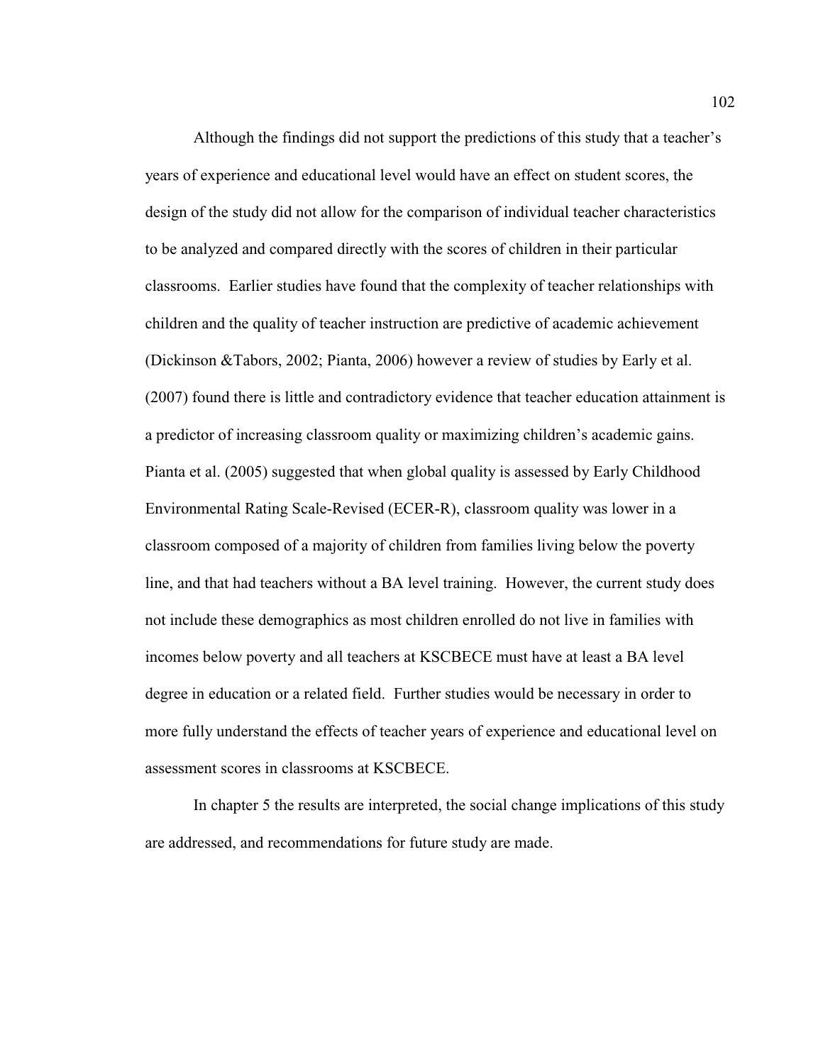Although the findings did not support the predictions of this study that a teacher's years of experience and educational level would have an effect on student scores, the design of the study did not allow for the comparison of individual teacher characteristics to be analyzed and compared directly with the scores of children in their particular classrooms. Earlier studies have found that the complexity of teacher relationships with children and the quality of teacher instruction are predictive of academic achievement (Dickinson &Tabors, 2002; Pianta, 2006) however a review of studies by Early et al. (2007) found there is little and contradictory evidence that teacher education attainment is a predictor of increasing classroom quality or maximizing children's academic gains. Pianta et al. (2005) suggested that when global quality is assessed by Early Childhood Environmental Rating Scale-Revised (ECER-R), classroom quality was lower in a classroom composed of a majority of children from families living below the poverty line, and that had teachers without a BA level training. However, the current study does not include these demographics as most children enrolled do not live in families with incomes below poverty and all teachers at KSCBECE must have at least a BA level degree in education or a related field. Further studies would be necessary in order to more fully understand the effects of teacher years of experience and educational level on assessment scores in classrooms at KSCBECE.

In chapter 5 the results are interpreted, the social change implications of this study are addressed, and recommendations for future study are made.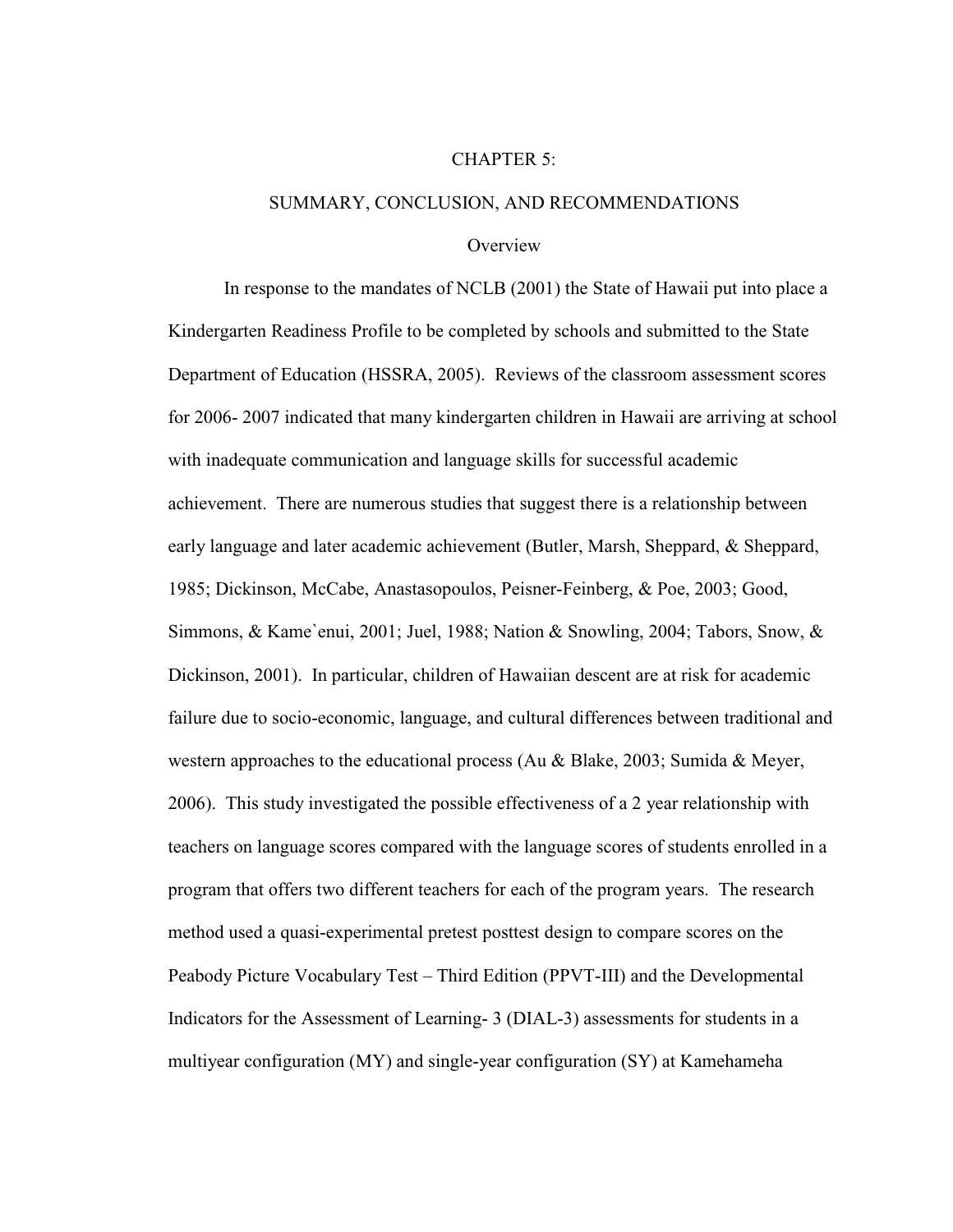# CHAPTER 5:

# SUMMARY, CONCLUSION, AND RECOMMENDATIONS

## Overview

In response to the mandates of NCLB (2001) the State of Hawaii put into place a Kindergarten Readiness Profile to be completed by schools and submitted to the State Department of Education (HSSRA, 2005). Reviews of the classroom assessment scores for 2006- 2007 indicated that many kindergarten children in Hawaii are arriving at school with inadequate communication and language skills for successful academic achievement. There are numerous studies that suggest there is a relationship between early language and later academic achievement (Butler, Marsh, Sheppard, & Sheppard, 1985; Dickinson, McCabe, Anastasopoulos, Peisner-Feinberg, & Poe, 2003; Good, Simmons, & Kame`enui, 2001; Juel, 1988; Nation & Snowling, 2004; Tabors, Snow, & Dickinson, 2001). In particular, children of Hawaiian descent are at risk for academic failure due to socio-economic, language, and cultural differences between traditional and western approaches to the educational process (Au & Blake, 2003; Sumida & Meyer, 2006). This study investigated the possible effectiveness of a 2 year relationship with teachers on language scores compared with the language scores of students enrolled in a program that offers two different teachers for each of the program years. The research method used a quasi-experimental pretest posttest design to compare scores on the Peabody Picture Vocabulary Test – Third Edition (PPVT-III) and the Developmental Indicators for the Assessment of Learning- 3 (DIAL-3) assessments for students in a multiyear configuration (MY) and single-year configuration (SY) at Kamehameha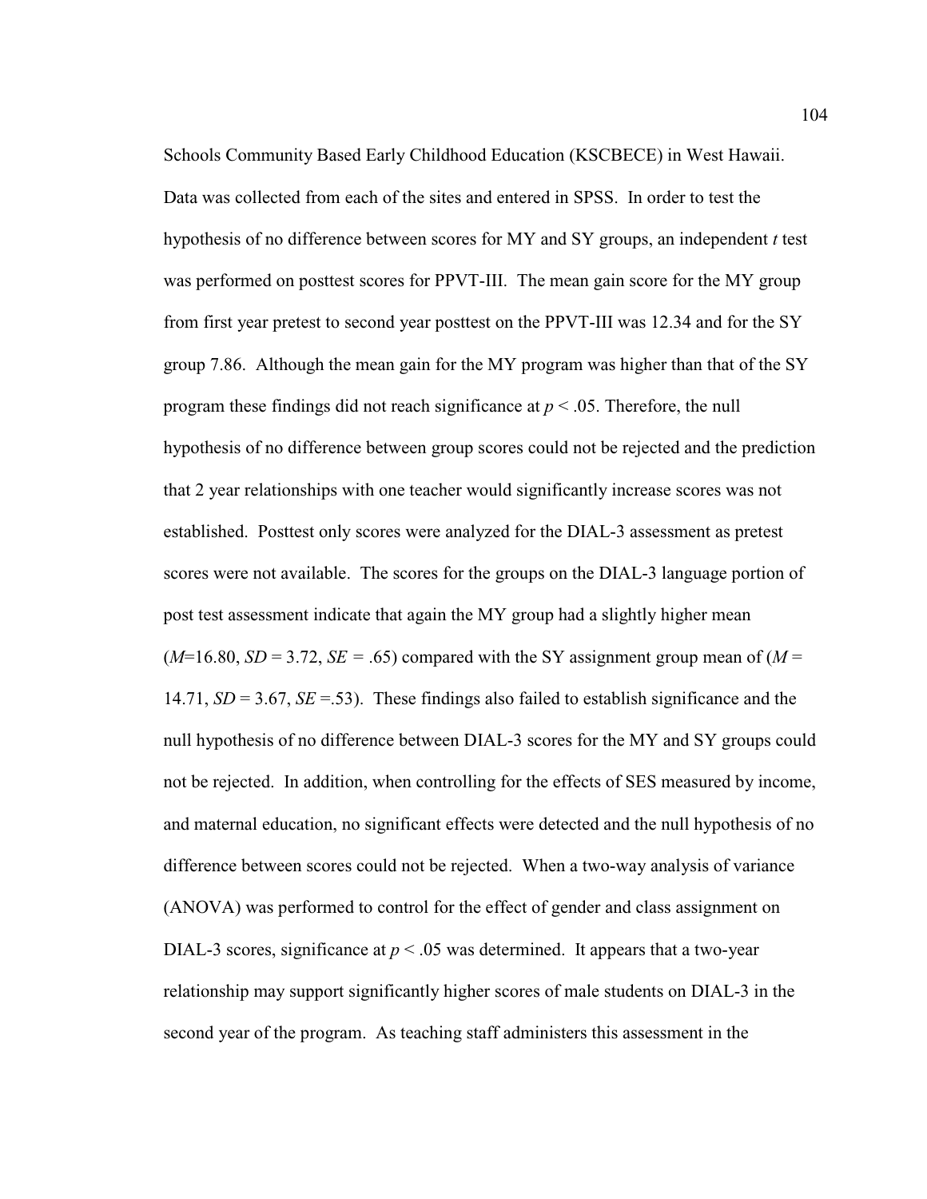Schools Community Based Early Childhood Education (KSCBECE) in West Hawaii. Data was collected from each of the sites and entered in SPSS. In order to test the hypothesis of no difference between scores for MY and SY groups, an independent *t* test was performed on posttest scores for PPVT-III. The mean gain score for the MY group from first year pretest to second year posttest on the PPVT-III was 12.34 and for the SY group 7.86. Although the mean gain for the MY program was higher than that of the SY program these findings did not reach significance at $p < .05$. Therefore, the null hypothesis of no difference between group scores could not be rejected and the prediction that 2 year relationships with one teacher would significantly increase scores was not established. Posttest only scores were analyzed for the DIAL-3 assessment as pretest scores were not available. The scores for the groups on the DIAL-3 language portion of post test assessment indicate that again the MY group had a slightly higher mean ($M$=16.80, $SD$ = 3.72, $SE$ = .65) compared with the SY assignment group mean of ($M$ = 14.71, $SD$ = 3.67, $SE$ =.53). These findings also failed to establish significance and the null hypothesis of no difference between DIAL-3 scores for the MY and SY groups could not be rejected. In addition, when controlling for the effects of SES measured by income, and maternal education, no significant effects were detected and the null hypothesis of no difference between scores could not be rejected. When a two-way analysis of variance (ANOVA) was performed to control for the effect of gender and class assignment on DIAL-3 scores, significance at $p < .05$ was determined. It appears that a two-year relationship may support significantly higher scores of male students on DIAL-3 in the second year of the program. As teaching staff administers this assessment in the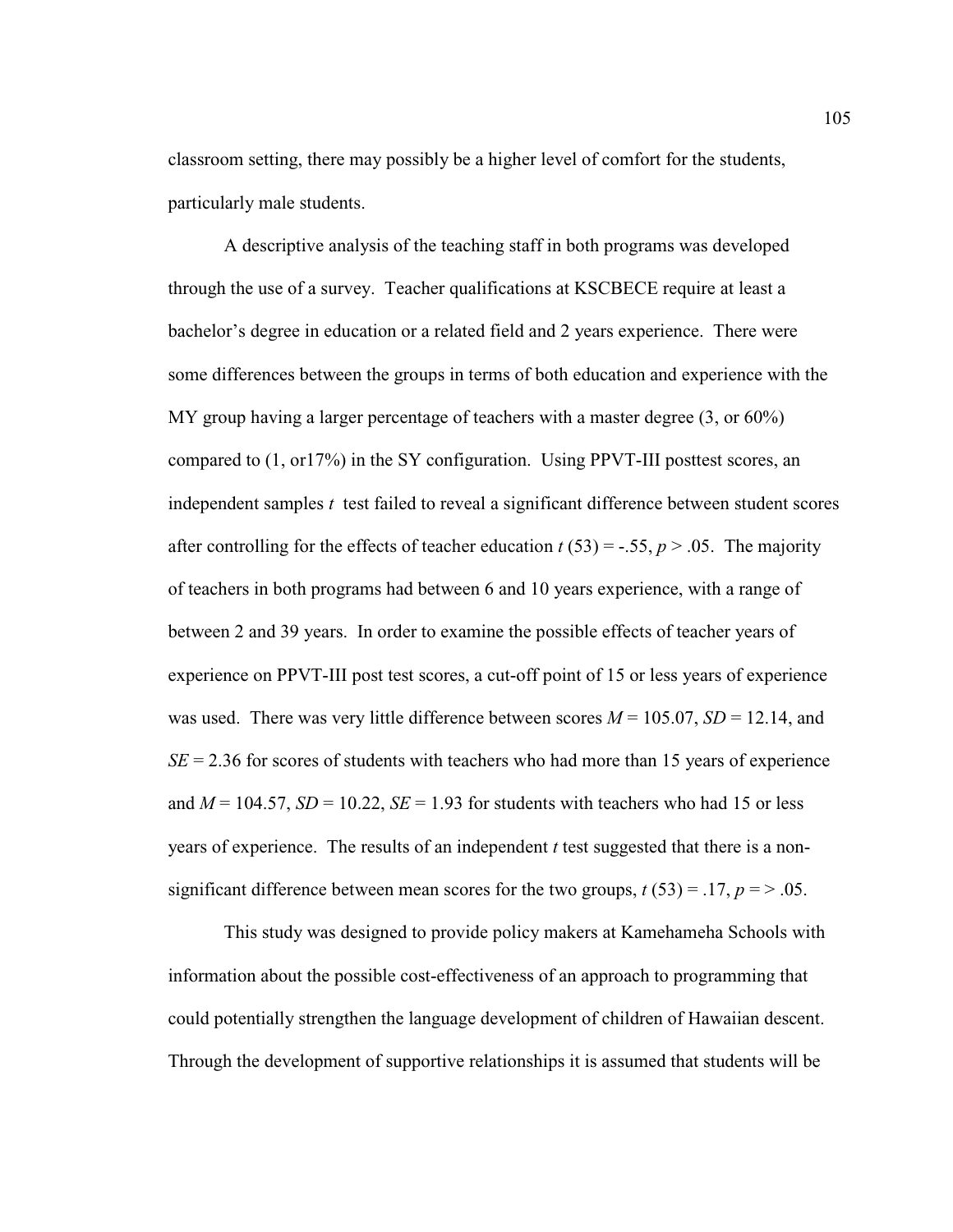classroom setting, there may possibly be a higher level of comfort for the students, particularly male students.

A descriptive analysis of the teaching staff in both programs was developed through the use of a survey. Teacher qualifications at KSCBECE require at least a bachelor's degree in education or a related field and 2 years experience. There were some differences between the groups in terms of both education and experience with the MY group having a larger percentage of teachers with a master degree (3, or 60%) compared to (1, or17%) in the SY configuration. Using PPVT-III posttest scores, an independent samples *t* test failed to reveal a significant difference between student scores after controlling for the effects of teacher education $t$ (53) = -.55, $p > .05$. The majority of teachers in both programs had between 6 and 10 years experience, with a range of between 2 and 39 years. In order to examine the possible effects of teacher years of experience on PPVT-III post test scores, a cut-off point of 15 or less years of experience was used. There was very little difference between scores $M = 105.07$, $SD = 12.14$, and $SE = 2.36$ for scores of students with teachers who had more than 15 years of experience and $M = 104.57$, $SD = 10.22$, $SE = 1.93$ for students with teachers who had 15 or less years of experience. The results of an independent *t* test suggested that there is a non-significant difference between mean scores for the two groups, $t$ (53) = .17, $p$ = > .05.

This study was designed to provide policy makers at Kamehameha Schools with information about the possible cost-effectiveness of an approach to programming that could potentially strengthen the language development of children of Hawaiian descent. Through the development of supportive relationships it is assumed that students will be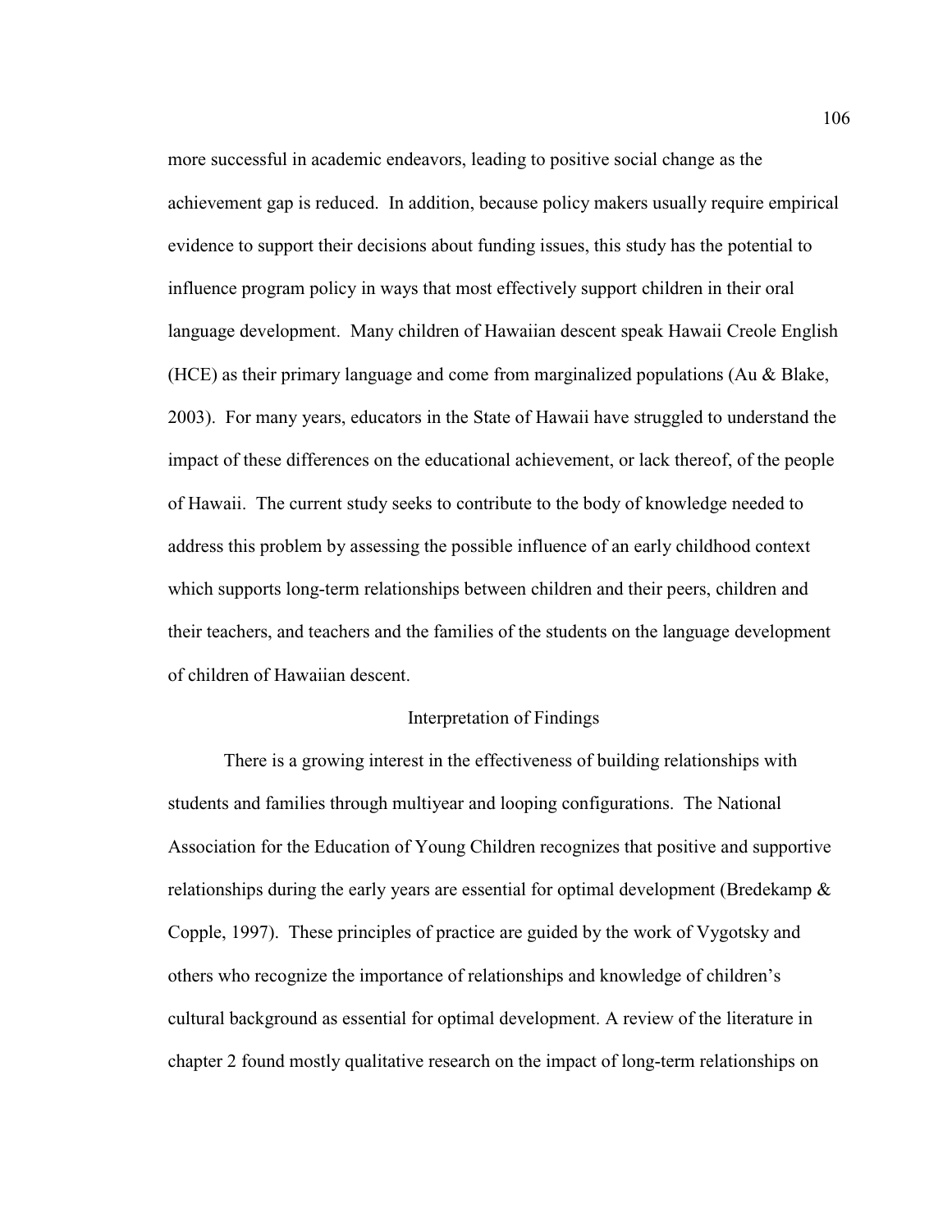more successful in academic endeavors, leading to positive social change as the achievement gap is reduced. In addition, because policy makers usually require empirical evidence to support their decisions about funding issues, this study has the potential to influence program policy in ways that most effectively support children in their oral language development. Many children of Hawaiian descent speak Hawaii Creole English (HCE) as their primary language and come from marginalized populations (Au & Blake, 2003). For many years, educators in the State of Hawaii have struggled to understand the impact of these differences on the educational achievement, or lack thereof, of the people of Hawaii. The current study seeks to contribute to the body of knowledge needed to address this problem by assessing the possible influence of an early childhood context which supports long-term relationships between children and their peers, children and their teachers, and teachers and the families of the students on the language development of children of Hawaiian descent.

## Interpretation of Findings

There is a growing interest in the effectiveness of building relationships with students and families through multiyear and looping configurations. The National Association for the Education of Young Children recognizes that positive and supportive relationships during the early years are essential for optimal development (Bredekamp & Copple, 1997). These principles of practice are guided by the work of Vygotsky and others who recognize the importance of relationships and knowledge of children's cultural background as essential for optimal development. A review of the literature in chapter 2 found mostly qualitative research on the impact of long-term relationships on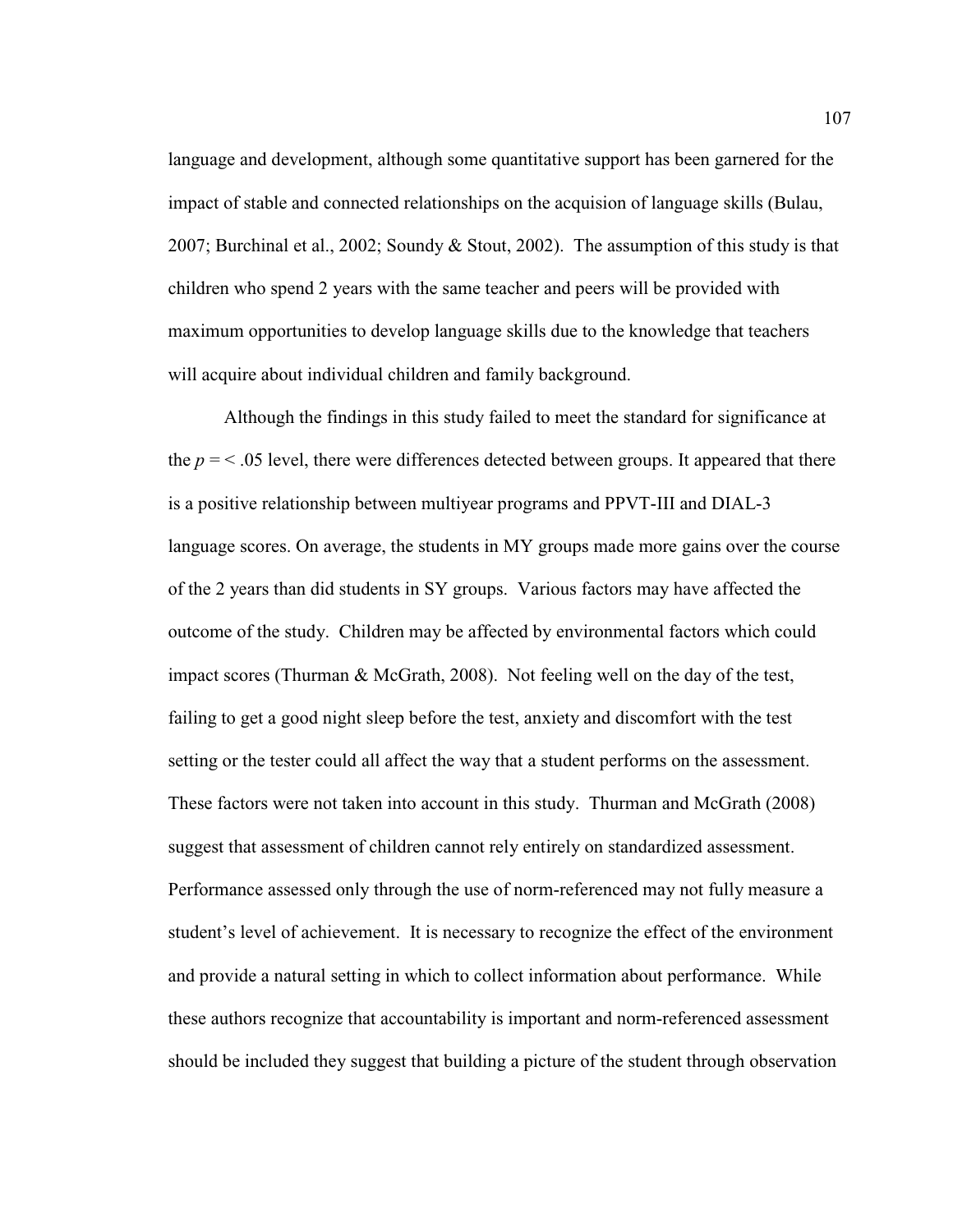language and development, although some quantitative support has been garnered for the impact of stable and connected relationships on the acquision of language skills (Bulau, 2007; Burchinal et al., 2002; Soundy & Stout, 2002). The assumption of this study is that children who spend 2 years with the same teacher and peers will be provided with maximum opportunities to develop language skills due to the knowledge that teachers will acquire about individual children and family background.

Although the findings in this study failed to meet the standard for significance at the $p = < .05$ level, there were differences detected between groups. It appeared that there is a positive relationship between multiyear programs and PPVT-III and DIAL-3 language scores. On average, the students in MY groups made more gains over the course of the 2 years than did students in SY groups. Various factors may have affected the outcome of the study. Children may be affected by environmental factors which could impact scores (Thurman & McGrath, 2008). Not feeling well on the day of the test, failing to get a good night sleep before the test, anxiety and discomfort with the test setting or the tester could all affect the way that a student performs on the assessment. These factors were not taken into account in this study. Thurman and McGrath (2008) suggest that assessment of children cannot rely entirely on standardized assessment. Performance assessed only through the use of norm-referenced may not fully measure a student's level of achievement. It is necessary to recognize the effect of the environment and provide a natural setting in which to collect information about performance. While these authors recognize that accountability is important and norm-referenced assessment should be included they suggest that building a picture of the student through observation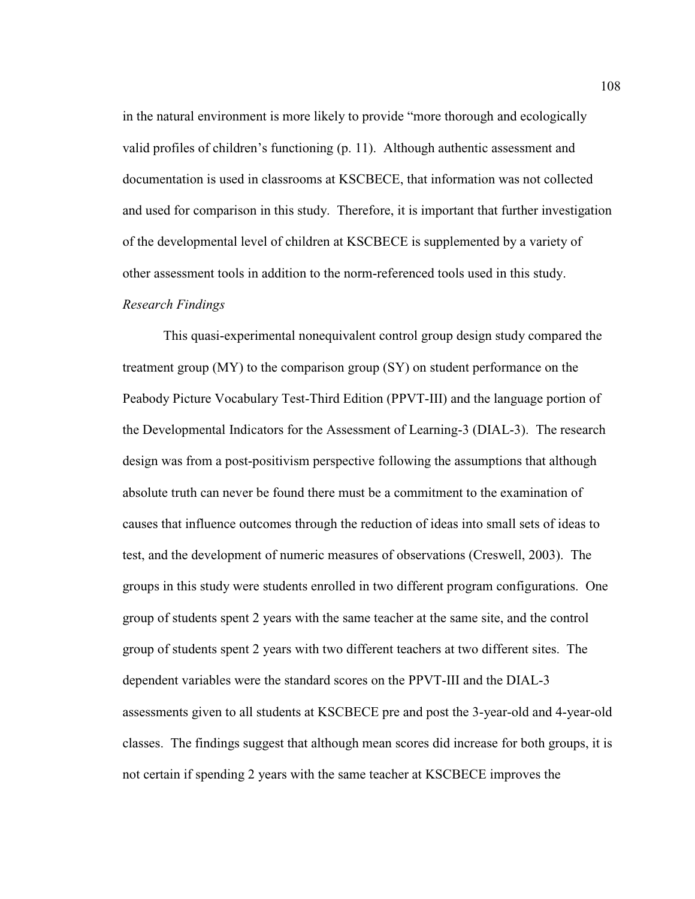in the natural environment is more likely to provide "more thorough and ecologically valid profiles of children's functioning (p. 11). Although authentic assessment and documentation is used in classrooms at KSCBECE, that information was not collected and used for comparison in this study. Therefore, it is important that further investigation of the developmental level of children at KSCBECE is supplemented by a variety of other assessment tools in addition to the norm-referenced tools used in this study.

*Research Findings*

This quasi-experimental nonequivalent control group design study compared the treatment group (MY) to the comparison group (SY) on student performance on the Peabody Picture Vocabulary Test-Third Edition (PPVT-III) and the language portion of the Developmental Indicators for the Assessment of Learning-3 (DIAL-3). The research design was from a post-positivism perspective following the assumptions that although absolute truth can never be found there must be a commitment to the examination of causes that influence outcomes through the reduction of ideas into small sets of ideas to test, and the development of numeric measures of observations (Creswell, 2003). The groups in this study were students enrolled in two different program configurations. One group of students spent 2 years with the same teacher at the same site, and the control group of students spent 2 years with two different teachers at two different sites. The dependent variables were the standard scores on the PPVT-III and the DIAL-3 assessments given to all students at KSCBECE pre and post the 3-year-old and 4-year-old classes. The findings suggest that although mean scores did increase for both groups, it is not certain if spending 2 years with the same teacher at KSCBECE improves the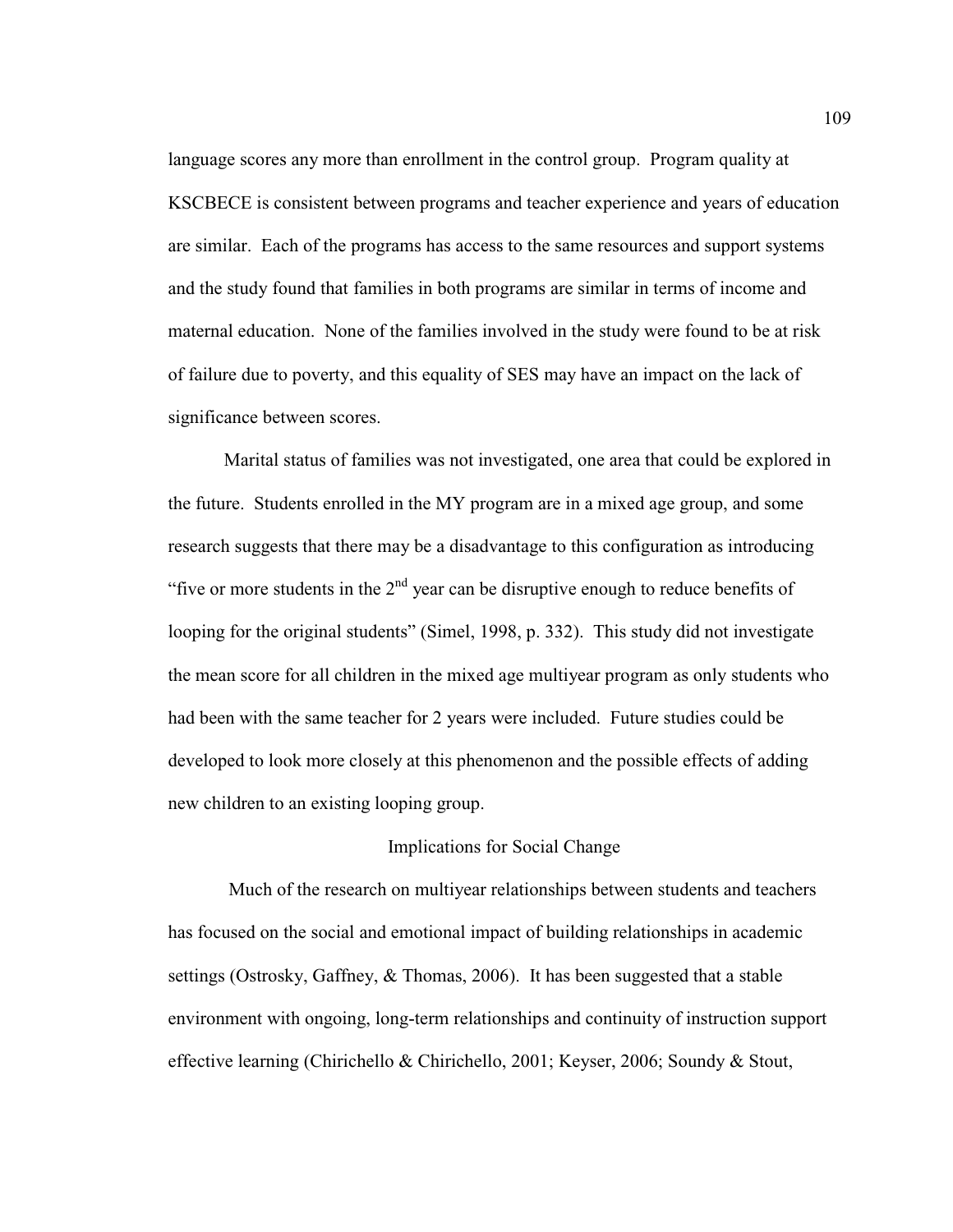language scores any more than enrollment in the control group. Program quality at KSCBECE is consistent between programs and teacher experience and years of education are similar. Each of the programs has access to the same resources and support systems and the study found that families in both programs are similar in terms of income and maternal education. None of the families involved in the study were found to be at risk of failure due to poverty, and this equality of SES may have an impact on the lack of significance between scores.

Marital status of families was not investigated, one area that could be explored in the future. Students enrolled in the MY program are in a mixed age group, and some research suggests that there may be a disadvantage to this configuration as introducing "five or more students in the 2nd year can be disruptive enough to reduce benefits of looping for the original students" (Simel, 1998, p. 332). This study did not investigate the mean score for all children in the mixed age multiyear program as only students who had been with the same teacher for 2 years were included. Future studies could be developed to look more closely at this phenomenon and the possible effects of adding new children to an existing looping group.

## Implications for Social Change

Much of the research on multiyear relationships between students and teachers has focused on the social and emotional impact of building relationships in academic settings (Ostrosky, Gaffney, & Thomas, 2006). It has been suggested that a stable environment with ongoing, long-term relationships and continuity of instruction support effective learning (Chirichello & Chirichello, 2001; Keyser, 2006; Soundy & Stout,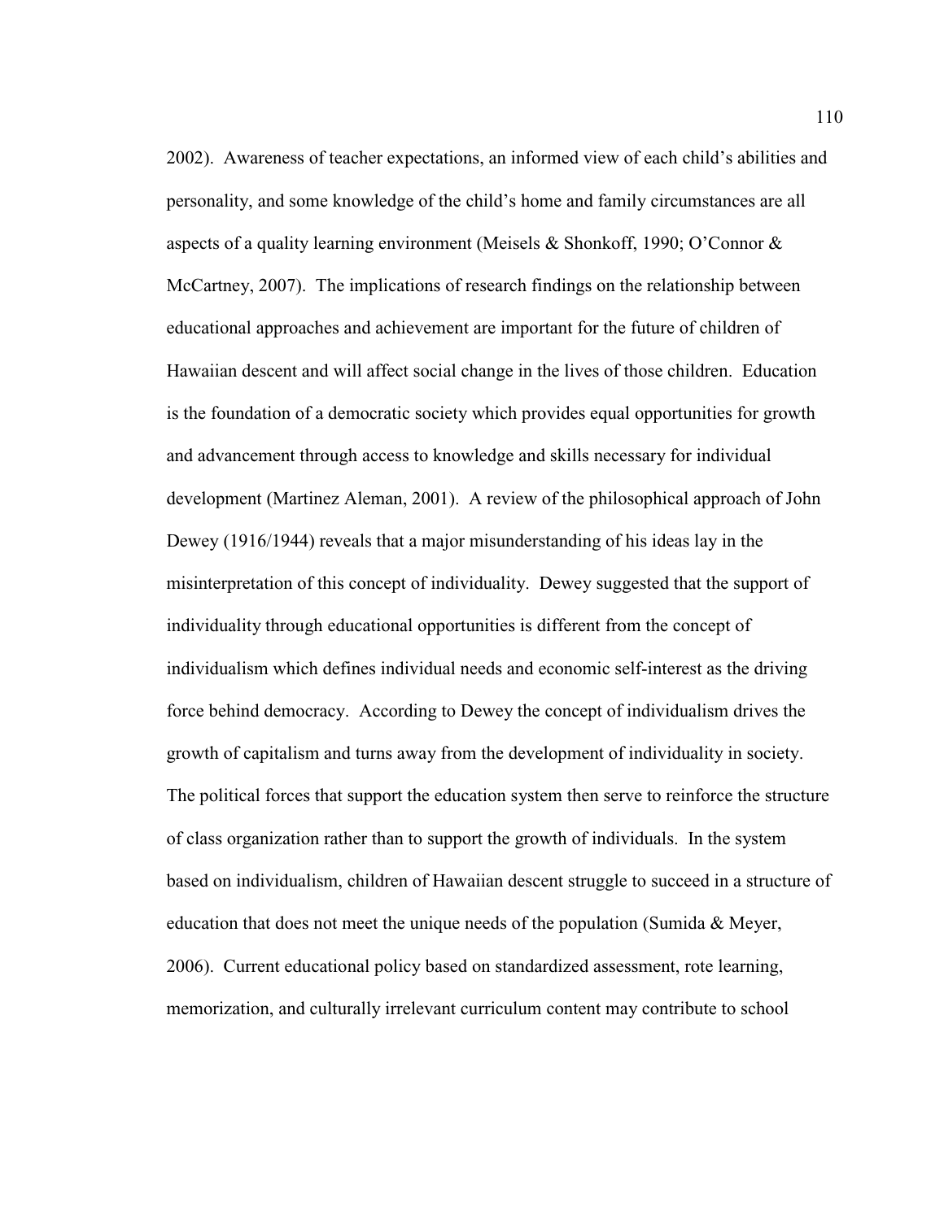2002). Awareness of teacher expectations, an informed view of each child's abilities and personality, and some knowledge of the child's home and family circumstances are all aspects of a quality learning environment (Meisels & Shonkoff, 1990; O'Connor & McCartney, 2007). The implications of research findings on the relationship between educational approaches and achievement are important for the future of children of Hawaiian descent and will affect social change in the lives of those children. Education is the foundation of a democratic society which provides equal opportunities for growth and advancement through access to knowledge and skills necessary for individual development (Martinez Aleman, 2001). A review of the philosophical approach of John Dewey (1916/1944) reveals that a major misunderstanding of his ideas lay in the misinterpretation of this concept of individuality. Dewey suggested that the support of individuality through educational opportunities is different from the concept of individualism which defines individual needs and economic self-interest as the driving force behind democracy. According to Dewey the concept of individualism drives the growth of capitalism and turns away from the development of individuality in society. The political forces that support the education system then serve to reinforce the structure of class organization rather than to support the growth of individuals. In the system based on individualism, children of Hawaiian descent struggle to succeed in a structure of education that does not meet the unique needs of the population (Sumida & Meyer, 2006). Current educational policy based on standardized assessment, rote learning, memorization, and culturally irrelevant curriculum content may contribute to school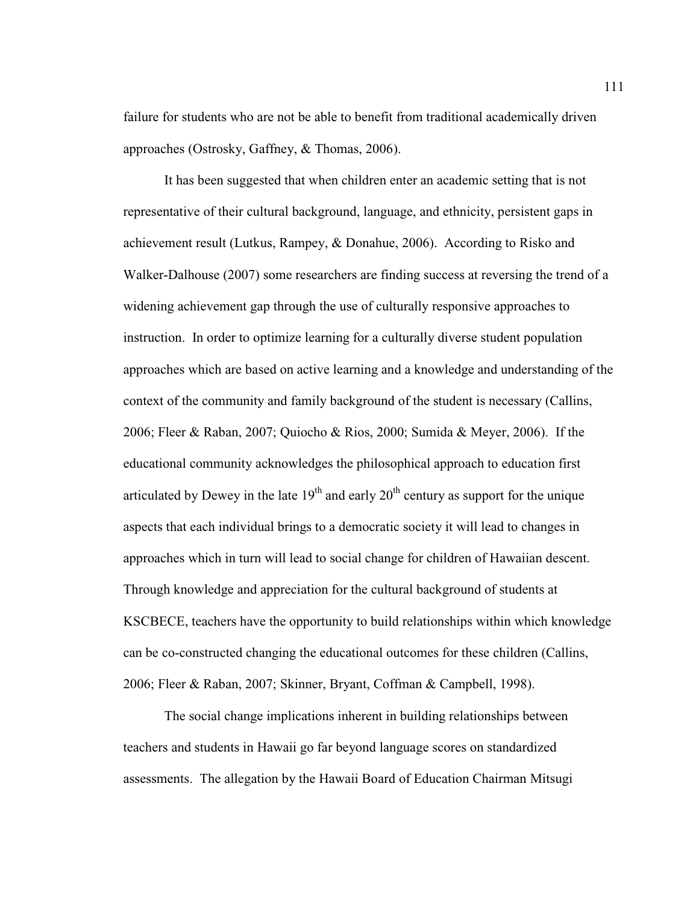failure for students who are not be able to benefit from traditional academically driven approaches (Ostrosky, Gaffney, & Thomas, 2006).

It has been suggested that when children enter an academic setting that is not representative of their cultural background, language, and ethnicity, persistent gaps in achievement result (Lutkus, Rampey, & Donahue, 2006). According to Risko and Walker-Dalhouse (2007) some researchers are finding success at reversing the trend of a widening achievement gap through the use of culturally responsive approaches to instruction. In order to optimize learning for a culturally diverse student population approaches which are based on active learning and a knowledge and understanding of the context of the community and family background of the student is necessary (Callins, 2006; Fleer & Raban, 2007; Quiocho & Rios, 2000; Sumida & Meyer, 2006). If the educational community acknowledges the philosophical approach to education first articulated by Dewey in the late 19th and early 20th century as support for the unique aspects that each individual brings to a democratic society it will lead to changes in approaches which in turn will lead to social change for children of Hawaiian descent. Through knowledge and appreciation for the cultural background of students at KSCBECE, teachers have the opportunity to build relationships within which knowledge can be co-constructed changing the educational outcomes for these children (Callins, 2006; Fleer & Raban, 2007; Skinner, Bryant, Coffman & Campbell, 1998).

The social change implications inherent in building relationships between teachers and students in Hawaii go far beyond language scores on standardized assessments. The allegation by the Hawaii Board of Education Chairman Mitsugi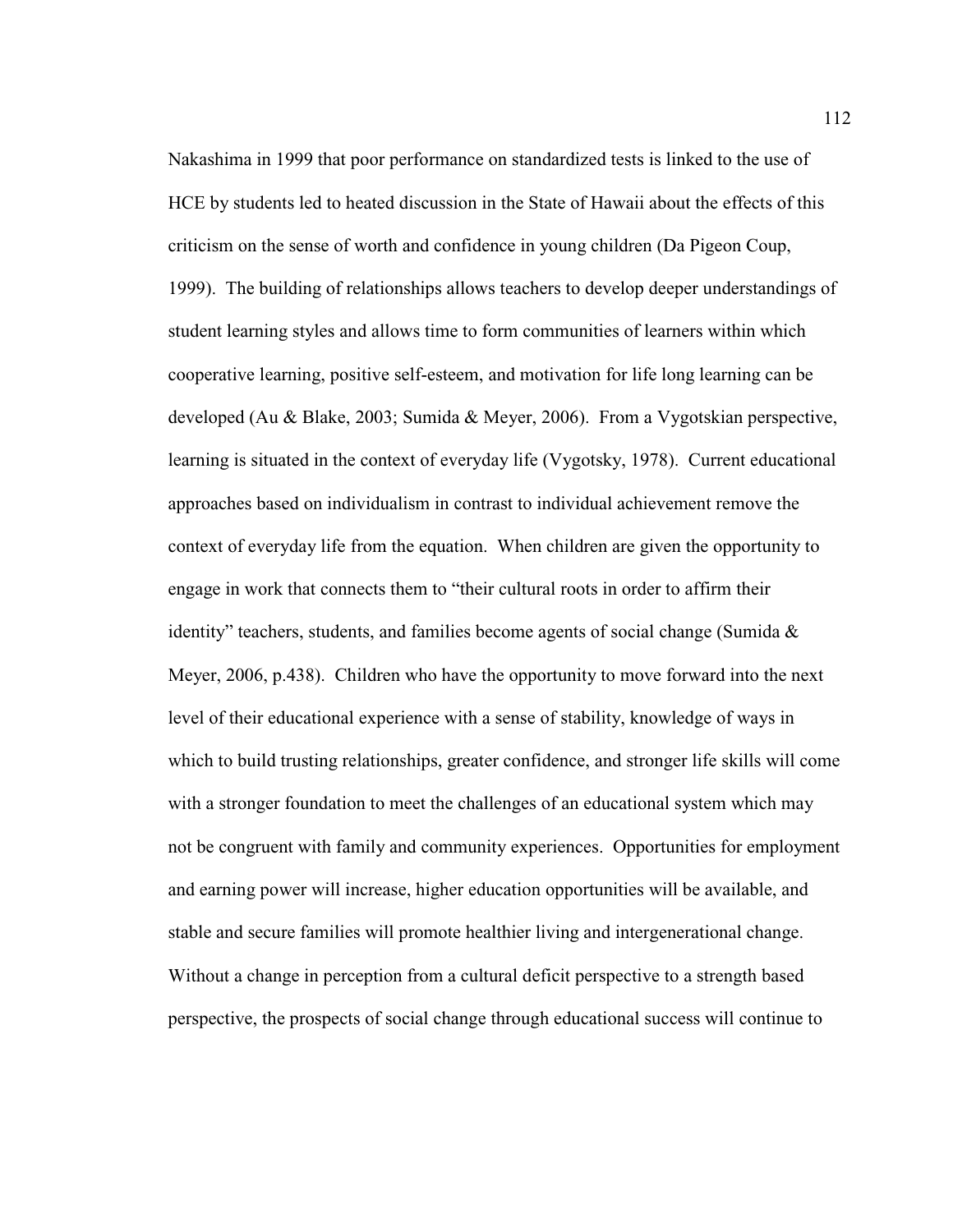Nakashima in 1999 that poor performance on standardized tests is linked to the use of HCE by students led to heated discussion in the State of Hawaii about the effects of this criticism on the sense of worth and confidence in young children (Da Pigeon Coup, 1999). The building of relationships allows teachers to develop deeper understandings of student learning styles and allows time to form communities of learners within which cooperative learning, positive self-esteem, and motivation for life long learning can be developed (Au & Blake, 2003; Sumida & Meyer, 2006). From a Vygotskian perspective, learning is situated in the context of everyday life (Vygotsky, 1978). Current educational approaches based on individualism in contrast to individual achievement remove the context of everyday life from the equation. When children are given the opportunity to engage in work that connects them to "their cultural roots in order to affirm their identity" teachers, students, and families become agents of social change (Sumida & Meyer, 2006, p.438). Children who have the opportunity to move forward into the next level of their educational experience with a sense of stability, knowledge of ways in which to build trusting relationships, greater confidence, and stronger life skills will come with a stronger foundation to meet the challenges of an educational system which may not be congruent with family and community experiences. Opportunities for employment and earning power will increase, higher education opportunities will be available, and stable and secure families will promote healthier living and intergenerational change. Without a change in perception from a cultural deficit perspective to a strength based perspective, the prospects of social change through educational success will continue to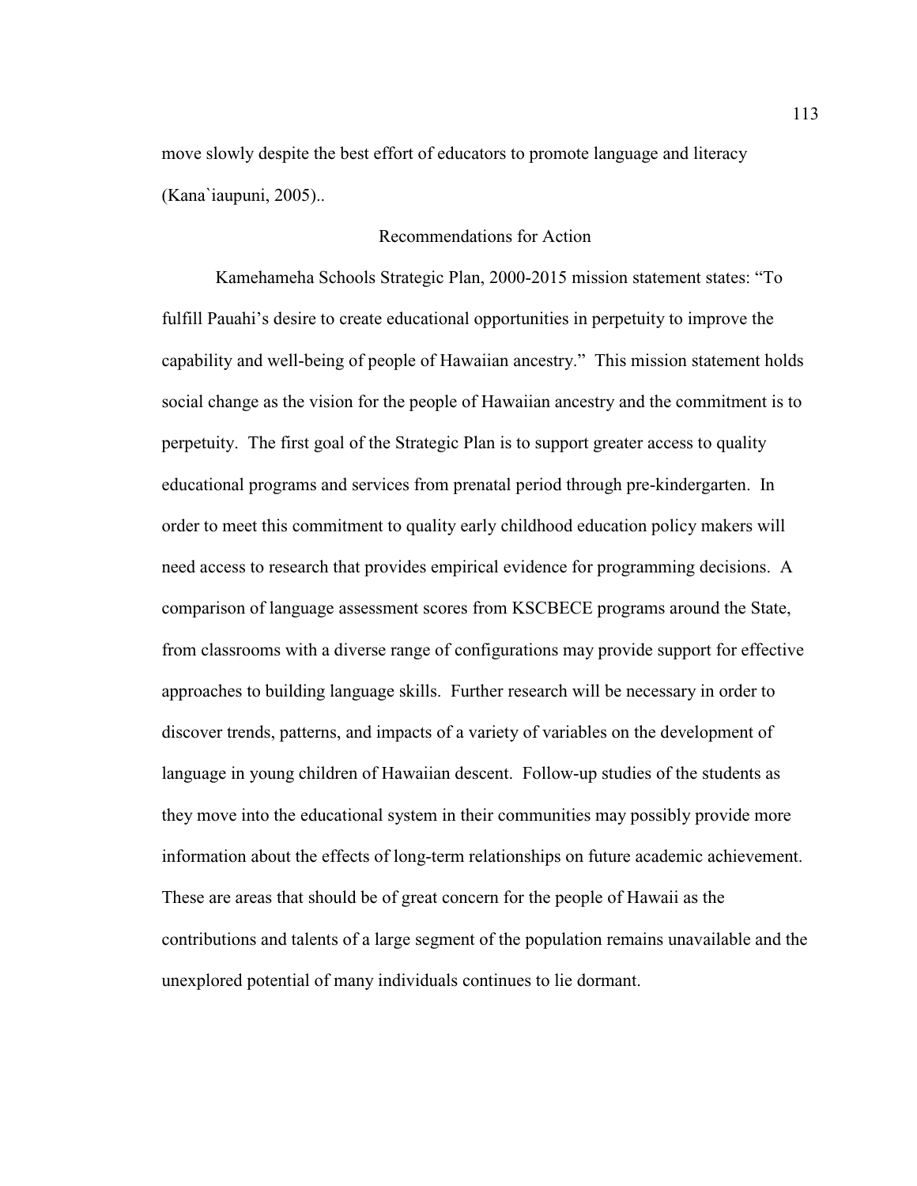move slowly despite the best effort of educators to promote language and literacy (Kana`iaupuni, 2005)..

## Recommendations for Action

Kamehameha Schools Strategic Plan, 2000-2015 mission statement states: "To fulfill Pauahi's desire to create educational opportunities in perpetuity to improve the capability and well-being of people of Hawaiian ancestry." This mission statement holds social change as the vision for the people of Hawaiian ancestry and the commitment is to perpetuity. The first goal of the Strategic Plan is to support greater access to quality educational programs and services from prenatal period through pre-kindergarten. In order to meet this commitment to quality early childhood education policy makers will need access to research that provides empirical evidence for programming decisions. A comparison of language assessment scores from KSCBECE programs around the State, from classrooms with a diverse range of configurations may provide support for effective approaches to building language skills. Further research will be necessary in order to discover trends, patterns, and impacts of a variety of variables on the development of language in young children of Hawaiian descent. Follow-up studies of the students as they move into the educational system in their communities may possibly provide more information about the effects of long-term relationships on future academic achievement. These are areas that should be of great concern for the people of Hawaii as the contributions and talents of a large segment of the population remains unavailable and the unexplored potential of many individuals continues to lie dormant.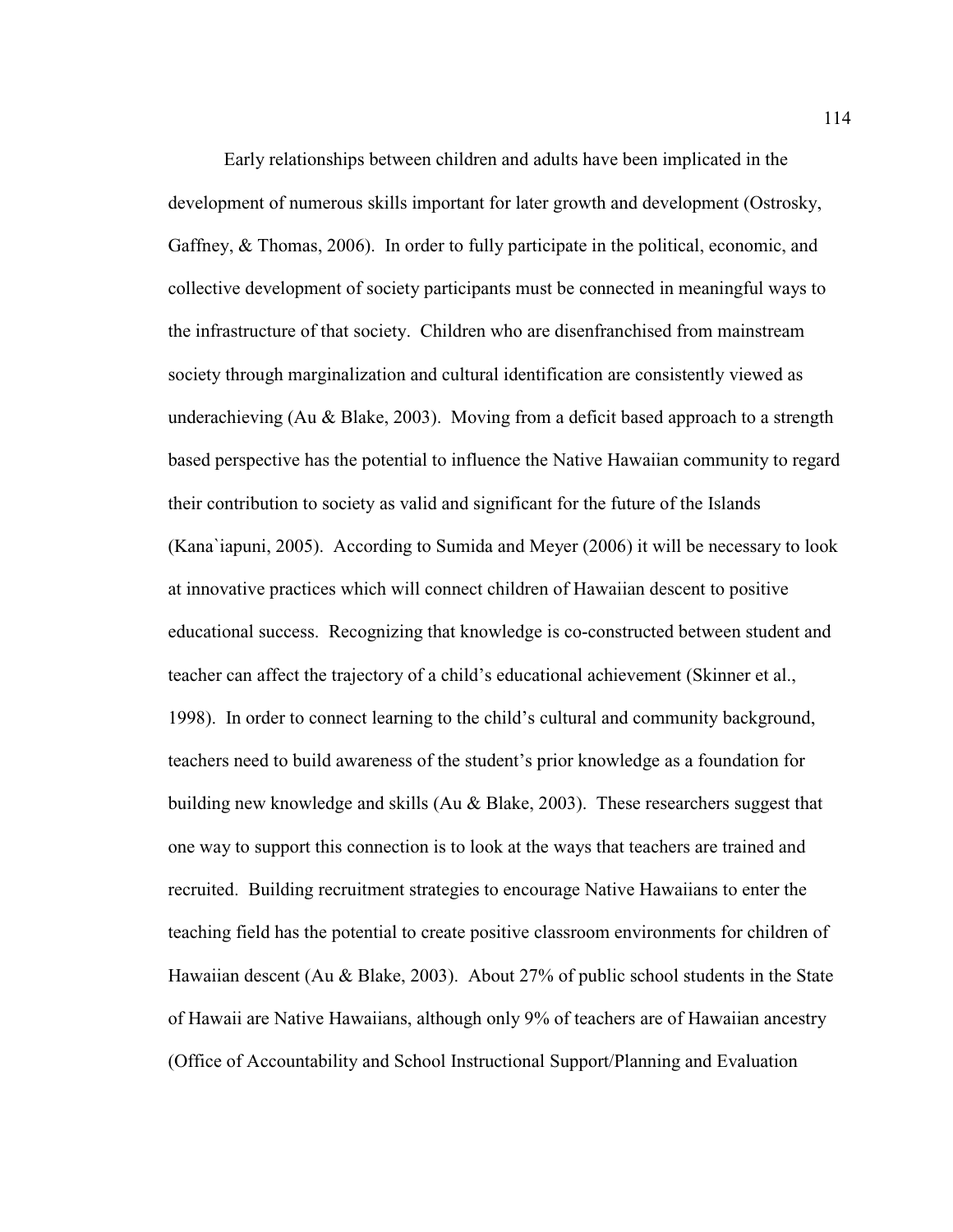Early relationships between children and adults have been implicated in the development of numerous skills important for later growth and development (Ostrosky, Gaffney, & Thomas, 2006). In order to fully participate in the political, economic, and collective development of society participants must be connected in meaningful ways to the infrastructure of that society. Children who are disenfranchised from mainstream society through marginalization and cultural identification are consistently viewed as underachieving (Au & Blake, 2003). Moving from a deficit based approach to a strength based perspective has the potential to influence the Native Hawaiian community to regard their contribution to society as valid and significant for the future of the Islands (Kana`iapuni, 2005). According to Sumida and Meyer (2006) it will be necessary to look at innovative practices which will connect children of Hawaiian descent to positive educational success. Recognizing that knowledge is co-constructed between student and teacher can affect the trajectory of a child's educational achievement (Skinner et al., 1998). In order to connect learning to the child's cultural and community background, teachers need to build awareness of the student's prior knowledge as a foundation for building new knowledge and skills (Au & Blake, 2003). These researchers suggest that one way to support this connection is to look at the ways that teachers are trained and recruited. Building recruitment strategies to encourage Native Hawaiians to enter the teaching field has the potential to create positive classroom environments for children of Hawaiian descent (Au & Blake, 2003). About 27% of public school students in the State of Hawaii are Native Hawaiians, although only 9% of teachers are of Hawaiian ancestry (Office of Accountability and School Instructional Support/Planning and Evaluation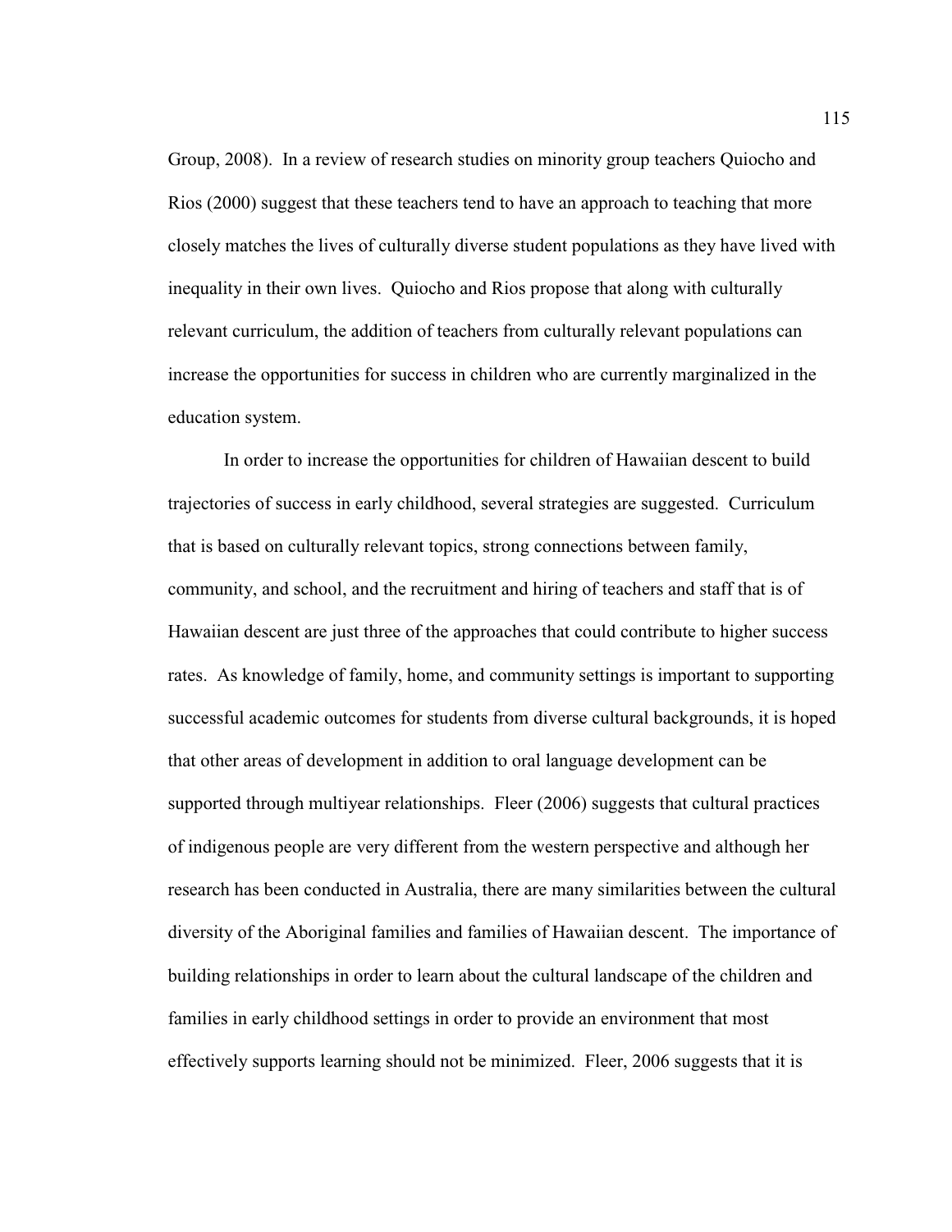Group, 2008). In a review of research studies on minority group teachers Quiocho and Rios (2000) suggest that these teachers tend to have an approach to teaching that more closely matches the lives of culturally diverse student populations as they have lived with inequality in their own lives. Quiocho and Rios propose that along with culturally relevant curriculum, the addition of teachers from culturally relevant populations can increase the opportunities for success in children who are currently marginalized in the education system.

In order to increase the opportunities for children of Hawaiian descent to build trajectories of success in early childhood, several strategies are suggested. Curriculum that is based on culturally relevant topics, strong connections between family, community, and school, and the recruitment and hiring of teachers and staff that is of Hawaiian descent are just three of the approaches that could contribute to higher success rates. As knowledge of family, home, and community settings is important to supporting successful academic outcomes for students from diverse cultural backgrounds, it is hoped that other areas of development in addition to oral language development can be supported through multiyear relationships. Fleer (2006) suggests that cultural practices of indigenous people are very different from the western perspective and although her research has been conducted in Australia, there are many similarities between the cultural diversity of the Aboriginal families and families of Hawaiian descent. The importance of building relationships in order to learn about the cultural landscape of the children and families in early childhood settings in order to provide an environment that most effectively supports learning should not be minimized. Fleer, 2006 suggests that it is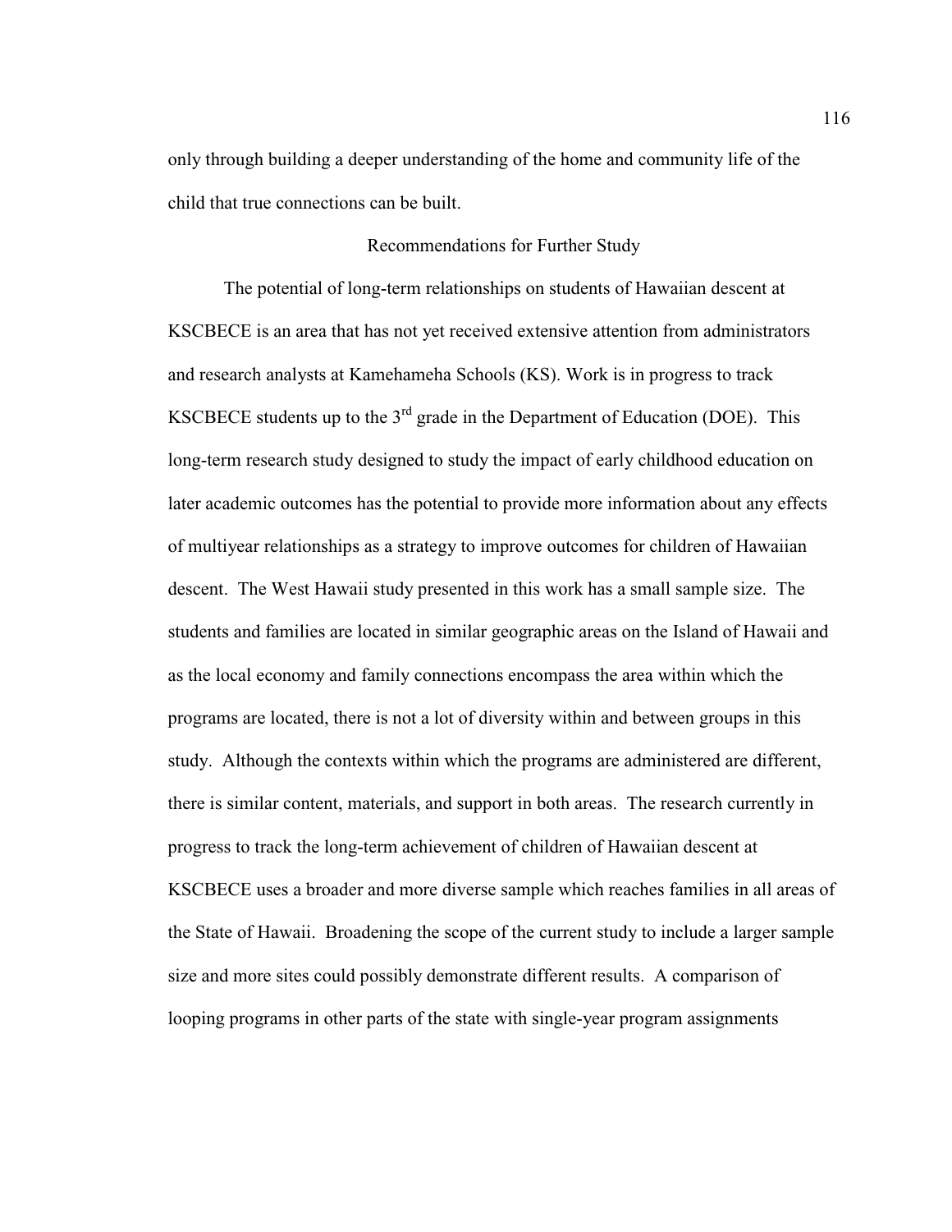only through building a deeper understanding of the home and community life of the child that true connections can be built.

## Recommendations for Further Study

The potential of long-term relationships on students of Hawaiian descent at KSCBECE is an area that has not yet received extensive attention from administrators and research analysts at Kamehameha Schools (KS). Work is in progress to track KSCBECE students up to the 3rd grade in the Department of Education (DOE). This long-term research study designed to study the impact of early childhood education on later academic outcomes has the potential to provide more information about any effects of multiyear relationships as a strategy to improve outcomes for children of Hawaiian descent. The West Hawaii study presented in this work has a small sample size. The students and families are located in similar geographic areas on the Island of Hawaii and as the local economy and family connections encompass the area within which the programs are located, there is not a lot of diversity within and between groups in this study. Although the contexts within which the programs are administered are different, there is similar content, materials, and support in both areas. The research currently in progress to track the long-term achievement of children of Hawaiian descent at KSCBECE uses a broader and more diverse sample which reaches families in all areas of the State of Hawaii. Broadening the scope of the current study to include a larger sample size and more sites could possibly demonstrate different results. A comparison of looping programs in other parts of the state with single-year program assignments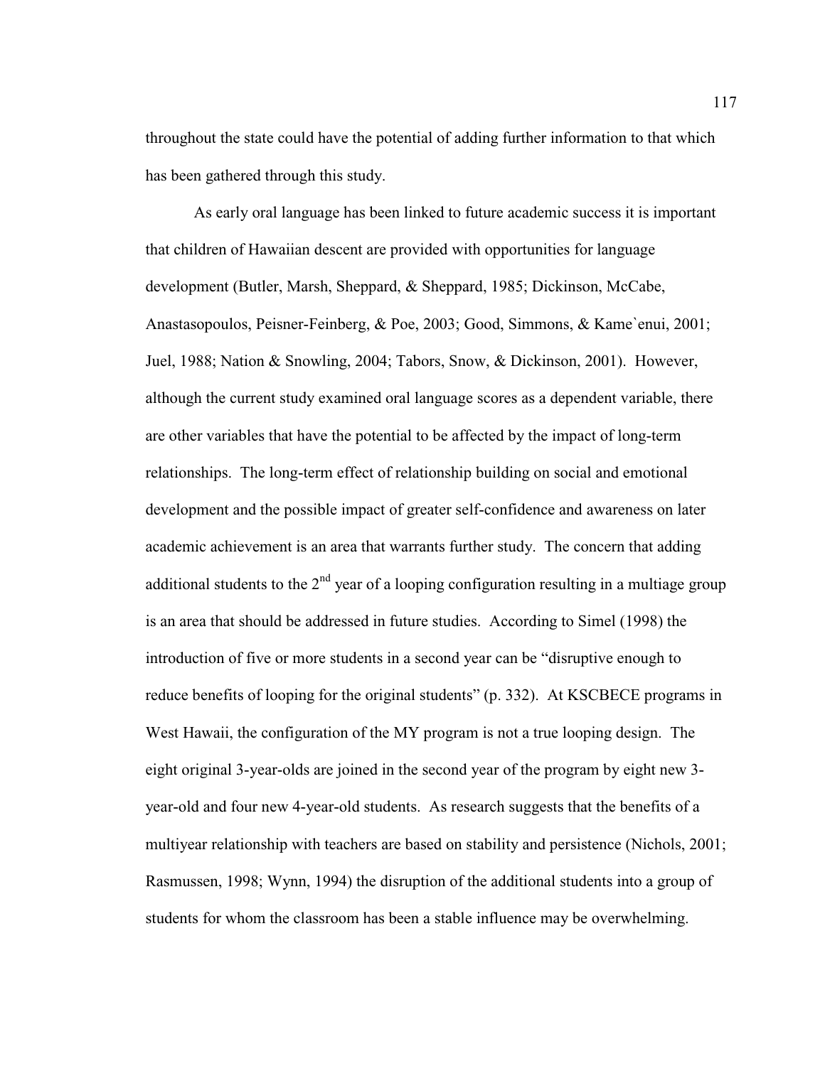throughout the state could have the potential of adding further information to that which has been gathered through this study.

As early oral language has been linked to future academic success it is important that children of Hawaiian descent are provided with opportunities for language development (Butler, Marsh, Sheppard, & Sheppard, 1985; Dickinson, McCabe, Anastasopoulos, Peisner-Feinberg, & Poe, 2003; Good, Simmons, & Kame`enui, 2001; Juel, 1988; Nation & Snowling, 2004; Tabors, Snow, & Dickinson, 2001). However, although the current study examined oral language scores as a dependent variable, there are other variables that have the potential to be affected by the impact of long-term relationships. The long-term effect of relationship building on social and emotional development and the possible impact of greater self-confidence and awareness on later academic achievement is an area that warrants further study. The concern that adding additional students to the 2nd year of a looping configuration resulting in a multiage group is an area that should be addressed in future studies. According to Simel (1998) the introduction of five or more students in a second year can be "disruptive enough to reduce benefits of looping for the original students" (p. 332). At KSCBECE programs in West Hawaii, the configuration of the MY program is not a true looping design. The eight original 3-year-olds are joined in the second year of the program by eight new 3-year-old and four new 4-year-old students. As research suggests that the benefits of a multiyear relationship with teachers are based on stability and persistence (Nichols, 2001; Rasmussen, 1998; Wynn, 1994) the disruption of the additional students into a group of students for whom the classroom has been a stable influence may be overwhelming.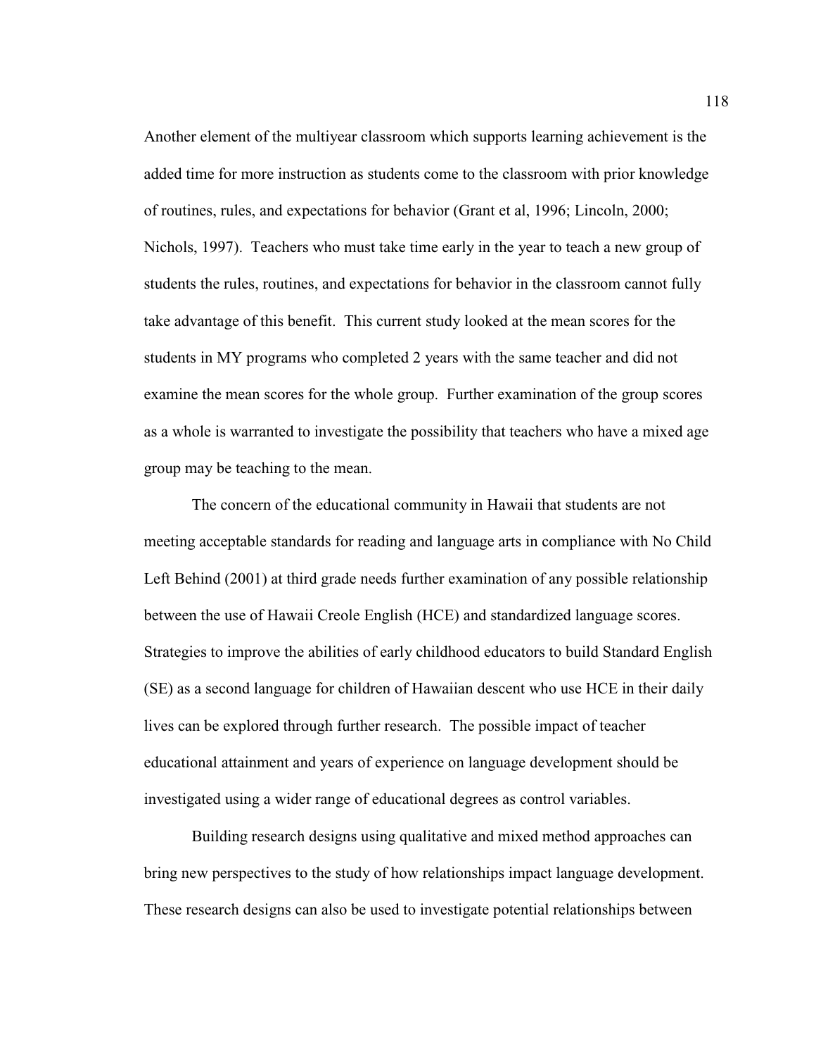Another element of the multiyear classroom which supports learning achievement is the added time for more instruction as students come to the classroom with prior knowledge of routines, rules, and expectations for behavior (Grant et al, 1996; Lincoln, 2000; Nichols, 1997). Teachers who must take time early in the year to teach a new group of students the rules, routines, and expectations for behavior in the classroom cannot fully take advantage of this benefit. This current study looked at the mean scores for the students in MY programs who completed 2 years with the same teacher and did not examine the mean scores for the whole group. Further examination of the group scores as a whole is warranted to investigate the possibility that teachers who have a mixed age group may be teaching to the mean.

The concern of the educational community in Hawaii that students are not meeting acceptable standards for reading and language arts in compliance with No Child Left Behind (2001) at third grade needs further examination of any possible relationship between the use of Hawaii Creole English (HCE) and standardized language scores. Strategies to improve the abilities of early childhood educators to build Standard English (SE) as a second language for children of Hawaiian descent who use HCE in their daily lives can be explored through further research. The possible impact of teacher educational attainment and years of experience on language development should be investigated using a wider range of educational degrees as control variables.

Building research designs using qualitative and mixed method approaches can bring new perspectives to the study of how relationships impact language development. These research designs can also be used to investigate potential relationships between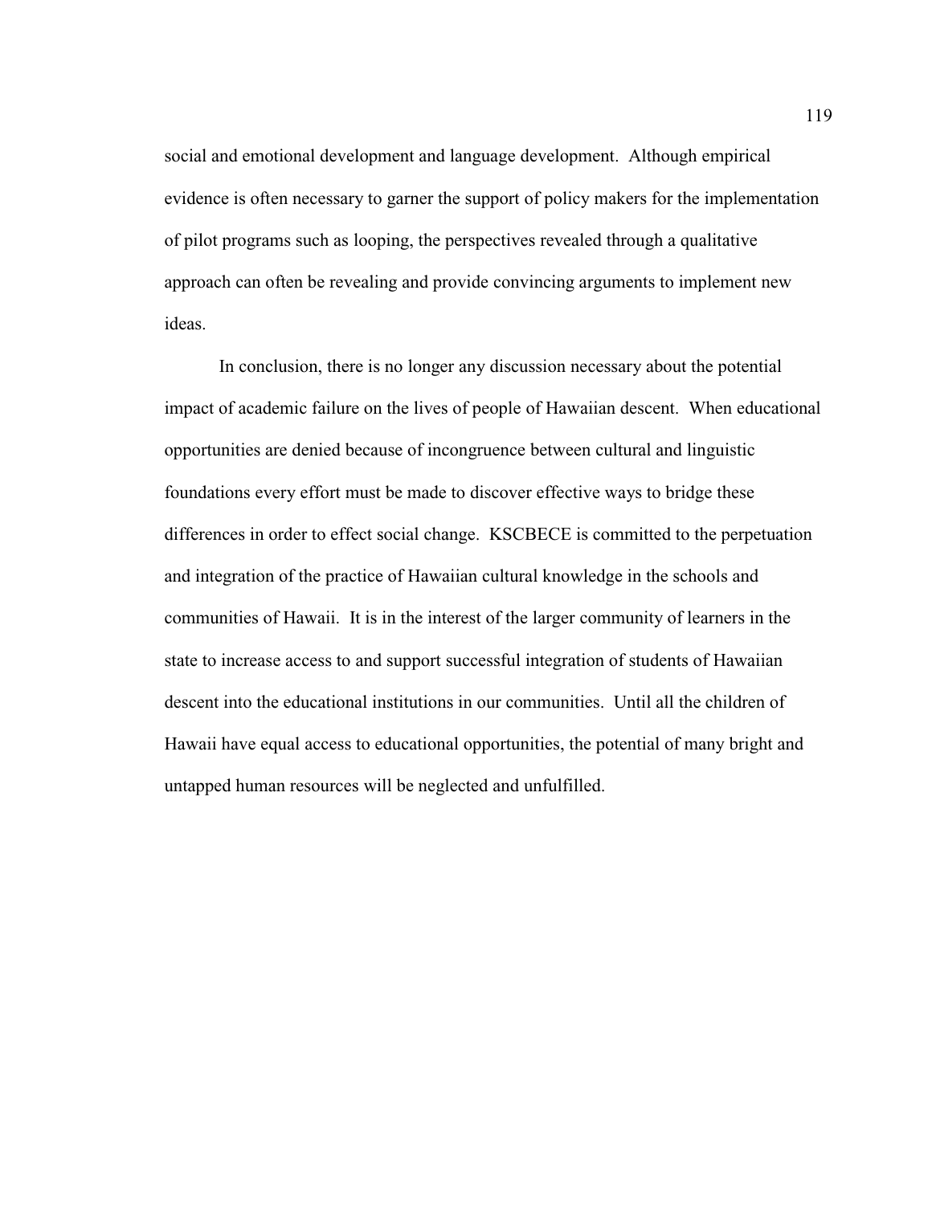social and emotional development and language development. Although empirical evidence is often necessary to garner the support of policy makers for the implementation of pilot programs such as looping, the perspectives revealed through a qualitative approach can often be revealing and provide convincing arguments to implement new ideas.

In conclusion, there is no longer any discussion necessary about the potential impact of academic failure on the lives of people of Hawaiian descent. When educational opportunities are denied because of incongruence between cultural and linguistic foundations every effort must be made to discover effective ways to bridge these differences in order to effect social change. KSCBECE is committed to the perpetuation and integration of the practice of Hawaiian cultural knowledge in the schools and communities of Hawaii. It is in the interest of the larger community of learners in the state to increase access to and support successful integration of students of Hawaiian descent into the educational institutions in our communities. Until all the children of Hawaii have equal access to educational opportunities, the potential of many bright and untapped human resources will be neglected and unfulfilled.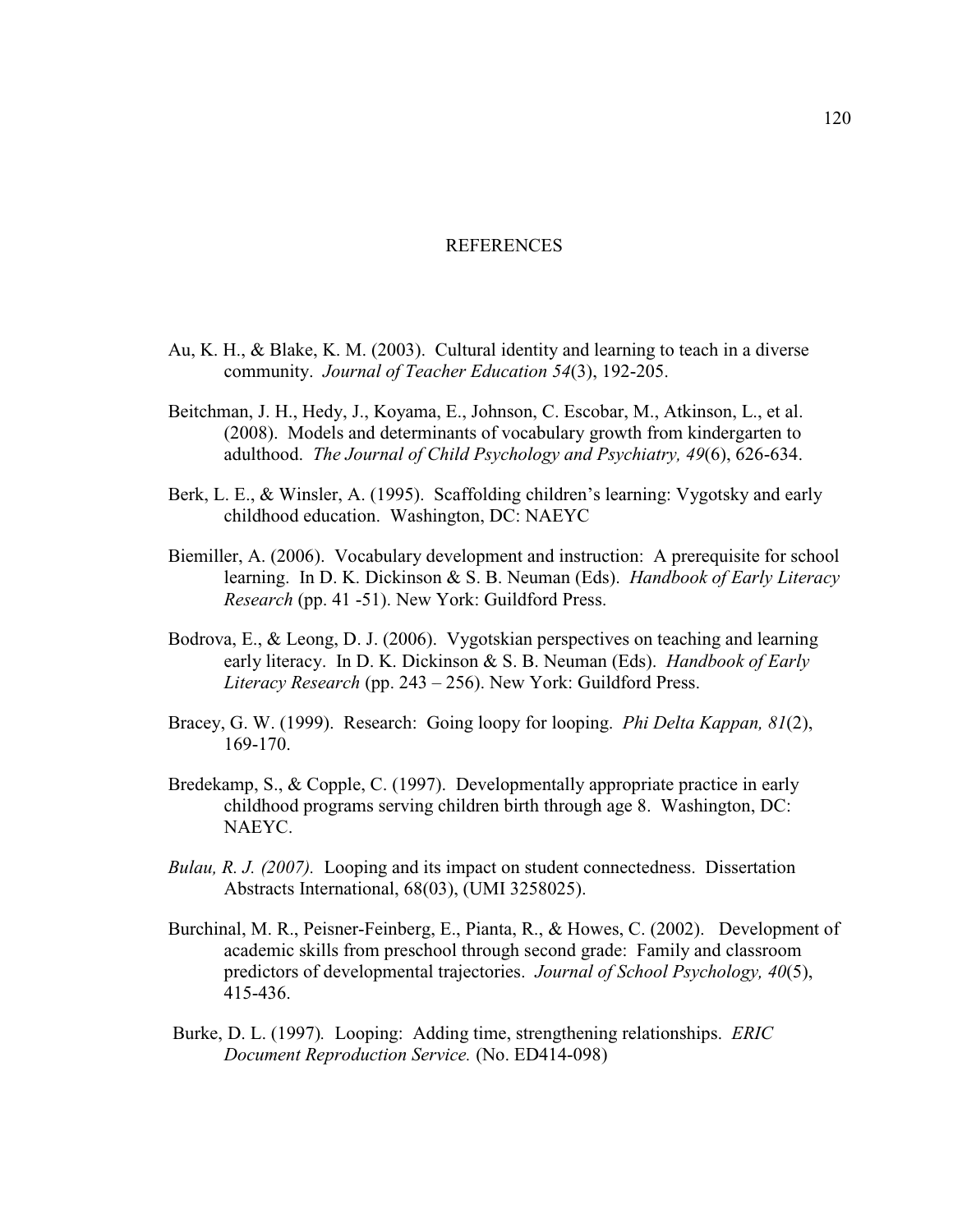# REFERENCES

Au, K. H., & Blake, K. M. (2003). Cultural identity and learning to teach in a diverse community. *Journal of Teacher Education 54*(3), 192-205.

Beitchman, J. H., Hedy, J., Koyama, E., Johnson, C. Escobar, M., Atkinson, L., et al. (2008). Models and determinants of vocabulary growth from kindergarten to adulthood. *The Journal of Child Psychology and Psychiatry, 49*(6), 626-634.

Berk, L. E., & Winsler, A. (1995). Scaffolding children's learning: Vygotsky and early childhood education. Washington, DC: NAEYC

Biemiller, A. (2006). Vocabulary development and instruction: A prerequisite for school learning. In D. K. Dickinson & S. B. Neuman (Eds). *Handbook of Early Literacy Research* (pp. 41 -51). New York: Guildford Press.

Bodrova, E., & Leong, D. J. (2006). Vygotskian perspectives on teaching and learning early literacy. In D. K. Dickinson & S. B. Neuman (Eds). *Handbook of Early Literacy Research* (pp. 243 – 256). New York: Guildford Press.

Bracey, G. W. (1999). Research: Going loopy for looping. *Phi Delta Kappan, 81*(2), 169-170.

Bredekamp, S., & Copple, C. (1997). Developmentally appropriate practice in early childhood programs serving children birth through age 8. Washington, DC: NAEYC.

*Bulau, R. J. (2007).* Looping and its impact on student connectedness. Dissertation Abstracts International, 68(03), (UMI 3258025).

Burchinal, M. R., Peisner-Feinberg, E., Pianta, R., & Howes, C. (2002). Development of academic skills from preschool through second grade: Family and classroom predictors of developmental trajectories. *Journal of School Psychology, 40*(5), 415-436.

Burke, D. L. (1997). Looping: Adding time, strengthening relationships. *ERIC Document Reproduction Service.* (No. ED414-098)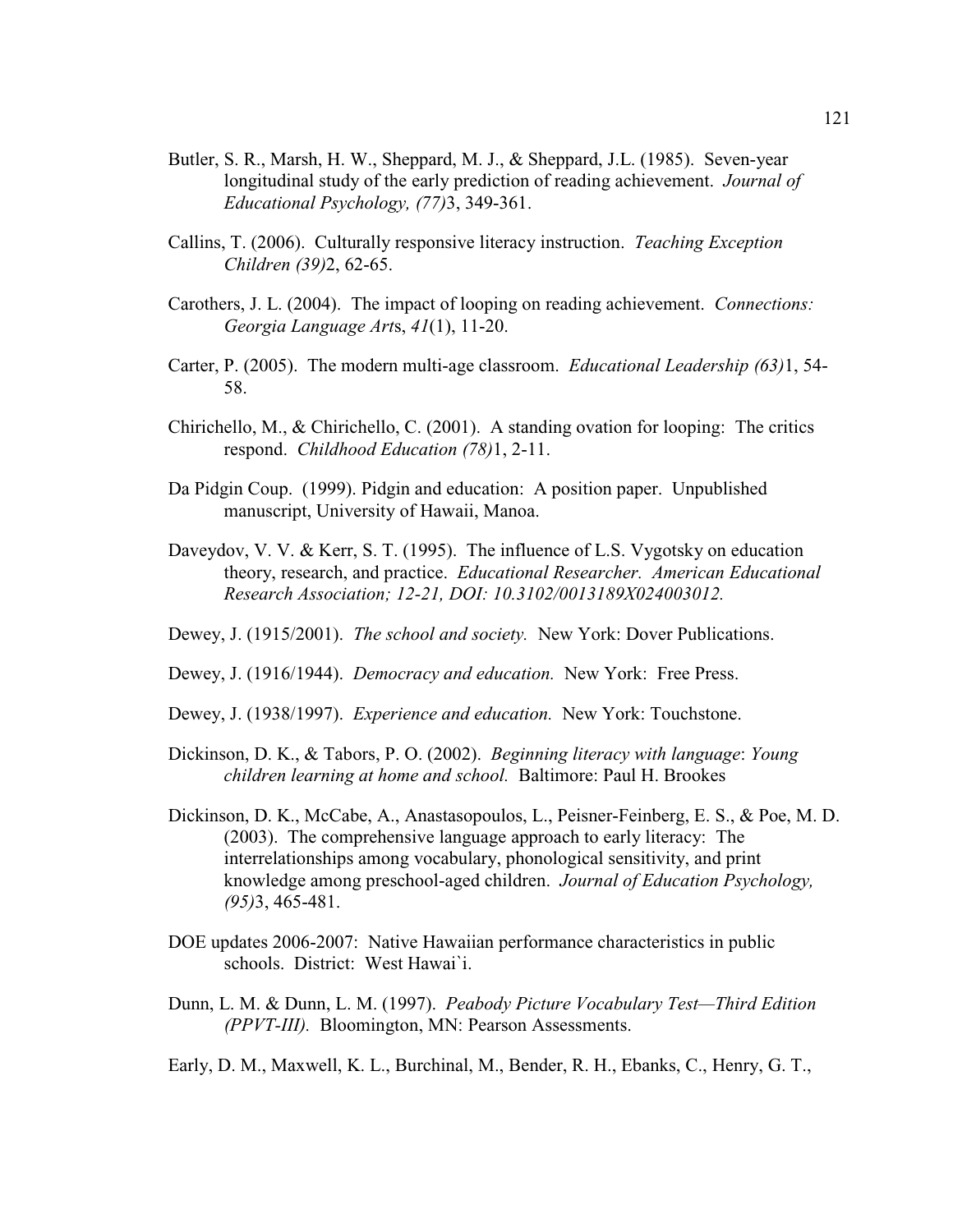Butler, S. R., Marsh, H. W., Sheppard, M. J., & Sheppard, J.L. (1985). Seven-year longitudinal study of the early prediction of reading achievement. *Journal of Educational Psychology, (77)*3, 349-361.

Callins, T. (2006). Culturally responsive literacy instruction. *Teaching Exception Children (39)*2, 62-65.

Carothers, J. L. (2004). The impact of looping on reading achievement. *Connections: Georgia Language Art*s, *41*(1), 11-20.

Carter, P. (2005). The modern multi-age classroom. *Educational Leadership (63)*1, 54-58.

Chirichello, M., & Chirichello, C. (2001). A standing ovation for looping: The critics respond. *Childhood Education (78)*1, 2-11.

Da Pidgin Coup. (1999). Pidgin and education: A position paper. Unpublished manuscript, University of Hawaii, Manoa.

Daveydov, V. V. & Kerr, S. T. (1995). The influence of L.S. Vygotsky on education theory, research, and practice. *Educational Researcher. American Educational Research Association; 12-21, DOI: 10.3102/0013189X024003012.*

Dewey, J. (1915/2001). *The school and society.* New York: Dover Publications.

Dewey, J. (1916/1944). *Democracy and education.* New York: Free Press.

Dewey, J. (1938/1997). *Experience and education.* New York: Touchstone.

Dickinson, D. K., & Tabors, P. O. (2002). *Beginning literacy with language*: *Young children learning at home and school.* Baltimore: Paul H. Brookes

Dickinson, D. K., McCabe, A., Anastasopoulos, L., Peisner-Feinberg, E. S., & Poe, M. D. (2003). The comprehensive language approach to early literacy: The interrelationships among vocabulary, phonological sensitivity, and print knowledge among preschool-aged children. *Journal of Education Psychology, (95)*3, 465-481.

DOE updates 2006-2007: Native Hawaiian performance characteristics in public schools. District: West Hawai`i.

Dunn, L. M. & Dunn, L. M. (1997). *Peabody Picture Vocabulary Test—Third Edition (PPVT-III).* Bloomington, MN: Pearson Assessments.

Early, D. M., Maxwell, K. L., Burchinal, M., Bender, R. H., Ebanks, C., Henry, G. T.,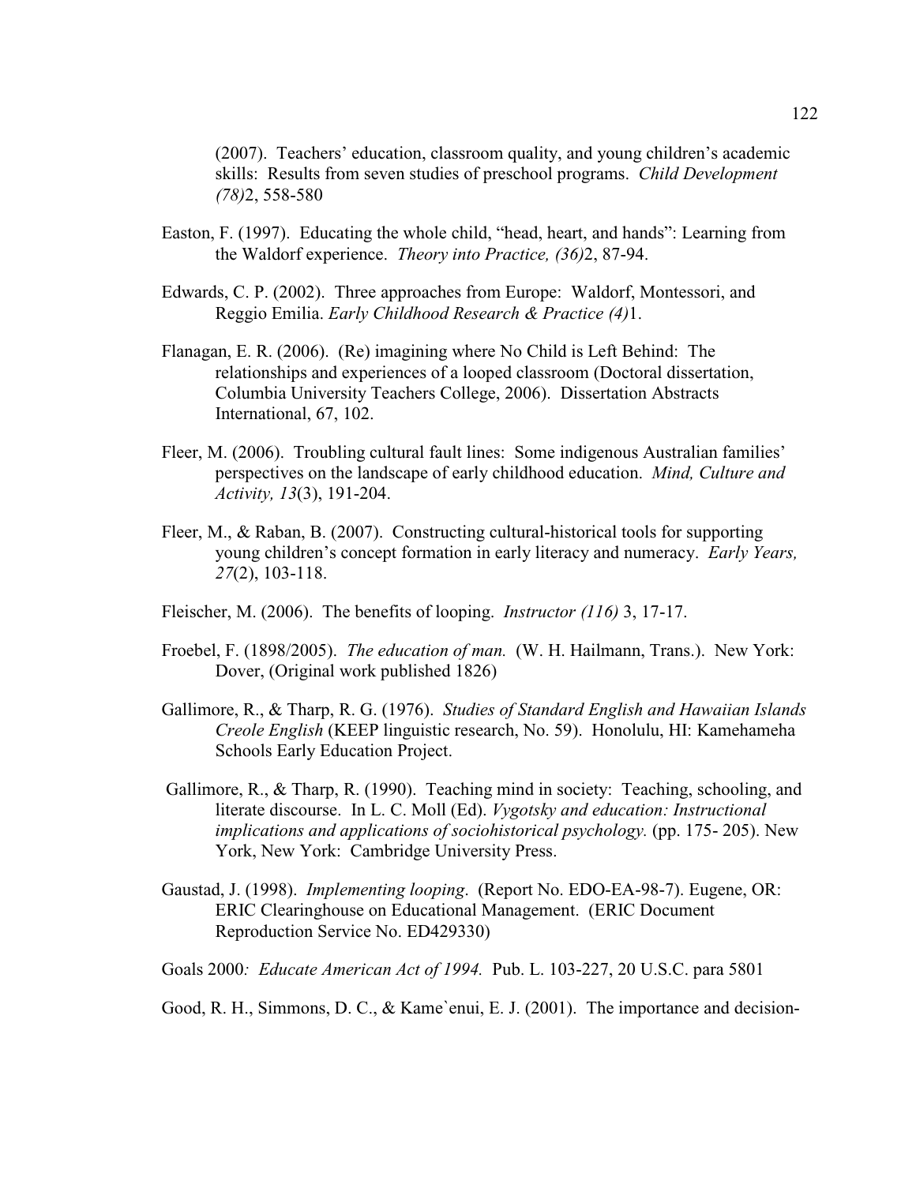(2007). Teachers' education, classroom quality, and young children's academic skills: Results from seven studies of preschool programs. *Child Development (78)*2, 558-580

Easton, F. (1997). Educating the whole child, "head, heart, and hands": Learning from the Waldorf experience. *Theory into Practice, (36)*2, 87-94.

Edwards, C. P. (2002). Three approaches from Europe: Waldorf, Montessori, and Reggio Emilia. *Early Childhood Research & Practice (4)*1.

Flanagan, E. R. (2006). (Re) imagining where No Child is Left Behind: The relationships and experiences of a looped classroom (Doctoral dissertation, Columbia University Teachers College, 2006). Dissertation Abstracts International, 67, 102.

Fleer, M. (2006). Troubling cultural fault lines: Some indigenous Australian families' perspectives on the landscape of early childhood education. *Mind, Culture and Activity, 13*(3), 191-204.

Fleer, M., & Raban, B. (2007). Constructing cultural-historical tools for supporting young children's concept formation in early literacy and numeracy. *Early Years, 27*(2), 103-118.

Fleischer, M. (2006). The benefits of looping. *Instructor (116)* 3, 17-17.

Froebel, F. (1898/2005). *The education of man.* (W. H. Hailmann, Trans.). New York: Dover, (Original work published 1826)

Gallimore, R., & Tharp, R. G. (1976). *Studies of Standard English and Hawaiian Islands Creole English* (KEEP linguistic research, No. 59). Honolulu, HI: Kamehameha Schools Early Education Project.

Gallimore, R., & Tharp, R. (1990). Teaching mind in society: Teaching, schooling, and literate discourse. In L. C. Moll (Ed). *Vygotsky and education: Instructional implications and applications of sociohistorical psychology.* (pp. 175- 205). New York, New York: Cambridge University Press.

Gaustad, J. (1998). *Implementing looping.* (Report No. EDO-EA-98-7). Eugene, OR: ERIC Clearinghouse on Educational Management. (ERIC Document Reproduction Service No. ED429330)

Goals 2000*: Educate American Act of 1994.* Pub. L. 103-227, 20 U.S.C. para 5801

Good, R. H., Simmons, D. C., & Kame`enui, E. J. (2001). The importance and decision-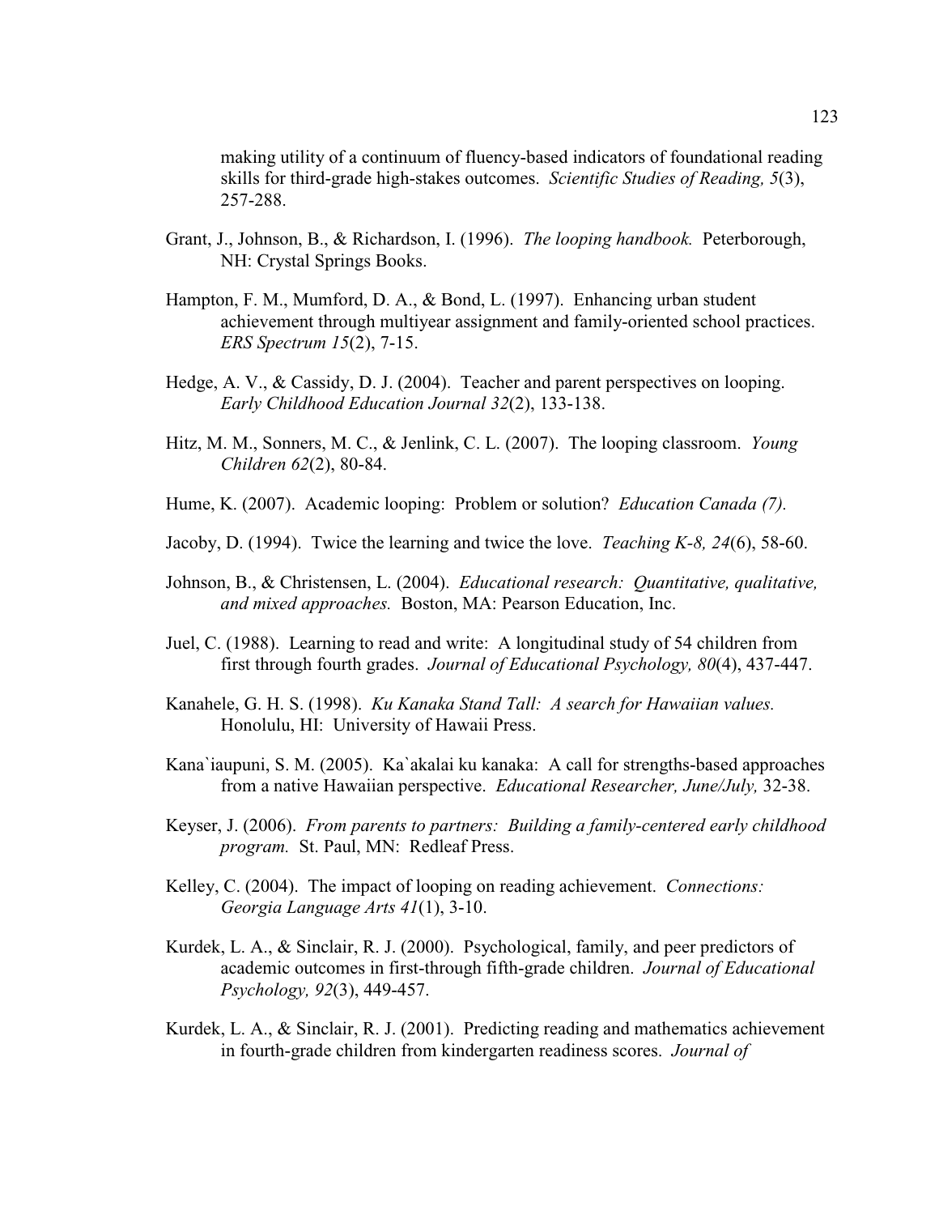making utility of a continuum of fluency-based indicators of foundational reading skills for third-grade high-stakes outcomes. *Scientific Studies of Reading, 5*(3), 257-288.

Grant, J., Johnson, B., & Richardson, I. (1996). *The looping handbook.* Peterborough, NH: Crystal Springs Books.

Hampton, F. M., Mumford, D. A., & Bond, L. (1997). Enhancing urban student achievement through multiyear assignment and family-oriented school practices. *ERS Spectrum 15*(2), 7-15.

Hedge, A. V., & Cassidy, D. J. (2004). Teacher and parent perspectives on looping. *Early Childhood Education Journal 32*(2), 133-138.

Hitz, M. M., Sonners, M. C., & Jenlink, C. L. (2007). The looping classroom. *Young Children 62*(2), 80-84.

Hume, K. (2007). Academic looping: Problem or solution? *Education Canada (7).*

Jacoby, D. (1994). Twice the learning and twice the love. *Teaching K-8, 24*(6), 58-60.

Johnson, B., & Christensen, L. (2004). *Educational research: Quantitative, qualitative, and mixed approaches.* Boston, MA: Pearson Education, Inc.

Juel, C. (1988). Learning to read and write: A longitudinal study of 54 children from first through fourth grades. *Journal of Educational Psychology, 80*(4), 437-447.

Kanahele, G. H. S. (1998). *Ku Kanaka Stand Tall: A search for Hawaiian values.* Honolulu, HI: University of Hawaii Press.

Kana`iaupuni, S. M. (2005). Ka`akalai ku kanaka: A call for strengths-based approaches from a native Hawaiian perspective. *Educational Researcher, June/July,* 32-38.

Keyser, J. (2006). *From parents to partners: Building a family-centered early childhood program.* St. Paul, MN: Redleaf Press.

Kelley, C. (2004). The impact of looping on reading achievement. *Connections: Georgia Language Arts 41*(1), 3-10.

Kurdek, L. A., & Sinclair, R. J. (2000). Psychological, family, and peer predictors of academic outcomes in first-through fifth-grade children. *Journal of Educational Psychology, 92*(3), 449-457.

Kurdek, L. A., & Sinclair, R. J. (2001). Predicting reading and mathematics achievement in fourth-grade children from kindergarten readiness scores. *Journal of*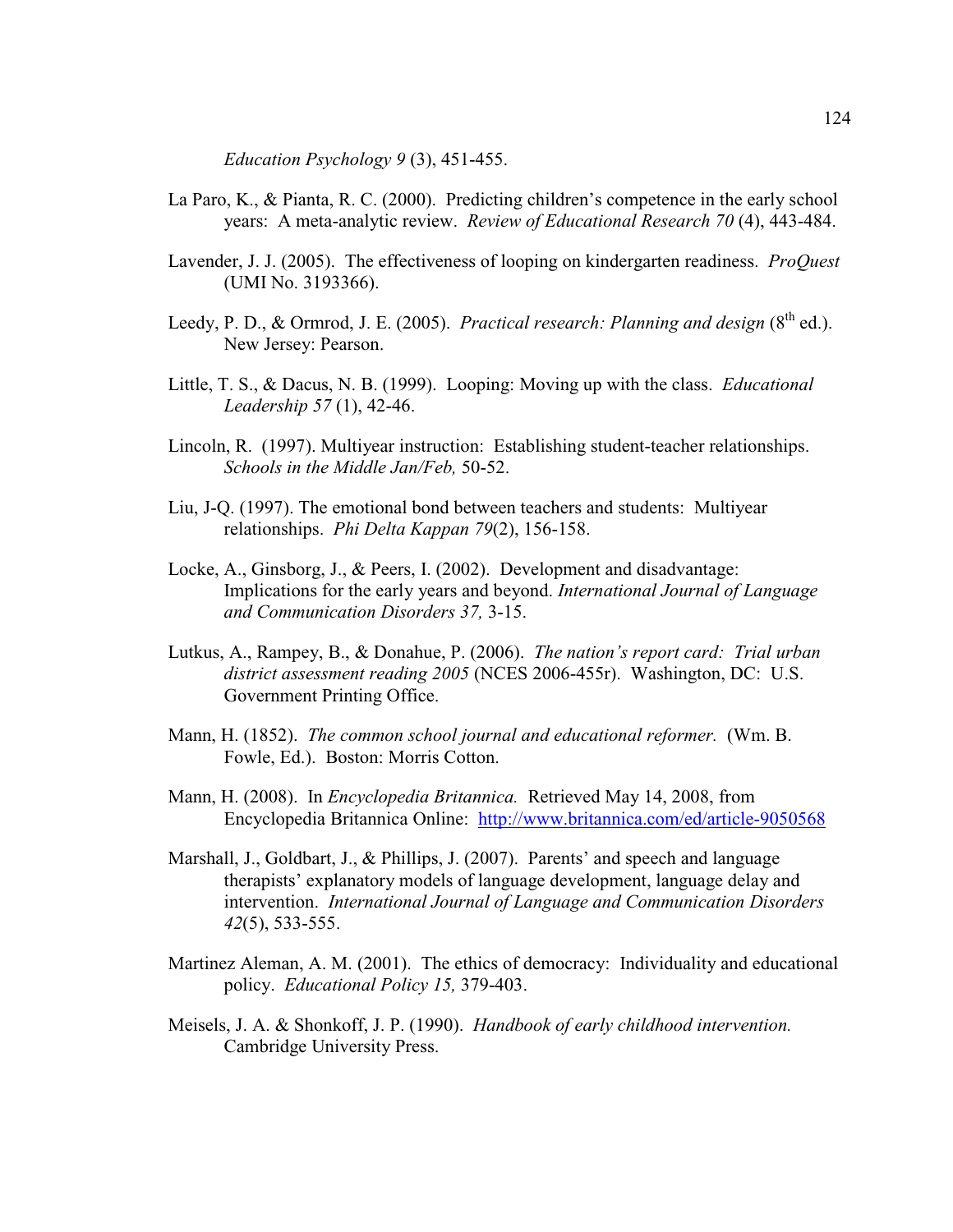*Education Psychology 9* (3), 451-455.

La Paro, K., & Pianta, R. C. (2000). Predicting children's competence in the early school years: A meta-analytic review. *Review of Educational Research 70* (4), 443-484.

Lavender, J. J. (2005). The effectiveness of looping on kindergarten readiness. *ProQuest* (UMI No. 3193366).

Leedy, P. D., & Ormrod, J. E. (2005). *Practical research: Planning and design* (8th ed.). New Jersey: Pearson.

Little, T. S., & Dacus, N. B. (1999). Looping: Moving up with the class. *Educational Leadership 57* (1), 42-46.

Lincoln, R. (1997). Multiyear instruction: Establishing student-teacher relationships. *Schools in the Middle Jan/Feb,* 50-52.

Liu, J-Q. (1997). The emotional bond between teachers and students: Multiyear relationships. *Phi Delta Kappan 79*(2), 156-158.

Locke, A., Ginsborg, J., & Peers, I. (2002). Development and disadvantage: Implications for the early years and beyond. *International Journal of Language and Communication Disorders 37,* 3-15.

Lutkus, A., Rampey, B., & Donahue, P. (2006). *The nation's report card: Trial urban district assessment reading 2005* (NCES 2006-455r). Washington, DC: U.S. Government Printing Office.

Mann, H. (1852). *The common school journal and educational reformer.* (Wm. B. Fowle, Ed.). Boston: Morris Cotton.

Mann, H. (2008). In *Encyclopedia Britannica.* Retrieved May 14, 2008, from Encyclopedia Britannica Online: http://www.britannica.com/ed/article-9050568

Marshall, J., Goldbart, J., & Phillips, J. (2007). Parents' and speech and language therapists' explanatory models of language development, language delay and intervention. *International Journal of Language and Communication Disorders 42*(5), 533-555.

Martinez Aleman, A. M. (2001). The ethics of democracy: Individuality and educational policy. *Educational Policy 15,* 379-403.

Meisels, J. A. & Shonkoff, J. P. (1990). *Handbook of early childhood intervention.* Cambridge University Press.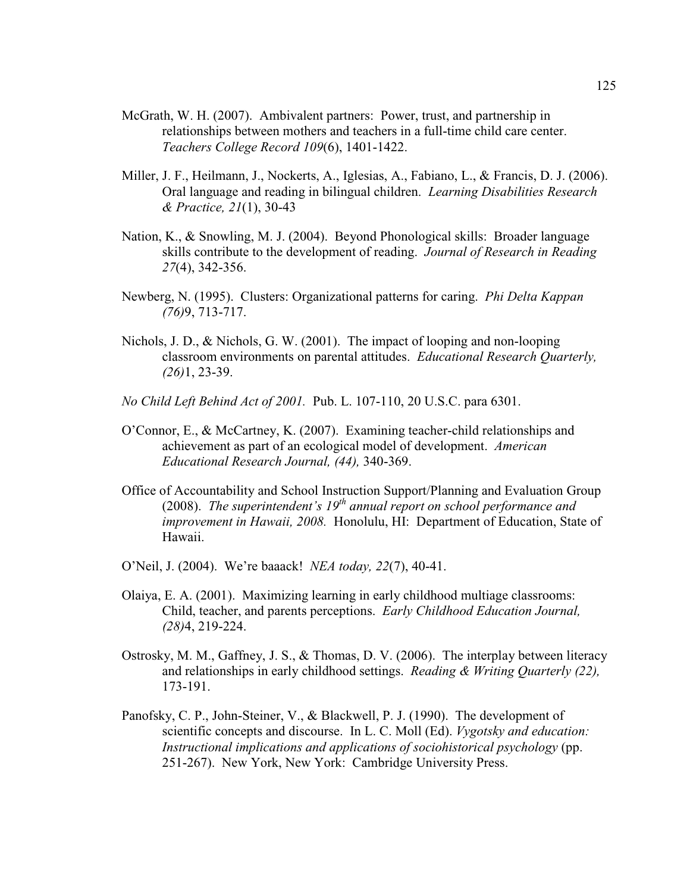McGrath, W. H. (2007). Ambivalent partners: Power, trust, and partnership in relationships between mothers and teachers in a full-time child care center. *Teachers College Record 109*(6), 1401-1422.

Miller, J. F., Heilmann, J., Nockerts, A., Iglesias, A., Fabiano, L., & Francis, D. J. (2006). Oral language and reading in bilingual children. *Learning Disabilities Research & Practice, 21*(1), 30-43

Nation, K., & Snowling, M. J. (2004). Beyond Phonological skills: Broader language skills contribute to the development of reading. *Journal of Research in Reading 27*(4), 342-356.

Newberg, N. (1995). Clusters: Organizational patterns for caring. *Phi Delta Kappan (76)*9, 713-717.

Nichols, J. D., & Nichols, G. W. (2001). The impact of looping and non-looping classroom environments on parental attitudes. *Educational Research Quarterly, (26)*1, 23-39.

*No Child Left Behind Act of 2001.* Pub. L. 107-110, 20 U.S.C. para 6301.

O'Connor, E., & McCartney, K. (2007). Examining teacher-child relationships and achievement as part of an ecological model of development. *American Educational Research Journal, (44),* 340-369.

Office of Accountability and School Instruction Support/Planning and Evaluation Group (2008). *The superintendent's 19th annual report on school performance and improvement in Hawaii, 2008.* Honolulu, HI: Department of Education, State of Hawaii.

O'Neil, J. (2004). We're baaack! *NEA today, 22*(7), 40-41.

Olaiya, E. A. (2001). Maximizing learning in early childhood multiage classrooms: Child, teacher, and parents perceptions. *Early Childhood Education Journal, (28)*4, 219-224.

Ostrosky, M. M., Gaffney, J. S., & Thomas, D. V. (2006). The interplay between literacy and relationships in early childhood settings. *Reading & Writing Quarterly (22),* 173-191.

Panofsky, C. P., John-Steiner, V., & Blackwell, P. J. (1990). The development of scientific concepts and discourse. In L. C. Moll (Ed). *Vygotsky and education: Instructional implications and applications of sociohistorical psychology* (pp. 251-267). New York, New York: Cambridge University Press.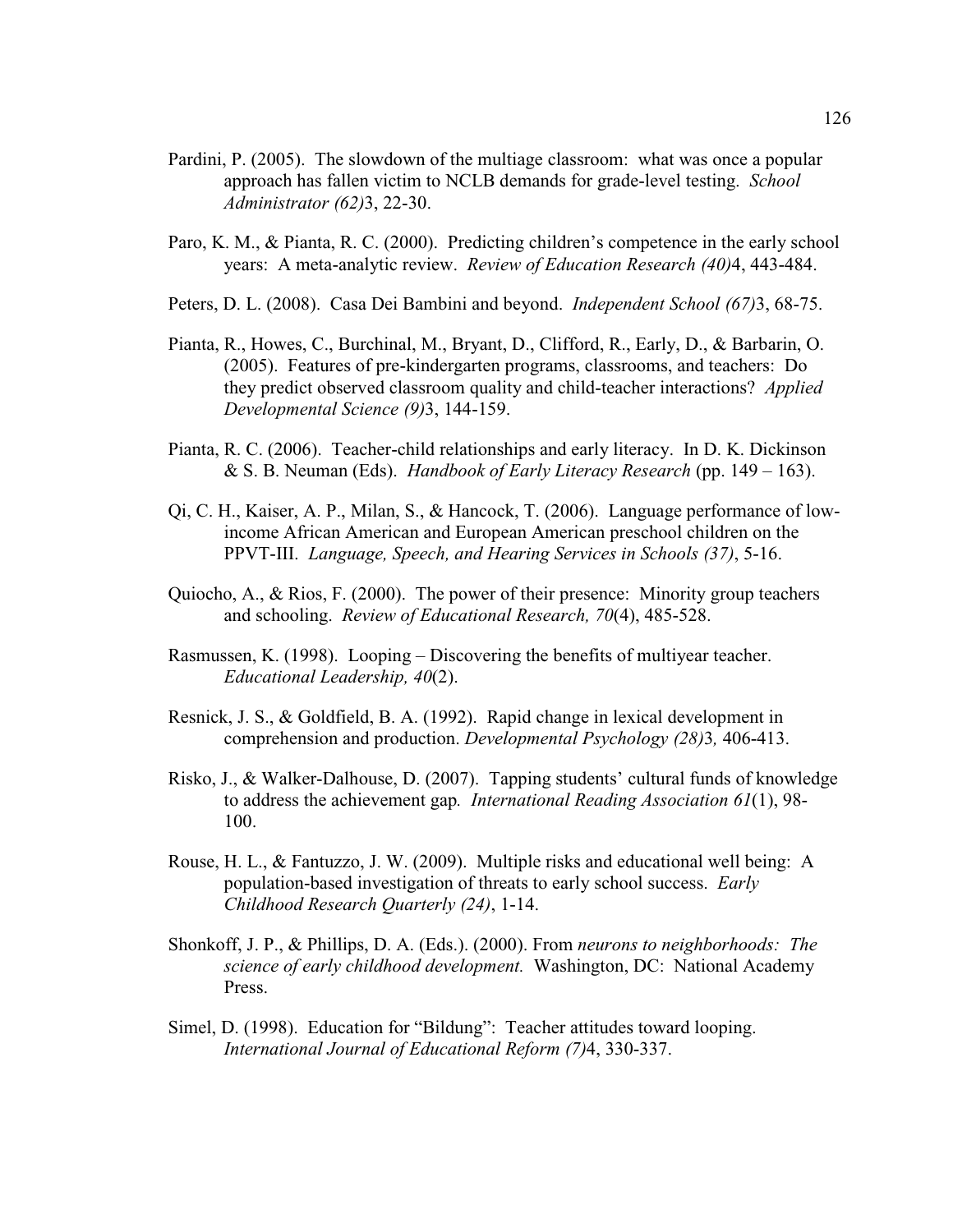Pardini, P. (2005). The slowdown of the multiage classroom: what was once a popular approach has fallen victim to NCLB demands for grade-level testing. *School Administrator (62)*3, 22-30.

Paro, K. M., & Pianta, R. C. (2000). Predicting children's competence in the early school years: A meta-analytic review. *Review of Education Research (40)*4, 443-484.

Peters, D. L. (2008). Casa Dei Bambini and beyond. *Independent School (67)*3, 68-75.

Pianta, R., Howes, C., Burchinal, M., Bryant, D., Clifford, R., Early, D., & Barbarin, O. (2005). Features of pre-kindergarten programs, classrooms, and teachers: Do they predict observed classroom quality and child-teacher interactions? *Applied Developmental Science (9)*3, 144-159.

Pianta, R. C. (2006). Teacher-child relationships and early literacy. In D. K. Dickinson & S. B. Neuman (Eds). *Handbook of Early Literacy Research* (pp. 149 – 163).

Qi, C. H., Kaiser, A. P., Milan, S., & Hancock, T. (2006). Language performance of low-income African American and European American preschool children on the PPVT-III. *Language, Speech, and Hearing Services in Schools (37)*, 5-16.

Quiocho, A., & Rios, F. (2000). The power of their presence: Minority group teachers and schooling. *Review of Educational Research, 70*(4), 485-528.

Rasmussen, K. (1998). Looping – Discovering the benefits of multiyear teacher. *Educational Leadership, 40*(2).

Resnick, J. S., & Goldfield, B. A. (1992). Rapid change in lexical development in comprehension and production. *Developmental Psychology (28)*3*,* 406-413.

Risko, J., & Walker-Dalhouse, D. (2007). Tapping students' cultural funds of knowledge to address the achievement gap*. International Reading Association 61*(1), 98-100.

Rouse, H. L., & Fantuzzo, J. W. (2009). Multiple risks and educational well being: A population-based investigation of threats to early school success. *Early Childhood Research Quarterly (24)*, 1-14.

Shonkoff, J. P., & Phillips, D. A. (Eds.). (2000). From *neurons to neighborhoods: The science of early childhood development.* Washington, DC: National Academy Press.

Simel, D. (1998). Education for "Bildung": Teacher attitudes toward looping. *International Journal of Educational Reform (7)*4, 330-337.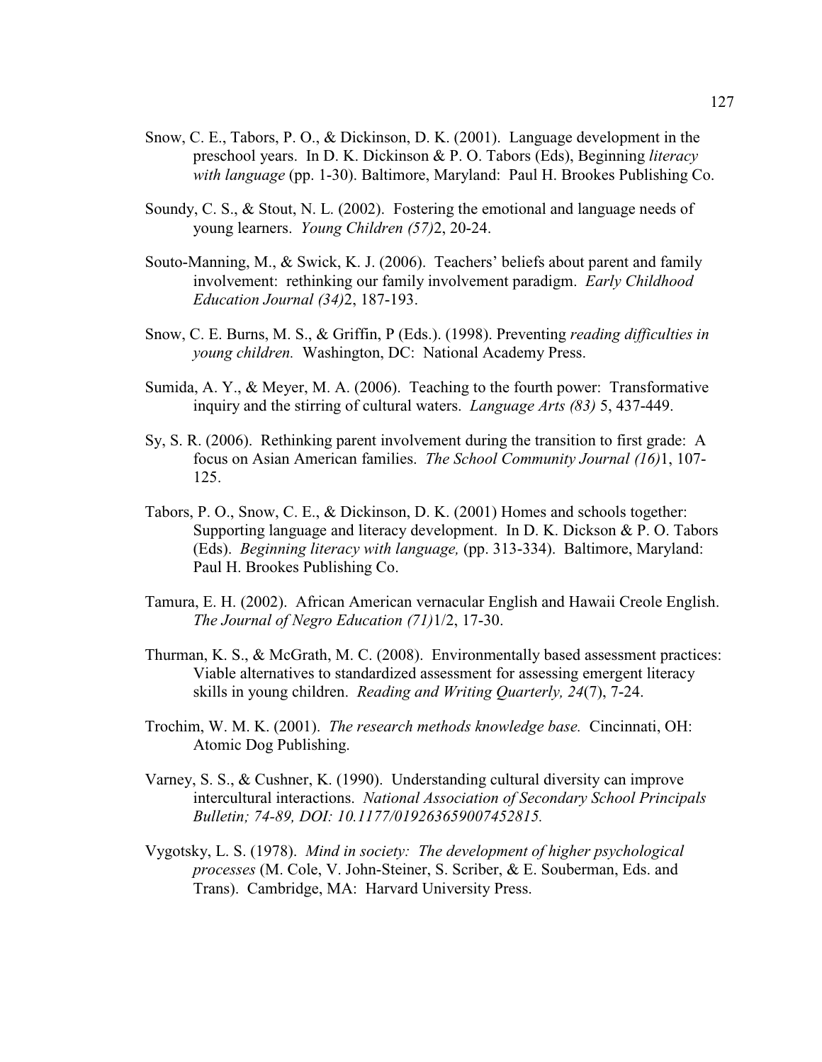Snow, C. E., Tabors, P. O., & Dickinson, D. K. (2001). Language development in the preschool years. In D. K. Dickinson & P. O. Tabors (Eds), Beginning *literacy with language* (pp. 1-30). Baltimore, Maryland: Paul H. Brookes Publishing Co.

Soundy, C. S., & Stout, N. L. (2002). Fostering the emotional and language needs of young learners. *Young Children (57)*2, 20-24.

Souto-Manning, M., & Swick, K. J. (2006). Teachers' beliefs about parent and family involvement: rethinking our family involvement paradigm. *Early Childhood Education Journal (34)*2, 187-193.

Snow, C. E. Burns, M. S., & Griffin, P (Eds.). (1998). Preventing *reading difficulties in young children.* Washington, DC: National Academy Press.

Sumida, A. Y., & Meyer, M. A. (2006). Teaching to the fourth power: Transformative inquiry and the stirring of cultural waters. *Language Arts (83)* 5, 437-449.

Sy, S. R. (2006). Rethinking parent involvement during the transition to first grade: A focus on Asian American families. *The School Community Journal (16)*1, 107-125.

Tabors, P. O., Snow, C. E., & Dickinson, D. K. (2001) Homes and schools together: Supporting language and literacy development. In D. K. Dickson & P. O. Tabors (Eds). *Beginning literacy with language,* (pp. 313-334). Baltimore, Maryland: Paul H. Brookes Publishing Co.

Tamura, E. H. (2002). African American vernacular English and Hawaii Creole English. *The Journal of Negro Education (71)*1/2, 17-30.

Thurman, K. S., & McGrath, M. C. (2008). Environmentally based assessment practices: Viable alternatives to standardized assessment for assessing emergent literacy skills in young children. *Reading and Writing Quarterly, 24*(7), 7-24.

Trochim, W. M. K. (2001). *The research methods knowledge base.* Cincinnati, OH: Atomic Dog Publishing.

Varney, S. S., & Cushner, K. (1990). Understanding cultural diversity can improve intercultural interactions. *National Association of Secondary School Principals Bulletin; 74-89, DOI: 10.1177/019263659007452815.*

Vygotsky, L. S. (1978). *Mind in society: The development of higher psychological processes* (M. Cole, V. John-Steiner, S. Scriber, & E. Souberman, Eds. and Trans). Cambridge, MA: Harvard University Press.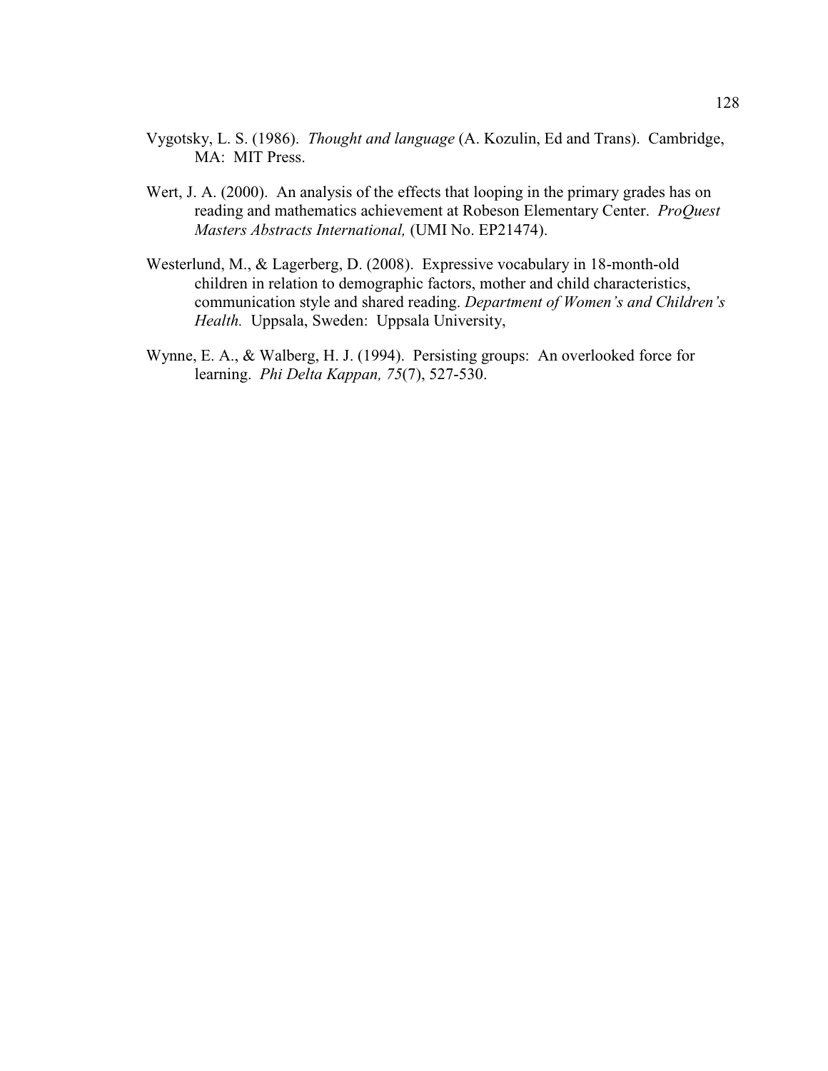Vygotsky, L. S. (1986). *Thought and language* (A. Kozulin, Ed and Trans). Cambridge, MA: MIT Press.

Wert, J. A. (2000). An analysis of the effects that looping in the primary grades has on reading and mathematics achievement at Robeson Elementary Center. *ProQuest Masters Abstracts International,* (UMI No. EP21474).

Westerlund, M., & Lagerberg, D. (2008). Expressive vocabulary in 18-month-old children in relation to demographic factors, mother and child characteristics, communication style and shared reading. *Department of Women's and Children's Health.* Uppsala, Sweden: Uppsala University,

Wynne, E. A., & Walberg, H. J. (1994). Persisting groups: An overlooked force for learning. *Phi Delta Kappan, 75*(7), 527-530.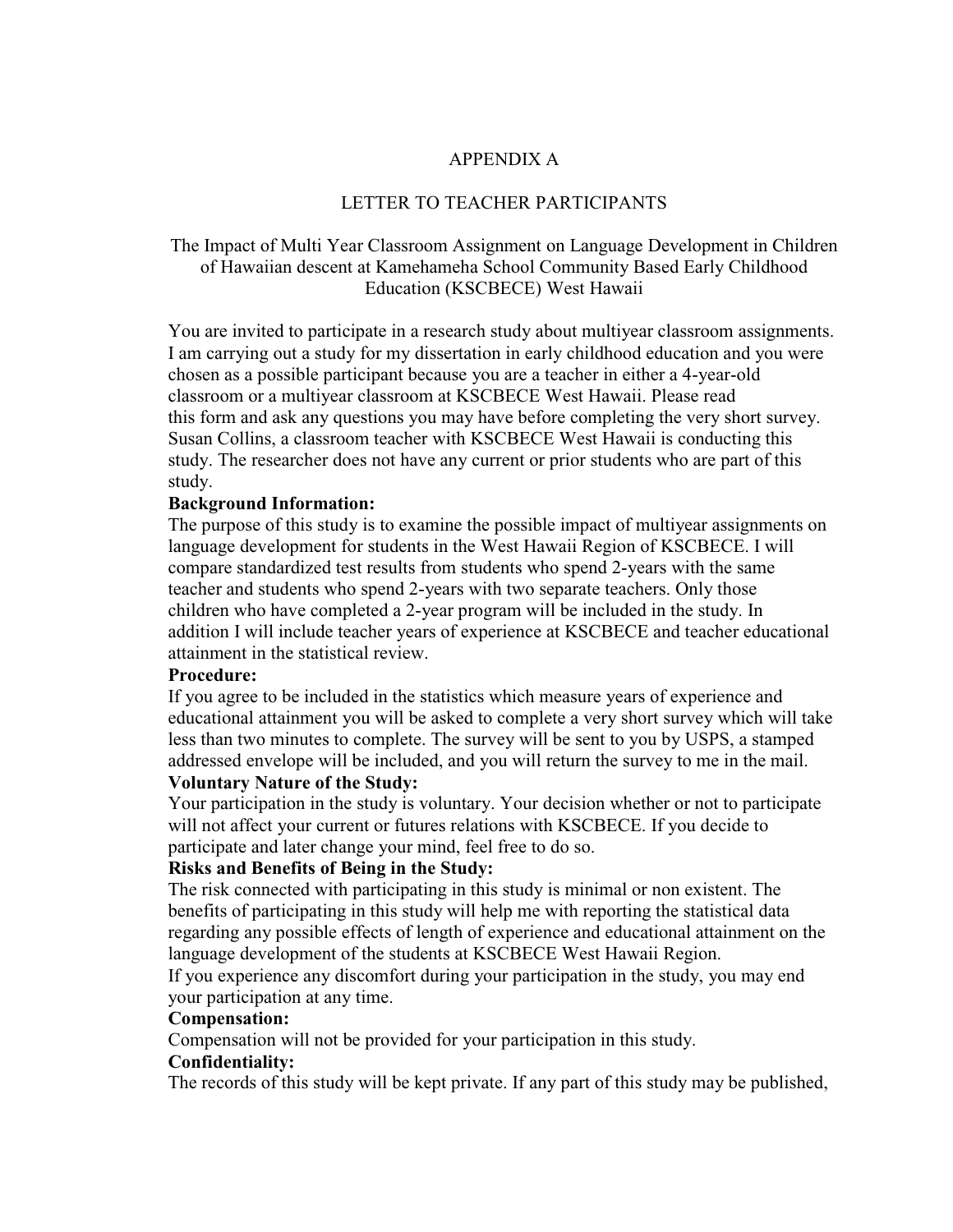# APPENDIX A

## LETTER TO TEACHER PARTICIPANTS

The Impact of Multi Year Classroom Assignment on Language Development in Children of Hawaiian descent at Kamehameha School Community Based Early Childhood Education (KSCBECE) West Hawaii

You are invited to participate in a research study about multiyear classroom assignments. I am carrying out a study for my dissertation in early childhood education and you were chosen as a possible participant because you are a teacher in either a 4-year-old classroom or a multiyear classroom at KSCBECE West Hawaii. Please read this form and ask any questions you may have before completing the very short survey. Susan Collins, a classroom teacher with KSCBECE West Hawaii is conducting this study. The researcher does not have any current or prior students who are part of this study.

**Background Information:**

The purpose of this study is to examine the possible impact of multiyear assignments on language development for students in the West Hawaii Region of KSCBECE. I will compare standardized test results from students who spend 2-years with the same teacher and students who spend 2-years with two separate teachers. Only those children who have completed a 2-year program will be included in the study. In addition I will include teacher years of experience at KSCBECE and teacher educational attainment in the statistical review.

**Procedure:**

If you agree to be included in the statistics which measure years of experience and educational attainment you will be asked to complete a very short survey which will take less than two minutes to complete. The survey will be sent to you by USPS, a stamped addressed envelope will be included, and you will return the survey to me in the mail.

**Voluntary Nature of the Study:**

Your participation in the study is voluntary. Your decision whether or not to participate will not affect your current or futures relations with KSCBECE. If you decide to participate and later change your mind, feel free to do so.

**Risks and Benefits of Being in the Study:**

The risk connected with participating in this study is minimal or non existent. The benefits of participating in this study will help me with reporting the statistical data regarding any possible effects of length of experience and educational attainment on the language development of the students at KSCBECE West Hawaii Region.

If you experience any discomfort during your participation in the study, you may end your participation at any time.

**Compensation:**

Compensation will not be provided for your participation in this study.

**Confidentiality:**

The records of this study will be kept private. If any part of this study may be published,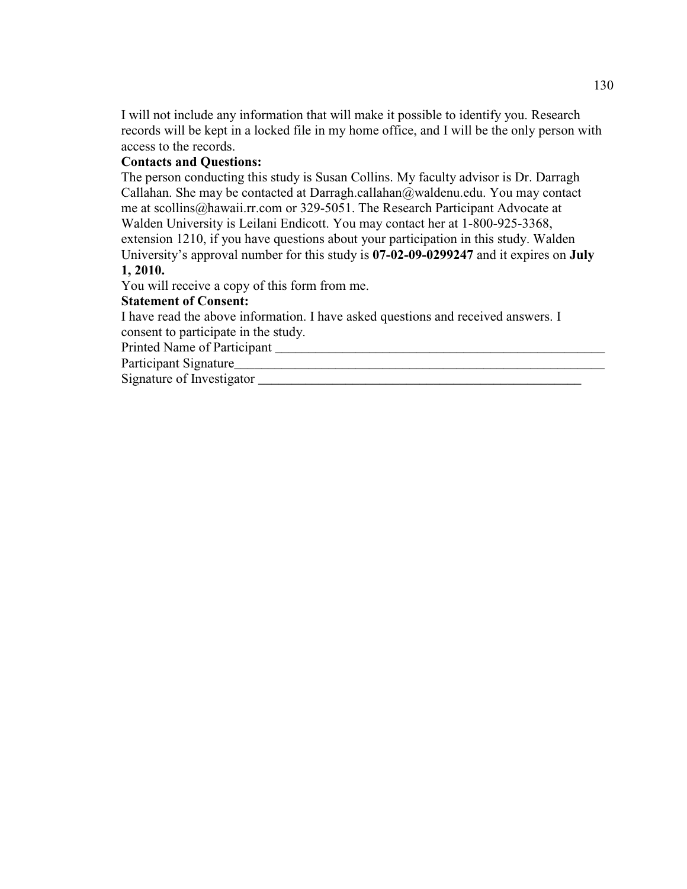I will not include any information that will make it possible to identify you. Research records will be kept in a locked file in my home office, and I will be the only person with access to the records.

**Contacts and Questions:**

The person conducting this study is Susan Collins. My faculty advisor is Dr. Darragh Callahan. She may be contacted at Darragh.callahan@waldenu.edu. You may contact me at scollins@hawaii.rr.com or 329-5051. The Research Participant Advocate at Walden University is Leilani Endicott. You may contact her at 1-800-925-3368, extension 1210, if you have questions about your participation in this study. Walden University's approval number for this study is **07-02-09-0299247** and it expires on **July 1, 2010.**

You will receive a copy of this form from me.

**Statement of Consent:**

I have read the above information. I have asked questions and received answers. I consent to participate in the study.

Printed Name of Participant ____________________________________________________

Participant Signature________________________________________________________

Signature of Investigator ______________________________________________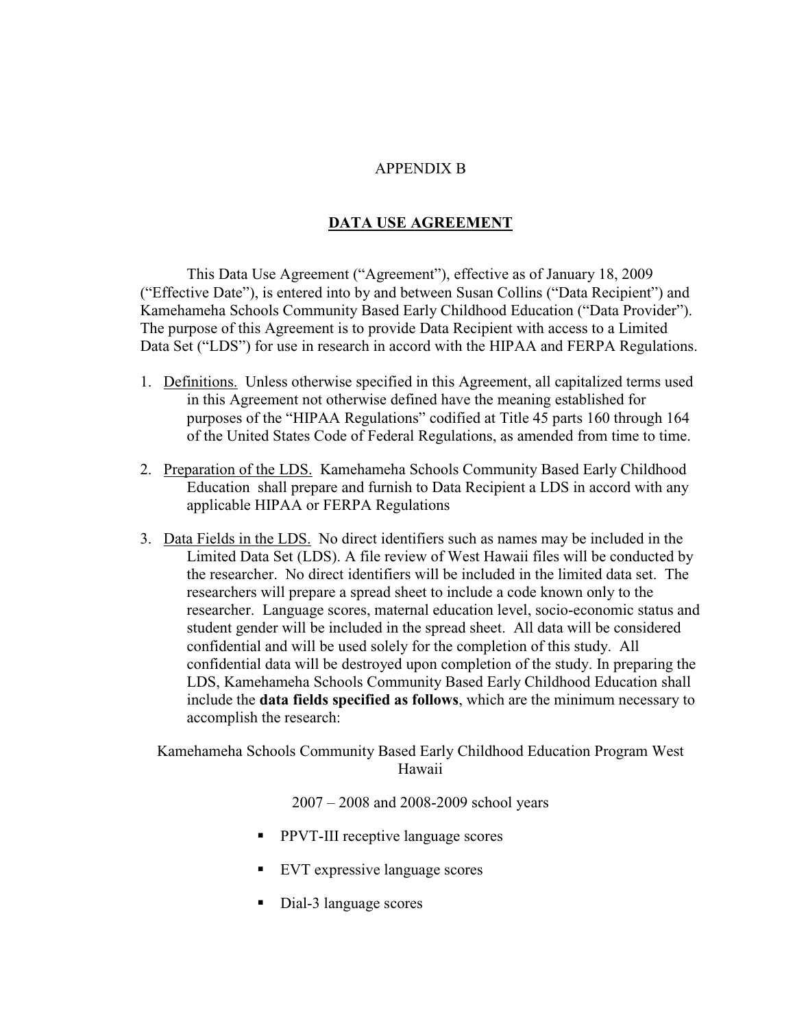APPENDIX B

## DATA USE AGREEMENT

This Data Use Agreement ("Agreement"), effective as of January 18, 2009 ("Effective Date"), is entered into by and between Susan Collins ("Data Recipient") and Kamehameha Schools Community Based Early Childhood Education ("Data Provider"). The purpose of this Agreement is to provide Data Recipient with access to a Limited Data Set ("LDS") for use in research in accord with the HIPAA and FERPA Regulations.

1. Definitions. Unless otherwise specified in this Agreement, all capitalized terms used in this Agreement not otherwise defined have the meaning established for purposes of the "HIPAA Regulations" codified at Title 45 parts 160 through 164 of the United States Code of Federal Regulations, as amended from time to time.

2. Preparation of the LDS. Kamehameha Schools Community Based Early Childhood Education shall prepare and furnish to Data Recipient a LDS in accord with any applicable HIPAA or FERPA Regulations

3. Data Fields in the LDS. No direct identifiers such as names may be included in the Limited Data Set (LDS). A file review of West Hawaii files will be conducted by the researcher. No direct identifiers will be included in the limited data set. The researchers will prepare a spread sheet to include a code known only to the researcher. Language scores, maternal education level, socio-economic status and student gender will be included in the spread sheet. All data will be considered confidential and will be used solely for the completion of this study. All confidential data will be destroyed upon completion of the study. In preparing the LDS, Kamehameha Schools Community Based Early Childhood Education shall include the **data fields specified as follows**, which are the minimum necessary to accomplish the research:

Kamehameha Schools Community Based Early Childhood Education Program West Hawaii

2007 – 2008 and 2008-2009 school years

- PPVT-III receptive language scores
- EVT expressive language scores
- Dial-3 language scores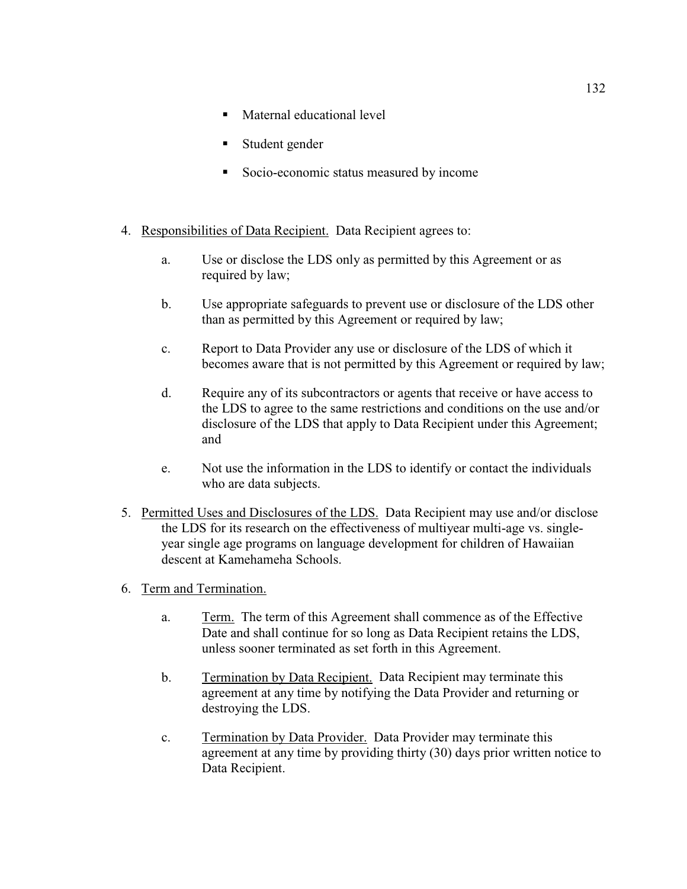- Maternal educational level
- Student gender
- Socio-economic status measured by income

4. Responsibilities of Data Recipient. Data Recipient agrees to:

    a. Use or disclose the LDS only as permitted by this Agreement or as required by law;

    b. Use appropriate safeguards to prevent use or disclosure of the LDS other than as permitted by this Agreement or required by law;

    c. Report to Data Provider any use or disclosure of the LDS of which it becomes aware that is not permitted by this Agreement or required by law;

    d. Require any of its subcontractors or agents that receive or have access to the LDS to agree to the same restrictions and conditions on the use and/or disclosure of the LDS that apply to Data Recipient under this Agreement; and

    e. Not use the information in the LDS to identify or contact the individuals who are data subjects.

5. Permitted Uses and Disclosures of the LDS. Data Recipient may use and/or disclose the LDS for its research on the effectiveness of multiyear multi-age vs. single-year single age programs on language development for children of Hawaiian descent at Kamehameha Schools.

6. Term and Termination.

    a. Term. The term of this Agreement shall commence as of the Effective Date and shall continue for so long as Data Recipient retains the LDS, unless sooner terminated as set forth in this Agreement.

    b. Termination by Data Recipient. Data Recipient may terminate this agreement at any time by notifying the Data Provider and returning or destroying the LDS.

    c. Termination by Data Provider. Data Provider may terminate this agreement at any time by providing thirty (30) days prior written notice to Data Recipient.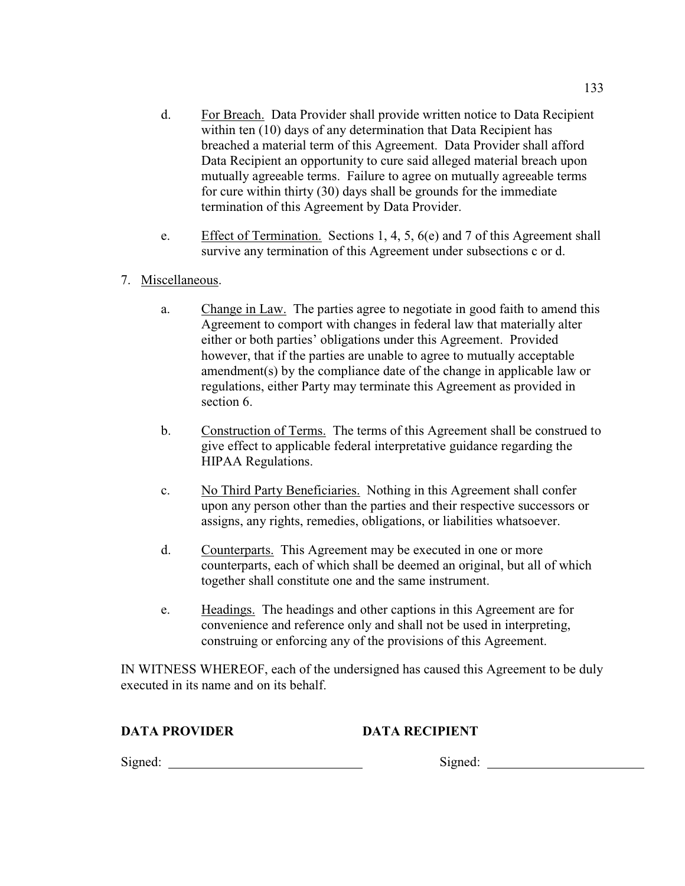d. <u>For Breach.</u> Data Provider shall provide written notice to Data Recipient within ten (10) days of any determination that Data Recipient has breached a material term of this Agreement. Data Provider shall afford Data Recipient an opportunity to cure said alleged material breach upon mutually agreeable terms. Failure to agree on mutually agreeable terms for cure within thirty (30) days shall be grounds for the immediate termination of this Agreement by Data Provider.

e. <u>Effect of Termination.</u> Sections 1, 4, 5, 6(e) and 7 of this Agreement shall survive any termination of this Agreement under subsections c or d.

7. <u>Miscellaneous</u>.

a. <u>Change in Law.</u> The parties agree to negotiate in good faith to amend this Agreement to comport with changes in federal law that materially alter either or both parties' obligations under this Agreement. Provided however, that if the parties are unable to agree to mutually acceptable amendment(s) by the compliance date of the change in applicable law or regulations, either Party may terminate this Agreement as provided in section 6.

b. <u>Construction of Terms.</u> The terms of this Agreement shall be construed to give effect to applicable federal interpretative guidance regarding the HIPAA Regulations.

c. <u>No Third Party Beneficiaries.</u> Nothing in this Agreement shall confer upon any person other than the parties and their respective successors or assigns, any rights, remedies, obligations, or liabilities whatsoever.

d. <u>Counterparts.</u> This Agreement may be executed in one or more counterparts, each of which shall be deemed an original, but all of which together shall constitute one and the same instrument.

e. <u>Headings.</u> The headings and other captions in this Agreement are for convenience and reference only and shall not be used in interpreting, construing or enforcing any of the provisions of this Agreement.

IN WITNESS WHEREOF, each of the undersigned has caused this Agreement to be duly executed in its name and on its behalf.

**DATA PROVIDER** **DATA RECIPIENT**

Signed: ____________________________ Signed: ____________________________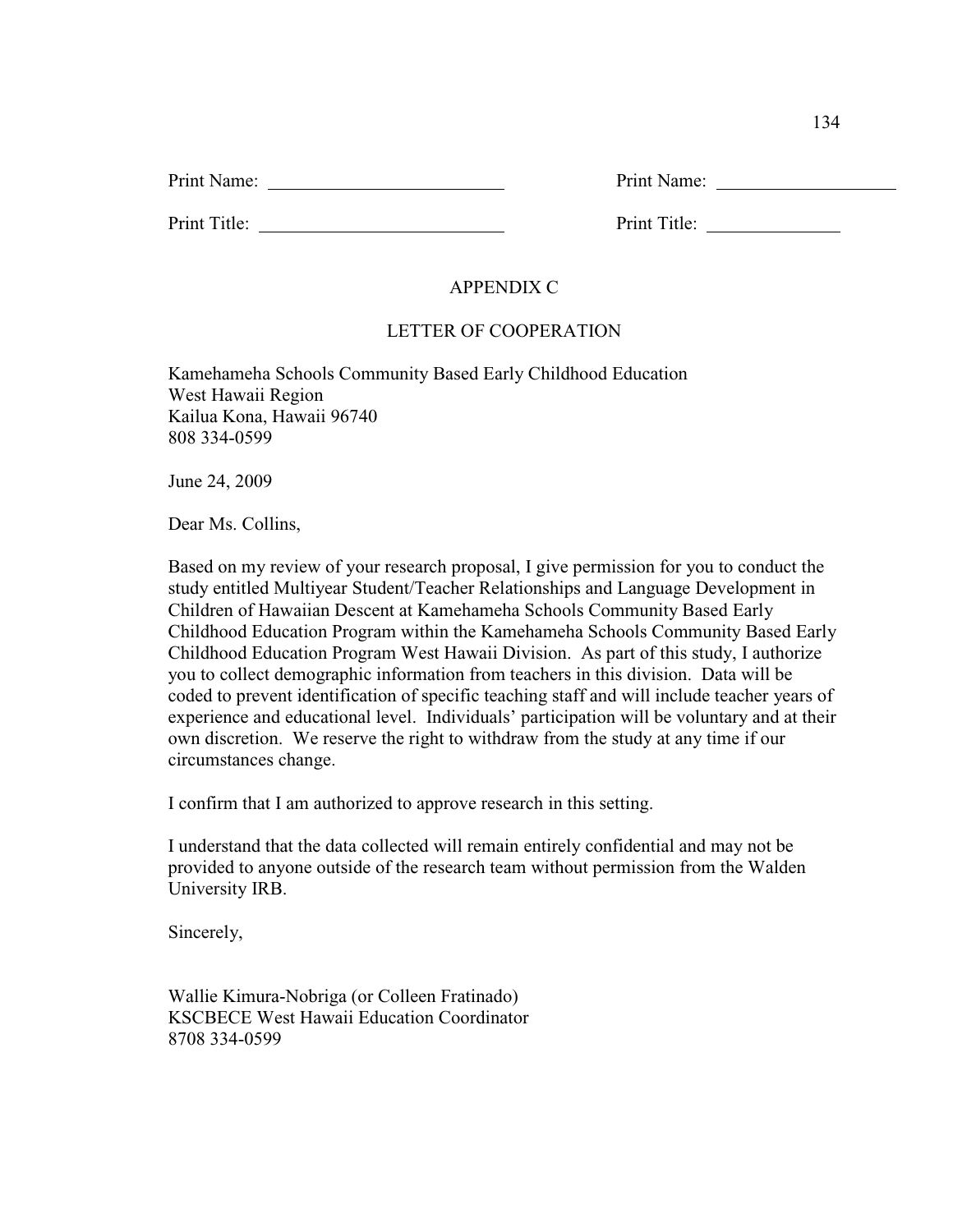Print Name: ___________________________ Print Name: ____________________

Print Title: ___________________________ Print Title: _______________

## APPENDIX C

## LETTER OF COOPERATION

Kamehameha Schools Community Based Early Childhood Education
West Hawaii Region
Kailua Kona, Hawaii 96740
808 334-0599

June 24, 2009

Dear Ms. Collins,

Based on my review of your research proposal, I give permission for you to conduct the study entitled Multiyear Student/Teacher Relationships and Language Development in Children of Hawaiian Descent at Kamehameha Schools Community Based Early Childhood Education Program within the Kamehameha Schools Community Based Early Childhood Education Program West Hawaii Division. As part of this study, I authorize you to collect demographic information from teachers in this division. Data will be coded to prevent identification of specific teaching staff and will include teacher years of experience and educational level. Individuals' participation will be voluntary and at their own discretion. We reserve the right to withdraw from the study at any time if our circumstances change.

I confirm that I am authorized to approve research in this setting.

I understand that the data collected will remain entirely confidential and may not be provided to anyone outside of the research team without permission from the Walden University IRB.

Sincerely,

Wallie Kimura-Nobriga (or Colleen Fratinado)
KSCBECE West Hawaii Education Coordinator
8708 334-0599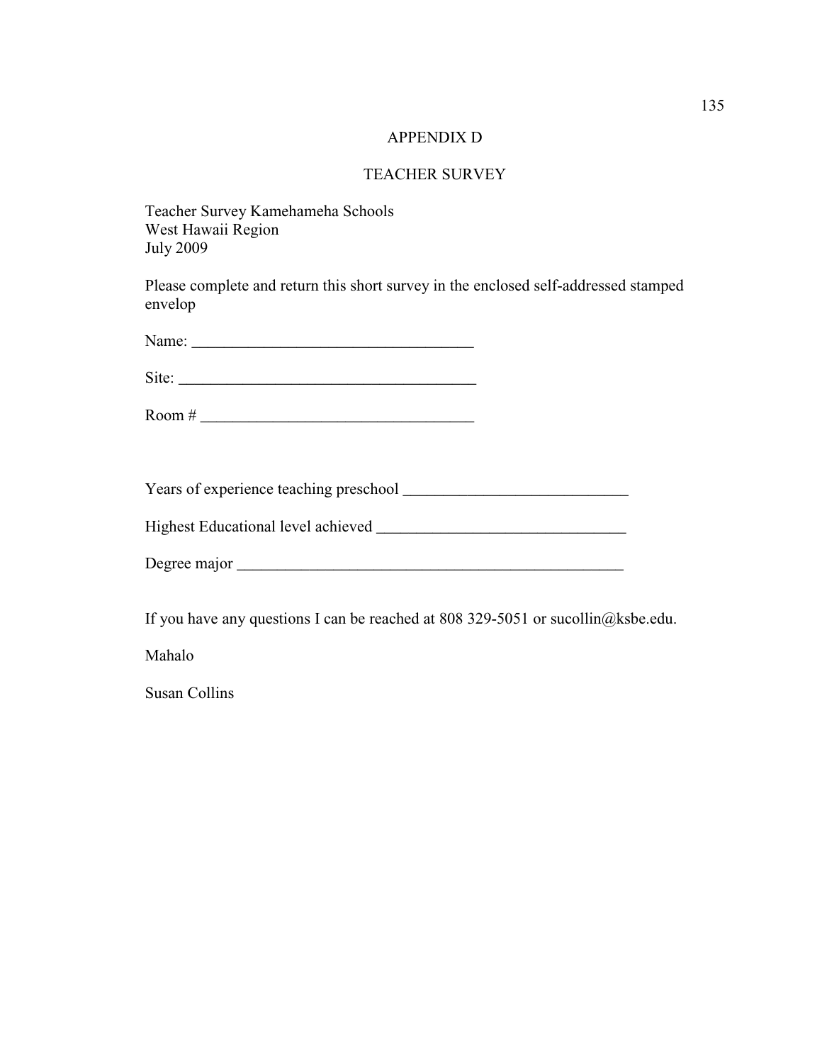# APPENDIX D

## TEACHER SURVEY

Teacher Survey Kamehameha Schools
West Hawaii Region
July 2009

Please complete and return this short survey in the enclosed self-addressed stamped envelop

Name: ___________________________________

Site: _____________________________________

Room # __________________________________

Years of experience teaching preschool ____________________________

Highest Educational level achieved _______________________________

Degree major __________________________________________________

If you have any questions I can be reached at 808 329-5051 or sucollin@ksbe.edu.

Mahalo

Susan Collins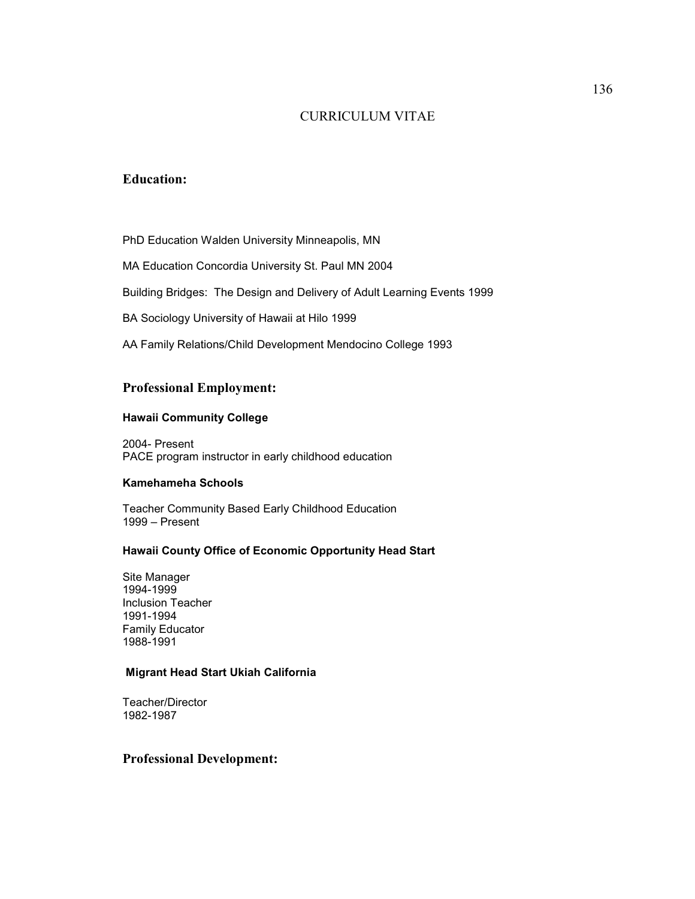# CURRICULUM VITAE

## Education:

PhD Education Walden University Minneapolis, MN

MA Education Concordia University St. Paul MN 2004

Building Bridges: The Design and Delivery of Adult Learning Events 1999

BA Sociology University of Hawaii at Hilo 1999

AA Family Relations/Child Development Mendocino College 1993

## Professional Employment:

### Hawaii Community College

2004- Present
PACE program instructor in early childhood education

### Kamehameha Schools

Teacher Community Based Early Childhood Education
1999 – Present

### Hawaii County Office of Economic Opportunity Head Start

Site Manager
1994-1999
Inclusion Teacher
1991-1994
Family Educator
1988-1991

### Migrant Head Start Ukiah California

Teacher/Director
1982-1987

## Professional Development: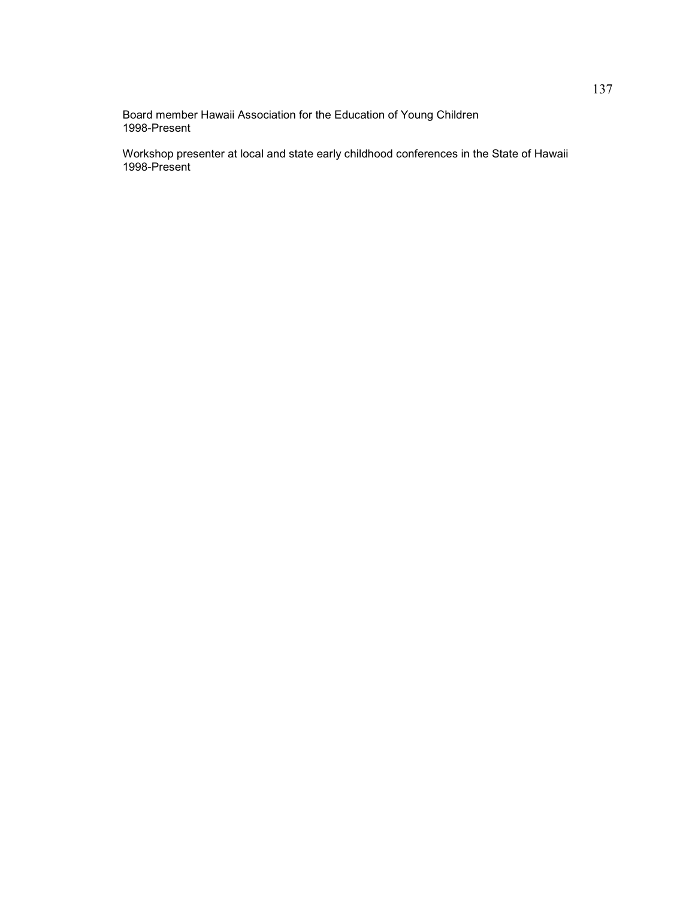Board member Hawaii Association for the Education of Young Children
1998-Present

Workshop presenter at local and state early childhood conferences in the State of Hawaii
1998-Present